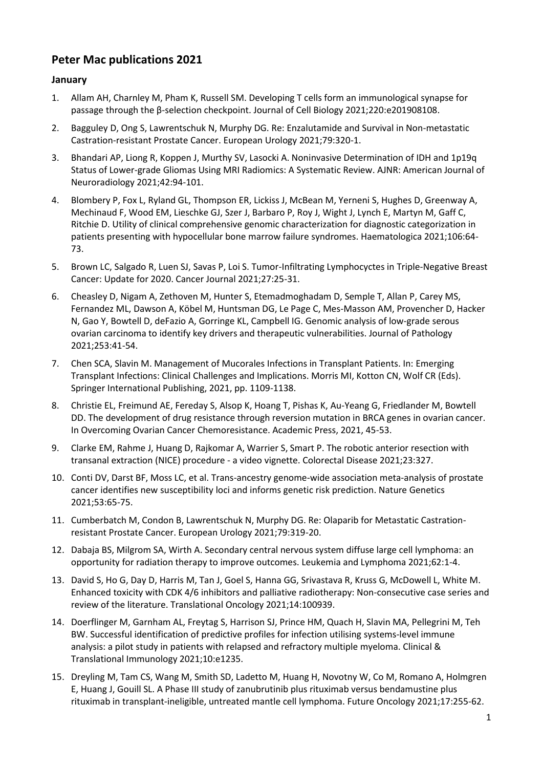# Peter Mac publications 2021

## January

1. Allam AH, Charnley M, Pham K, Russell SM. Developing T cells form an immunological synapse for passage through the β-selection checkpoint. Journal of Cell Biology 2021;220:e201908108.
2. Bagguley D, Ong S, Lawrentschuk N, Murphy DG. Re: Enzalutamide and Survival in Non-metastatic Castration-resistant Prostate Cancer. European Urology 2021;79:320-1.
3. Bhandari AP, Liong R, Koppen J, Murthy SV, Lasocki A. Noninvasive Determination of IDH and 1p19q Status of Lower-grade Gliomas Using MRI Radiomics: A Systematic Review. AJNR: American Journal of Neuroradiology 2021;42:94-101.
4. Blombery P, Fox L, Ryland GL, Thompson ER, Lickiss J, McBean M, Yerneni S, Hughes D, Greenway A, Mechinaud F, Wood EM, Lieschke GJ, Szer J, Barbaro P, Roy J, Wight J, Lynch E, Martyn M, Gaff C, Ritchie D. Utility of clinical comprehensive genomic characterization for diagnostic categorization in patients presenting with hypocellular bone marrow failure syndromes. Haematologica 2021;106:64-73.
5. Brown LC, Salgado R, Luen SJ, Savas P, Loi S. Tumor-Infiltrating Lymphocyctes in Triple-Negative Breast Cancer: Update for 2020. Cancer Journal 2021;27:25-31.
6. Cheasley D, Nigam A, Zethoven M, Hunter S, Etemadmoghadam D, Semple T, Allan P, Carey MS, Fernandez ML, Dawson A, Köbel M, Huntsman DG, Le Page C, Mes-Masson AM, Provencher D, Hacker N, Gao Y, Bowtell D, deFazio A, Gorringe KL, Campbell IG. Genomic analysis of low-grade serous ovarian carcinoma to identify key drivers and therapeutic vulnerabilities. Journal of Pathology 2021;253:41-54.
7. Chen SCA, Slavin M. Management of Mucorales Infections in Transplant Patients. In: Emerging Transplant Infections: Clinical Challenges and Implications. Morris MI, Kotton CN, Wolf CR (Eds). Springer International Publishing, 2021, pp. 1109-1138.
8. Christie EL, Freimund AE, Fereday S, Alsop K, Hoang T, Pishas K, Au-Yeang G, Friedlander M, Bowtell DD. The development of drug resistance through reversion mutation in BRCA genes in ovarian cancer. In Overcoming Ovarian Cancer Chemoresistance. Academic Press, 2021, 45-53.
9. Clarke EM, Rahme J, Huang D, Rajkomar A, Warrier S, Smart P. The robotic anterior resection with transanal extraction (NICE) procedure - a video vignette. Colorectal Disease 2021;23:327.
10. Conti DV, Darst BF, Moss LC, et al. Trans-ancestry genome-wide association meta-analysis of prostate cancer identifies new susceptibility loci and informs genetic risk prediction. Nature Genetics 2021;53:65-75.
11. Cumberbatch M, Condon B, Lawrentschuk N, Murphy DG. Re: Olaparib for Metastatic Castration-resistant Prostate Cancer. European Urology 2021;79:319-20.
12. Dabaja BS, Milgrom SA, Wirth A. Secondary central nervous system diffuse large cell lymphoma: an opportunity for radiation therapy to improve outcomes. Leukemia and Lymphoma 2021;62:1-4.
13. David S, Ho G, Day D, Harris M, Tan J, Goel S, Hanna GG, Srivastava R, Kruss G, McDowell L, White M. Enhanced toxicity with CDK 4/6 inhibitors and palliative radiotherapy: Non-consecutive case series and review of the literature. Translational Oncology 2021;14:100939.
14. Doerflinger M, Garnham AL, Freytag S, Harrison SJ, Prince HM, Quach H, Slavin MA, Pellegrini M, Teh BW. Successful identification of predictive profiles for infection utilising systems-level immune analysis: a pilot study in patients with relapsed and refractory multiple myeloma. Clinical & Translational Immunology 2021;10:e1235.
15. Dreyling M, Tam CS, Wang M, Smith SD, Ladetto M, Huang H, Novotny W, Co M, Romano A, Holmgren E, Huang J, Gouill SL. A Phase III study of zanubrutinib plus rituximab versus bendamustine plus rituximab in transplant-ineligible, untreated mantle cell lymphoma. Future Oncology 2021;17:255-62.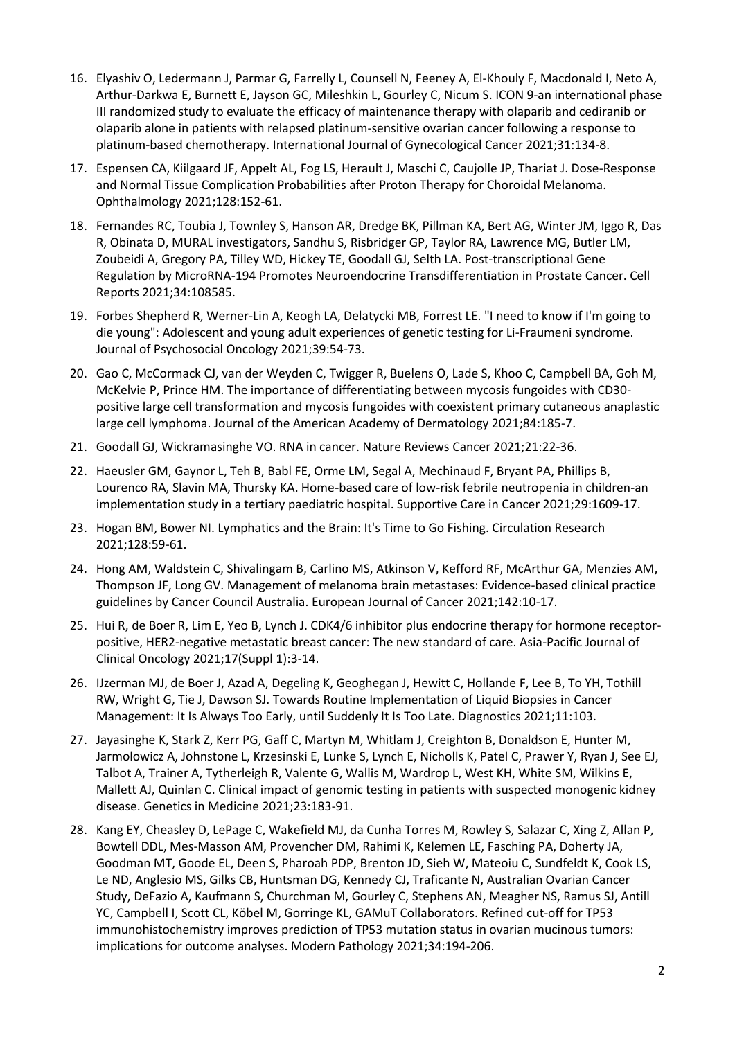16. Elyashiv O, Ledermann J, Parmar G, Farrelly L, Counsell N, Feeney A, El-Khouly F, Macdonald I, Neto A, Arthur-Darkwa E, Burnett E, Jayson GC, Mileshkin L, Gourley C, Nicum S. ICON 9-an international phase III randomized study to evaluate the efficacy of maintenance therapy with olaparib and cediranib or olaparib alone in patients with relapsed platinum-sensitive ovarian cancer following a response to platinum-based chemotherapy. International Journal of Gynecological Cancer 2021;31:134-8.

17. Espensen CA, Kiilgaard JF, Appelt AL, Fog LS, Herault J, Maschi C, Caujolle JP, Thariat J. Dose-Response and Normal Tissue Complication Probabilities after Proton Therapy for Choroidal Melanoma. Ophthalmology 2021;128:152-61.

18. Fernandes RC, Toubia J, Townley S, Hanson AR, Dredge BK, Pillman KA, Bert AG, Winter JM, Iggo R, Das R, Obinata D, MURAL investigators, Sandhu S, Risbridger GP, Taylor RA, Lawrence MG, Butler LM, Zoubeidi A, Gregory PA, Tilley WD, Hickey TE, Goodall GJ, Selth LA. Post-transcriptional Gene Regulation by MicroRNA-194 Promotes Neuroendocrine Transdifferentiation in Prostate Cancer. Cell Reports 2021;34:108585.

19. Forbes Shepherd R, Werner-Lin A, Keogh LA, Delatycki MB, Forrest LE. "I need to know if I'm going to die young": Adolescent and young adult experiences of genetic testing for Li-Fraumeni syndrome. Journal of Psychosocial Oncology 2021;39:54-73.

20. Gao C, McCormack CJ, van der Weyden C, Twigger R, Buelens O, Lade S, Khoo C, Campbell BA, Goh M, McKelvie P, Prince HM. The importance of differentiating between mycosis fungoides with CD30-positive large cell transformation and mycosis fungoides with coexistent primary cutaneous anaplastic large cell lymphoma. Journal of the American Academy of Dermatology 2021;84:185-7.

21. Goodall GJ, Wickramasinghe VO. RNA in cancer. Nature Reviews Cancer 2021;21:22-36.

22. Haeusler GM, Gaynor L, Teh B, Babl FE, Orme LM, Segal A, Mechinaud F, Bryant PA, Phillips B, Lourenco RA, Slavin MA, Thursky KA. Home-based care of low-risk febrile neutropenia in children-an implementation study in a tertiary paediatric hospital. Supportive Care in Cancer 2021;29:1609-17.

23. Hogan BM, Bower NI. Lymphatics and the Brain: It's Time to Go Fishing. Circulation Research 2021;128:59-61.

24. Hong AM, Waldstein C, Shivalingam B, Carlino MS, Atkinson V, Kefford RF, McArthur GA, Menzies AM, Thompson JF, Long GV. Management of melanoma brain metastases: Evidence-based clinical practice guidelines by Cancer Council Australia. European Journal of Cancer 2021;142:10-17.

25. Hui R, de Boer R, Lim E, Yeo B, Lynch J. CDK4/6 inhibitor plus endocrine therapy for hormone receptor-positive, HER2-negative metastatic breast cancer: The new standard of care. Asia-Pacific Journal of Clinical Oncology 2021;17(Suppl 1):3-14.

26. IJzerman MJ, de Boer J, Azad A, Degeling K, Geoghegan J, Hewitt C, Hollande F, Lee B, To YH, Tothill RW, Wright G, Tie J, Dawson SJ. Towards Routine Implementation of Liquid Biopsies in Cancer Management: It Is Always Too Early, until Suddenly It Is Too Late. Diagnostics 2021;11:103.

27. Jayasinghe K, Stark Z, Kerr PG, Gaff C, Martyn M, Whitlam J, Creighton B, Donaldson E, Hunter M, Jarmolowicz A, Johnstone L, Krzesinski E, Lunke S, Lynch E, Nicholls K, Patel C, Prawer Y, Ryan J, See EJ, Talbot A, Trainer A, Tytherleigh R, Valente G, Wallis M, Wardrop L, West KH, White SM, Wilkins E, Mallett AJ, Quinlan C. Clinical impact of genomic testing in patients with suspected monogenic kidney disease. Genetics in Medicine 2021;23:183-91.

28. Kang EY, Cheasley D, LePage C, Wakefield MJ, da Cunha Torres M, Rowley S, Salazar C, Xing Z, Allan P, Bowtell DDL, Mes-Masson AM, Provencher DM, Rahimi K, Kelemen LE, Fasching PA, Doherty JA, Goodman MT, Goode EL, Deen S, Pharoah PDP, Brenton JD, Sieh W, Mateoiu C, Sundfeldt K, Cook LS, Le ND, Anglesio MS, Gilks CB, Huntsman DG, Kennedy CJ, Traficante N, Australian Ovarian Cancer Study, DeFazio A, Kaufmann S, Churchman M, Gourley C, Stephens AN, Meagher NS, Ramus SJ, Antill YC, Campbell I, Scott CL, Köbel M, Gorringe KL, GAMuT Collaborators. Refined cut-off for TP53 immunohistochemistry improves prediction of TP53 mutation status in ovarian mucinous tumors: implications for outcome analyses. Modern Pathology 2021;34:194-206.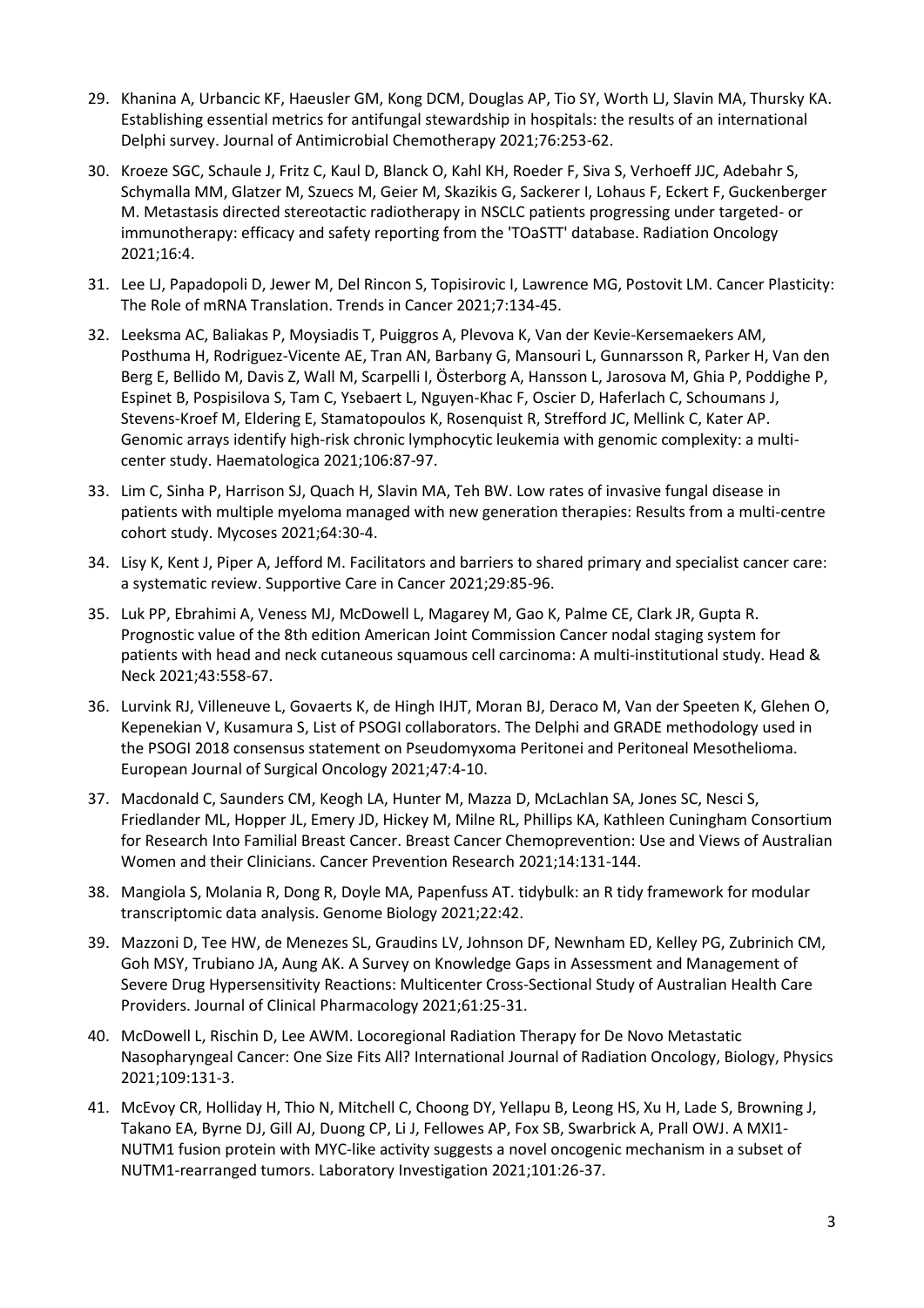29. Khanina A, Urbancic KF, Haeusler GM, Kong DCM, Douglas AP, Tio SY, Worth LJ, Slavin MA, Thursky KA. Establishing essential metrics for antifungal stewardship in hospitals: the results of an international Delphi survey. Journal of Antimicrobial Chemotherapy 2021;76:253-62.

30. Kroeze SGC, Schaule J, Fritz C, Kaul D, Blanck O, Kahl KH, Roeder F, Siva S, Verhoeff JJC, Adebahr S, Schymalla MM, Glatzer M, Szuecs M, Geier M, Skazikis G, Sackerer I, Lohaus F, Eckert F, Guckenberger M. Metastasis directed stereotactic radiotherapy in NSCLC patients progressing under targeted- or immunotherapy: efficacy and safety reporting from the 'TOaSTT' database. Radiation Oncology 2021;16:4.

31. Lee LJ, Papadopoli D, Jewer M, Del Rincon S, Topisirovic I, Lawrence MG, Postovit LM. Cancer Plasticity: The Role of mRNA Translation. Trends in Cancer 2021;7:134-45.

32. Leeksma AC, Baliakas P, Moysiadis T, Puiggros A, Plevova K, Van der Kevie-Kersemaekers AM, Posthuma H, Rodriguez-Vicente AE, Tran AN, Barbany G, Mansouri L, Gunnarsson R, Parker H, Van den Berg E, Bellido M, Davis Z, Wall M, Scarpelli I, Österborg A, Hansson L, Jarosova M, Ghia P, Poddighe P, Espinet B, Pospisilova S, Tam C, Ysebaert L, Nguyen-Khac F, Oscier D, Haferlach C, Schoumans J, Stevens-Kroef M, Eldering E, Stamatopoulos K, Rosenquist R, Strefford JC, Mellink C, Kater AP. Genomic arrays identify high-risk chronic lymphocytic leukemia with genomic complexity: a multi-center study. Haematologica 2021;106:87-97.

33. Lim C, Sinha P, Harrison SJ, Quach H, Slavin MA, Teh BW. Low rates of invasive fungal disease in patients with multiple myeloma managed with new generation therapies: Results from a multi-centre cohort study. Mycoses 2021;64:30-4.

34. Lisy K, Kent J, Piper A, Jefford M. Facilitators and barriers to shared primary and specialist cancer care: a systematic review. Supportive Care in Cancer 2021;29:85-96.

35. Luk PP, Ebrahimi A, Veness MJ, McDowell L, Magarey M, Gao K, Palme CE, Clark JR, Gupta R. Prognostic value of the 8th edition American Joint Commission Cancer nodal staging system for patients with head and neck cutaneous squamous cell carcinoma: A multi-institutional study. Head & Neck 2021;43:558-67.

36. Lurvink RJ, Villeneuve L, Govaerts K, de Hingh IHJT, Moran BJ, Deraco M, Van der Speeten K, Glehen O, Kepenekian V, Kusamura S, List of PSOGI collaborators. The Delphi and GRADE methodology used in the PSOGI 2018 consensus statement on Pseudomyxoma Peritonei and Peritoneal Mesothelioma. European Journal of Surgical Oncology 2021;47:4-10.

37. Macdonald C, Saunders CM, Keogh LA, Hunter M, Mazza D, McLachlan SA, Jones SC, Nesci S, Friedlander ML, Hopper JL, Emery JD, Hickey M, Milne RL, Phillips KA, Kathleen Cuningham Consortium for Research Into Familial Breast Cancer. Breast Cancer Chemoprevention: Use and Views of Australian Women and their Clinicians. Cancer Prevention Research 2021;14:131-144.

38. Mangiola S, Molania R, Dong R, Doyle MA, Papenfuss AT. tidybulk: an R tidy framework for modular transcriptomic data analysis. Genome Biology 2021;22:42.

39. Mazzoni D, Tee HW, de Menezes SL, Graudins LV, Johnson DF, Newnham ED, Kelley PG, Zubrinich CM, Goh MSY, Trubiano JA, Aung AK. A Survey on Knowledge Gaps in Assessment and Management of Severe Drug Hypersensitivity Reactions: Multicenter Cross-Sectional Study of Australian Health Care Providers. Journal of Clinical Pharmacology 2021;61:25-31.

40. McDowell L, Rischin D, Lee AWM. Locoregional Radiation Therapy for De Novo Metastatic Nasopharyngeal Cancer: One Size Fits All? International Journal of Radiation Oncology, Biology, Physics 2021;109:131-3.

41. McEvoy CR, Holliday H, Thio N, Mitchell C, Choong DY, Yellapu B, Leong HS, Xu H, Lade S, Browning J, Takano EA, Byrne DJ, Gill AJ, Duong CP, Li J, Fellowes AP, Fox SB, Swarbrick A, Prall OWJ. A MXI1-NUTM1 fusion protein with MYC-like activity suggests a novel oncogenic mechanism in a subset of NUTM1-rearranged tumors. Laboratory Investigation 2021;101:26-37.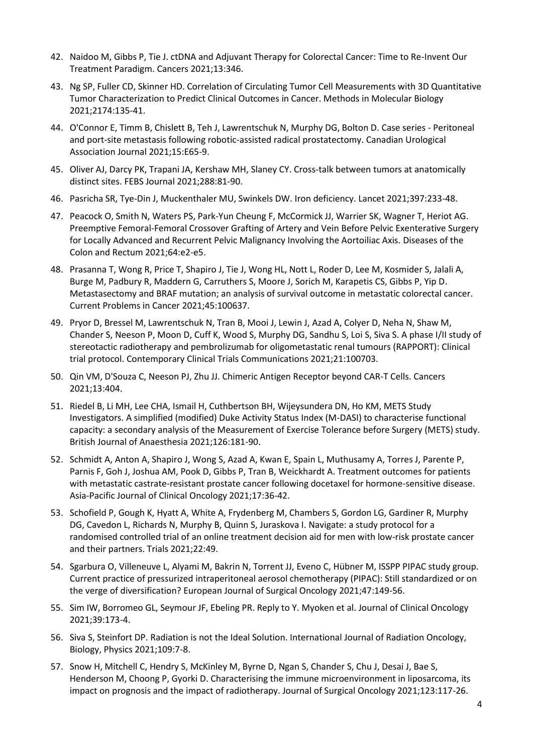42. Naidoo M, Gibbs P, Tie J. ctDNA and Adjuvant Therapy for Colorectal Cancer: Time to Re-Invent Our Treatment Paradigm. Cancers 2021;13:346.
43. Ng SP, Fuller CD, Skinner HD. Correlation of Circulating Tumor Cell Measurements with 3D Quantitative Tumor Characterization to Predict Clinical Outcomes in Cancer. Methods in Molecular Biology 2021;2174:135-41.
44. O'Connor E, Timm B, Chislett B, Teh J, Lawrentschuk N, Murphy DG, Bolton D. Case series - Peritoneal and port-site metastasis following robotic-assisted radical prostatectomy. Canadian Urological Association Journal 2021;15:E65-9.
45. Oliver AJ, Darcy PK, Trapani JA, Kershaw MH, Slaney CY. Cross-talk between tumors at anatomically distinct sites. FEBS Journal 2021;288:81-90.
46. Pasricha SR, Tye-Din J, Muckenthaler MU, Swinkels DW. Iron deficiency. Lancet 2021;397:233-48.
47. Peacock O, Smith N, Waters PS, Park-Yun Cheung F, McCormick JJ, Warrier SK, Wagner T, Heriot AG. Preemptive Femoral-Femoral Crossover Grafting of Artery and Vein Before Pelvic Exenterative Surgery for Locally Advanced and Recurrent Pelvic Malignancy Involving the Aortoiliac Axis. Diseases of the Colon and Rectum 2021;64:e2-e5.
48. Prasanna T, Wong R, Price T, Shapiro J, Tie J, Wong HL, Nott L, Roder D, Lee M, Kosmider S, Jalali A, Burge M, Padbury R, Maddern G, Carruthers S, Moore J, Sorich M, Karapetis CS, Gibbs P, Yip D. Metastasectomy and BRAF mutation; an analysis of survival outcome in metastatic colorectal cancer. Current Problems in Cancer 2021;45:100637.
49. Pryor D, Bressel M, Lawrentschuk N, Tran B, Mooi J, Lewin J, Azad A, Colyer D, Neha N, Shaw M, Chander S, Neeson P, Moon D, Cuff K, Wood S, Murphy DG, Sandhu S, Loi S, Siva S. A phase I/II study of stereotactic radiotherapy and pembrolizumab for oligometastatic renal tumours (RAPPORT): Clinical trial protocol. Contemporary Clinical Trials Communications 2021;21:100703.
50. Qin VM, D'Souza C, Neeson PJ, Zhu JJ. Chimeric Antigen Receptor beyond CAR-T Cells. Cancers 2021;13:404.
51. Riedel B, Li MH, Lee CHA, Ismail H, Cuthbertson BH, Wijeysundera DN, Ho KM, METS Study Investigators. A simplified (modified) Duke Activity Status Index (M-DASI) to characterise functional capacity: a secondary analysis of the Measurement of Exercise Tolerance before Surgery (METS) study. British Journal of Anaesthesia 2021;126:181-90.
52. Schmidt A, Anton A, Shapiro J, Wong S, Azad A, Kwan E, Spain L, Muthusamy A, Torres J, Parente P, Parnis F, Goh J, Joshua AM, Pook D, Gibbs P, Tran B, Weickhardt A. Treatment outcomes for patients with metastatic castrate-resistant prostate cancer following docetaxel for hormone-sensitive disease. Asia-Pacific Journal of Clinical Oncology 2021;17:36-42.
53. Schofield P, Gough K, Hyatt A, White A, Frydenberg M, Chambers S, Gordon LG, Gardiner R, Murphy DG, Cavedon L, Richards N, Murphy B, Quinn S, Juraskova I. Navigate: a study protocol for a randomised controlled trial of an online treatment decision aid for men with low-risk prostate cancer and their partners. Trials 2021;22:49.
54. Sgarbura O, Villeneuve L, Alyami M, Bakrin N, Torrent JJ, Eveno C, Hübner M, ISSPP PIPAC study group. Current practice of pressurized intraperitoneal aerosol chemotherapy (PIPAC): Still standardized or on the verge of diversification? European Journal of Surgical Oncology 2021;47:149-56.
55. Sim IW, Borromeo GL, Seymour JF, Ebeling PR. Reply to Y. Myoken et al. Journal of Clinical Oncology 2021;39:173-4.
56. Siva S, Steinfort DP. Radiation is not the Ideal Solution. International Journal of Radiation Oncology, Biology, Physics 2021;109:7-8.
57. Snow H, Mitchell C, Hendry S, McKinley M, Byrne D, Ngan S, Chander S, Chu J, Desai J, Bae S, Henderson M, Choong P, Gyorki D. Characterising the immune microenvironment in liposarcoma, its impact on prognosis and the impact of radiotherapy. Journal of Surgical Oncology 2021;123:117-26.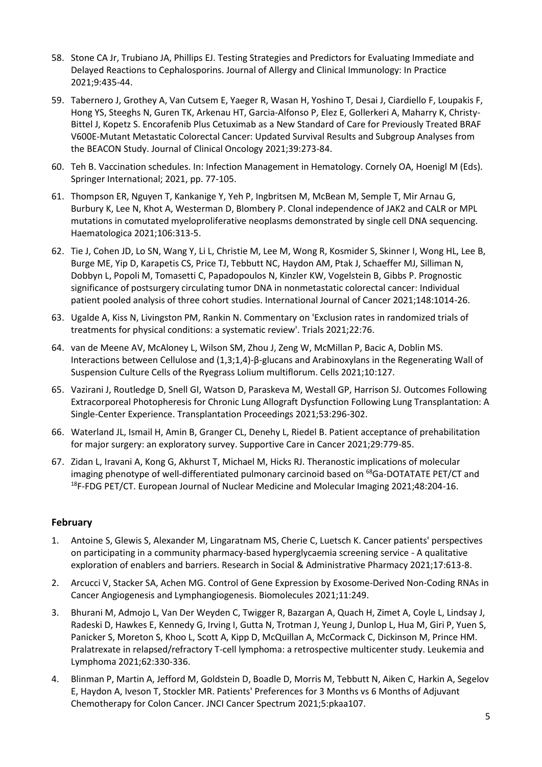58. Stone CA Jr, Trubiano JA, Phillips EJ. Testing Strategies and Predictors for Evaluating Immediate and Delayed Reactions to Cephalosporins. Journal of Allergy and Clinical Immunology: In Practice 2021;9:435-44.

59. Tabernero J, Grothey A, Van Cutsem E, Yaeger R, Wasan H, Yoshino T, Desai J, Ciardiello F, Loupakis F, Hong YS, Steeghs N, Guren TK, Arkenau HT, Garcia-Alfonso P, Elez E, Gollerkeri A, Maharry K, Christy-Bittel J, Kopetz S. Encorafenib Plus Cetuximab as a New Standard of Care for Previously Treated BRAF V600E-Mutant Metastatic Colorectal Cancer: Updated Survival Results and Subgroup Analyses from the BEACON Study. Journal of Clinical Oncology 2021;39:273-84.

60. Teh B. Vaccination schedules. In: Infection Management in Hematology. Cornely OA, Hoenigl M (Eds). Springer International; 2021, pp. 77-105.

61. Thompson ER, Nguyen T, Kankanige Y, Yeh P, Ingbritsen M, McBean M, Semple T, Mir Arnau G, Burbury K, Lee N, Khot A, Westerman D, Blombery P. Clonal independence of JAK2 and CALR or MPL mutations in comutated myeloproliferative neoplasms demonstrated by single cell DNA sequencing. Haematologica 2021;106:313-5.

62. Tie J, Cohen JD, Lo SN, Wang Y, Li L, Christie M, Lee M, Wong R, Kosmider S, Skinner I, Wong HL, Lee B, Burge ME, Yip D, Karapetis CS, Price TJ, Tebbutt NC, Haydon AM, Ptak J, Schaeffer MJ, Silliman N, Dobbyn L, Popoli M, Tomasetti C, Papadopoulos N, Kinzler KW, Vogelstein B, Gibbs P. Prognostic significance of postsurgery circulating tumor DNA in nonmetastatic colorectal cancer: Individual patient pooled analysis of three cohort studies. International Journal of Cancer 2021;148:1014-26.

63. Ugalde A, Kiss N, Livingston PM, Rankin N. Commentary on 'Exclusion rates in randomized trials of treatments for physical conditions: a systematic review'. Trials 2021;22:76.

64. van de Meene AV, McAloney L, Wilson SM, Zhou J, Zeng W, McMillan P, Bacic A, Doblin MS. Interactions between Cellulose and (1,3;1,4)-β-glucans and Arabinoxylans in the Regenerating Wall of Suspension Culture Cells of the Ryegrass Lolium multiflorum. Cells 2021;10:127.

65. Vazirani J, Routledge D, Snell GI, Watson D, Paraskeva M, Westall GP, Harrison SJ. Outcomes Following Extracorporeal Photopheresis for Chronic Lung Allograft Dysfunction Following Lung Transplantation: A Single-Center Experience. Transplantation Proceedings 2021;53:296-302.

66. Waterland JL, Ismail H, Amin B, Granger CL, Denehy L, Riedel B. Patient acceptance of prehabilitation for major surgery: an exploratory survey. Supportive Care in Cancer 2021;29:779-85.

67. Zidan L, Iravani A, Kong G, Akhurst T, Michael M, Hicks RJ. Theranostic implications of molecular imaging phenotype of well-differentiated pulmonary carcinoid based on $^{68}$Ga-DOTATATE PET/CT and $^{18}$F-FDG PET/CT. European Journal of Nuclear Medicine and Molecular Imaging 2021;48:204-16.

## February

1. Antoine S, Glewis S, Alexander M, Lingaratnam MS, Cherie C, Luetsch K. Cancer patients' perspectives on participating in a community pharmacy-based hyperglycaemia screening service - A qualitative exploration of enablers and barriers. Research in Social & Administrative Pharmacy 2021;17:613-8.

2. Arcucci V, Stacker SA, Achen MG. Control of Gene Expression by Exosome-Derived Non-Coding RNAs in Cancer Angiogenesis and Lymphangiogenesis. Biomolecules 2021;11:249.

3. Bhurani M, Admojo L, Van Der Weyden C, Twigger R, Bazargan A, Quach H, Zimet A, Coyle L, Lindsay J, Radeski D, Hawkes E, Kennedy G, Irving I, Gutta N, Trotman J, Yeung J, Dunlop L, Hua M, Giri P, Yuen S, Panicker S, Moreton S, Khoo L, Scott A, Kipp D, McQuillan A, McCormack C, Dickinson M, Prince HM. Pralatrexate in relapsed/refractory T-cell lymphoma: a retrospective multicenter study. Leukemia and Lymphoma 2021;62:330-336.

4. Blinman P, Martin A, Jefford M, Goldstein D, Boadle D, Morris M, Tebbutt N, Aiken C, Harkin A, Segelov E, Haydon A, Iveson T, Stockler MR. Patients' Preferences for 3 Months vs 6 Months of Adjuvant Chemotherapy for Colon Cancer. JNCI Cancer Spectrum 2021;5:pkaa107.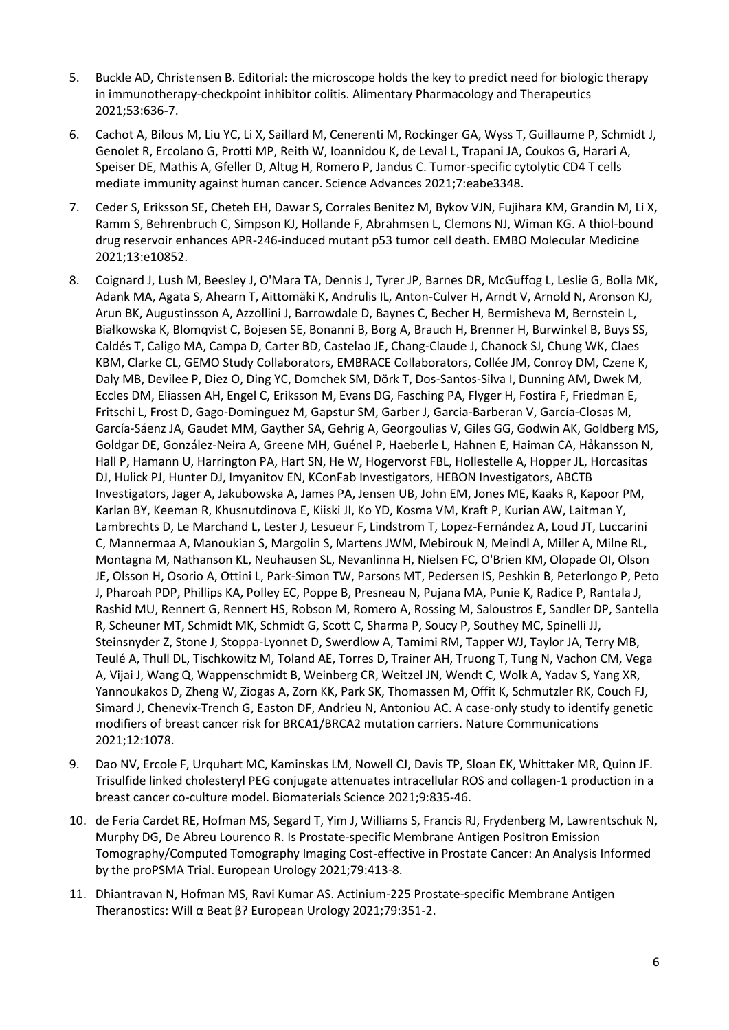5. Buckle AD, Christensen B. Editorial: the microscope holds the key to predict need for biologic therapy in immunotherapy-checkpoint inhibitor colitis. Alimentary Pharmacology and Therapeutics 2021;53:636-7.

6. Cachot A, Bilous M, Liu YC, Li X, Saillard M, Cenerenti M, Rockinger GA, Wyss T, Guillaume P, Schmidt J, Genolet R, Ercolano G, Protti MP, Reith W, Ioannidou K, de Leval L, Trapani JA, Coukos G, Harari A, Speiser DE, Mathis A, Gfeller D, Altug H, Romero P, Jandus C. Tumor-specific cytolytic CD4 T cells mediate immunity against human cancer. Science Advances 2021;7:eabe3348.

7. Ceder S, Eriksson SE, Cheteh EH, Dawar S, Corrales Benitez M, Bykov VJN, Fujihara KM, Grandin M, Li X, Ramm S, Behrenbruch C, Simpson KJ, Hollande F, Abrahmsen L, Clemons NJ, Wiman KG. A thiol-bound drug reservoir enhances APR-246-induced mutant p53 tumor cell death. EMBO Molecular Medicine 2021;13:e10852.

8. Coignard J, Lush M, Beesley J, O'Mara TA, Dennis J, Tyrer JP, Barnes DR, McGuffog L, Leslie G, Bolla MK, Adank MA, Agata S, Ahearn T, Aittomäki K, Andrulis IL, Anton-Culver H, Arndt V, Arnold N, Aronson KJ, Arun BK, Augustinsson A, Azzollini J, Barrowdale D, Baynes C, Becher H, Bermisheva M, Bernstein L, Białkowska K, Blomqvist C, Bojesen SE, Bonanni B, Borg A, Brauch H, Brenner H, Burwinkel B, Buys SS, Caldés T, Caligo MA, Campa D, Carter BD, Castelao JE, Chang-Claude J, Chanock SJ, Chung WK, Claes KBM, Clarke CL, GEMO Study Collaborators, EMBRACE Collaborators, Collée JM, Conroy DM, Czene K, Daly MB, Devilee P, Diez O, Ding YC, Domchek SM, Dörk T, Dos-Santos-Silva I, Dunning AM, Dwek M, Eccles DM, Eliassen AH, Engel C, Eriksson M, Evans DG, Fasching PA, Flyger H, Fostira F, Friedman E, Fritschi L, Frost D, Gago-Dominguez M, Gapstur SM, Garber J, Garcia-Barberan V, García-Closas M, García-Sáenz JA, Gaudet MM, Gayther SA, Gehrig A, Georgoulias V, Giles GG, Godwin AK, Goldberg MS, Goldgar DE, González-Neira A, Greene MH, Guénel P, Haeberle L, Hahnen E, Haiman CA, Håkansson N, Hall P, Hamann U, Harrington PA, Hart SN, He W, Hogervorst FBL, Hollestelle A, Hopper JL, Horcasitas DJ, Hulick PJ, Hunter DJ, Imyanitov EN, KConFab Investigators, HEBON Investigators, ABCTB Investigators, Jager A, Jakubowska A, James PA, Jensen UB, John EM, Jones ME, Kaaks R, Kapoor PM, Karlan BY, Keeman R, Khusnutdinova E, Kiiski JI, Ko YD, Kosma VM, Kraft P, Kurian AW, Laitman Y, Lambrechts D, Le Marchand L, Lester J, Lesueur F, Lindstrom T, Lopez-Fernández A, Loud JT, Luccarini C, Mannermaa A, Manoukian S, Margolin S, Martens JWM, Mebirouk N, Meindl A, Miller A, Milne RL, Montagna M, Nathanson KL, Neuhausen SL, Nevanlinna H, Nielsen FC, O'Brien KM, Olopade OI, Olson JE, Olsson H, Osorio A, Ottini L, Park-Simon TW, Parsons MT, Pedersen IS, Peshkin B, Peterlongo P, Peto J, Pharoah PDP, Phillips KA, Polley EC, Poppe B, Presneau N, Pujana MA, Punie K, Radice P, Rantala J, Rashid MU, Rennert G, Rennert HS, Robson M, Romero A, Rossing M, Saloustros E, Sandler DP, Santella R, Scheuner MT, Schmidt MK, Schmidt G, Scott C, Sharma P, Soucy P, Southey MC, Spinelli JJ, Steinsnyder Z, Stone J, Stoppa-Lyonnet D, Swerdlow A, Tamimi RM, Tapper WJ, Taylor JA, Terry MB, Teulé A, Thull DL, Tischkowitz M, Toland AE, Torres D, Trainer AH, Truong T, Tung N, Vachon CM, Vega A, Vijai J, Wang Q, Wappenschmidt B, Weinberg CR, Weitzel JN, Wendt C, Wolk A, Yadav S, Yang XR, Yannoukakos D, Zheng W, Ziogas A, Zorn KK, Park SK, Thomassen M, Offit K, Schmutzler RK, Couch FJ, Simard J, Chenevix-Trench G, Easton DF, Andrieu N, Antoniou AC. A case-only study to identify genetic modifiers of breast cancer risk for BRCA1/BRCA2 mutation carriers. Nature Communications 2021;12:1078.

9. Dao NV, Ercole F, Urquhart MC, Kaminskas LM, Nowell CJ, Davis TP, Sloan EK, Whittaker MR, Quinn JF. Trisulfide linked cholesteryl PEG conjugate attenuates intracellular ROS and collagen-1 production in a breast cancer co-culture model. Biomaterials Science 2021;9:835-46.

10. de Feria Cardet RE, Hofman MS, Segard T, Yim J, Williams S, Francis RJ, Frydenberg M, Lawrentschuk N, Murphy DG, De Abreu Lourenco R. Is Prostate-specific Membrane Antigen Positron Emission Tomography/Computed Tomography Imaging Cost-effective in Prostate Cancer: An Analysis Informed by the proPSMA Trial. European Urology 2021;79:413-8.

11. Dhiantravan N, Hofman MS, Ravi Kumar AS. Actinium-225 Prostate-specific Membrane Antigen Theranostics: Will α Beat β? European Urology 2021;79:351-2.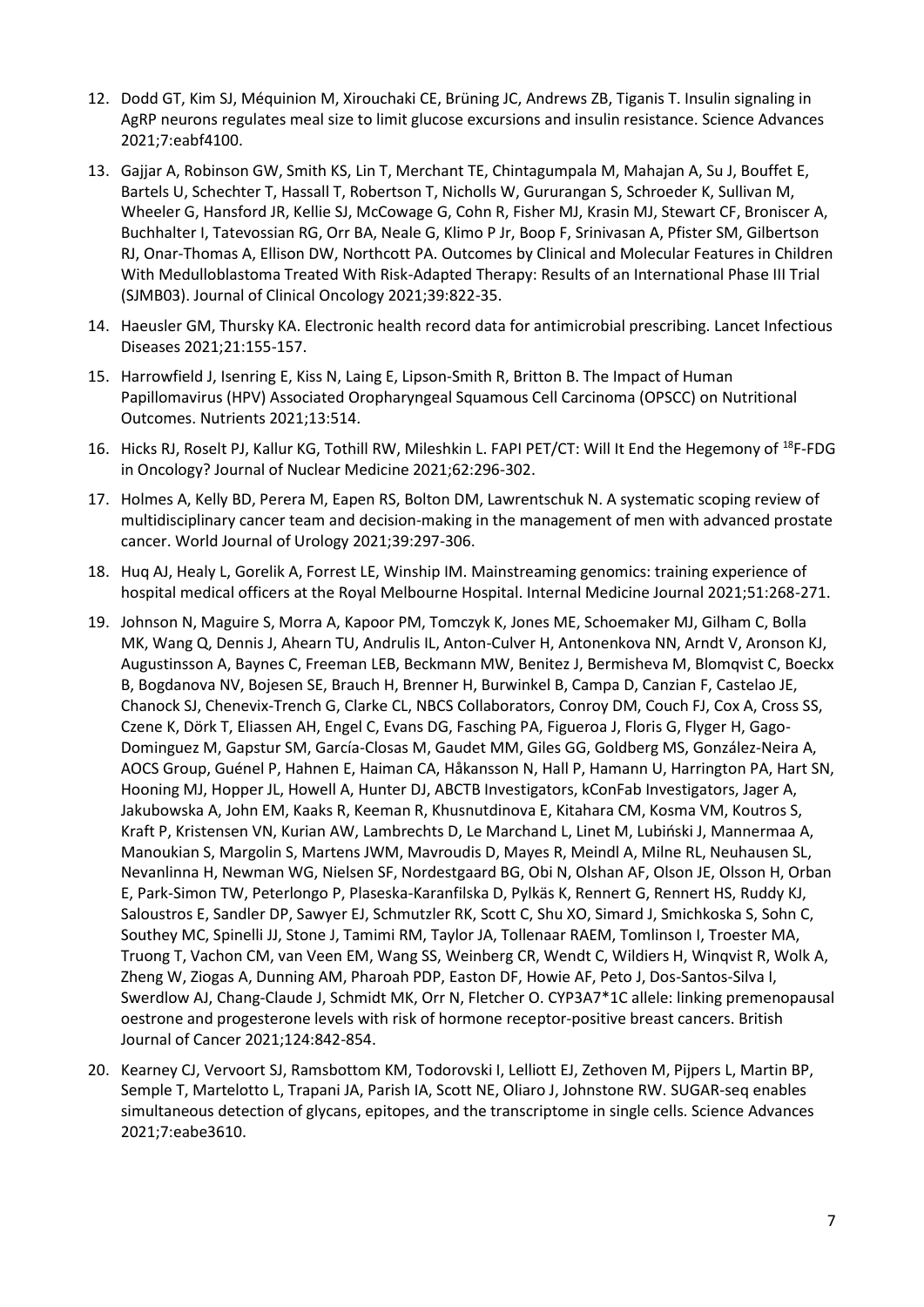12. Dodd GT, Kim SJ, Méquinion M, Xirouchaki CE, Brüning JC, Andrews ZB, Tiganis T. Insulin signaling in AgRP neurons regulates meal size to limit glucose excursions and insulin resistance. Science Advances 2021;7:eabf4100.

13. Gajjar A, Robinson GW, Smith KS, Lin T, Merchant TE, Chintagumpala M, Mahajan A, Su J, Bouffet E, Bartels U, Schechter T, Hassall T, Robertson T, Nicholls W, Gururangan S, Schroeder K, Sullivan M, Wheeler G, Hansford JR, Kellie SJ, McCowage G, Cohn R, Fisher MJ, Krasin MJ, Stewart CF, Broniscer A, Buchhalter I, Tatevossian RG, Orr BA, Neale G, Klimo P Jr, Boop F, Srinivasan A, Pfister SM, Gilbertson RJ, Onar-Thomas A, Ellison DW, Northcott PA. Outcomes by Clinical and Molecular Features in Children With Medulloblastoma Treated With Risk-Adapted Therapy: Results of an International Phase III Trial (SJMB03). Journal of Clinical Oncology 2021;39:822-35.

14. Haeusler GM, Thursky KA. Electronic health record data for antimicrobial prescribing. Lancet Infectious Diseases 2021;21:155-157.

15. Harrowfield J, Isenring E, Kiss N, Laing E, Lipson-Smith R, Britton B. The Impact of Human Papillomavirus (HPV) Associated Oropharyngeal Squamous Cell Carcinoma (OPSCC) on Nutritional Outcomes. Nutrients 2021;13:514.

16. Hicks RJ, Roselt PJ, Kallur KG, Tothill RW, Mileshkin L. FAPI PET/CT: Will It End the Hegemony of $^{18}$F-FDG in Oncology? Journal of Nuclear Medicine 2021;62:296-302.

17. Holmes A, Kelly BD, Perera M, Eapen RS, Bolton DM, Lawrentschuk N. A systematic scoping review of multidisciplinary cancer team and decision-making in the management of men with advanced prostate cancer. World Journal of Urology 2021;39:297-306.

18. Huq AJ, Healy L, Gorelik A, Forrest LE, Winship IM. Mainstreaming genomics: training experience of hospital medical officers at the Royal Melbourne Hospital. Internal Medicine Journal 2021;51:268-271.

19. Johnson N, Maguire S, Morra A, Kapoor PM, Tomczyk K, Jones ME, Schoemaker MJ, Gilham C, Bolla MK, Wang Q, Dennis J, Ahearn TU, Andrulis IL, Anton-Culver H, Antonenkova NN, Arndt V, Aronson KJ, Augustinsson A, Baynes C, Freeman LEB, Beckmann MW, Benitez J, Bermisheva M, Blomqvist C, Boeckx B, Bogdanova NV, Bojesen SE, Brauch H, Brenner H, Burwinkel B, Campa D, Canzian F, Castelao JE, Chanock SJ, Chenevix-Trench G, Clarke CL, NBCS Collaborators, Conroy DM, Couch FJ, Cox A, Cross SS, Czene K, Dörk T, Eliassen AH, Engel C, Evans DG, Fasching PA, Figueroa J, Floris G, Flyger H, Gago-Dominguez M, Gapstur SM, García-Closas M, Gaudet MM, Giles GG, Goldberg MS, González-Neira A, AOCS Group, Guénel P, Hahnen E, Haiman CA, Håkansson N, Hall P, Hamann U, Harrington PA, Hart SN, Hooning MJ, Hopper JL, Howell A, Hunter DJ, ABCTB Investigators, kConFab Investigators, Jager A, Jakubowska A, John EM, Kaaks R, Keeman R, Khusnutdinova E, Kitahara CM, Kosma VM, Koutros S, Kraft P, Kristensen VN, Kurian AW, Lambrechts D, Le Marchand L, Linet M, Lubiński J, Mannermaa A, Manoukian S, Margolin S, Martens JWM, Mavroudis D, Mayes R, Meindl A, Milne RL, Neuhausen SL, Nevanlinna H, Newman WG, Nielsen SF, Nordestgaard BG, Obi N, Olshan AF, Olson JE, Olsson H, Orban E, Park-Simon TW, Peterlongo P, Plaseska-Karanfilska D, Pylkäs K, Rennert G, Rennert HS, Ruddy KJ, Saloustros E, Sandler DP, Sawyer EJ, Schmutzler RK, Scott C, Shu XO, Simard J, Smichkoska S, Sohn C, Southey MC, Spinelli JJ, Stone J, Tamimi RM, Taylor JA, Tollenaar RAEM, Tomlinson I, Troester MA, Truong T, Vachon CM, van Veen EM, Wang SS, Weinberg CR, Wendt C, Wildiers H, Winqvist R, Wolk A, Zheng W, Ziogas A, Dunning AM, Pharoah PDP, Easton DF, Howie AF, Peto J, Dos-Santos-Silva I, Swerdlow AJ, Chang-Claude J, Schmidt MK, Orr N, Fletcher O. CYP3A7*1C allele: linking premenopausal oestrone and progesterone levels with risk of hormone receptor-positive breast cancers. British Journal of Cancer 2021;124:842-854.

20. Kearney CJ, Vervoort SJ, Ramsbottom KM, Todorovski I, Lelliott EJ, Zethoven M, Pijpers L, Martin BP, Semple T, Martelotto L, Trapani JA, Parish IA, Scott NE, Oliaro J, Johnstone RW. SUGAR-seq enables simultaneous detection of glycans, epitopes, and the transcriptome in single cells. Science Advances 2021;7:eabe3610.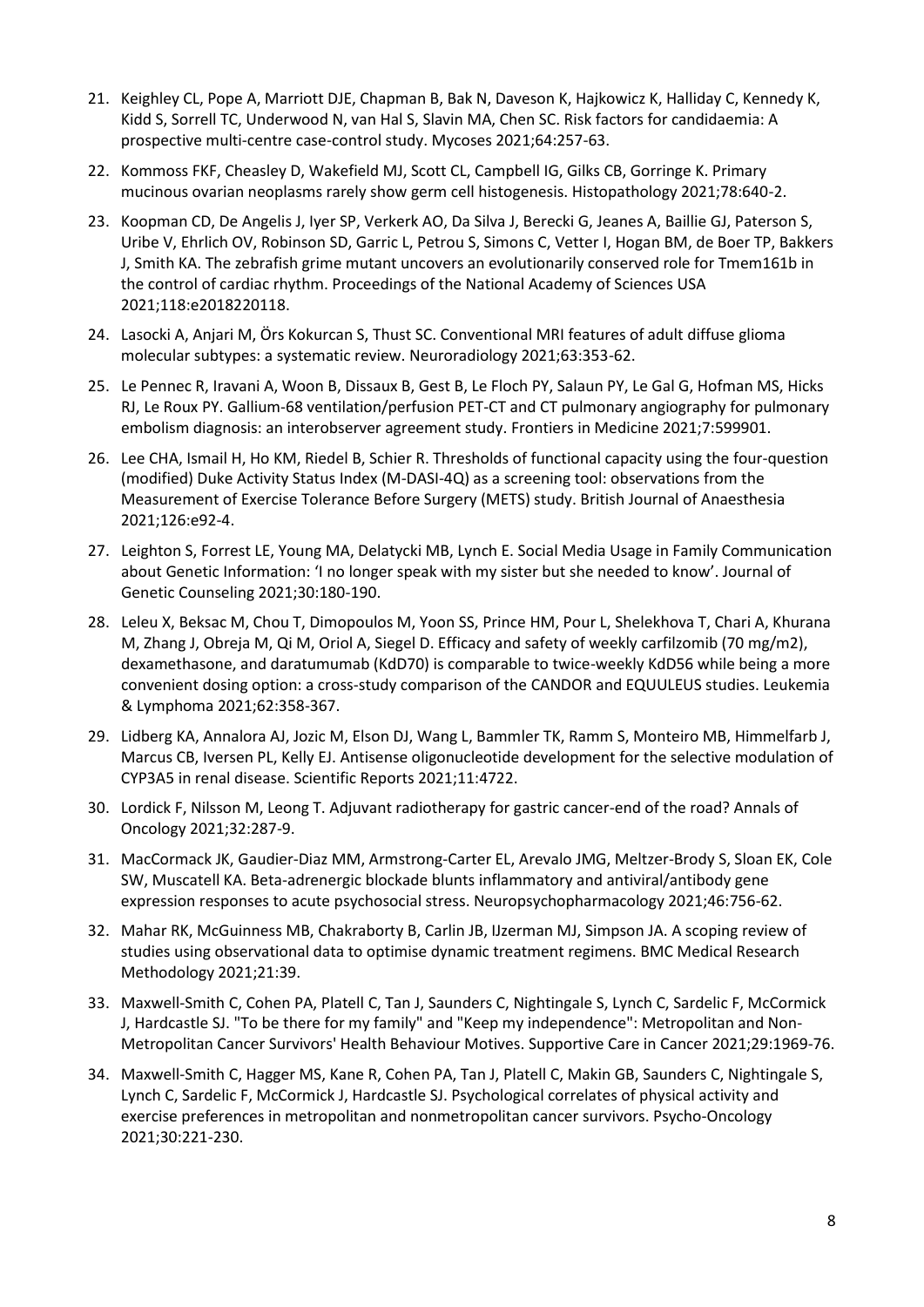21. Keighley CL, Pope A, Marriott DJE, Chapman B, Bak N, Daveson K, Hajkowicz K, Halliday C, Kennedy K, Kidd S, Sorrell TC, Underwood N, van Hal S, Slavin MA, Chen SC. Risk factors for candidaemia: A prospective multi-centre case-control study. Mycoses 2021;64:257-63.

22. Kommoss FKF, Cheasley D, Wakefield MJ, Scott CL, Campbell IG, Gilks CB, Gorringe K. Primary mucinous ovarian neoplasms rarely show germ cell histogenesis. Histopathology 2021;78:640-2.

23. Koopman CD, De Angelis J, Iyer SP, Verkerk AO, Da Silva J, Berecki G, Jeanes A, Baillie GJ, Paterson S, Uribe V, Ehrlich OV, Robinson SD, Garric L, Petrou S, Simons C, Vetter I, Hogan BM, de Boer TP, Bakkers J, Smith KA. The zebrafish grime mutant uncovers an evolutionarily conserved role for Tmem161b in the control of cardiac rhythm. Proceedings of the National Academy of Sciences USA 2021;118:e2018220118.

24. Lasocki A, Anjari M, Örs Kokurcan S, Thust SC. Conventional MRI features of adult diffuse glioma molecular subtypes: a systematic review. Neuroradiology 2021;63:353-62.

25. Le Pennec R, Iravani A, Woon B, Dissaux B, Gest B, Le Floch PY, Salaun PY, Le Gal G, Hofman MS, Hicks RJ, Le Roux PY. Gallium-68 ventilation/perfusion PET-CT and CT pulmonary angiography for pulmonary embolism diagnosis: an interobserver agreement study. Frontiers in Medicine 2021;7:599901.

26. Lee CHA, Ismail H, Ho KM, Riedel B, Schier R. Thresholds of functional capacity using the four-question (modified) Duke Activity Status Index (M-DASI-4Q) as a screening tool: observations from the Measurement of Exercise Tolerance Before Surgery (METS) study. British Journal of Anaesthesia 2021;126:e92-4.

27. Leighton S, Forrest LE, Young MA, Delatycki MB, Lynch E. Social Media Usage in Family Communication about Genetic Information: 'I no longer speak with my sister but she needed to know'. Journal of Genetic Counseling 2021;30:180-190.

28. Leleu X, Beksac M, Chou T, Dimopoulos M, Yoon SS, Prince HM, Pour L, Shelekhova T, Chari A, Khurana M, Zhang J, Obreja M, Qi M, Oriol A, Siegel D. Efficacy and safety of weekly carfilzomib (70 mg/m2), dexamethasone, and daratumumab (KdD70) is comparable to twice-weekly KdD56 while being a more convenient dosing option: a cross-study comparison of the CANDOR and EQUULEUS studies. Leukemia & Lymphoma 2021;62:358-367.

29. Lidberg KA, Annalora AJ, Jozic M, Elson DJ, Wang L, Bammler TK, Ramm S, Monteiro MB, Himmelfarb J, Marcus CB, Iversen PL, Kelly EJ. Antisense oligonucleotide development for the selective modulation of CYP3A5 in renal disease. Scientific Reports 2021;11:4722.

30. Lordick F, Nilsson M, Leong T. Adjuvant radiotherapy for gastric cancer-end of the road? Annals of Oncology 2021;32:287-9.

31. MacCormack JK, Gaudier-Diaz MM, Armstrong-Carter EL, Arevalo JMG, Meltzer-Brody S, Sloan EK, Cole SW, Muscatell KA. Beta-adrenergic blockade blunts inflammatory and antiviral/antibody gene expression responses to acute psychosocial stress. Neuropsychopharmacology 2021;46:756-62.

32. Mahar RK, McGuinness MB, Chakraborty B, Carlin JB, IJzerman MJ, Simpson JA. A scoping review of studies using observational data to optimise dynamic treatment regimens. BMC Medical Research Methodology 2021;21:39.

33. Maxwell-Smith C, Cohen PA, Platell C, Tan J, Saunders C, Nightingale S, Lynch C, Sardelic F, McCormick J, Hardcastle SJ. "To be there for my family" and "Keep my independence": Metropolitan and Non-Metropolitan Cancer Survivors' Health Behaviour Motives. Supportive Care in Cancer 2021;29:1969-76.

34. Maxwell-Smith C, Hagger MS, Kane R, Cohen PA, Tan J, Platell C, Makin GB, Saunders C, Nightingale S, Lynch C, Sardelic F, McCormick J, Hardcastle SJ. Psychological correlates of physical activity and exercise preferences in metropolitan and nonmetropolitan cancer survivors. Psycho-Oncology 2021;30:221-230.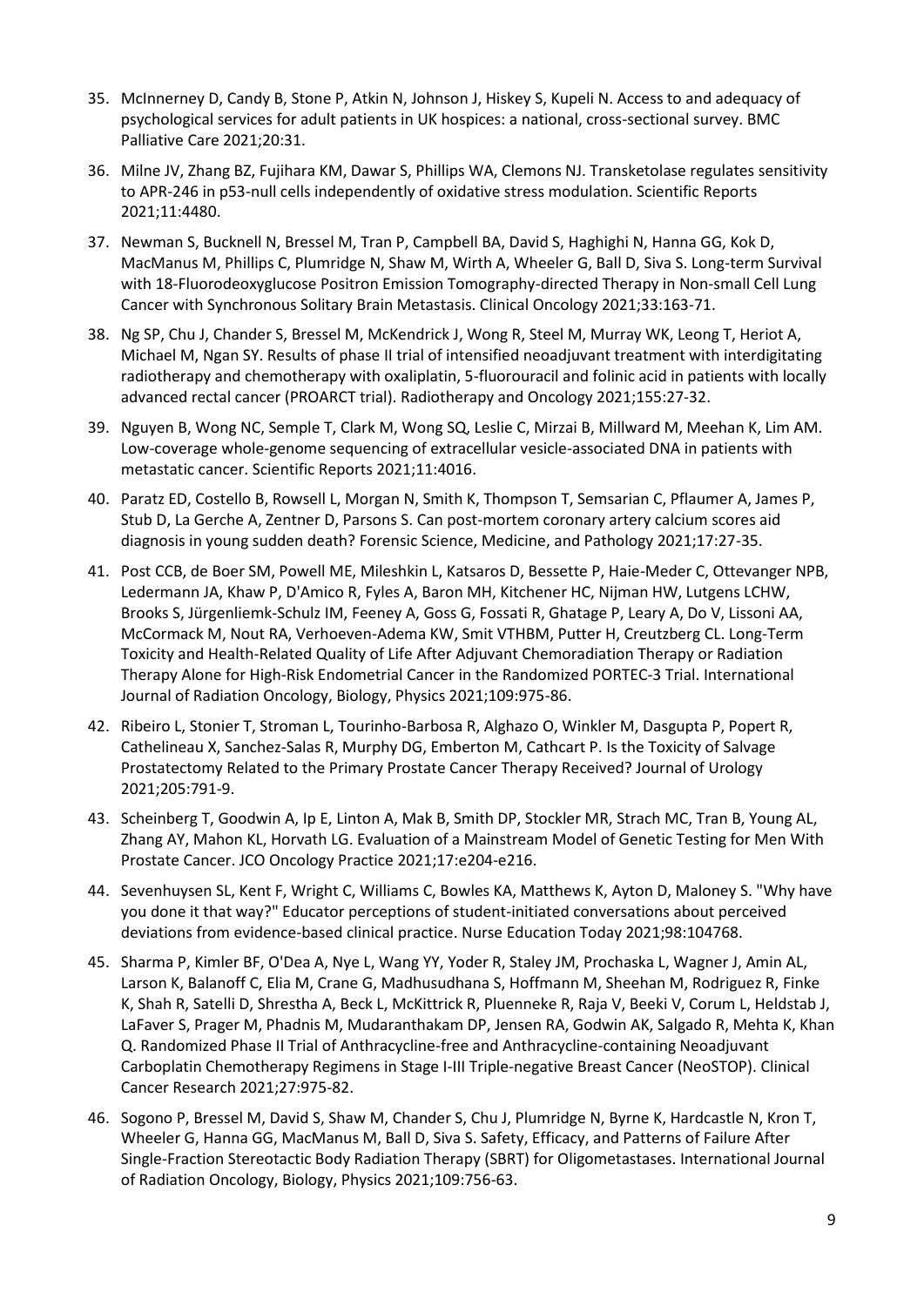35. McInnerney D, Candy B, Stone P, Atkin N, Johnson J, Hiskey S, Kupeli N. Access to and adequacy of psychological services for adult patients in UK hospices: a national, cross-sectional survey. BMC Palliative Care 2021;20:31.

36. Milne JV, Zhang BZ, Fujihara KM, Dawar S, Phillips WA, Clemons NJ. Transketolase regulates sensitivity to APR-246 in p53-null cells independently of oxidative stress modulation. Scientific Reports 2021;11:4480.

37. Newman S, Bucknell N, Bressel M, Tran P, Campbell BA, David S, Haghighi N, Hanna GG, Kok D, MacManus M, Phillips C, Plumridge N, Shaw M, Wirth A, Wheeler G, Ball D, Siva S. Long-term Survival with 18-Fluorodeoxyglucose Positron Emission Tomography-directed Therapy in Non-small Cell Lung Cancer with Synchronous Solitary Brain Metastasis. Clinical Oncology 2021;33:163-71.

38. Ng SP, Chu J, Chander S, Bressel M, McKendrick J, Wong R, Steel M, Murray WK, Leong T, Heriot A, Michael M, Ngan SY. Results of phase II trial of intensified neoadjuvant treatment with interdigitating radiotherapy and chemotherapy with oxaliplatin, 5-fluorouracil and folinic acid in patients with locally advanced rectal cancer (PROARCT trial). Radiotherapy and Oncology 2021;155:27-32.

39. Nguyen B, Wong NC, Semple T, Clark M, Wong SQ, Leslie C, Mirzai B, Millward M, Meehan K, Lim AM. Low-coverage whole-genome sequencing of extracellular vesicle-associated DNA in patients with metastatic cancer. Scientific Reports 2021;11:4016.

40. Paratz ED, Costello B, Rowsell L, Morgan N, Smith K, Thompson T, Semsarian C, Pflaumer A, James P, Stub D, La Gerche A, Zentner D, Parsons S. Can post-mortem coronary artery calcium scores aid diagnosis in young sudden death? Forensic Science, Medicine, and Pathology 2021;17:27-35.

41. Post CCB, de Boer SM, Powell ME, Mileshkin L, Katsaros D, Bessette P, Haie-Meder C, Ottevanger NPB, Ledermann JA, Khaw P, D'Amico R, Fyles A, Baron MH, Kitchener HC, Nijman HW, Lutgens LCHW, Brooks S, Jürgenliemk-Schulz IM, Feeney A, Goss G, Fossati R, Ghatage P, Leary A, Do V, Lissoni AA, McCormack M, Nout RA, Verhoeven-Adema KW, Smit VTHBM, Putter H, Creutzberg CL. Long-Term Toxicity and Health-Related Quality of Life After Adjuvant Chemoradiation Therapy or Radiation Therapy Alone for High-Risk Endometrial Cancer in the Randomized PORTEC-3 Trial. International Journal of Radiation Oncology, Biology, Physics 2021;109:975-86.

42. Ribeiro L, Stonier T, Stroman L, Tourinho-Barbosa R, Alghazo O, Winkler M, Dasgupta P, Popert R, Cathelineau X, Sanchez-Salas R, Murphy DG, Emberton M, Cathcart P. Is the Toxicity of Salvage Prostatectomy Related to the Primary Prostate Cancer Therapy Received? Journal of Urology 2021;205:791-9.

43. Scheinberg T, Goodwin A, Ip E, Linton A, Mak B, Smith DP, Stockler MR, Strach MC, Tran B, Young AL, Zhang AY, Mahon KL, Horvath LG. Evaluation of a Mainstream Model of Genetic Testing for Men With Prostate Cancer. JCO Oncology Practice 2021;17:e204-e216.

44. Sevenhuysen SL, Kent F, Wright C, Williams C, Bowles KA, Matthews K, Ayton D, Maloney S. "Why have you done it that way?" Educator perceptions of student-initiated conversations about perceived deviations from evidence-based clinical practice. Nurse Education Today 2021;98:104768.

45. Sharma P, Kimler BF, O'Dea A, Nye L, Wang YY, Yoder R, Staley JM, Prochaska L, Wagner J, Amin AL, Larson K, Balanoff C, Elia M, Crane G, Madhusudhana S, Hoffmann M, Sheehan M, Rodriguez R, Finke K, Shah R, Satelli D, Shrestha A, Beck L, McKittrick R, Pluenneke R, Raja V, Beeki V, Corum L, Heldstab J, LaFaver S, Prager M, Phadnis M, Mudaranthakam DP, Jensen RA, Godwin AK, Salgado R, Mehta K, Khan Q. Randomized Phase II Trial of Anthracycline-free and Anthracycline-containing Neoadjuvant Carboplatin Chemotherapy Regimens in Stage I-III Triple-negative Breast Cancer (NeoSTOP). Clinical Cancer Research 2021;27:975-82.

46. Sogono P, Bressel M, David S, Shaw M, Chander S, Chu J, Plumridge N, Byrne K, Hardcastle N, Kron T, Wheeler G, Hanna GG, MacManus M, Ball D, Siva S. Safety, Efficacy, and Patterns of Failure After Single-Fraction Stereotactic Body Radiation Therapy (SBRT) for Oligometastases. International Journal of Radiation Oncology, Biology, Physics 2021;109:756-63.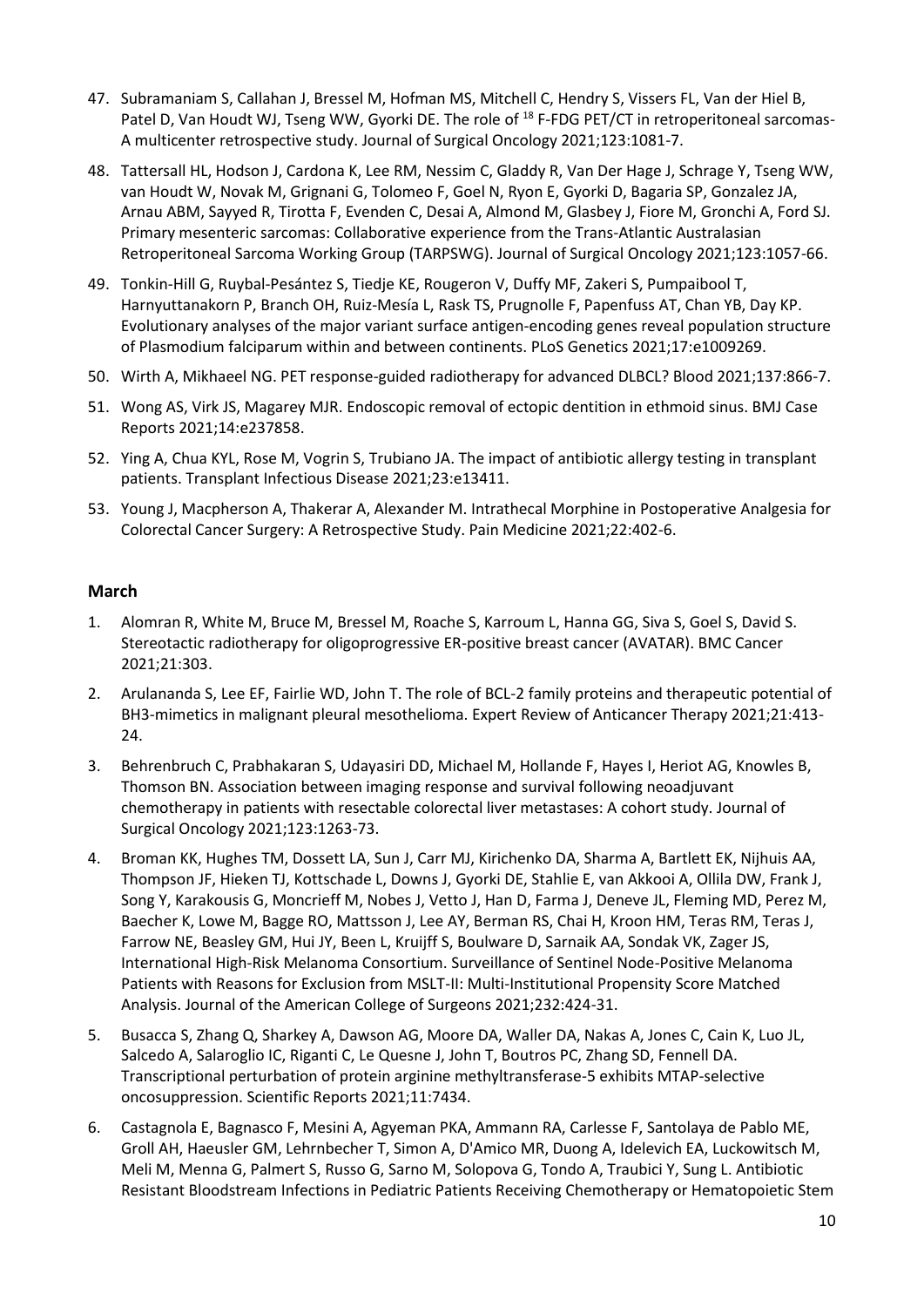47. Subramaniam S, Callahan J, Bressel M, Hofman MS, Mitchell C, Hendry S, Vissers FL, Van der Hiel B, Patel D, Van Houdt WJ, Tseng WW, Gyorki DE. The role of $^{18}$ F-FDG PET/CT in retroperitoneal sarcomas-A multicenter retrospective study. Journal of Surgical Oncology 2021;123:1081-7.
48. Tattersall HL, Hodson J, Cardona K, Lee RM, Nessim C, Gladdy R, Van Der Hage J, Schrage Y, Tseng WW, van Houdt W, Novak M, Grignani G, Tolomeo F, Goel N, Ryon E, Gyorki D, Bagaria SP, Gonzalez JA, Arnau ABM, Sayyed R, Tirotta F, Evenden C, Desai A, Almond M, Glasbey J, Fiore M, Gronchi A, Ford SJ. Primary mesenteric sarcomas: Collaborative experience from the Trans-Atlantic Australasian Retroperitoneal Sarcoma Working Group (TARPSWG). Journal of Surgical Oncology 2021;123:1057-66.
49. Tonkin-Hill G, Ruybal-Pesántez S, Tiedje KE, Rougeron V, Duffy MF, Zakeri S, Pumpaibool T, Harnyuttanakorn P, Branch OH, Ruiz-Mesía L, Rask TS, Prugnolle F, Papenfuss AT, Chan YB, Day KP. Evolutionary analyses of the major variant surface antigen-encoding genes reveal population structure of Plasmodium falciparum within and between continents. PLoS Genetics 2021;17:e1009269.
50. Wirth A, Mikhaeel NG. PET response-guided radiotherapy for advanced DLBCL? Blood 2021;137:866-7.
51. Wong AS, Virk JS, Magarey MJR. Endoscopic removal of ectopic dentition in ethmoid sinus. BMJ Case Reports 2021;14:e237858.
52. Ying A, Chua KYL, Rose M, Vogrin S, Trubiano JA. The impact of antibiotic allergy testing in transplant patients. Transplant Infectious Disease 2021;23:e13411.
53. Young J, Macpherson A, Thakerar A, Alexander M. Intrathecal Morphine in Postoperative Analgesia for Colorectal Cancer Surgery: A Retrospective Study. Pain Medicine 2021;22:402-6.

### March

1. Alomran R, White M, Bruce M, Bressel M, Roache S, Karroum L, Hanna GG, Siva S, Goel S, David S. Stereotactic radiotherapy for oligoprogressive ER-positive breast cancer (AVATAR). BMC Cancer 2021;21:303.
2. Arulananda S, Lee EF, Fairlie WD, John T. The role of BCL-2 family proteins and therapeutic potential of BH3-mimetics in malignant pleural mesothelioma. Expert Review of Anticancer Therapy 2021;21:413-24.
3. Behrenbruch C, Prabhakaran S, Udayasiri DD, Michael M, Hollande F, Hayes I, Heriot AG, Knowles B, Thomson BN. Association between imaging response and survival following neoadjuvant chemotherapy in patients with resectable colorectal liver metastases: A cohort study. Journal of Surgical Oncology 2021;123:1263-73.
4. Broman KK, Hughes TM, Dossett LA, Sun J, Carr MJ, Kirichenko DA, Sharma A, Bartlett EK, Nijhuis AA, Thompson JF, Hieken TJ, Kottschade L, Downs J, Gyorki DE, Stahlie E, van Akkooi A, Ollila DW, Frank J, Song Y, Karakousis G, Moncrieff M, Nobes J, Vetto J, Han D, Farma J, Deneve JL, Fleming MD, Perez M, Baecher K, Lowe M, Bagge RO, Mattsson J, Lee AY, Berman RS, Chai H, Kroon HM, Teras RM, Teras J, Farrow NE, Beasley GM, Hui JY, Been L, Kruijff S, Boulware D, Sarnaik AA, Sondak VK, Zager JS, International High-Risk Melanoma Consortium. Surveillance of Sentinel Node-Positive Melanoma Patients with Reasons for Exclusion from MSLT-II: Multi-Institutional Propensity Score Matched Analysis. Journal of the American College of Surgeons 2021;232:424-31.
5. Busacca S, Zhang Q, Sharkey A, Dawson AG, Moore DA, Waller DA, Nakas A, Jones C, Cain K, Luo JL, Salcedo A, Salaroglio IC, Riganti C, Le Quesne J, John T, Boutros PC, Zhang SD, Fennell DA. Transcriptional perturbation of protein arginine methyltransferase-5 exhibits MTAP-selective oncosuppression. Scientific Reports 2021;11:7434.
6. Castagnola E, Bagnasco F, Mesini A, Agyeman PKA, Ammann RA, Carlesse F, Santolaya de Pablo ME, Groll AH, Haeusler GM, Lehrnbecher T, Simon A, D'Amico MR, Duong A, Idelevich EA, Luckowitsch M, Meli M, Menna G, Palmert S, Russo G, Sarno M, Solopova G, Tondo A, Traubici Y, Sung L. Antibiotic Resistant Bloodstream Infections in Pediatric Patients Receiving Chemotherapy or Hematopoietic Stem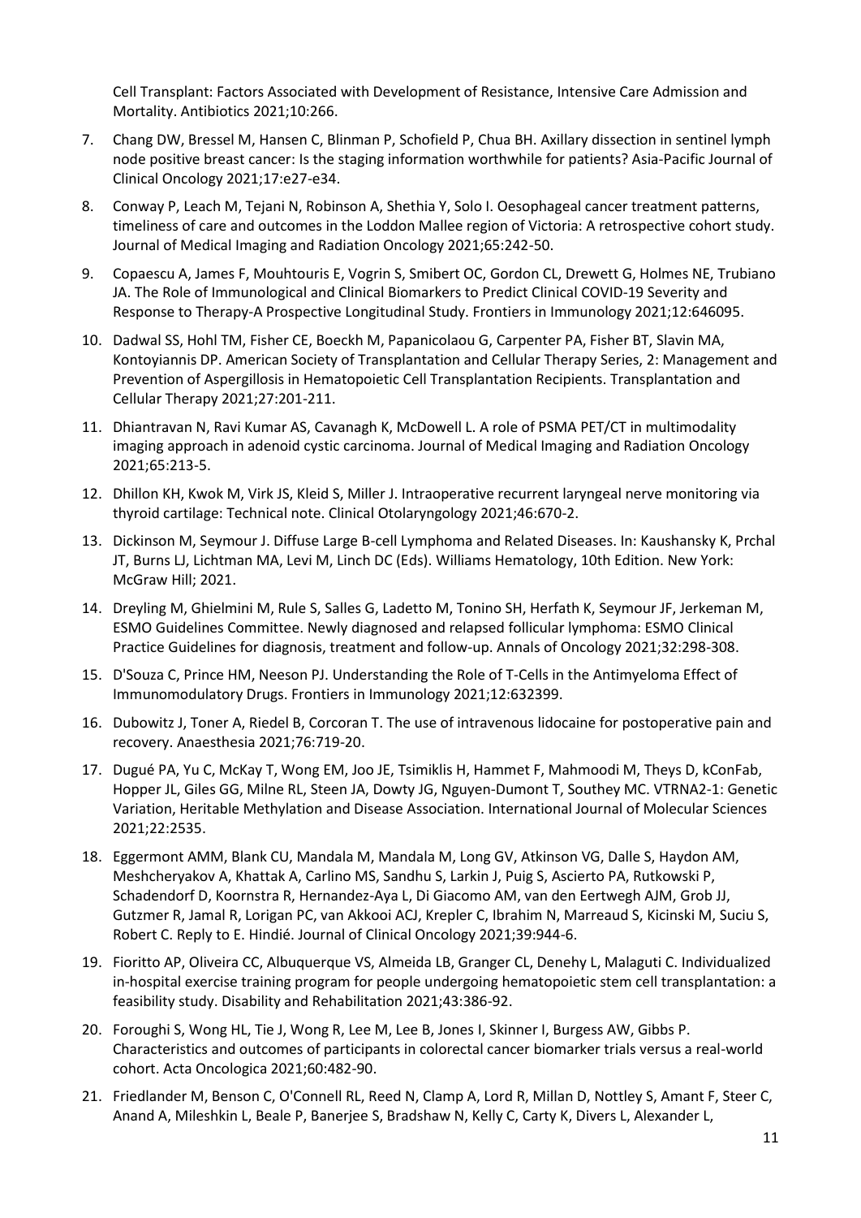Cell Transplant: Factors Associated with Development of Resistance, Intensive Care Admission and Mortality. Antibiotics 2021;10:266.

7. Chang DW, Bressel M, Hansen C, Blinman P, Schofield P, Chua BH. Axillary dissection in sentinel lymph node positive breast cancer: Is the staging information worthwhile for patients? Asia-Pacific Journal of Clinical Oncology 2021;17:e27-e34.
8. Conway P, Leach M, Tejani N, Robinson A, Shethia Y, Solo I. Oesophageal cancer treatment patterns, timeliness of care and outcomes in the Loddon Mallee region of Victoria: A retrospective cohort study. Journal of Medical Imaging and Radiation Oncology 2021;65:242-50.
9. Copaescu A, James F, Mouhtouris E, Vogrin S, Smibert OC, Gordon CL, Drewett G, Holmes NE, Trubiano JA. The Role of Immunological and Clinical Biomarkers to Predict Clinical COVID-19 Severity and Response to Therapy-A Prospective Longitudinal Study. Frontiers in Immunology 2021;12:646095.
10. Dadwal SS, Hohl TM, Fisher CE, Boeckh M, Papanicolaou G, Carpenter PA, Fisher BT, Slavin MA, Kontoyiannis DP. American Society of Transplantation and Cellular Therapy Series, 2: Management and Prevention of Aspergillosis in Hematopoietic Cell Transplantation Recipients. Transplantation and Cellular Therapy 2021;27:201-211.
11. Dhiantravan N, Ravi Kumar AS, Cavanagh K, McDowell L. A role of PSMA PET/CT in multimodality imaging approach in adenoid cystic carcinoma. Journal of Medical Imaging and Radiation Oncology 2021;65:213-5.
12. Dhillon KH, Kwok M, Virk JS, Kleid S, Miller J. Intraoperative recurrent laryngeal nerve monitoring via thyroid cartilage: Technical note. Clinical Otolaryngology 2021;46:670-2.
13. Dickinson M, Seymour J. Diffuse Large B-cell Lymphoma and Related Diseases. In: Kaushansky K, Prchal JT, Burns LJ, Lichtman MA, Levi M, Linch DC (Eds). Williams Hematology, 10th Edition. New York: McGraw Hill; 2021.
14. Dreyling M, Ghielmini M, Rule S, Salles G, Ladetto M, Tonino SH, Herfath K, Seymour JF, Jerkeman M, ESMO Guidelines Committee. Newly diagnosed and relapsed follicular lymphoma: ESMO Clinical Practice Guidelines for diagnosis, treatment and follow-up. Annals of Oncology 2021;32:298-308.
15. D'Souza C, Prince HM, Neeson PJ. Understanding the Role of T-Cells in the Antimyeloma Effect of Immunomodulatory Drugs. Frontiers in Immunology 2021;12:632399.
16. Dubowitz J, Toner A, Riedel B, Corcoran T. The use of intravenous lidocaine for postoperative pain and recovery. Anaesthesia 2021;76:719-20.
17. Dugué PA, Yu C, McKay T, Wong EM, Joo JE, Tsimiklis H, Hammet F, Mahmoodi M, Theys D, kConFab, Hopper JL, Giles GG, Milne RL, Steen JA, Dowty JG, Nguyen-Dumont T, Southey MC. VTRNA2-1: Genetic Variation, Heritable Methylation and Disease Association. International Journal of Molecular Sciences 2021;22:2535.
18. Eggermont AMM, Blank CU, Mandala M, Mandala M, Long GV, Atkinson VG, Dalle S, Haydon AM, Meshcheryakov A, Khattak A, Carlino MS, Sandhu S, Larkin J, Puig S, Ascierto PA, Rutkowski P, Schadendorf D, Koornstra R, Hernandez-Aya L, Di Giacomo AM, van den Eertwegh AJM, Grob JJ, Gutzmer R, Jamal R, Lorigan PC, van Akkooi ACJ, Krepler C, Ibrahim N, Marreaud S, Kicinski M, Suciu S, Robert C. Reply to E. Hindié. Journal of Clinical Oncology 2021;39:944-6.
19. Fioritto AP, Oliveira CC, Albuquerque VS, Almeida LB, Granger CL, Denehy L, Malaguti C. Individualized in-hospital exercise training program for people undergoing hematopoietic stem cell transplantation: a feasibility study. Disability and Rehabilitation 2021;43:386-92.
20. Foroughi S, Wong HL, Tie J, Wong R, Lee M, Lee B, Jones I, Skinner I, Burgess AW, Gibbs P. Characteristics and outcomes of participants in colorectal cancer biomarker trials versus a real-world cohort. Acta Oncologica 2021;60:482-90.
21. Friedlander M, Benson C, O'Connell RL, Reed N, Clamp A, Lord R, Millan D, Nottley S, Amant F, Steer C, Anand A, Mileshkin L, Beale P, Banerjee S, Bradshaw N, Kelly C, Carty K, Divers L, Alexander L,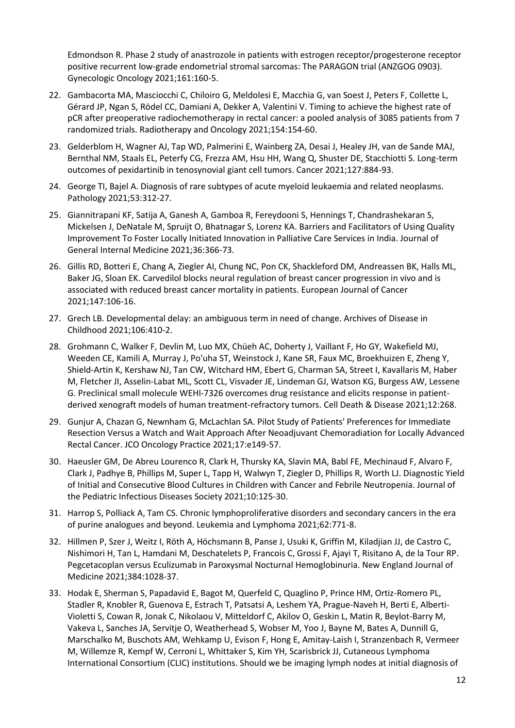Edmondson R. Phase 2 study of anastrozole in patients with estrogen receptor/progesterone receptor positive recurrent low-grade endometrial stromal sarcomas: The PARAGON trial (ANZGOG 0903). Gynecologic Oncology 2021;161:160-5.

22. Gambacorta MA, Masciocchi C, Chiloiro G, Meldolesi E, Macchia G, van Soest J, Peters F, Collette L, Gérard JP, Ngan S, Rödel CC, Damiani A, Dekker A, Valentini V. Timing to achieve the highest rate of pCR after preoperative radiochemotherapy in rectal cancer: a pooled analysis of 3085 patients from 7 randomized trials. Radiotherapy and Oncology 2021;154:154-60.

23. Gelderblom H, Wagner AJ, Tap WD, Palmerini E, Wainberg ZA, Desai J, Healey JH, van de Sande MAJ, Bernthal NM, Staals EL, Peterfy CG, Frezza AM, Hsu HH, Wang Q, Shuster DE, Stacchiotti S. Long-term outcomes of pexidartinib in tenosynovial giant cell tumors. Cancer 2021;127:884-93.

24. George TI, Bajel A. Diagnosis of rare subtypes of acute myeloid leukaemia and related neoplasms. Pathology 2021;53:312-27.

25. Giannitrapani KF, Satija A, Ganesh A, Gamboa R, Fereydooni S, Hennings T, Chandrashekaran S, Mickelsen J, DeNatale M, Spruijt O, Bhatnagar S, Lorenz KA. Barriers and Facilitators of Using Quality Improvement To Foster Locally Initiated Innovation in Palliative Care Services in India. Journal of General Internal Medicine 2021;36:366-73.

26. Gillis RD, Botteri E, Chang A, Ziegler AI, Chung NC, Pon CK, Shackleford DM, Andreassen BK, Halls ML, Baker JG, Sloan EK. Carvedilol blocks neural regulation of breast cancer progression in vivo and is associated with reduced breast cancer mortality in patients. European Journal of Cancer 2021;147:106-16.

27. Grech LB. Developmental delay: an ambiguous term in need of change. Archives of Disease in Childhood 2021;106:410-2.

28. Grohmann C, Walker F, Devlin M, Luo MX, Chüeh AC, Doherty J, Vaillant F, Ho GY, Wakefield MJ, Weeden CE, Kamili A, Murray J, Po'uha ST, Weinstock J, Kane SR, Faux MC, Broekhuizen E, Zheng Y, Shield-Artin K, Kershaw NJ, Tan CW, Witchard HM, Ebert G, Charman SA, Street I, Kavallaris M, Haber M, Fletcher JI, Asselin-Labat ML, Scott CL, Visvader JE, Lindeman GJ, Watson KG, Burgess AW, Lessene G. Preclinical small molecule WEHI-7326 overcomes drug resistance and elicits response in patient-derived xenograft models of human treatment-refractory tumors. Cell Death & Disease 2021;12:268.

29. Gunjur A, Chazan G, Newnham G, McLachlan SA. Pilot Study of Patients' Preferences for Immediate Resection Versus a Watch and Wait Approach After Neoadjuvant Chemoradiation for Locally Advanced Rectal Cancer. JCO Oncology Practice 2021;17:e149-57.

30. Haeusler GM, De Abreu Lourenco R, Clark H, Thursky KA, Slavin MA, Babl FE, Mechinaud F, Alvaro F, Clark J, Padhye B, Phillips M, Super L, Tapp H, Walwyn T, Ziegler D, Phillips R, Worth LJ. Diagnostic Yield of Initial and Consecutive Blood Cultures in Children with Cancer and Febrile Neutropenia. Journal of the Pediatric Infectious Diseases Society 2021;10:125-30.

31. Harrop S, Polliack A, Tam CS. Chronic lymphoproliferative disorders and secondary cancers in the era of purine analogues and beyond. Leukemia and Lymphoma 2021;62:771-8.

32. Hillmen P, Szer J, Weitz I, Röth A, Höchsmann B, Panse J, Usuki K, Griffin M, Kiladjian JJ, de Castro C, Nishimori H, Tan L, Hamdani M, Deschatelets P, Francois C, Grossi F, Ajayi T, Risitano A, de la Tour RP. Pegcetacoplan versus Eculizumab in Paroxysmal Nocturnal Hemoglobinuria. New England Journal of Medicine 2021;384:1028-37.

33. Hodak E, Sherman S, Papadavid E, Bagot M, Querfeld C, Quaglino P, Prince HM, Ortiz-Romero PL, Stadler R, Knobler R, Guenova E, Estrach T, Patsatsi A, Leshem YA, Prague-Naveh H, Berti E, Alberti-Violetti S, Cowan R, Jonak C, Nikolaou V, Mitteldorf C, Akilov O, Geskin L, Matin R, Beylot-Barry M, Vakeva L, Sanches JA, Servitje O, Weatherhead S, Wobser M, Yoo J, Bayne M, Bates A, Dunnill G, Marschalko M, Buschots AM, Wehkamp U, Evison F, Hong E, Amitay-Laish I, Stranzenbach R, Vermeer M, Willemze R, Kempf W, Cerroni L, Whittaker S, Kim YH, Scarisbrick JJ, Cutaneous Lymphoma International Consortium (CLIC) institutions. Should we be imaging lymph nodes at initial diagnosis of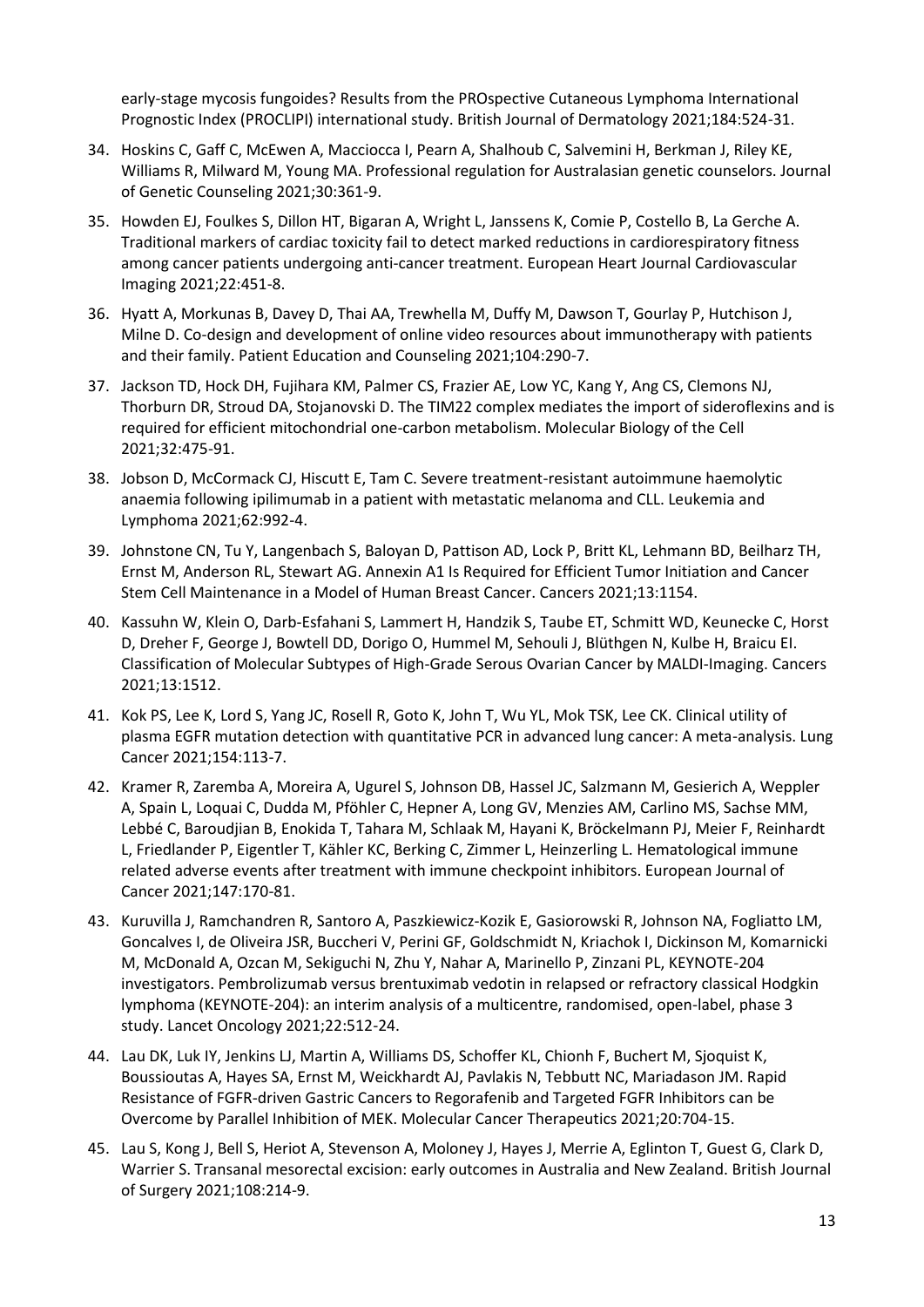early-stage mycosis fungoides? Results from the PROspective Cutaneous Lymphoma International Prognostic Index (PROCLIPI) international study. British Journal of Dermatology 2021;184:524-31.

34. Hoskins C, Gaff C, McEwen A, Macciocca I, Pearn A, Shalhoub C, Salvemini H, Berkman J, Riley KE, Williams R, Milward M, Young MA. Professional regulation for Australasian genetic counselors. Journal of Genetic Counseling 2021;30:361-9.
35. Howden EJ, Foulkes S, Dillon HT, Bigaran A, Wright L, Janssens K, Comie P, Costello B, La Gerche A. Traditional markers of cardiac toxicity fail to detect marked reductions in cardiorespiratory fitness among cancer patients undergoing anti-cancer treatment. European Heart Journal Cardiovascular Imaging 2021;22:451-8.
36. Hyatt A, Morkunas B, Davey D, Thai AA, Trewhella M, Duffy M, Dawson T, Gourlay P, Hutchison J, Milne D. Co-design and development of online video resources about immunotherapy with patients and their family. Patient Education and Counseling 2021;104:290-7.
37. Jackson TD, Hock DH, Fujihara KM, Palmer CS, Frazier AE, Low YC, Kang Y, Ang CS, Clemons NJ, Thorburn DR, Stroud DA, Stojanovski D. The TIM22 complex mediates the import of sideroflexins and is required for efficient mitochondrial one-carbon metabolism. Molecular Biology of the Cell 2021;32:475-91.
38. Jobson D, McCormack CJ, Hiscutt E, Tam C. Severe treatment-resistant autoimmune haemolytic anaemia following ipilimumab in a patient with metastatic melanoma and CLL. Leukemia and Lymphoma 2021;62:992-4.
39. Johnstone CN, Tu Y, Langenbach S, Baloyan D, Pattison AD, Lock P, Britt KL, Lehmann BD, Beilharz TH, Ernst M, Anderson RL, Stewart AG. Annexin A1 Is Required for Efficient Tumor Initiation and Cancer Stem Cell Maintenance in a Model of Human Breast Cancer. Cancers 2021;13:1154.
40. Kassuhn W, Klein O, Darb-Esfahani S, Lammert H, Handzik S, Taube ET, Schmitt WD, Keunecke C, Horst D, Dreher F, George J, Bowtell DD, Dorigo O, Hummel M, Sehouli J, Blüthgen N, Kulbe H, Braicu EI. Classification of Molecular Subtypes of High-Grade Serous Ovarian Cancer by MALDI-Imaging. Cancers 2021;13:1512.
41. Kok PS, Lee K, Lord S, Yang JC, Rosell R, Goto K, John T, Wu YL, Mok TSK, Lee CK. Clinical utility of plasma EGFR mutation detection with quantitative PCR in advanced lung cancer: A meta-analysis. Lung Cancer 2021;154:113-7.
42. Kramer R, Zaremba A, Moreira A, Ugurel S, Johnson DB, Hassel JC, Salzmann M, Gesierich A, Weppler A, Spain L, Loquai C, Dudda M, Pföhler C, Hepner A, Long GV, Menzies AM, Carlino MS, Sachse MM, Lebbé C, Baroudjian B, Enokida T, Tahara M, Schlaak M, Hayani K, Bröckelmann PJ, Meier F, Reinhardt L, Friedlander P, Eigentler T, Kähler KC, Berking C, Zimmer L, Heinzerling L. Hematological immune related adverse events after treatment with immune checkpoint inhibitors. European Journal of Cancer 2021;147:170-81.
43. Kuruvilla J, Ramchandren R, Santoro A, Paszkiewicz-Kozik E, Gasiorowski R, Johnson NA, Fogliatto LM, Goncalves I, de Oliveira JSR, Buccheri V, Perini GF, Goldschmidt N, Kriachok I, Dickinson M, Komarnicki M, McDonald A, Ozcan M, Sekiguchi N, Zhu Y, Nahar A, Marinello P, Zinzani PL, KEYNOTE-204 investigators. Pembrolizumab versus brentuximab vedotin in relapsed or refractory classical Hodgkin lymphoma (KEYNOTE-204): an interim analysis of a multicentre, randomised, open-label, phase 3 study. Lancet Oncology 2021;22:512-24.
44. Lau DK, Luk IY, Jenkins LJ, Martin A, Williams DS, Schoffer KL, Chionh F, Buchert M, Sjoquist K, Boussioutas A, Hayes SA, Ernst M, Weickhardt AJ, Pavlakis N, Tebbutt NC, Mariadason JM. Rapid Resistance of FGFR-driven Gastric Cancers to Regorafenib and Targeted FGFR Inhibitors can be Overcome by Parallel Inhibition of MEK. Molecular Cancer Therapeutics 2021;20:704-15.
45. Lau S, Kong J, Bell S, Heriot A, Stevenson A, Moloney J, Hayes J, Merrie A, Eglinton T, Guest G, Clark D, Warrier S. Transanal mesorectal excision: early outcomes in Australia and New Zealand. British Journal of Surgery 2021;108:214-9.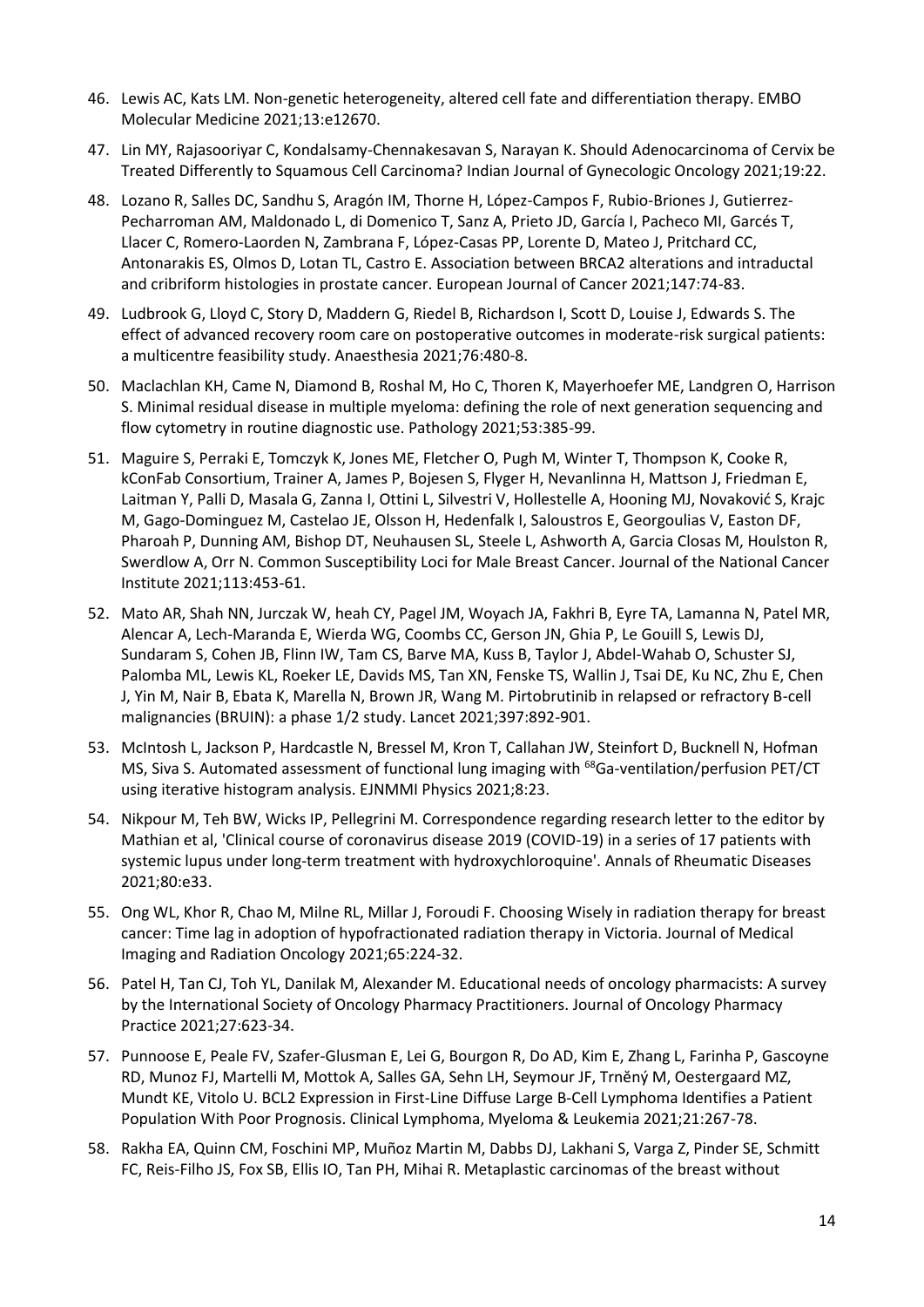46. Lewis AC, Kats LM. Non-genetic heterogeneity, altered cell fate and differentiation therapy. EMBO Molecular Medicine 2021;13:e12670.
47. Lin MY, Rajasooriyar C, Kondalsamy-Chennakesavan S, Narayan K. Should Adenocarcinoma of Cervix be Treated Differently to Squamous Cell Carcinoma? Indian Journal of Gynecologic Oncology 2021;19:22.
48. Lozano R, Salles DC, Sandhu S, Aragón IM, Thorne H, López-Campos F, Rubio-Briones J, Gutierrez-Pecharroman AM, Maldonado L, di Domenico T, Sanz A, Prieto JD, García I, Pacheco MI, Garcés T, Llacer C, Romero-Laorden N, Zambrana F, López-Casas PP, Lorente D, Mateo J, Pritchard CC, Antonarakis ES, Olmos D, Lotan TL, Castro E. Association between BRCA2 alterations and intraductal and cribriform histologies in prostate cancer. European Journal of Cancer 2021;147:74-83.
49. Ludbrook G, Lloyd C, Story D, Maddern G, Riedel B, Richardson I, Scott D, Louise J, Edwards S. The effect of advanced recovery room care on postoperative outcomes in moderate-risk surgical patients: a multicentre feasibility study. Anaesthesia 2021;76:480-8.
50. Maclachlan KH, Came N, Diamond B, Roshal M, Ho C, Thoren K, Mayerhoefer ME, Landgren O, Harrison S. Minimal residual disease in multiple myeloma: defining the role of next generation sequencing and flow cytometry in routine diagnostic use. Pathology 2021;53:385-99.
51. Maguire S, Perraki E, Tomczyk K, Jones ME, Fletcher O, Pugh M, Winter T, Thompson K, Cooke R, kConFab Consortium, Trainer A, James P, Bojesen S, Flyger H, Nevanlinna H, Mattson J, Friedman E, Laitman Y, Palli D, Masala G, Zanna I, Ottini L, Silvestri V, Hollestelle A, Hooning MJ, Novaković S, Krajc M, Gago-Dominguez M, Castelao JE, Olsson H, Hedenfalk I, Saloustros E, Georgoulias V, Easton DF, Pharoah P, Dunning AM, Bishop DT, Neuhausen SL, Steele L, Ashworth A, Garcia Closas M, Houlston R, Swerdlow A, Orr N. Common Susceptibility Loci for Male Breast Cancer. Journal of the National Cancer Institute 2021;113:453-61.
52. Mato AR, Shah NN, Jurczak W, heah CY, Pagel JM, Woyach JA, Fakhri B, Eyre TA, Lamanna N, Patel MR, Alencar A, Lech-Maranda E, Wierda WG, Coombs CC, Gerson JN, Ghia P, Le Gouill S, Lewis DJ, Sundaram S, Cohen JB, Flinn IW, Tam CS, Barve MA, Kuss B, Taylor J, Abdel-Wahab O, Schuster SJ, Palomba ML, Lewis KL, Roeker LE, Davids MS, Tan XN, Fenske TS, Wallin J, Tsai DE, Ku NC, Zhu E, Chen J, Yin M, Nair B, Ebata K, Marella N, Brown JR, Wang M. Pirtobrutinib in relapsed or refractory B-cell malignancies (BRUIN): a phase 1/2 study. Lancet 2021;397:892-901.
53. McIntosh L, Jackson P, Hardcastle N, Bressel M, Kron T, Callahan JW, Steinfort D, Bucknell N, Hofman MS, Siva S. Automated assessment of functional lung imaging with $^{68}$Ga-ventilation/perfusion PET/CT using iterative histogram analysis. EJNMMI Physics 2021;8:23.
54. Nikpour M, Teh BW, Wicks IP, Pellegrini M. Correspondence regarding research letter to the editor by Mathian et al, 'Clinical course of coronavirus disease 2019 (COVID-19) in a series of 17 patients with systemic lupus under long-term treatment with hydroxychloroquine'. Annals of Rheumatic Diseases 2021;80:e33.
55. Ong WL, Khor R, Chao M, Milne RL, Millar J, Foroudi F. Choosing Wisely in radiation therapy for breast cancer: Time lag in adoption of hypofractionated radiation therapy in Victoria. Journal of Medical Imaging and Radiation Oncology 2021;65:224-32.
56. Patel H, Tan CJ, Toh YL, Danilak M, Alexander M. Educational needs of oncology pharmacists: A survey by the International Society of Oncology Pharmacy Practitioners. Journal of Oncology Pharmacy Practice 2021;27:623-34.
57. Punnoose E, Peale FV, Szafer-Glusman E, Lei G, Bourgon R, Do AD, Kim E, Zhang L, Farinha P, Gascoyne RD, Munoz FJ, Martelli M, Mottok A, Salles GA, Sehn LH, Seymour JF, Trněný M, Oestergaard MZ, Mundt KE, Vitolo U. BCL2 Expression in First-Line Diffuse Large B-Cell Lymphoma Identifies a Patient Population With Poor Prognosis. Clinical Lymphoma, Myeloma & Leukemia 2021;21:267-78.
58. Rakha EA, Quinn CM, Foschini MP, Muñoz Martin M, Dabbs DJ, Lakhani S, Varga Z, Pinder SE, Schmitt FC, Reis-Filho JS, Fox SB, Ellis IO, Tan PH, Mihai R. Metaplastic carcinomas of the breast without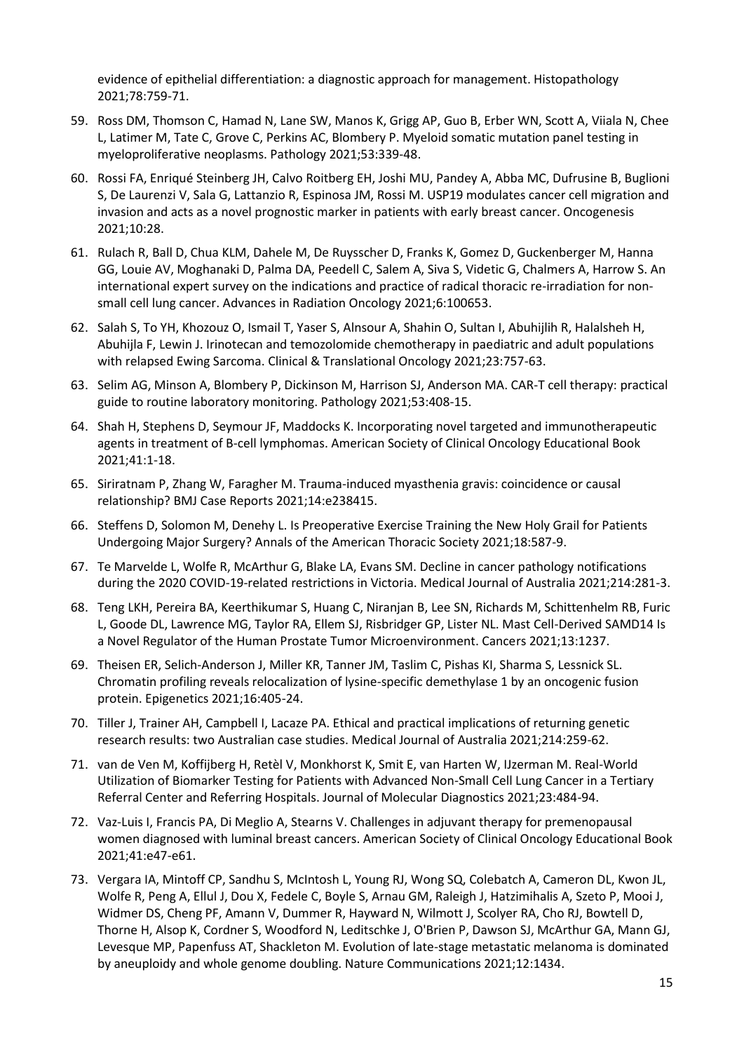evidence of epithelial differentiation: a diagnostic approach for management. Histopathology 2021;78:759-71.

59. Ross DM, Thomson C, Hamad N, Lane SW, Manos K, Grigg AP, Guo B, Erber WN, Scott A, Viiala N, Chee L, Latimer M, Tate C, Grove C, Perkins AC, Blombery P. Myeloid somatic mutation panel testing in myeloproliferative neoplasms. Pathology 2021;53:339-48.
60. Rossi FA, Enriqué Steinberg JH, Calvo Roitberg EH, Joshi MU, Pandey A, Abba MC, Dufrusine B, Buglioni S, De Laurenzi V, Sala G, Lattanzio R, Espinosa JM, Rossi M. USP19 modulates cancer cell migration and invasion and acts as a novel prognostic marker in patients with early breast cancer. Oncogenesis 2021;10:28.
61. Rulach R, Ball D, Chua KLM, Dahele M, De Ruysscher D, Franks K, Gomez D, Guckenberger M, Hanna GG, Louie AV, Moghanaki D, Palma DA, Peedell C, Salem A, Siva S, Videtic G, Chalmers A, Harrow S. An international expert survey on the indications and practice of radical thoracic re-irradiation for non-small cell lung cancer. Advances in Radiation Oncology 2021;6:100653.
62. Salah S, To YH, Khozouz O, Ismail T, Yaser S, Alnsour A, Shahin O, Sultan I, Abuhijlih R, Halalsheh H, Abuhijla F, Lewin J. Irinotecan and temozolomide chemotherapy in paediatric and adult populations with relapsed Ewing Sarcoma. Clinical & Translational Oncology 2021;23:757-63.
63. Selim AG, Minson A, Blombery P, Dickinson M, Harrison SJ, Anderson MA. CAR-T cell therapy: practical guide to routine laboratory monitoring. Pathology 2021;53:408-15.
64. Shah H, Stephens D, Seymour JF, Maddocks K. Incorporating novel targeted and immunotherapeutic agents in treatment of B-cell lymphomas. American Society of Clinical Oncology Educational Book 2021;41:1-18.
65. Siriratnam P, Zhang W, Faragher M. Trauma-induced myasthenia gravis: coincidence or causal relationship? BMJ Case Reports 2021;14:e238415.
66. Steffens D, Solomon M, Denehy L. Is Preoperative Exercise Training the New Holy Grail for Patients Undergoing Major Surgery? Annals of the American Thoracic Society 2021;18:587-9.
67. Te Marvelde L, Wolfe R, McArthur G, Blake LA, Evans SM. Decline in cancer pathology notifications during the 2020 COVID-19-related restrictions in Victoria. Medical Journal of Australia 2021;214:281-3.
68. Teng LKH, Pereira BA, Keerthikumar S, Huang C, Niranjan B, Lee SN, Richards M, Schittenhelm RB, Furic L, Goode DL, Lawrence MG, Taylor RA, Ellem SJ, Risbridger GP, Lister NL. Mast Cell-Derived SAMD14 Is a Novel Regulator of the Human Prostate Tumor Microenvironment. Cancers 2021;13:1237.
69. Theisen ER, Selich-Anderson J, Miller KR, Tanner JM, Taslim C, Pishas KI, Sharma S, Lessnick SL. Chromatin profiling reveals relocalization of lysine-specific demethylase 1 by an oncogenic fusion protein. Epigenetics 2021;16:405-24.
70. Tiller J, Trainer AH, Campbell I, Lacaze PA. Ethical and practical implications of returning genetic research results: two Australian case studies. Medical Journal of Australia 2021;214:259-62.
71. van de Ven M, Koffijberg H, Retèl V, Monkhorst K, Smit E, van Harten W, IJzerman M. Real-World Utilization of Biomarker Testing for Patients with Advanced Non-Small Cell Lung Cancer in a Tertiary Referral Center and Referring Hospitals. Journal of Molecular Diagnostics 2021;23:484-94.
72. Vaz-Luis I, Francis PA, Di Meglio A, Stearns V. Challenges in adjuvant therapy for premenopausal women diagnosed with luminal breast cancers. American Society of Clinical Oncology Educational Book 2021;41:e47-e61.
73. Vergara IA, Mintoff CP, Sandhu S, McIntosh L, Young RJ, Wong SQ, Colebatch A, Cameron DL, Kwon JL, Wolfe R, Peng A, Ellul J, Dou X, Fedele C, Boyle S, Arnau GM, Raleigh J, Hatzimihalis A, Szeto P, Mooi J, Widmer DS, Cheng PF, Amann V, Dummer R, Hayward N, Wilmott J, Scolyer RA, Cho RJ, Bowtell D, Thorne H, Alsop K, Cordner S, Woodford N, Leditschke J, O'Brien P, Dawson SJ, McArthur GA, Mann GJ, Levesque MP, Papenfuss AT, Shackleton M. Evolution of late-stage metastatic melanoma is dominated by aneuploidy and whole genome doubling. Nature Communications 2021;12:1434.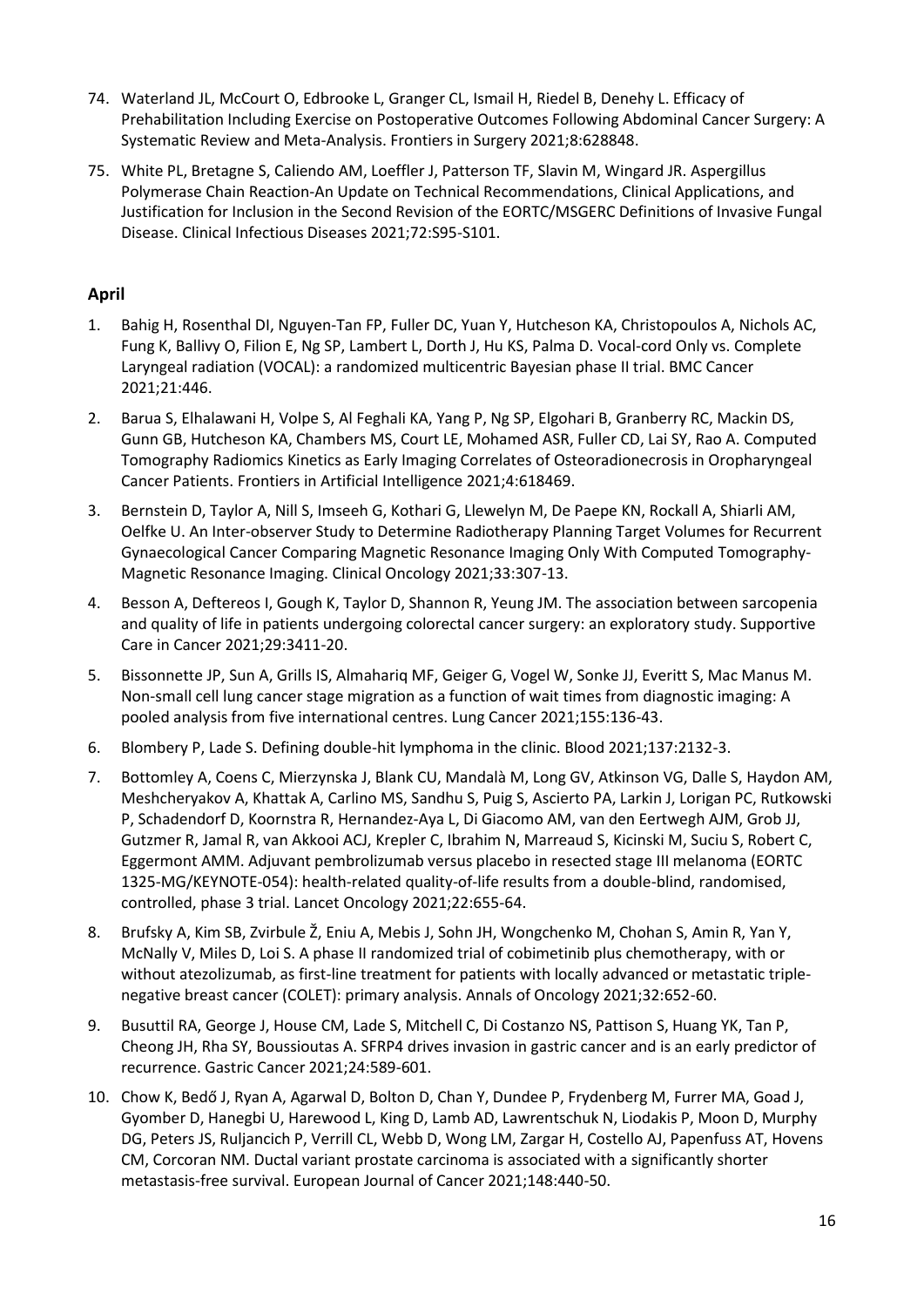74. Waterland JL, McCourt O, Edbrooke L, Granger CL, Ismail H, Riedel B, Denehy L. Efficacy of Prehabilitation Including Exercise on Postoperative Outcomes Following Abdominal Cancer Surgery: A Systematic Review and Meta-Analysis. Frontiers in Surgery 2021;8:628848.

75. White PL, Bretagne S, Caliendo AM, Loeffler J, Patterson TF, Slavin M, Wingard JR. Aspergillus Polymerase Chain Reaction-An Update on Technical Recommendations, Clinical Applications, and Justification for Inclusion in the Second Revision of the EORTC/MSGERC Definitions of Invasive Fungal Disease. Clinical Infectious Diseases 2021;72:S95-S101.

## April

1. Bahig H, Rosenthal DI, Nguyen-Tan FP, Fuller DC, Yuan Y, Hutcheson KA, Christopoulos A, Nichols AC, Fung K, Ballivy O, Filion E, Ng SP, Lambert L, Dorth J, Hu KS, Palma D. Vocal-cord Only vs. Complete Laryngeal radiation (VOCAL): a randomized multicentric Bayesian phase II trial. BMC Cancer 2021;21:446.

2. Barua S, Elhalawani H, Volpe S, Al Feghali KA, Yang P, Ng SP, Elgohari B, Granberry RC, Mackin DS, Gunn GB, Hutcheson KA, Chambers MS, Court LE, Mohamed ASR, Fuller CD, Lai SY, Rao A. Computed Tomography Radiomics Kinetics as Early Imaging Correlates of Osteoradionecrosis in Oropharyngeal Cancer Patients. Frontiers in Artificial Intelligence 2021;4:618469.

3. Bernstein D, Taylor A, Nill S, Imseeh G, Kothari G, Llewelyn M, De Paepe KN, Rockall A, Shiarli AM, Oelfke U. An Inter-observer Study to Determine Radiotherapy Planning Target Volumes for Recurrent Gynaecological Cancer Comparing Magnetic Resonance Imaging Only With Computed Tomography-Magnetic Resonance Imaging. Clinical Oncology 2021;33:307-13.

4. Besson A, Deftereos I, Gough K, Taylor D, Shannon R, Yeung JM. The association between sarcopenia and quality of life in patients undergoing colorectal cancer surgery: an exploratory study. Supportive Care in Cancer 2021;29:3411-20.

5. Bissonnette JP, Sun A, Grills IS, Almahariq MF, Geiger G, Vogel W, Sonke JJ, Everitt S, Mac Manus M. Non-small cell lung cancer stage migration as a function of wait times from diagnostic imaging: A pooled analysis from five international centres. Lung Cancer 2021;155:136-43.

6. Blombery P, Lade S. Defining double-hit lymphoma in the clinic. Blood 2021;137:2132-3.

7. Bottomley A, Coens C, Mierzynska J, Blank CU, Mandalà M, Long GV, Atkinson VG, Dalle S, Haydon AM, Meshcheryakov A, Khattak A, Carlino MS, Sandhu S, Puig S, Ascierto PA, Larkin J, Lorigan PC, Rutkowski P, Schadendorf D, Koornstra R, Hernandez-Aya L, Di Giacomo AM, van den Eertwegh AJM, Grob JJ, Gutzmer R, Jamal R, van Akkooi ACJ, Krepler C, Ibrahim N, Marreaud S, Kicinski M, Suciu S, Robert C, Eggermont AMM. Adjuvant pembrolizumab versus placebo in resected stage III melanoma (EORTC 1325-MG/KEYNOTE-054): health-related quality-of-life results from a double-blind, randomised, controlled, phase 3 trial. Lancet Oncology 2021;22:655-64.

8. Brufsky A, Kim SB, Zvirbule Ž, Eniu A, Mebis J, Sohn JH, Wongchenko M, Chohan S, Amin R, Yan Y, McNally V, Miles D, Loi S. A phase II randomized trial of cobimetinib plus chemotherapy, with or without atezolizumab, as first-line treatment for patients with locally advanced or metastatic triple-negative breast cancer (COLET): primary analysis. Annals of Oncology 2021;32:652-60.

9. Busuttil RA, George J, House CM, Lade S, Mitchell C, Di Costanzo NS, Pattison S, Huang YK, Tan P, Cheong JH, Rha SY, Boussioutas A. SFRP4 drives invasion in gastric cancer and is an early predictor of recurrence. Gastric Cancer 2021;24:589-601.

10. Chow K, Bedő J, Ryan A, Agarwal D, Bolton D, Chan Y, Dundee P, Frydenberg M, Furrer MA, Goad J, Gyomber D, Hanegbi U, Harewood L, King D, Lamb AD, Lawrentschuk N, Liodakis P, Moon D, Murphy DG, Peters JS, Ruljancich P, Verrill CL, Webb D, Wong LM, Zargar H, Costello AJ, Papenfuss AT, Hovens CM, Corcoran NM. Ductal variant prostate carcinoma is associated with a significantly shorter metastasis-free survival. European Journal of Cancer 2021;148:440-50.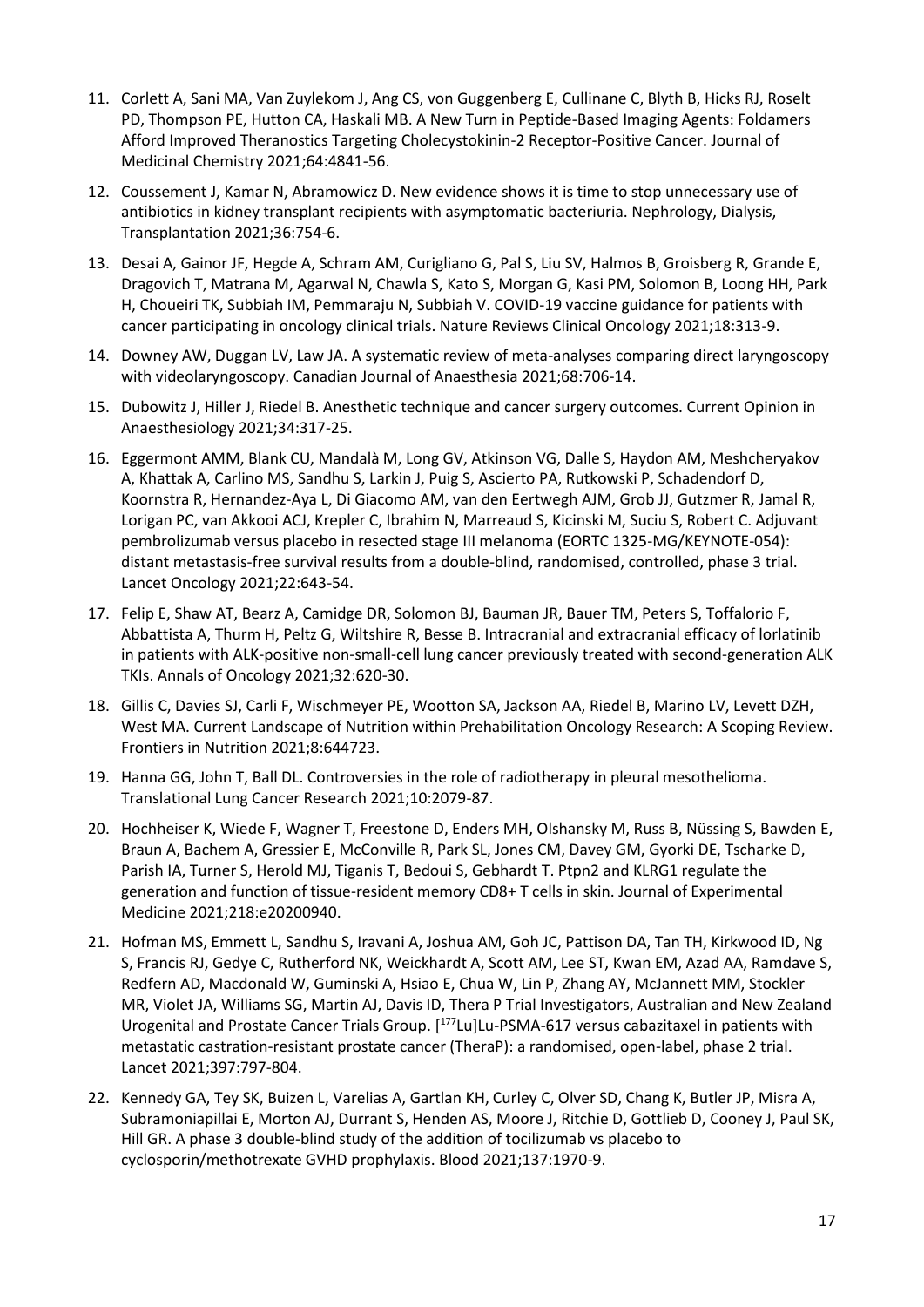11. Corlett A, Sani MA, Van Zuylekom J, Ang CS, von Guggenberg E, Cullinane C, Blyth B, Hicks RJ, Roselt PD, Thompson PE, Hutton CA, Haskali MB. A New Turn in Peptide-Based Imaging Agents: Foldamers Afford Improved Theranostics Targeting Cholecystokinin-2 Receptor-Positive Cancer. Journal of Medicinal Chemistry 2021;64:4841-56.

12. Coussement J, Kamar N, Abramowicz D. New evidence shows it is time to stop unnecessary use of antibiotics in kidney transplant recipients with asymptomatic bacteriuria. Nephrology, Dialysis, Transplantation 2021;36:754-6.

13. Desai A, Gainor JF, Hegde A, Schram AM, Curigliano G, Pal S, Liu SV, Halmos B, Groisberg R, Grande E, Dragovich T, Matrana M, Agarwal N, Chawla S, Kato S, Morgan G, Kasi PM, Solomon B, Loong HH, Park H, Choueiri TK, Subbiah IM, Pemmaraju N, Subbiah V. COVID-19 vaccine guidance for patients with cancer participating in oncology clinical trials. Nature Reviews Clinical Oncology 2021;18:313-9.

14. Downey AW, Duggan LV, Law JA. A systematic review of meta-analyses comparing direct laryngoscopy with videolaryngoscopy. Canadian Journal of Anaesthesia 2021;68:706-14.

15. Dubowitz J, Hiller J, Riedel B. Anesthetic technique and cancer surgery outcomes. Current Opinion in Anaesthesiology 2021;34:317-25.

16. Eggermont AMM, Blank CU, Mandalà M, Long GV, Atkinson VG, Dalle S, Haydon AM, Meshcheryakov A, Khattak A, Carlino MS, Sandhu S, Larkin J, Puig S, Ascierto PA, Rutkowski P, Schadendorf D, Koornstra R, Hernandez-Aya L, Di Giacomo AM, van den Eertwegh AJM, Grob JJ, Gutzmer R, Jamal R, Lorigan PC, van Akkooi ACJ, Krepler C, Ibrahim N, Marreaud S, Kicinski M, Suciu S, Robert C. Adjuvant pembrolizumab versus placebo in resected stage III melanoma (EORTC 1325-MG/KEYNOTE-054): distant metastasis-free survival results from a double-blind, randomised, controlled, phase 3 trial. Lancet Oncology 2021;22:643-54.

17. Felip E, Shaw AT, Bearz A, Camidge DR, Solomon BJ, Bauman JR, Bauer TM, Peters S, Toffalorio F, Abbattista A, Thurm H, Peltz G, Wiltshire R, Besse B. Intracranial and extracranial efficacy of lorlatinib in patients with ALK-positive non-small-cell lung cancer previously treated with second-generation ALK TKIs. Annals of Oncology 2021;32:620-30.

18. Gillis C, Davies SJ, Carli F, Wischmeyer PE, Wootton SA, Jackson AA, Riedel B, Marino LV, Levett DZH, West MA. Current Landscape of Nutrition within Prehabilitation Oncology Research: A Scoping Review. Frontiers in Nutrition 2021;8:644723.

19. Hanna GG, John T, Ball DL. Controversies in the role of radiotherapy in pleural mesothelioma. Translational Lung Cancer Research 2021;10:2079-87.

20. Hochheiser K, Wiede F, Wagner T, Freestone D, Enders MH, Olshansky M, Russ B, Nüssing S, Bawden E, Braun A, Bachem A, Gressier E, McConville R, Park SL, Jones CM, Davey GM, Gyorki DE, Tscharke D, Parish IA, Turner S, Herold MJ, Tiganis T, Bedoui S, Gebhardt T. Ptpn2 and KLRG1 regulate the generation and function of tissue-resident memory CD8+ T cells in skin. Journal of Experimental Medicine 2021;218:e20200940.

21. Hofman MS, Emmett L, Sandhu S, Iravani A, Joshua AM, Goh JC, Pattison DA, Tan TH, Kirkwood ID, Ng S, Francis RJ, Gedye C, Rutherford NK, Weickhardt A, Scott AM, Lee ST, Kwan EM, Azad AA, Ramdave S, Redfern AD, Macdonald W, Guminski A, Hsiao E, Chua W, Lin P, Zhang AY, McJannett MM, Stockler MR, Violet JA, Williams SG, Martin AJ, Davis ID, Thera P Trial Investigators, Australian and New Zealand Urogenital and Prostate Cancer Trials Group. [$^{177}$Lu]Lu-PSMA-617 versus cabazitaxel in patients with metastatic castration-resistant prostate cancer (TheraP): a randomised, open-label, phase 2 trial. Lancet 2021;397:797-804.

22. Kennedy GA, Tey SK, Buizen L, Varelias A, Gartlan KH, Curley C, Olver SD, Chang K, Butler JP, Misra A, Subramoniapillai E, Morton AJ, Durrant S, Henden AS, Moore J, Ritchie D, Gottlieb D, Cooney J, Paul SK, Hill GR. A phase 3 double-blind study of the addition of tocilizumab vs placebo to cyclosporin/methotrexate GVHD prophylaxis. Blood 2021;137:1970-9.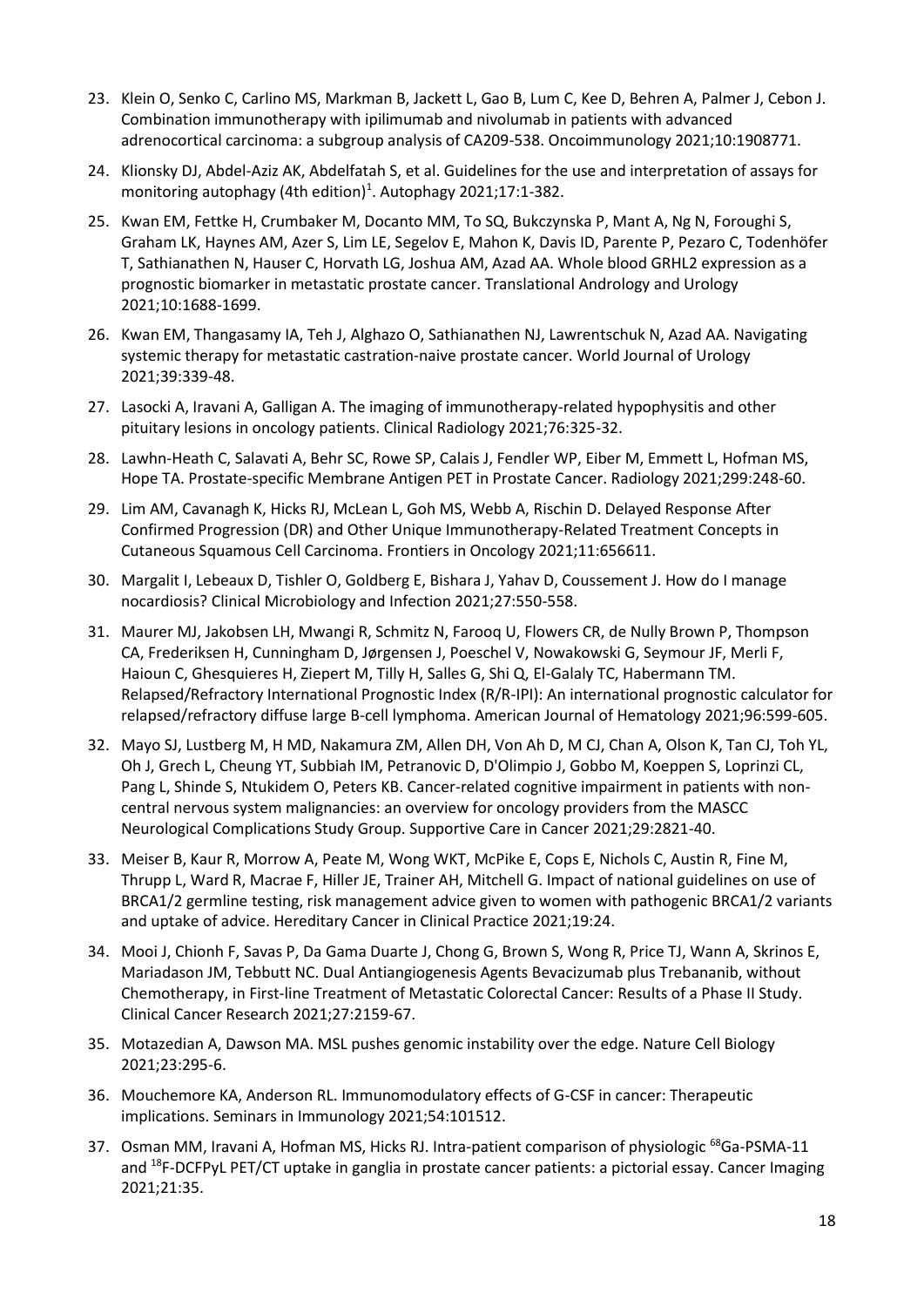23. Klein O, Senko C, Carlino MS, Markman B, Jackett L, Gao B, Lum C, Kee D, Behren A, Palmer J, Cebon J. Combination immunotherapy with ipilimumab and nivolumab in patients with advanced adrenocortical carcinoma: a subgroup analysis of CA209-538. Oncoimmunology 2021;10:1908771.

24. Klionsky DJ, Abdel-Aziz AK, Abdelfatah S, et al. Guidelines for the use and interpretation of assays for monitoring autophagy (4th edition)[1]. Autophagy 2021;17:1-382.

25. Kwan EM, Fettke H, Crumbaker M, Docanto MM, To SQ, Bukczynska P, Mant A, Ng N, Foroughi S, Graham LK, Haynes AM, Azer S, Lim LE, Segelov E, Mahon K, Davis ID, Parente P, Pezaro C, Todenhöfer T, Sathianathen N, Hauser C, Horvath LG, Joshua AM, Azad AA. Whole blood GRHL2 expression as a prognostic biomarker in metastatic prostate cancer. Translational Andrology and Urology 2021;10:1688-1699.

26. Kwan EM, Thangasamy IA, Teh J, Alghazo O, Sathianathen NJ, Lawrentschuk N, Azad AA. Navigating systemic therapy for metastatic castration-naive prostate cancer. World Journal of Urology 2021;39:339-48.

27. Lasocki A, Iravani A, Galligan A. The imaging of immunotherapy-related hypophysitis and other pituitary lesions in oncology patients. Clinical Radiology 2021;76:325-32.

28. Lawhn-Heath C, Salavati A, Behr SC, Rowe SP, Calais J, Fendler WP, Eiber M, Emmett L, Hofman MS, Hope TA. Prostate-specific Membrane Antigen PET in Prostate Cancer. Radiology 2021;299:248-60.

29. Lim AM, Cavanagh K, Hicks RJ, McLean L, Goh MS, Webb A, Rischin D. Delayed Response After Confirmed Progression (DR) and Other Unique Immunotherapy-Related Treatment Concepts in Cutaneous Squamous Cell Carcinoma. Frontiers in Oncology 2021;11:656611.

30. Margalit I, Lebeaux D, Tishler O, Goldberg E, Bishara J, Yahav D, Coussement J. How do I manage nocardiosis? Clinical Microbiology and Infection 2021;27:550-558.

31. Maurer MJ, Jakobsen LH, Mwangi R, Schmitz N, Farooq U, Flowers CR, de Nully Brown P, Thompson CA, Frederiksen H, Cunningham D, Jørgensen J, Poeschel V, Nowakowski G, Seymour JF, Merli F, Haioun C, Ghesquieres H, Ziepert M, Tilly H, Salles G, Shi Q, El-Galaly TC, Habermann TM. Relapsed/Refractory International Prognostic Index (R/R-IPI): An international prognostic calculator for relapsed/refractory diffuse large B-cell lymphoma. American Journal of Hematology 2021;96:599-605.

32. Mayo SJ, Lustberg M, H MD, Nakamura ZM, Allen DH, Von Ah D, M CJ, Chan A, Olson K, Tan CJ, Toh YL, Oh J, Grech L, Cheung YT, Subbiah IM, Petranovic D, D'Olimpio J, Gobbo M, Koeppen S, Loprinzi CL, Pang L, Shinde S, Ntukidem O, Peters KB. Cancer-related cognitive impairment in patients with non-central nervous system malignancies: an overview for oncology providers from the MASCC Neurological Complications Study Group. Supportive Care in Cancer 2021;29:2821-40.

33. Meiser B, Kaur R, Morrow A, Peate M, Wong WKT, McPike E, Cops E, Nichols C, Austin R, Fine M, Thrupp L, Ward R, Macrae F, Hiller JE, Trainer AH, Mitchell G. Impact of national guidelines on use of BRCA1/2 germline testing, risk management advice given to women with pathogenic BRCA1/2 variants and uptake of advice. Hereditary Cancer in Clinical Practice 2021;19:24.

34. Mooi J, Chionh F, Savas P, Da Gama Duarte J, Chong G, Brown S, Wong R, Price TJ, Wann A, Skrinos E, Mariadason JM, Tebbutt NC. Dual Antiangiogenesis Agents Bevacizumab plus Trebananib, without Chemotherapy, in First-line Treatment of Metastatic Colorectal Cancer: Results of a Phase II Study. Clinical Cancer Research 2021;27:2159-67.

35. Motazedian A, Dawson MA. MSL pushes genomic instability over the edge. Nature Cell Biology 2021;23:295-6.

36. Mouchemore KA, Anderson RL. Immunomodulatory effects of G-CSF in cancer: Therapeutic implications. Seminars in Immunology 2021;54:101512.

37. Osman MM, Iravani A, Hofman MS, Hicks RJ. Intra-patient comparison of physiologic $^{68}$Ga-PSMA-11 and $^{18}$F-DCFPyL PET/CT uptake in ganglia in prostate cancer patients: a pictorial essay. Cancer Imaging 2021;21:35.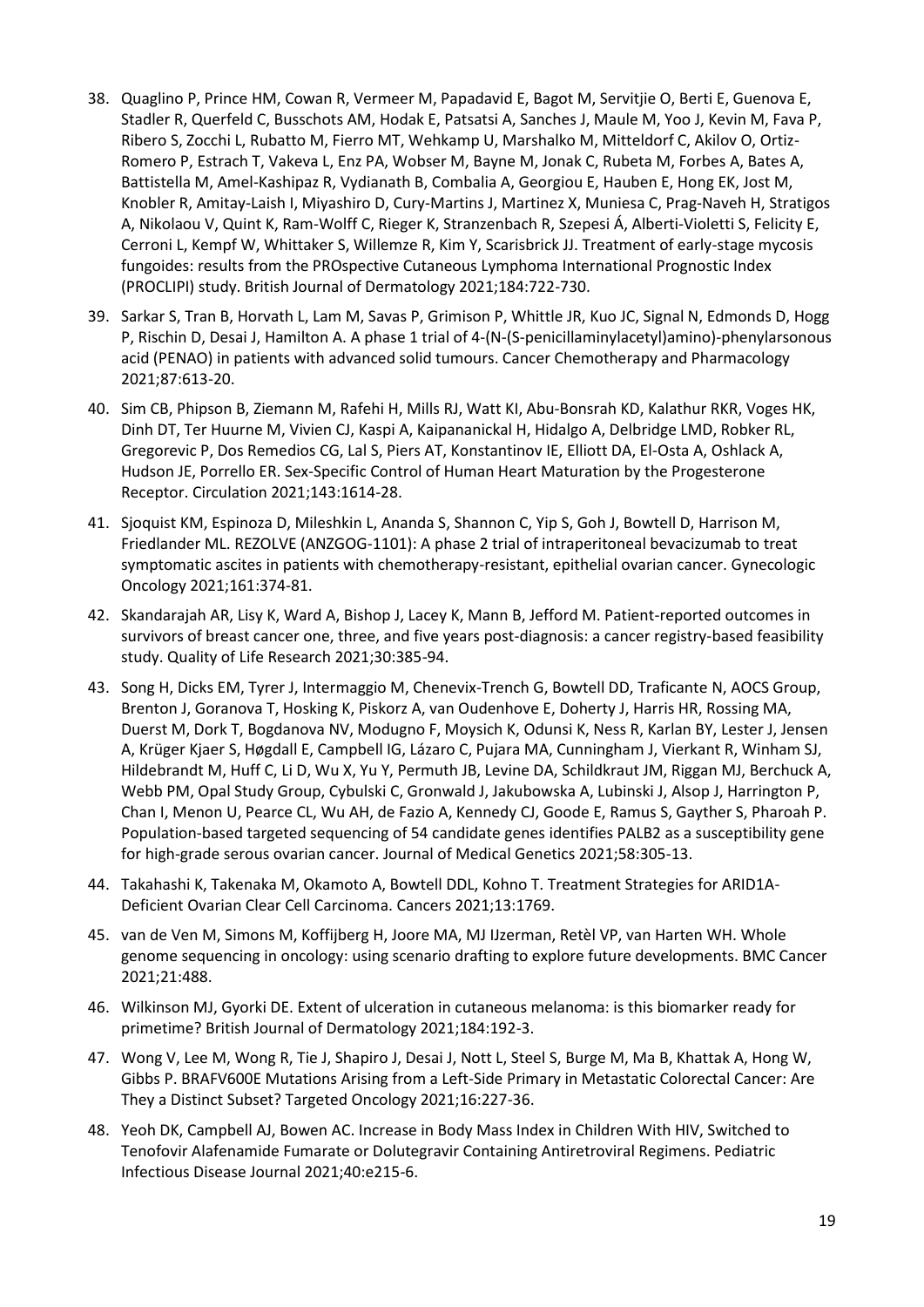38. Quaglino P, Prince HM, Cowan R, Vermeer M, Papadavid E, Bagot M, Servitjie O, Berti E, Guenova E, Stadler R, Querfeld C, Busschots AM, Hodak E, Patsatsi A, Sanches J, Maule M, Yoo J, Kevin M, Fava P, Ribero S, Zocchi L, Rubatto M, Fierro MT, Wehkamp U, Marshalko M, Mitteldorf C, Akilov O, Ortiz-Romero P, Estrach T, Vakeva L, Enz PA, Wobser M, Bayne M, Jonak C, Rubeta M, Forbes A, Bates A, Battistella M, Amel-Kashipaz R, Vydianath B, Combalia A, Georgiou E, Hauben E, Hong EK, Jost M, Knobler R, Amitay-Laish I, Miyashiro D, Cury-Martins J, Martinez X, Muniesa C, Prag-Naveh H, Stratigos A, Nikolaou V, Quint K, Ram-Wolff C, Rieger K, Stranzenbach R, Szepesi Á, Alberti-Violetti S, Felicity E, Cerroni L, Kempf W, Whittaker S, Willemze R, Kim Y, Scarisbrick JJ. Treatment of early-stage mycosis fungoides: results from the PROspective Cutaneous Lymphoma International Prognostic Index (PROCLIPI) study. British Journal of Dermatology 2021;184:722-730.
39. Sarkar S, Tran B, Horvath L, Lam M, Savas P, Grimison P, Whittle JR, Kuo JC, Signal N, Edmonds D, Hogg P, Rischin D, Desai J, Hamilton A. A phase 1 trial of 4-(N-(S-penicillaminylacetyl)amino)-phenylarsonous acid (PENAO) in patients with advanced solid tumours. Cancer Chemotherapy and Pharmacology 2021;87:613-20.
40. Sim CB, Phipson B, Ziemann M, Rafehi H, Mills RJ, Watt KI, Abu-Bonsrah KD, Kalathur RKR, Voges HK, Dinh DT, Ter Huurne M, Vivien CJ, Kaspi A, Kaipananickal H, Hidalgo A, Delbridge LMD, Robker RL, Gregorevic P, Dos Remedios CG, Lal S, Piers AT, Konstantinov IE, Elliott DA, El-Osta A, Oshlack A, Hudson JE, Porrello ER. Sex-Specific Control of Human Heart Maturation by the Progesterone Receptor. Circulation 2021;143:1614-28.
41. Sjoquist KM, Espinoza D, Mileshkin L, Ananda S, Shannon C, Yip S, Goh J, Bowtell D, Harrison M, Friedlander ML. REZOLVE (ANZGOG-1101): A phase 2 trial of intraperitoneal bevacizumab to treat symptomatic ascites in patients with chemotherapy-resistant, epithelial ovarian cancer. Gynecologic Oncology 2021;161:374-81.
42. Skandarajah AR, Lisy K, Ward A, Bishop J, Lacey K, Mann B, Jefford M. Patient-reported outcomes in survivors of breast cancer one, three, and five years post-diagnosis: a cancer registry-based feasibility study. Quality of Life Research 2021;30:385-94.
43. Song H, Dicks EM, Tyrer J, Intermaggio M, Chenevix-Trench G, Bowtell DD, Traficante N, AOCS Group, Brenton J, Goranova T, Hosking K, Piskorz A, van Oudenhove E, Doherty J, Harris HR, Rossing MA, Duerst M, Dork T, Bogdanova NV, Modugno F, Moysich K, Odunsi K, Ness R, Karlan BY, Lester J, Jensen A, Krüger Kjaer S, Høgdall E, Campbell IG, Lázaro C, Pujara MA, Cunningham J, Vierkant R, Winham SJ, Hildebrandt M, Huff C, Li D, Wu X, Yu Y, Permuth JB, Levine DA, Schildkraut JM, Riggan MJ, Berchuck A, Webb PM, Opal Study Group, Cybulski C, Gronwald J, Jakubowska A, Lubinski J, Alsop J, Harrington P, Chan I, Menon U, Pearce CL, Wu AH, de Fazio A, Kennedy CJ, Goode E, Ramus S, Gayther S, Pharoah P. Population-based targeted sequencing of 54 candidate genes identifies PALB2 as a susceptibility gene for high-grade serous ovarian cancer. Journal of Medical Genetics 2021;58:305-13.
44. Takahashi K, Takenaka M, Okamoto A, Bowtell DDL, Kohno T. Treatment Strategies for ARID1A-Deficient Ovarian Clear Cell Carcinoma. Cancers 2021;13:1769.
45. van de Ven M, Simons M, Koffijberg H, Joore MA, MJ IJzerman, Retèl VP, van Harten WH. Whole genome sequencing in oncology: using scenario drafting to explore future developments. BMC Cancer 2021;21:488.
46. Wilkinson MJ, Gyorki DE. Extent of ulceration in cutaneous melanoma: is this biomarker ready for primetime? British Journal of Dermatology 2021;184:192-3.
47. Wong V, Lee M, Wong R, Tie J, Shapiro J, Desai J, Nott L, Steel S, Burge M, Ma B, Khattak A, Hong W, Gibbs P. BRAFV600E Mutations Arising from a Left-Side Primary in Metastatic Colorectal Cancer: Are They a Distinct Subset? Targeted Oncology 2021;16:227-36.
48. Yeoh DK, Campbell AJ, Bowen AC. Increase in Body Mass Index in Children With HIV, Switched to Tenofovir Alafenamide Fumarate or Dolutegravir Containing Antiretroviral Regimens. Pediatric Infectious Disease Journal 2021;40:e215-6.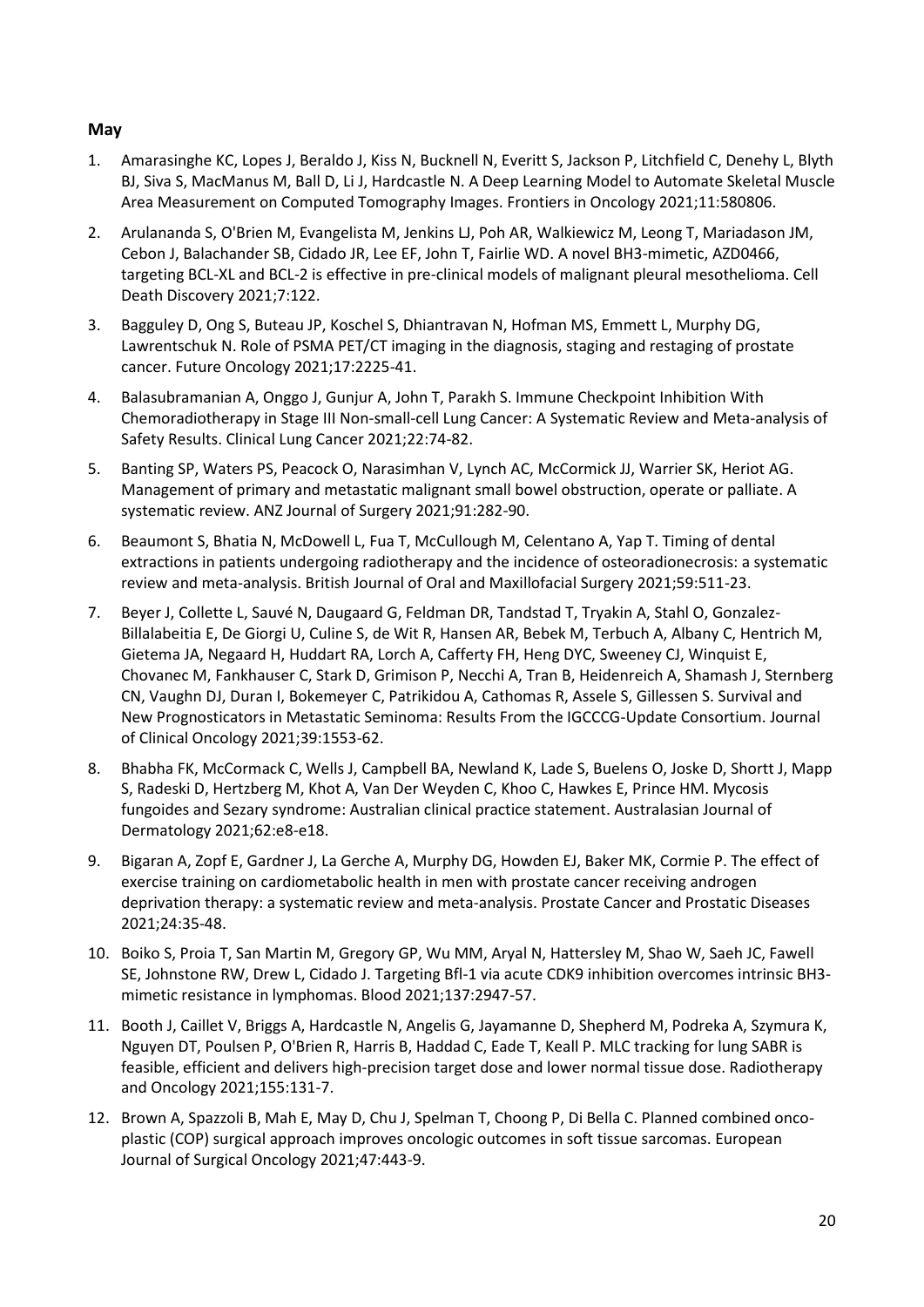**May**

1. Amarasinghe KC, Lopes J, Beraldo J, Kiss N, Bucknell N, Everitt S, Jackson P, Litchfield C, Denehy L, Blyth BJ, Siva S, MacManus M, Ball D, Li J, Hardcastle N. A Deep Learning Model to Automate Skeletal Muscle Area Measurement on Computed Tomography Images. Frontiers in Oncology 2021;11:580806.
2. Arulananda S, O'Brien M, Evangelista M, Jenkins LJ, Poh AR, Walkiewicz M, Leong T, Mariadason JM, Cebon J, Balachander SB, Cidado JR, Lee EF, John T, Fairlie WD. A novel BH3-mimetic, AZD0466, targeting BCL-XL and BCL-2 is effective in pre-clinical models of malignant pleural mesothelioma. Cell Death Discovery 2021;7:122.
3. Bagguley D, Ong S, Buteau JP, Koschel S, Dhiantravan N, Hofman MS, Emmett L, Murphy DG, Lawrentschuk N. Role of PSMA PET/CT imaging in the diagnosis, staging and restaging of prostate cancer. Future Oncology 2021;17:2225-41.
4. Balasubramanian A, Onggo J, Gunjur A, John T, Parakh S. Immune Checkpoint Inhibition With Chemoradiotherapy in Stage III Non-small-cell Lung Cancer: A Systematic Review and Meta-analysis of Safety Results. Clinical Lung Cancer 2021;22:74-82.
5. Banting SP, Waters PS, Peacock O, Narasimhan V, Lynch AC, McCormick JJ, Warrier SK, Heriot AG. Management of primary and metastatic malignant small bowel obstruction, operate or palliate. A systematic review. ANZ Journal of Surgery 2021;91:282-90.
6. Beaumont S, Bhatia N, McDowell L, Fua T, McCullough M, Celentano A, Yap T. Timing of dental extractions in patients undergoing radiotherapy and the incidence of osteoradionecrosis: a systematic review and meta-analysis. British Journal of Oral and Maxillofacial Surgery 2021;59:511-23.
7. Beyer J, Collette L, Sauvé N, Daugaard G, Feldman DR, Tandstad T, Tryakin A, Stahl O, Gonzalez-Billalabeitia E, De Giorgi U, Culine S, de Wit R, Hansen AR, Bebek M, Terbuch A, Albany C, Hentrich M, Gietema JA, Negaard H, Huddart RA, Lorch A, Cafferty FH, Heng DYC, Sweeney CJ, Winquist E, Chovanec M, Fankhauser C, Stark D, Grimison P, Necchi A, Tran B, Heidenreich A, Shamash J, Sternberg CN, Vaughn DJ, Duran I, Bokemeyer C, Patrikidou A, Cathomas R, Assele S, Gillessen S. Survival and New Prognosticators in Metastatic Seminoma: Results From the IGCCCG-Update Consortium. Journal of Clinical Oncology 2021;39:1553-62.
8. Bhabha FK, McCormack C, Wells J, Campbell BA, Newland K, Lade S, Buelens O, Joske D, Shortt J, Mapp S, Radeski D, Hertzberg M, Khot A, Van Der Weyden C, Khoo C, Hawkes E, Prince HM. Mycosis fungoides and Sezary syndrome: Australian clinical practice statement. Australasian Journal of Dermatology 2021;62:e8-e18.
9. Bigaran A, Zopf E, Gardner J, La Gerche A, Murphy DG, Howden EJ, Baker MK, Cormie P. The effect of exercise training on cardiometabolic health in men with prostate cancer receiving androgen deprivation therapy: a systematic review and meta-analysis. Prostate Cancer and Prostatic Diseases 2021;24:35-48.
10. Boiko S, Proia T, San Martin M, Gregory GP, Wu MM, Aryal N, Hattersley M, Shao W, Saeh JC, Fawell SE, Johnstone RW, Drew L, Cidado J. Targeting Bfl-1 via acute CDK9 inhibition overcomes intrinsic BH3-mimetic resistance in lymphomas. Blood 2021;137:2947-57.
11. Booth J, Caillet V, Briggs A, Hardcastle N, Angelis G, Jayamanne D, Shepherd M, Podreka A, Szymura K, Nguyen DT, Poulsen P, O'Brien R, Harris B, Haddad C, Eade T, Keall P. MLC tracking for lung SABR is feasible, efficient and delivers high-precision target dose and lower normal tissue dose. Radiotherapy and Oncology 2021;155:131-7.
12. Brown A, Spazzoli B, Mah E, May D, Chu J, Spelman T, Choong P, Di Bella C. Planned combined onco-plastic (COP) surgical approach improves oncologic outcomes in soft tissue sarcomas. European Journal of Surgical Oncology 2021;47:443-9.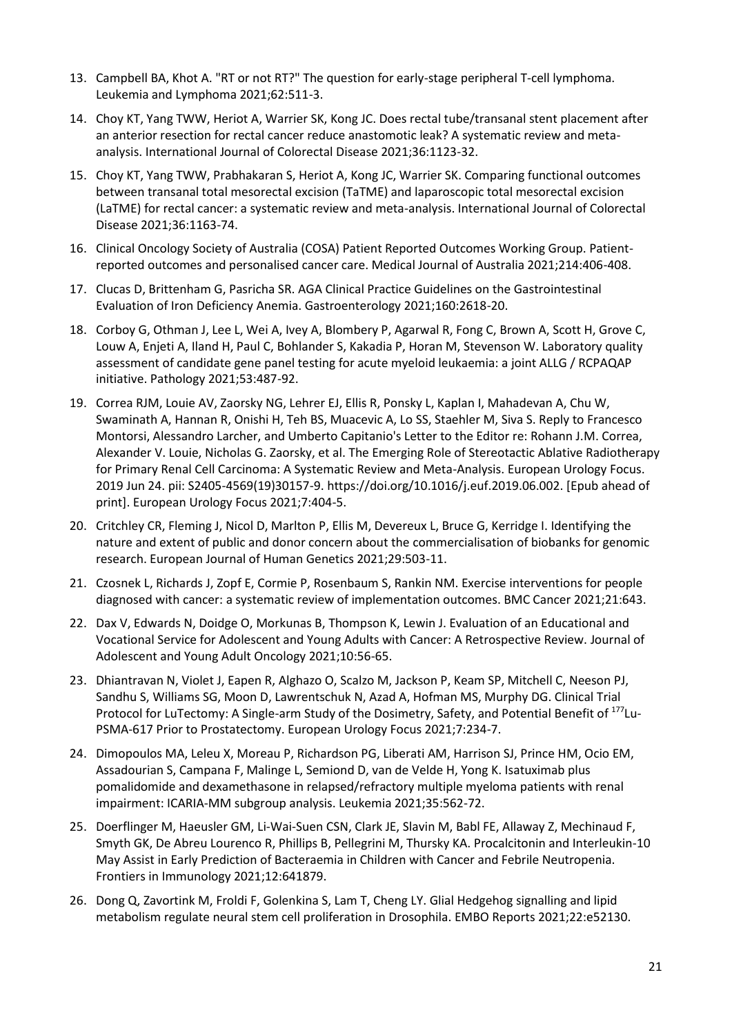13. Campbell BA, Khot A. "RT or not RT?" The question for early-stage peripheral T-cell lymphoma. Leukemia and Lymphoma 2021;62:511-3.
14. Choy KT, Yang TWW, Heriot A, Warrier SK, Kong JC. Does rectal tube/transanal stent placement after an anterior resection for rectal cancer reduce anastomotic leak? A systematic review and meta-analysis. International Journal of Colorectal Disease 2021;36:1123-32.
15. Choy KT, Yang TWW, Prabhakaran S, Heriot A, Kong JC, Warrier SK. Comparing functional outcomes between transanal total mesorectal excision (TaTME) and laparoscopic total mesorectal excision (LaTME) for rectal cancer: a systematic review and meta-analysis. International Journal of Colorectal Disease 2021;36:1163-74.
16. Clinical Oncology Society of Australia (COSA) Patient Reported Outcomes Working Group. Patient-reported outcomes and personalised cancer care. Medical Journal of Australia 2021;214:406-408.
17. Clucas D, Brittenham G, Pasricha SR. AGA Clinical Practice Guidelines on the Gastrointestinal Evaluation of Iron Deficiency Anemia. Gastroenterology 2021;160:2618-20.
18. Corboy G, Othman J, Lee L, Wei A, Ivey A, Blombery P, Agarwal R, Fong C, Brown A, Scott H, Grove C, Louw A, Enjeti A, Iland H, Paul C, Bohlander S, Kakadia P, Horan M, Stevenson W. Laboratory quality assessment of candidate gene panel testing for acute myeloid leukaemia: a joint ALLG / RCPAQAP initiative. Pathology 2021;53:487-92.
19. Correa RJM, Louie AV, Zaorsky NG, Lehrer EJ, Ellis R, Ponsky L, Kaplan I, Mahadevan A, Chu W, Swaminath A, Hannan R, Onishi H, Teh BS, Muacevic A, Lo SS, Staehler M, Siva S. Reply to Francesco Montorsi, Alessandro Larcher, and Umberto Capitanio's Letter to the Editor re: Rohann J.M. Correa, Alexander V. Louie, Nicholas G. Zaorsky, et al. The Emerging Role of Stereotactic Ablative Radiotherapy for Primary Renal Cell Carcinoma: A Systematic Review and Meta-Analysis. European Urology Focus. 2019 Jun 24. pii: S2405-4569(19)30157-9. https://doi.org/10.1016/j.euf.2019.06.002. [Epub ahead of print]. European Urology Focus 2021;7:404-5.
20. Critchley CR, Fleming J, Nicol D, Marlton P, Ellis M, Devereux L, Bruce G, Kerridge I. Identifying the nature and extent of public and donor concern about the commercialisation of biobanks for genomic research. European Journal of Human Genetics 2021;29:503-11.
21. Czosnek L, Richards J, Zopf E, Cormie P, Rosenbaum S, Rankin NM. Exercise interventions for people diagnosed with cancer: a systematic review of implementation outcomes. BMC Cancer 2021;21:643.
22. Dax V, Edwards N, Doidge O, Morkunas B, Thompson K, Lewin J. Evaluation of an Educational and Vocational Service for Adolescent and Young Adults with Cancer: A Retrospective Review. Journal of Adolescent and Young Adult Oncology 2021;10:56-65.
23. Dhiantravan N, Violet J, Eapen R, Alghazo O, Scalzo M, Jackson P, Keam SP, Mitchell C, Neeson PJ, Sandhu S, Williams SG, Moon D, Lawrentschuk N, Azad A, Hofman MS, Murphy DG. Clinical Trial Protocol for LuTectomy: A Single-arm Study of the Dosimetry, Safety, and Potential Benefit of $^{177}$Lu-PSMA-617 Prior to Prostatectomy. European Urology Focus 2021;7:234-7.
24. Dimopoulos MA, Leleu X, Moreau P, Richardson PG, Liberati AM, Harrison SJ, Prince HM, Ocio EM, Assadourian S, Campana F, Malinge L, Semiond D, van de Velde H, Yong K. Isatuximab plus pomalidomide and dexamethasone in relapsed/refractory multiple myeloma patients with renal impairment: ICARIA-MM subgroup analysis. Leukemia 2021;35:562-72.
25. Doerflinger M, Haeusler GM, Li-Wai-Suen CSN, Clark JE, Slavin M, Babl FE, Allaway Z, Mechinaud F, Smyth GK, De Abreu Lourenco R, Phillips B, Pellegrini M, Thursky KA. Procalcitonin and Interleukin-10 May Assist in Early Prediction of Bacteraemia in Children with Cancer and Febrile Neutropenia. Frontiers in Immunology 2021;12:641879.
26. Dong Q, Zavortink M, Froldi F, Golenkina S, Lam T, Cheng LY. Glial Hedgehog signalling and lipid metabolism regulate neural stem cell proliferation in Drosophila. EMBO Reports 2021;22:e52130.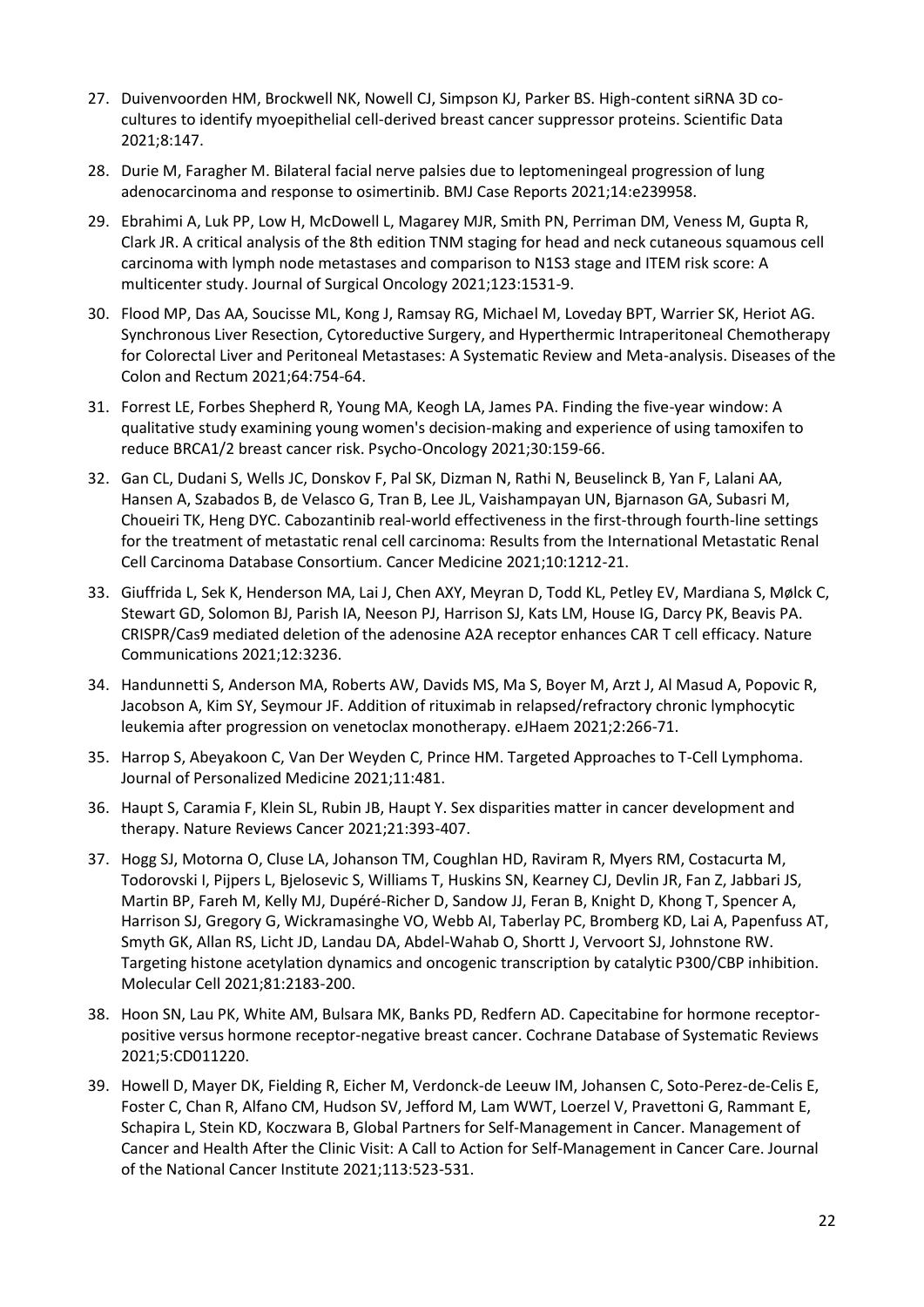27. Duivenvoorden HM, Brockwell NK, Nowell CJ, Simpson KJ, Parker BS. High-content siRNA 3D co-cultures to identify myoepithelial cell-derived breast cancer suppressor proteins. Scientific Data 2021;8:147.

28. Durie M, Faragher M. Bilateral facial nerve palsies due to leptomeningeal progression of lung adenocarcinoma and response to osimertinib. BMJ Case Reports 2021;14:e239958.

29. Ebrahimi A, Luk PP, Low H, McDowell L, Magarey MJR, Smith PN, Perriman DM, Veness M, Gupta R, Clark JR. A critical analysis of the 8th edition TNM staging for head and neck cutaneous squamous cell carcinoma with lymph node metastases and comparison to N1S3 stage and ITEM risk score: A multicenter study. Journal of Surgical Oncology 2021;123:1531-9.

30. Flood MP, Das AA, Soucisse ML, Kong J, Ramsay RG, Michael M, Loveday BPT, Warrier SK, Heriot AG. Synchronous Liver Resection, Cytoreductive Surgery, and Hyperthermic Intraperitoneal Chemotherapy for Colorectal Liver and Peritoneal Metastases: A Systematic Review and Meta-analysis. Diseases of the Colon and Rectum 2021;64:754-64.

31. Forrest LE, Forbes Shepherd R, Young MA, Keogh LA, James PA. Finding the five-year window: A qualitative study examining young women's decision-making and experience of using tamoxifen to reduce BRCA1/2 breast cancer risk. Psycho-Oncology 2021;30:159-66.

32. Gan CL, Dudani S, Wells JC, Donskov F, Pal SK, Dizman N, Rathi N, Beuselinck B, Yan F, Lalani AA, Hansen A, Szabados B, de Velasco G, Tran B, Lee JL, Vaishampayan UN, Bjarnason GA, Subasri M, Choueiri TK, Heng DYC. Cabozantinib real-world effectiveness in the first-through fourth-line settings for the treatment of metastatic renal cell carcinoma: Results from the International Metastatic Renal Cell Carcinoma Database Consortium. Cancer Medicine 2021;10:1212-21.

33. Giuffrida L, Sek K, Henderson MA, Lai J, Chen AXY, Meyran D, Todd KL, Petley EV, Mardiana S, Mølck C, Stewart GD, Solomon BJ, Parish IA, Neeson PJ, Harrison SJ, Kats LM, House IG, Darcy PK, Beavis PA. CRISPR/Cas9 mediated deletion of the adenosine A2A receptor enhances CAR T cell efficacy. Nature Communications 2021;12:3236.

34. Handunnetti S, Anderson MA, Roberts AW, Davids MS, Ma S, Boyer M, Arzt J, Al Masud A, Popovic R, Jacobson A, Kim SY, Seymour JF. Addition of rituximab in relapsed/refractory chronic lymphocytic leukemia after progression on venetoclax monotherapy. eJHaem 2021;2:266-71.

35. Harrop S, Abeyakoon C, Van Der Weyden C, Prince HM. Targeted Approaches to T-Cell Lymphoma. Journal of Personalized Medicine 2021;11:481.

36. Haupt S, Caramia F, Klein SL, Rubin JB, Haupt Y. Sex disparities matter in cancer development and therapy. Nature Reviews Cancer 2021;21:393-407.

37. Hogg SJ, Motorna O, Cluse LA, Johanson TM, Coughlan HD, Raviram R, Myers RM, Costacurta M, Todorovski I, Pijpers L, Bjelosevic S, Williams T, Huskins SN, Kearney CJ, Devlin JR, Fan Z, Jabbari JS, Martin BP, Fareh M, Kelly MJ, Dupéré-Richer D, Sandow JJ, Feran B, Knight D, Khong T, Spencer A, Harrison SJ, Gregory G, Wickramasinghe VO, Webb AI, Taberlay PC, Bromberg KD, Lai A, Papenfuss AT, Smyth GK, Allan RS, Licht JD, Landau DA, Abdel-Wahab O, Shortt J, Vervoort SJ, Johnstone RW. Targeting histone acetylation dynamics and oncogenic transcription by catalytic P300/CBP inhibition. Molecular Cell 2021;81:2183-200.

38. Hoon SN, Lau PK, White AM, Bulsara MK, Banks PD, Redfern AD. Capecitabine for hormone receptor-positive versus hormone receptor-negative breast cancer. Cochrane Database of Systematic Reviews 2021;5:CD011220.

39. Howell D, Mayer DK, Fielding R, Eicher M, Verdonck-de Leeuw IM, Johansen C, Soto-Perez-de-Celis E, Foster C, Chan R, Alfano CM, Hudson SV, Jefford M, Lam WWT, Loerzel V, Pravettoni G, Rammant E, Schapira L, Stein KD, Koczwara B, Global Partners for Self-Management in Cancer. Management of Cancer and Health After the Clinic Visit: A Call to Action for Self-Management in Cancer Care. Journal of the National Cancer Institute 2021;113:523-531.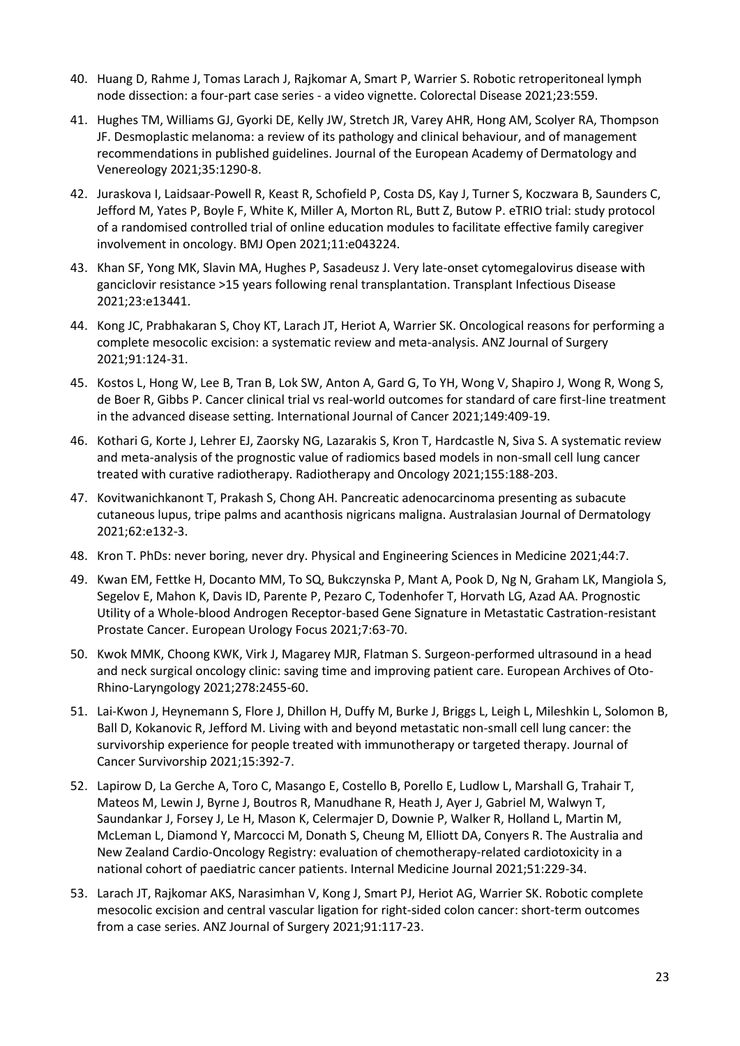40. Huang D, Rahme J, Tomas Larach J, Rajkomar A, Smart P, Warrier S. Robotic retroperitoneal lymph node dissection: a four-part case series - a video vignette. Colorectal Disease 2021;23:559.

41. Hughes TM, Williams GJ, Gyorki DE, Kelly JW, Stretch JR, Varey AHR, Hong AM, Scolyer RA, Thompson JF. Desmoplastic melanoma: a review of its pathology and clinical behaviour, and of management recommendations in published guidelines. Journal of the European Academy of Dermatology and Venereology 2021;35:1290-8.

42. Juraskova I, Laidsaar-Powell R, Keast R, Schofield P, Costa DS, Kay J, Turner S, Koczwara B, Saunders C, Jefford M, Yates P, Boyle F, White K, Miller A, Morton RL, Butt Z, Butow P. eTRIO trial: study protocol of a randomised controlled trial of online education modules to facilitate effective family caregiver involvement in oncology. BMJ Open 2021;11:e043224.

43. Khan SF, Yong MK, Slavin MA, Hughes P, Sasadeusz J. Very late-onset cytomegalovirus disease with ganciclovir resistance >15 years following renal transplantation. Transplant Infectious Disease 2021;23:e13441.

44. Kong JC, Prabhakaran S, Choy KT, Larach JT, Heriot A, Warrier SK. Oncological reasons for performing a complete mesocolic excision: a systematic review and meta-analysis. ANZ Journal of Surgery 2021;91:124-31.

45. Kostos L, Hong W, Lee B, Tran B, Lok SW, Anton A, Gard G, To YH, Wong V, Shapiro J, Wong R, Wong S, de Boer R, Gibbs P. Cancer clinical trial vs real-world outcomes for standard of care first-line treatment in the advanced disease setting. International Journal of Cancer 2021;149:409-19.

46. Kothari G, Korte J, Lehrer EJ, Zaorsky NG, Lazarakis S, Kron T, Hardcastle N, Siva S. A systematic review and meta-analysis of the prognostic value of radiomics based models in non-small cell lung cancer treated with curative radiotherapy. Radiotherapy and Oncology 2021;155:188-203.

47. Kovitwanichkanont T, Prakash S, Chong AH. Pancreatic adenocarcinoma presenting as subacute cutaneous lupus, tripe palms and acanthosis nigricans maligna. Australasian Journal of Dermatology 2021;62:e132-3.

48. Kron T. PhDs: never boring, never dry. Physical and Engineering Sciences in Medicine 2021;44:7.

49. Kwan EM, Fettke H, Docanto MM, To SQ, Bukczynska P, Mant A, Pook D, Ng N, Graham LK, Mangiola S, Segelov E, Mahon K, Davis ID, Parente P, Pezaro C, Todenhofer T, Horvath LG, Azad AA. Prognostic Utility of a Whole-blood Androgen Receptor-based Gene Signature in Metastatic Castration-resistant Prostate Cancer. European Urology Focus 2021;7:63-70.

50. Kwok MMK, Choong KWK, Virk J, Magarey MJR, Flatman S. Surgeon-performed ultrasound in a head and neck surgical oncology clinic: saving time and improving patient care. European Archives of Oto-Rhino-Laryngology 2021;278:2455-60.

51. Lai-Kwon J, Heynemann S, Flore J, Dhillon H, Duffy M, Burke J, Briggs L, Leigh L, Mileshkin L, Solomon B, Ball D, Kokanovic R, Jefford M. Living with and beyond metastatic non-small cell lung cancer: the survivorship experience for people treated with immunotherapy or targeted therapy. Journal of Cancer Survivorship 2021;15:392-7.

52. Lapirow D, La Gerche A, Toro C, Masango E, Costello B, Porello E, Ludlow L, Marshall G, Trahair T, Mateos M, Lewin J, Byrne J, Boutros R, Manudhane R, Heath J, Ayer J, Gabriel M, Walwyn T, Saundankar J, Forsey J, Le H, Mason K, Celermajer D, Downie P, Walker R, Holland L, Martin M, McLeman L, Diamond Y, Marcocci M, Donath S, Cheung M, Elliott DA, Conyers R. The Australia and New Zealand Cardio-Oncology Registry: evaluation of chemotherapy-related cardiotoxicity in a national cohort of paediatric cancer patients. Internal Medicine Journal 2021;51:229-34.

53. Larach JT, Rajkomar AKS, Narasimhan V, Kong J, Smart PJ, Heriot AG, Warrier SK. Robotic complete mesocolic excision and central vascular ligation for right-sided colon cancer: short-term outcomes from a case series. ANZ Journal of Surgery 2021;91:117-23.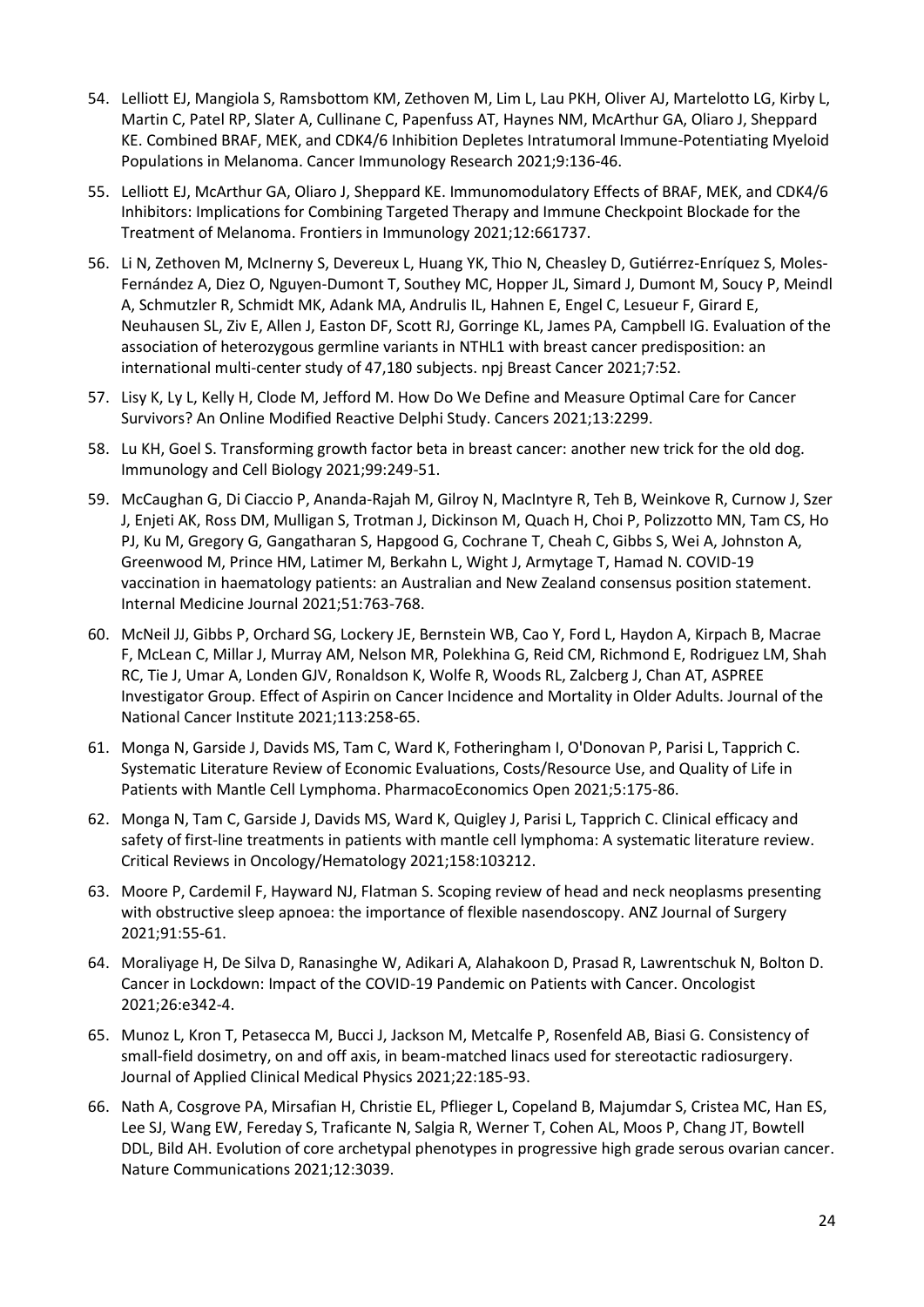54. Lelliott EJ, Mangiola S, Ramsbottom KM, Zethoven M, Lim L, Lau PKH, Oliver AJ, Martelotto LG, Kirby L, Martin C, Patel RP, Slater A, Cullinane C, Papenfuss AT, Haynes NM, McArthur GA, Oliaro J, Sheppard KE. Combined BRAF, MEK, and CDK4/6 Inhibition Depletes Intratumoral Immune-Potentiating Myeloid Populations in Melanoma. Cancer Immunology Research 2021;9:136-46.

55. Lelliott EJ, McArthur GA, Oliaro J, Sheppard KE. Immunomodulatory Effects of BRAF, MEK, and CDK4/6 Inhibitors: Implications for Combining Targeted Therapy and Immune Checkpoint Blockade for the Treatment of Melanoma. Frontiers in Immunology 2021;12:661737.

56. Li N, Zethoven M, McInerny S, Devereux L, Huang YK, Thio N, Cheasley D, Gutiérrez-Enríquez S, Moles-Fernández A, Diez O, Nguyen-Dumont T, Southey MC, Hopper JL, Simard J, Dumont M, Soucy P, Meindl A, Schmutzler R, Schmidt MK, Adank MA, Andrulis IL, Hahnen E, Engel C, Lesueur F, Girard E, Neuhausen SL, Ziv E, Allen J, Easton DF, Scott RJ, Gorringe KL, James PA, Campbell IG. Evaluation of the association of heterozygous germline variants in NTHL1 with breast cancer predisposition: an international multi-center study of 47,180 subjects. npj Breast Cancer 2021;7:52.

57. Lisy K, Ly L, Kelly H, Clode M, Jefford M. How Do We Define and Measure Optimal Care for Cancer Survivors? An Online Modified Reactive Delphi Study. Cancers 2021;13:2299.

58. Lu KH, Goel S. Transforming growth factor beta in breast cancer: another new trick for the old dog. Immunology and Cell Biology 2021;99:249-51.

59. McCaughan G, Di Ciaccio P, Ananda-Rajah M, Gilroy N, MacIntyre R, Teh B, Weinkove R, Curnow J, Szer J, Enjeti AK, Ross DM, Mulligan S, Trotman J, Dickinson M, Quach H, Choi P, Polizzotto MN, Tam CS, Ho PJ, Ku M, Gregory G, Gangatharan S, Hapgood G, Cochrane T, Cheah C, Gibbs S, Wei A, Johnston A, Greenwood M, Prince HM, Latimer M, Berkahn L, Wight J, Armytage T, Hamad N. COVID-19 vaccination in haematology patients: an Australian and New Zealand consensus position statement. Internal Medicine Journal 2021;51:763-768.

60. McNeil JJ, Gibbs P, Orchard SG, Lockery JE, Bernstein WB, Cao Y, Ford L, Haydon A, Kirpach B, Macrae F, McLean C, Millar J, Murray AM, Nelson MR, Polekhina G, Reid CM, Richmond E, Rodriguez LM, Shah RC, Tie J, Umar A, Londen GJV, Ronaldson K, Wolfe R, Woods RL, Zalcberg J, Chan AT, ASPREE Investigator Group. Effect of Aspirin on Cancer Incidence and Mortality in Older Adults. Journal of the National Cancer Institute 2021;113:258-65.

61. Monga N, Garside J, Davids MS, Tam C, Ward K, Fotheringham I, O'Donovan P, Parisi L, Tapprich C. Systematic Literature Review of Economic Evaluations, Costs/Resource Use, and Quality of Life in Patients with Mantle Cell Lymphoma. PharmacoEconomics Open 2021;5:175-86.

62. Monga N, Tam C, Garside J, Davids MS, Ward K, Quigley J, Parisi L, Tapprich C. Clinical efficacy and safety of first-line treatments in patients with mantle cell lymphoma: A systematic literature review. Critical Reviews in Oncology/Hematology 2021;158:103212.

63. Moore P, Cardemil F, Hayward NJ, Flatman S. Scoping review of head and neck neoplasms presenting with obstructive sleep apnoea: the importance of flexible nasendoscopy. ANZ Journal of Surgery 2021;91:55-61.

64. Moraliyage H, De Silva D, Ranasinghe W, Adikari A, Alahakoon D, Prasad R, Lawrentschuk N, Bolton D. Cancer in Lockdown: Impact of the COVID-19 Pandemic on Patients with Cancer. Oncologist 2021;26:e342-4.

65. Munoz L, Kron T, Petasecca M, Bucci J, Jackson M, Metcalfe P, Rosenfeld AB, Biasi G. Consistency of small-field dosimetry, on and off axis, in beam-matched linacs used for stereotactic radiosurgery. Journal of Applied Clinical Medical Physics 2021;22:185-93.

66. Nath A, Cosgrove PA, Mirsafian H, Christie EL, Pflieger L, Copeland B, Majumdar S, Cristea MC, Han ES, Lee SJ, Wang EW, Fereday S, Traficante N, Salgia R, Werner T, Cohen AL, Moos P, Chang JT, Bowtell DDL, Bild AH. Evolution of core archetypal phenotypes in progressive high grade serous ovarian cancer. Nature Communications 2021;12:3039.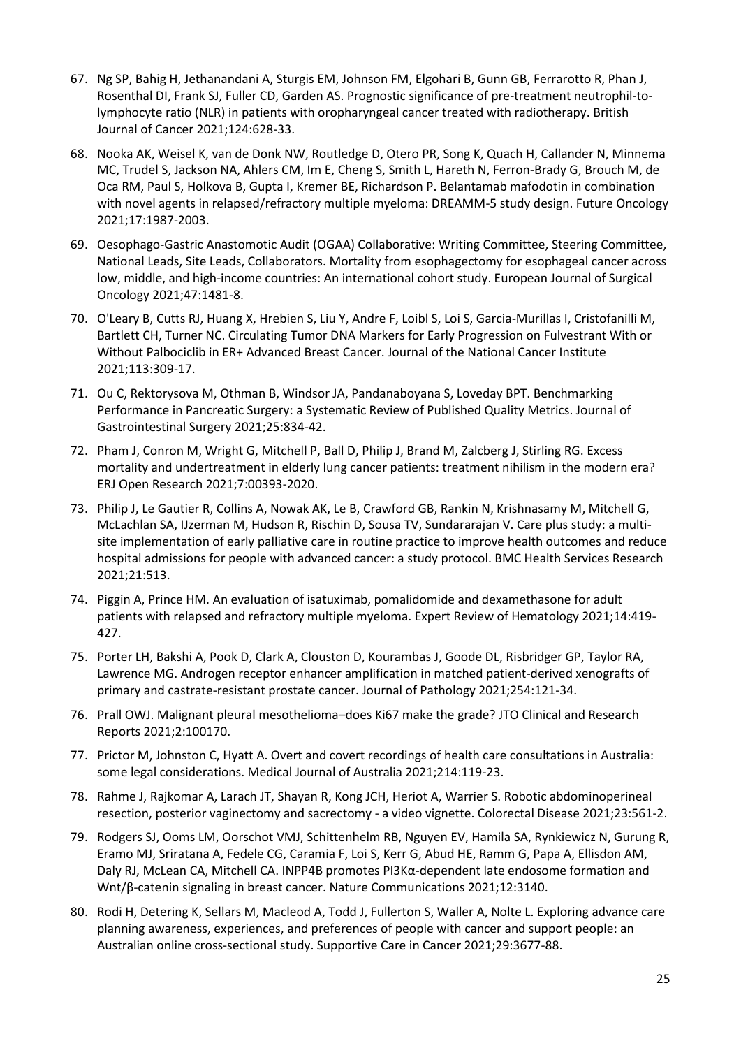67. Ng SP, Bahig H, Jethanandani A, Sturgis EM, Johnson FM, Elgohari B, Gunn GB, Ferrarotto R, Phan J, Rosenthal DI, Frank SJ, Fuller CD, Garden AS. Prognostic significance of pre-treatment neutrophil-to-lymphocyte ratio (NLR) in patients with oropharyngeal cancer treated with radiotherapy. British Journal of Cancer 2021;124:628-33.
68. Nooka AK, Weisel K, van de Donk NW, Routledge D, Otero PR, Song K, Quach H, Callander N, Minnema MC, Trudel S, Jackson NA, Ahlers CM, Im E, Cheng S, Smith L, Hareth N, Ferron-Brady G, Brouch M, de Oca RM, Paul S, Holkova B, Gupta I, Kremer BE, Richardson P. Belantamab mafodotin in combination with novel agents in relapsed/refractory multiple myeloma: DREAMM-5 study design. Future Oncology 2021;17:1987-2003.
69. Oesophago-Gastric Anastomotic Audit (OGAA) Collaborative: Writing Committee, Steering Committee, National Leads, Site Leads, Collaborators. Mortality from esophagectomy for esophageal cancer across low, middle, and high-income countries: An international cohort study. European Journal of Surgical Oncology 2021;47:1481-8.
70. O'Leary B, Cutts RJ, Huang X, Hrebien S, Liu Y, Andre F, Loibl S, Loi S, Garcia-Murillas I, Cristofanilli M, Bartlett CH, Turner NC. Circulating Tumor DNA Markers for Early Progression on Fulvestrant With or Without Palbociclib in ER+ Advanced Breast Cancer. Journal of the National Cancer Institute 2021;113:309-17.
71. Ou C, Rektorysova M, Othman B, Windsor JA, Pandanaboyana S, Loveday BPT. Benchmarking Performance in Pancreatic Surgery: a Systematic Review of Published Quality Metrics. Journal of Gastrointestinal Surgery 2021;25:834-42.
72. Pham J, Conron M, Wright G, Mitchell P, Ball D, Philip J, Brand M, Zalcberg J, Stirling RG. Excess mortality and undertreatment in elderly lung cancer patients: treatment nihilism in the modern era? ERJ Open Research 2021;7:00393-2020.
73. Philip J, Le Gautier R, Collins A, Nowak AK, Le B, Crawford GB, Rankin N, Krishnasamy M, Mitchell G, McLachlan SA, IJzerman M, Hudson R, Rischin D, Sousa TV, Sundararajan V. Care plus study: a multi-site implementation of early palliative care in routine practice to improve health outcomes and reduce hospital admissions for people with advanced cancer: a study protocol. BMC Health Services Research 2021;21:513.
74. Piggin A, Prince HM. An evaluation of isatuximab, pomalidomide and dexamethasone for adult patients with relapsed and refractory multiple myeloma. Expert Review of Hematology 2021;14:419-427.
75. Porter LH, Bakshi A, Pook D, Clark A, Clouston D, Kourambas J, Goode DL, Risbridger GP, Taylor RA, Lawrence MG. Androgen receptor enhancer amplification in matched patient-derived xenografts of primary and castrate-resistant prostate cancer. Journal of Pathology 2021;254:121-34.
76. Prall OWJ. Malignant pleural mesothelioma–does Ki67 make the grade? JTO Clinical and Research Reports 2021;2:100170.
77. Prictor M, Johnston C, Hyatt A. Overt and covert recordings of health care consultations in Australia: some legal considerations. Medical Journal of Australia 2021;214:119-23.
78. Rahme J, Rajkomar A, Larach JT, Shayan R, Kong JCH, Heriot A, Warrier S. Robotic abdominoperineal resection, posterior vaginectomy and sacrectomy - a video vignette. Colorectal Disease 2021;23:561-2.
79. Rodgers SJ, Ooms LM, Oorschot VMJ, Schittenhelm RB, Nguyen EV, Hamila SA, Rynkiewicz N, Gurung R, Eramo MJ, Sriratana A, Fedele CG, Caramia F, Loi S, Kerr G, Abud HE, Ramm G, Papa A, Ellisdon AM, Daly RJ, McLean CA, Mitchell CA. INPP4B promotes PI3Kα-dependent late endosome formation and Wnt/β-catenin signaling in breast cancer. Nature Communications 2021;12:3140.
80. Rodi H, Detering K, Sellars M, Macleod A, Todd J, Fullerton S, Waller A, Nolte L. Exploring advance care planning awareness, experiences, and preferences of people with cancer and support people: an Australian online cross-sectional study. Supportive Care in Cancer 2021;29:3677-88.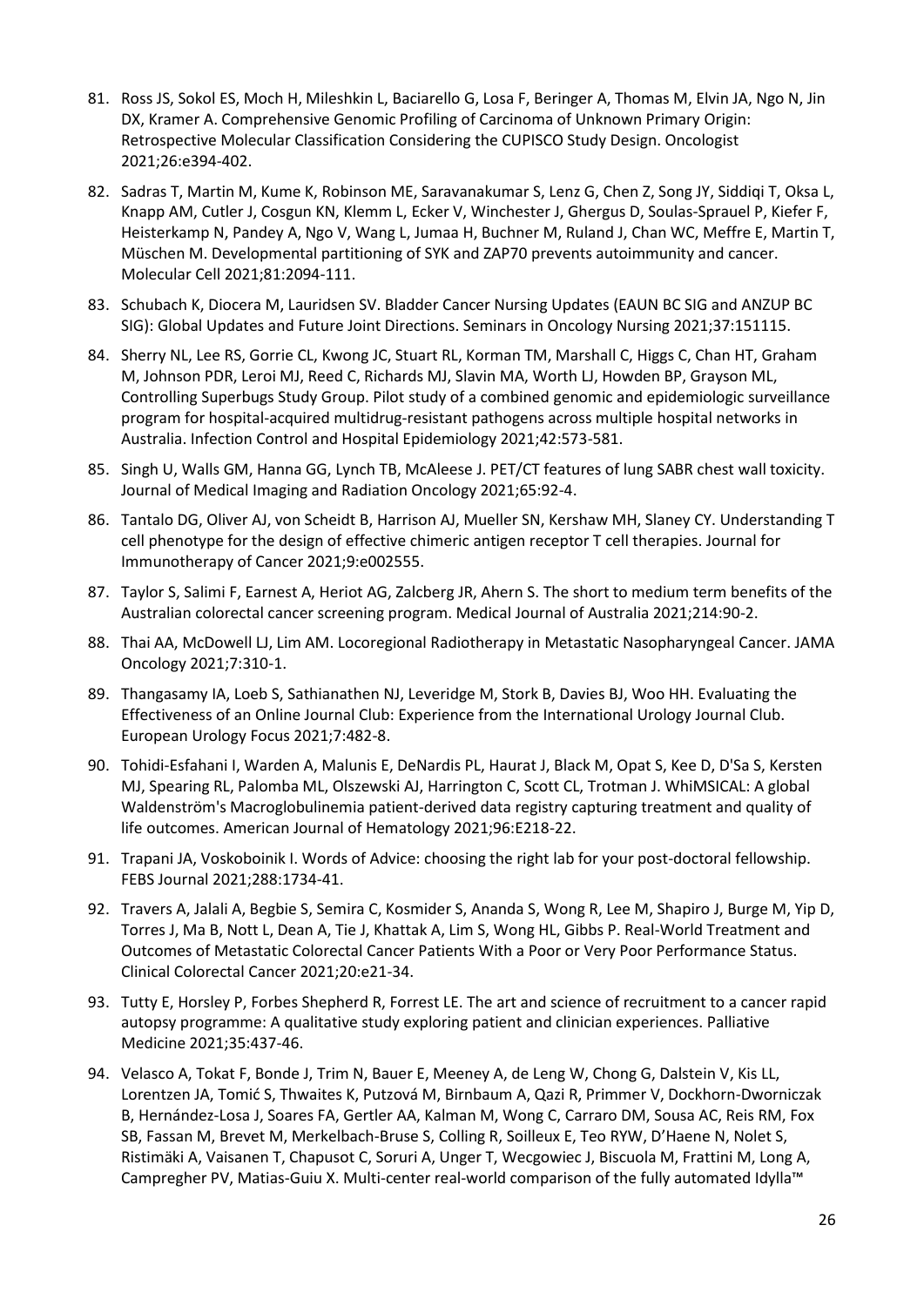81. Ross JS, Sokol ES, Moch H, Mileshkin L, Baciarello G, Losa F, Beringer A, Thomas M, Elvin JA, Ngo N, Jin DX, Kramer A. Comprehensive Genomic Profiling of Carcinoma of Unknown Primary Origin: Retrospective Molecular Classification Considering the CUPISCO Study Design. Oncologist 2021;26:e394-402.

82. Sadras T, Martin M, Kume K, Robinson ME, Saravanakumar S, Lenz G, Chen Z, Song JY, Siddiqi T, Oksa L, Knapp AM, Cutler J, Cosgun KN, Klemm L, Ecker V, Winchester J, Ghergus D, Soulas-Sprauel P, Kiefer F, Heisterkamp N, Pandey A, Ngo V, Wang L, Jumaa H, Buchner M, Ruland J, Chan WC, Meffre E, Martin T, Müschen M. Developmental partitioning of SYK and ZAP70 prevents autoimmunity and cancer. Molecular Cell 2021;81:2094-111.

83. Schubach K, Diocera M, Lauridsen SV. Bladder Cancer Nursing Updates (EAUN BC SIG and ANZUP BC SIG): Global Updates and Future Joint Directions. Seminars in Oncology Nursing 2021;37:151115.

84. Sherry NL, Lee RS, Gorrie CL, Kwong JC, Stuart RL, Korman TM, Marshall C, Higgs C, Chan HT, Graham M, Johnson PDR, Leroi MJ, Reed C, Richards MJ, Slavin MA, Worth LJ, Howden BP, Grayson ML, Controlling Superbugs Study Group. Pilot study of a combined genomic and epidemiologic surveillance program for hospital-acquired multidrug-resistant pathogens across multiple hospital networks in Australia. Infection Control and Hospital Epidemiology 2021;42:573-581.

85. Singh U, Walls GM, Hanna GG, Lynch TB, McAleese J. PET/CT features of lung SABR chest wall toxicity. Journal of Medical Imaging and Radiation Oncology 2021;65:92-4.

86. Tantalo DG, Oliver AJ, von Scheidt B, Harrison AJ, Mueller SN, Kershaw MH, Slaney CY. Understanding T cell phenotype for the design of effective chimeric antigen receptor T cell therapies. Journal for Immunotherapy of Cancer 2021;9:e002555.

87. Taylor S, Salimi F, Earnest A, Heriot AG, Zalcberg JR, Ahern S. The short to medium term benefits of the Australian colorectal cancer screening program. Medical Journal of Australia 2021;214:90-2.

88. Thai AA, McDowell LJ, Lim AM. Locoregional Radiotherapy in Metastatic Nasopharyngeal Cancer. JAMA Oncology 2021;7:310-1.

89. Thangasamy IA, Loeb S, Sathianathen NJ, Leveridge M, Stork B, Davies BJ, Woo HH. Evaluating the Effectiveness of an Online Journal Club: Experience from the International Urology Journal Club. European Urology Focus 2021;7:482-8.

90. Tohidi-Esfahani I, Warden A, Malunis E, DeNardis PL, Haurat J, Black M, Opat S, Kee D, D'Sa S, Kersten MJ, Spearing RL, Palomba ML, Olszewski AJ, Harrington C, Scott CL, Trotman J. WhiMSICAL: A global Waldenström's Macroglobulinemia patient-derived data registry capturing treatment and quality of life outcomes. American Journal of Hematology 2021;96:E218-22.

91. Trapani JA, Voskoboinik I. Words of Advice: choosing the right lab for your post-doctoral fellowship. FEBS Journal 2021;288:1734-41.

92. Travers A, Jalali A, Begbie S, Semira C, Kosmider S, Ananda S, Wong R, Lee M, Shapiro J, Burge M, Yip D, Torres J, Ma B, Nott L, Dean A, Tie J, Khattak A, Lim S, Wong HL, Gibbs P. Real-World Treatment and Outcomes of Metastatic Colorectal Cancer Patients With a Poor or Very Poor Performance Status. Clinical Colorectal Cancer 2021;20:e21-34.

93. Tutty E, Horsley P, Forbes Shepherd R, Forrest LE. The art and science of recruitment to a cancer rapid autopsy programme: A qualitative study exploring patient and clinician experiences. Palliative Medicine 2021;35:437-46.

94. Velasco A, Tokat F, Bonde J, Trim N, Bauer E, Meeney A, de Leng W, Chong G, Dalstein V, Kis LL, Lorentzen JA, Tomić S, Thwaites K, Putzová M, Birnbaum A, Qazi R, Primmer V, Dockhorn-Dworniczak B, Hernández-Losa J, Soares FA, Gertler AA, Kalman M, Wong C, Carraro DM, Sousa AC, Reis RM, Fox SB, Fassan M, Brevet M, Merkelbach-Bruse S, Colling R, Soilleux E, Teo RYW, D'Haene N, Nolet S, Ristimäki A, Vaisanen T, Chapusot C, Soruri A, Unger T, Wecgowiec J, Biscuola M, Frattini M, Long A, Campregher PV, Matias-Guiu X. Multi-center real-world comparison of the fully automated Idylla™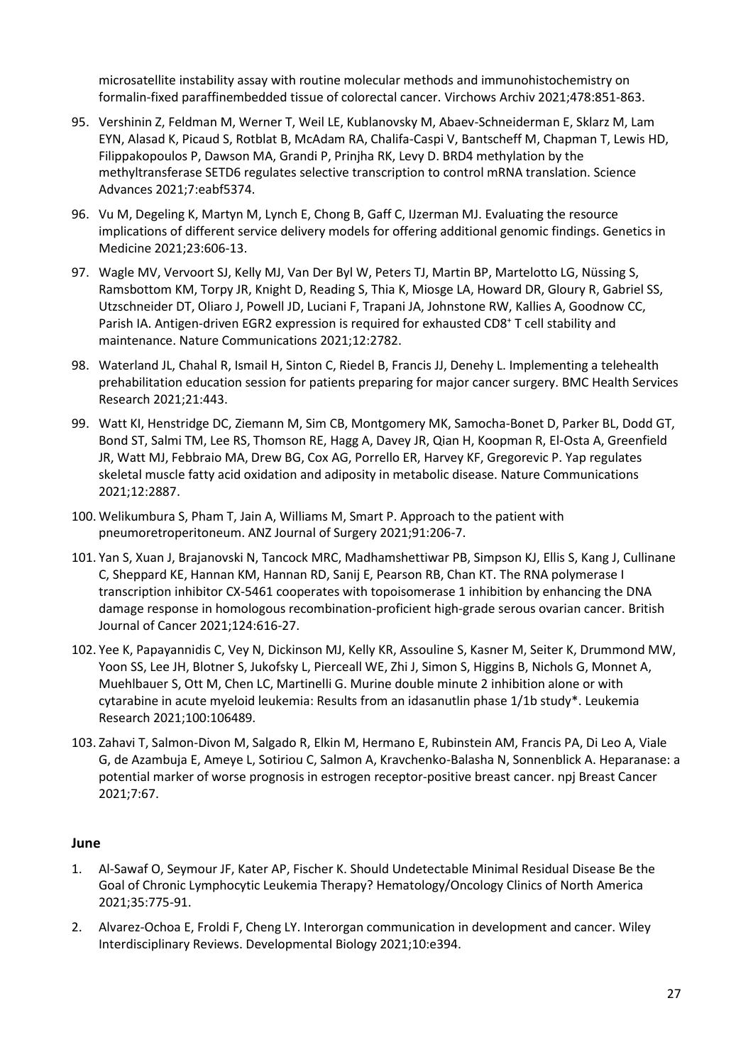microsatellite instability assay with routine molecular methods and immunohistochemistry on formalin-fixed paraffinembedded tissue of colorectal cancer. Virchows Archiv 2021;478:851-863.

95. Vershinin Z, Feldman M, Werner T, Weil LE, Kublanovsky M, Abaev-Schneiderman E, Sklarz M, Lam EYN, Alasad K, Picaud S, Rotblat B, McAdam RA, Chalifa-Caspi V, Bantscheff M, Chapman T, Lewis HD, Filippakopoulos P, Dawson MA, Grandi P, Prinjha RK, Levy D. BRD4 methylation by the methyltransferase SETD6 regulates selective transcription to control mRNA translation. Science Advances 2021;7:eabf5374.
96. Vu M, Degeling K, Martyn M, Lynch E, Chong B, Gaff C, IJzerman MJ. Evaluating the resource implications of different service delivery models for offering additional genomic findings. Genetics in Medicine 2021;23:606-13.
97. Wagle MV, Vervoort SJ, Kelly MJ, Van Der Byl W, Peters TJ, Martin BP, Martelotto LG, Nüssing S, Ramsbottom KM, Torpy JR, Knight D, Reading S, Thia K, Miosge LA, Howard DR, Gloury R, Gabriel SS, Utzschneider DT, Oliaro J, Powell JD, Luciani F, Trapani JA, Johnstone RW, Kallies A, Goodnow CC, Parish IA. Antigen-driven EGR2 expression is required for exhausted CD8⁺ T cell stability and maintenance. Nature Communications 2021;12:2782.
98. Waterland JL, Chahal R, Ismail H, Sinton C, Riedel B, Francis JJ, Denehy L. Implementing a telehealth prehabilitation education session for patients preparing for major cancer surgery. BMC Health Services Research 2021;21:443.
99. Watt KI, Henstridge DC, Ziemann M, Sim CB, Montgomery MK, Samocha-Bonet D, Parker BL, Dodd GT, Bond ST, Salmi TM, Lee RS, Thomson RE, Hagg A, Davey JR, Qian H, Koopman R, El-Osta A, Greenfield JR, Watt MJ, Febbraio MA, Drew BG, Cox AG, Porrello ER, Harvey KF, Gregorevic P. Yap regulates skeletal muscle fatty acid oxidation and adiposity in metabolic disease. Nature Communications 2021;12:2887.
100. Welikumbura S, Pham T, Jain A, Williams M, Smart P. Approach to the patient with pneumoretroperitoneum. ANZ Journal of Surgery 2021;91:206-7.
101. Yan S, Xuan J, Brajanovski N, Tancock MRC, Madhamshettiwar PB, Simpson KJ, Ellis S, Kang J, Cullinane C, Sheppard KE, Hannan KM, Hannan RD, Sanij E, Pearson RB, Chan KT. The RNA polymerase I transcription inhibitor CX-5461 cooperates with topoisomerase 1 inhibition by enhancing the DNA damage response in homologous recombination-proficient high-grade serous ovarian cancer. British Journal of Cancer 2021;124:616-27.
102. Yee K, Papayannidis C, Vey N, Dickinson MJ, Kelly KR, Assouline S, Kasner M, Seiter K, Drummond MW, Yoon SS, Lee JH, Blotner S, Jukofsky L, Pierceall WE, Zhi J, Simon S, Higgins B, Nichols G, Monnet A, Muehlbauer S, Ott M, Chen LC, Martinelli G. Murine double minute 2 inhibition alone or with cytarabine in acute myeloid leukemia: Results from an idasanutlin phase 1/1b study*. Leukemia Research 2021;100:106489.
103. Zahavi T, Salmon-Divon M, Salgado R, Elkin M, Hermano E, Rubinstein AM, Francis PA, Di Leo A, Viale G, de Azambuja E, Ameye L, Sotiriou C, Salmon A, Kravchenko-Balasha N, Sonnenblick A. Heparanase: a potential marker of worse prognosis in estrogen receptor-positive breast cancer. npj Breast Cancer 2021;7:67.

## June

1. Al-Sawaf O, Seymour JF, Kater AP, Fischer K. Should Undetectable Minimal Residual Disease Be the Goal of Chronic Lymphocytic Leukemia Therapy? Hematology/Oncology Clinics of North America 2021;35:775-91.
2. Alvarez-Ochoa E, Froldi F, Cheng LY. Interorgan communication in development and cancer. Wiley Interdisciplinary Reviews. Developmental Biology 2021;10:e394.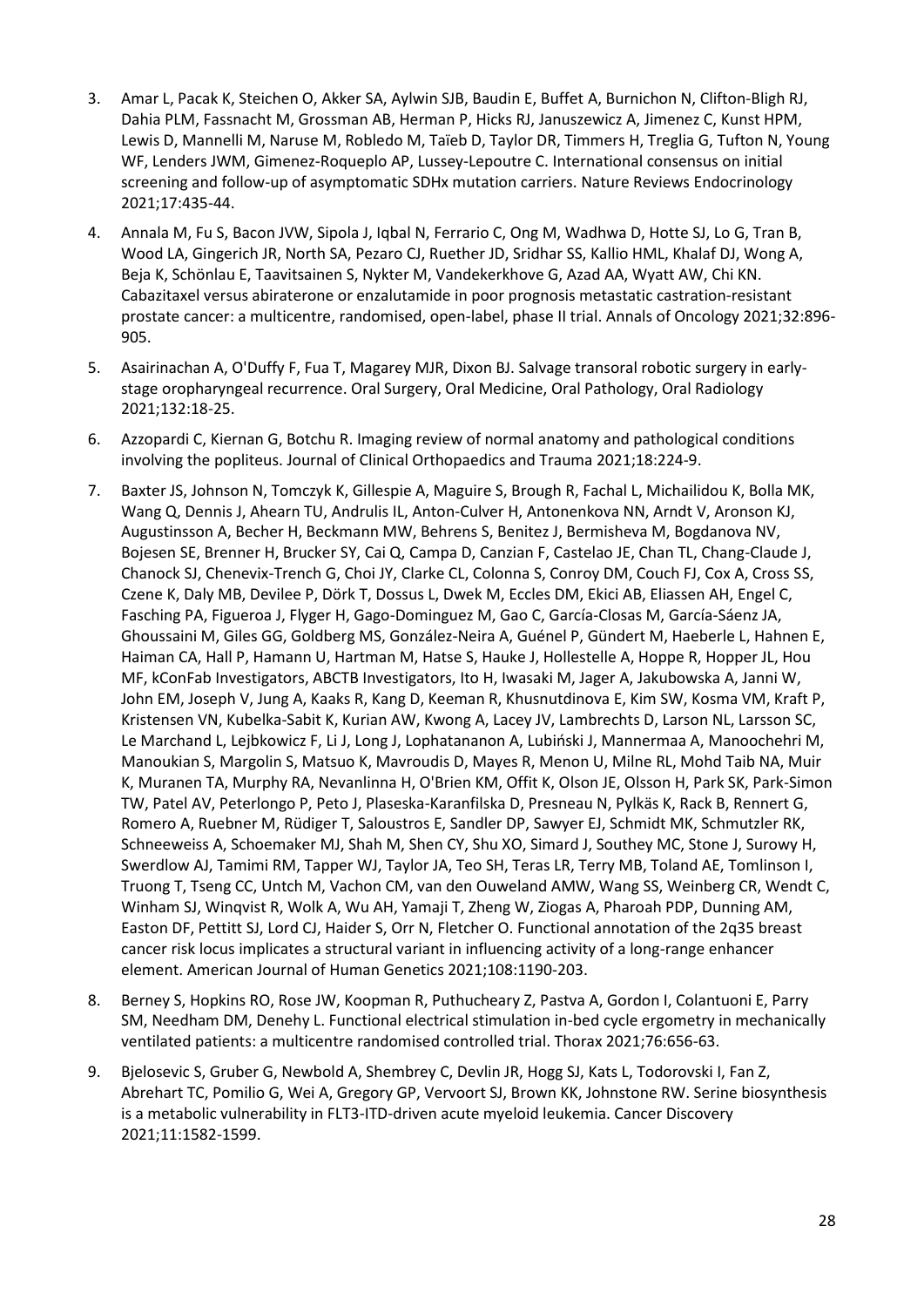3. Amar L, Pacak K, Steichen O, Akker SA, Aylwin SJB, Baudin E, Buffet A, Burnichon N, Clifton-Bligh RJ, Dahia PLM, Fassnacht M, Grossman AB, Herman P, Hicks RJ, Januszewicz A, Jimenez C, Kunst HPM, Lewis D, Mannelli M, Naruse M, Robledo M, Taïeb D, Taylor DR, Timmers H, Treglia G, Tufton N, Young WF, Lenders JWM, Gimenez-Roqueplo AP, Lussey-Lepoutre C. International consensus on initial screening and follow-up of asymptomatic SDHx mutation carriers. Nature Reviews Endocrinology 2021;17:435-44.

4. Annala M, Fu S, Bacon JVW, Sipola J, Iqbal N, Ferrario C, Ong M, Wadhwa D, Hotte SJ, Lo G, Tran B, Wood LA, Gingerich JR, North SA, Pezaro CJ, Ruether JD, Sridhar SS, Kallio HML, Khalaf DJ, Wong A, Beja K, Schönlau E, Taavitsainen S, Nykter M, Vandekerkhove G, Azad AA, Wyatt AW, Chi KN. Cabazitaxel versus abiraterone or enzalutamide in poor prognosis metastatic castration-resistant prostate cancer: a multicentre, randomised, open-label, phase II trial. Annals of Oncology 2021;32:896-905.

5. Asairinachan A, O'Duffy F, Fua T, Magarey MJR, Dixon BJ. Salvage transoral robotic surgery in early-stage oropharyngeal recurrence. Oral Surgery, Oral Medicine, Oral Pathology, Oral Radiology 2021;132:18-25.

6. Azzopardi C, Kiernan G, Botchu R. Imaging review of normal anatomy and pathological conditions involving the popliteus. Journal of Clinical Orthopaedics and Trauma 2021;18:224-9.

7. Baxter JS, Johnson N, Tomczyk K, Gillespie A, Maguire S, Brough R, Fachal L, Michailidou K, Bolla MK, Wang Q, Dennis J, Ahearn TU, Andrulis IL, Anton-Culver H, Antonenkova NN, Arndt V, Aronson KJ, Augustinsson A, Becher H, Beckmann MW, Behrens S, Benitez J, Bermisheva M, Bogdanova NV, Bojesen SE, Brenner H, Brucker SY, Cai Q, Campa D, Canzian F, Castelao JE, Chan TL, Chang-Claude J, Chanock SJ, Chenevix-Trench G, Choi JY, Clarke CL, Colonna S, Conroy DM, Couch FJ, Cox A, Cross SS, Czene K, Daly MB, Devilee P, Dörk T, Dossus L, Dwek M, Eccles DM, Ekici AB, Eliassen AH, Engel C, Fasching PA, Figueroa J, Flyger H, Gago-Dominguez M, Gao C, García-Closas M, García-Sáenz JA, Ghoussaini M, Giles GG, Goldberg MS, González-Neira A, Guénel P, Gündert M, Haeberle L, Hahnen E, Haiman CA, Hall P, Hamann U, Hartman M, Hatse S, Hauke J, Hollestelle A, Hoppe R, Hopper JL, Hou MF, kConFab Investigators, ABCTB Investigators, Ito H, Iwasaki M, Jager A, Jakubowska A, Janni W, John EM, Joseph V, Jung A, Kaaks R, Kang D, Keeman R, Khusnutdinova E, Kim SW, Kosma VM, Kraft P, Kristensen VN, Kubelka-Sabit K, Kurian AW, Kwong A, Lacey JV, Lambrechts D, Larson NL, Larsson SC, Le Marchand L, Lejbkowicz F, Li J, Long J, Lophatananon A, Lubiński J, Mannermaa A, Manoochehri M, Manoukian S, Margolin S, Matsuo K, Mavroudis D, Mayes R, Menon U, Milne RL, Mohd Taib NA, Muir K, Muranen TA, Murphy RA, Nevanlinna H, O'Brien KM, Offit K, Olson JE, Olsson H, Park SK, Park-Simon TW, Patel AV, Peterlongo P, Peto J, Plaseska-Karanfilska D, Presneau N, Pylkäs K, Rack B, Rennert G, Romero A, Ruebner M, Rüdiger T, Saloustros E, Sandler DP, Sawyer EJ, Schmidt MK, Schmutzler RK, Schneeweiss A, Schoemaker MJ, Shah M, Shen CY, Shu XO, Simard J, Southey MC, Stone J, Surowy H, Swerdlow AJ, Tamimi RM, Tapper WJ, Taylor JA, Teo SH, Teras LR, Terry MB, Toland AE, Tomlinson I, Truong T, Tseng CC, Untch M, Vachon CM, van den Ouweland AMW, Wang SS, Weinberg CR, Wendt C, Winham SJ, Winqvist R, Wolk A, Wu AH, Yamaji T, Zheng W, Ziogas A, Pharoah PDP, Dunning AM, Easton DF, Pettitt SJ, Lord CJ, Haider S, Orr N, Fletcher O. Functional annotation of the 2q35 breast cancer risk locus implicates a structural variant in influencing activity of a long-range enhancer element. American Journal of Human Genetics 2021;108:1190-203.

8. Berney S, Hopkins RO, Rose JW, Koopman R, Puthucheary Z, Pastva A, Gordon I, Colantuoni E, Parry SM, Needham DM, Denehy L. Functional electrical stimulation in-bed cycle ergometry in mechanically ventilated patients: a multicentre randomised controlled trial. Thorax 2021;76:656-63.

9. Bjelosevic S, Gruber G, Newbold A, Shembrey C, Devlin JR, Hogg SJ, Kats L, Todorovski I, Fan Z, Abrehart TC, Pomilio G, Wei A, Gregory GP, Vervoort SJ, Brown KK, Johnstone RW. Serine biosynthesis is a metabolic vulnerability in FLT3-ITD-driven acute myeloid leukemia. Cancer Discovery 2021;11:1582-1599.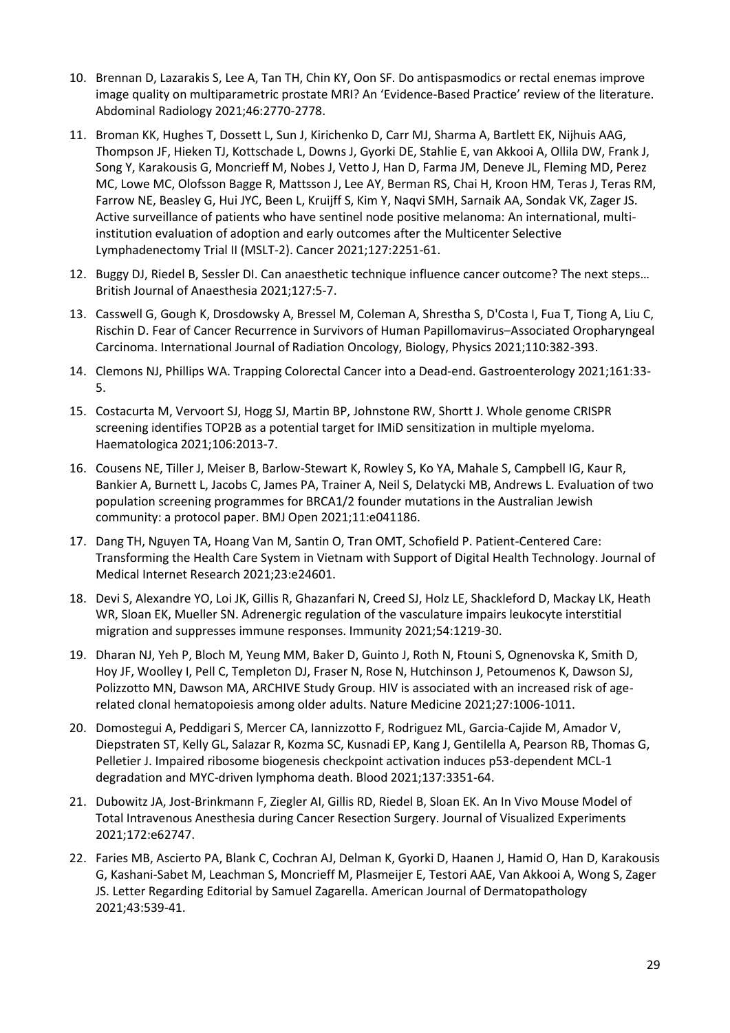10. Brennan D, Lazarakis S, Lee A, Tan TH, Chin KY, Oon SF. Do antispasmodics or rectal enemas improve image quality on multiparametric prostate MRI? An 'Evidence-Based Practice' review of the literature. Abdominal Radiology 2021;46:2770-2778.

11. Broman KK, Hughes T, Dossett L, Sun J, Kirichenko D, Carr MJ, Sharma A, Bartlett EK, Nijhuis AAG, Thompson JF, Hieken TJ, Kottschade L, Downs J, Gyorki DE, Stahlie E, van Akkooi A, Ollila DW, Frank J, Song Y, Karakousis G, Moncrieff M, Nobes J, Vetto J, Han D, Farma JM, Deneve JL, Fleming MD, Perez MC, Lowe MC, Olofsson Bagge R, Mattsson J, Lee AY, Berman RS, Chai H, Kroon HM, Teras J, Teras RM, Farrow NE, Beasley G, Hui JYC, Been L, Kruijff S, Kim Y, Naqvi SMH, Sarnaik AA, Sondak VK, Zager JS. Active surveillance of patients who have sentinel node positive melanoma: An international, multi-institution evaluation of adoption and early outcomes after the Multicenter Selective Lymphadenectomy Trial II (MSLT-2). Cancer 2021;127:2251-61.

12. Buggy DJ, Riedel B, Sessler DI. Can anaesthetic technique influence cancer outcome? The next steps… British Journal of Anaesthesia 2021;127:5-7.

13. Casswell G, Gough K, Drosdowsky A, Bressel M, Coleman A, Shrestha S, D'Costa I, Fua T, Tiong A, Liu C, Rischin D. Fear of Cancer Recurrence in Survivors of Human Papillomavirus–Associated Oropharyngeal Carcinoma. International Journal of Radiation Oncology, Biology, Physics 2021;110:382-393.

14. Clemons NJ, Phillips WA. Trapping Colorectal Cancer into a Dead-end. Gastroenterology 2021;161:33-5.

15. Costacurta M, Vervoort SJ, Hogg SJ, Martin BP, Johnstone RW, Shortt J. Whole genome CRISPR screening identifies TOP2B as a potential target for IMiD sensitization in multiple myeloma. Haematologica 2021;106:2013-7.

16. Cousens NE, Tiller J, Meiser B, Barlow-Stewart K, Rowley S, Ko YA, Mahale S, Campbell IG, Kaur R, Bankier A, Burnett L, Jacobs C, James PA, Trainer A, Neil S, Delatycki MB, Andrews L. Evaluation of two population screening programmes for BRCA1/2 founder mutations in the Australian Jewish community: a protocol paper. BMJ Open 2021;11:e041186.

17. Dang TH, Nguyen TA, Hoang Van M, Santin O, Tran OMT, Schofield P. Patient-Centered Care: Transforming the Health Care System in Vietnam with Support of Digital Health Technology. Journal of Medical Internet Research 2021;23:e24601.

18. Devi S, Alexandre YO, Loi JK, Gillis R, Ghazanfari N, Creed SJ, Holz LE, Shackleford D, Mackay LK, Heath WR, Sloan EK, Mueller SN. Adrenergic regulation of the vasculature impairs leukocyte interstitial migration and suppresses immune responses. Immunity 2021;54:1219-30.

19. Dharan NJ, Yeh P, Bloch M, Yeung MM, Baker D, Guinto J, Roth N, Ftouni S, Ognenovska K, Smith D, Hoy JF, Woolley I, Pell C, Templeton DJ, Fraser N, Rose N, Hutchinson J, Petoumenos K, Dawson SJ, Polizzotto MN, Dawson MA, ARCHIVE Study Group. HIV is associated with an increased risk of age-related clonal hematopoiesis among older adults. Nature Medicine 2021;27:1006-1011.

20. Domostegui A, Peddigari S, Mercer CA, Iannizzotto F, Rodriguez ML, Garcia-Cajide M, Amador V, Diepstraten ST, Kelly GL, Salazar R, Kozma SC, Kusnadi EP, Kang J, Gentilella A, Pearson RB, Thomas G, Pelletier J. Impaired ribosome biogenesis checkpoint activation induces p53-dependent MCL-1 degradation and MYC-driven lymphoma death. Blood 2021;137:3351-64.

21. Dubowitz JA, Jost-Brinkmann F, Ziegler AI, Gillis RD, Riedel B, Sloan EK. An In Vivo Mouse Model of Total Intravenous Anesthesia during Cancer Resection Surgery. Journal of Visualized Experiments 2021;172:e62747.

22. Faries MB, Ascierto PA, Blank C, Cochran AJ, Delman K, Gyorki D, Haanen J, Hamid O, Han D, Karakousis G, Kashani-Sabet M, Leachman S, Moncrieff M, Plasmeijer E, Testori AAE, Van Akkooi A, Wong S, Zager JS. Letter Regarding Editorial by Samuel Zagarella. American Journal of Dermatopathology 2021;43:539-41.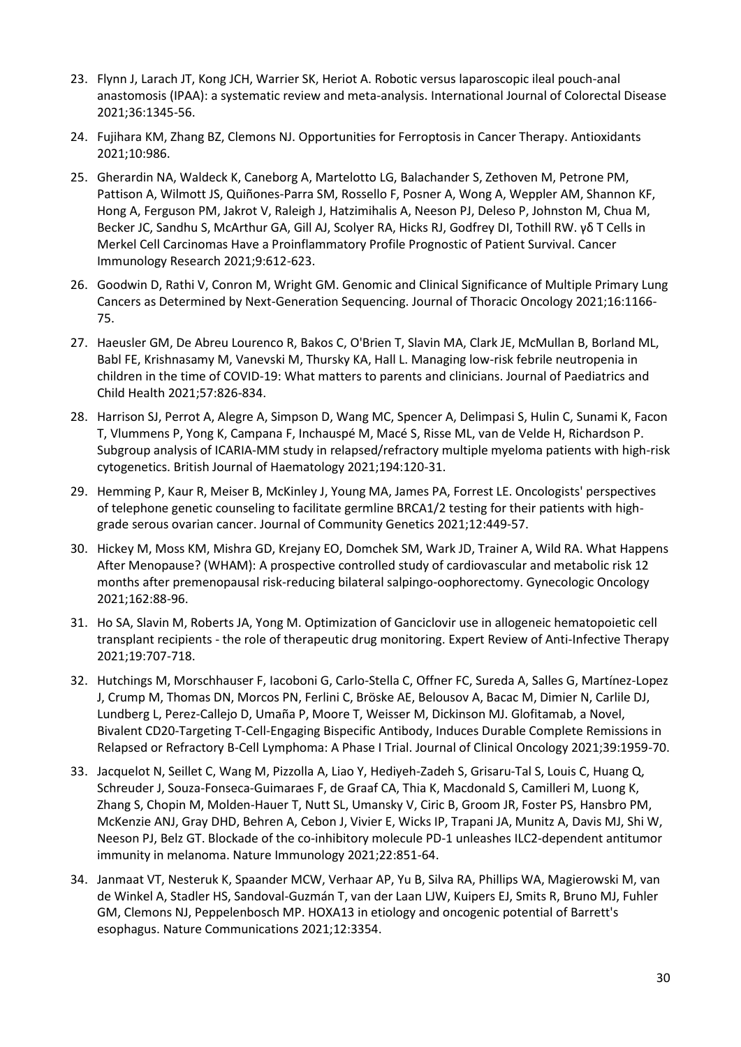23. Flynn J, Larach JT, Kong JCH, Warrier SK, Heriot A. Robotic versus laparoscopic ileal pouch-anal anastomosis (IPAA): a systematic review and meta-analysis. International Journal of Colorectal Disease 2021;36:1345-56.
24. Fujihara KM, Zhang BZ, Clemons NJ. Opportunities for Ferroptosis in Cancer Therapy. Antioxidants 2021;10:986.
25. Gherardin NA, Waldeck K, Caneborg A, Martelotto LG, Balachander S, Zethoven M, Petrone PM, Pattison A, Wilmott JS, Quiñones-Parra SM, Rossello F, Posner A, Wong A, Weppler AM, Shannon KF, Hong A, Ferguson PM, Jakrot V, Raleigh J, Hatzimihalis A, Neeson PJ, Deleso P, Johnston M, Chua M, Becker JC, Sandhu S, McArthur GA, Gill AJ, Scolyer RA, Hicks RJ, Godfrey DI, Tothill RW. γδ T Cells in Merkel Cell Carcinomas Have a Proinflammatory Profile Prognostic of Patient Survival. Cancer Immunology Research 2021;9:612-623.
26. Goodwin D, Rathi V, Conron M, Wright GM. Genomic and Clinical Significance of Multiple Primary Lung Cancers as Determined by Next-Generation Sequencing. Journal of Thoracic Oncology 2021;16:1166-75.
27. Haeusler GM, De Abreu Lourenco R, Bakos C, O'Brien T, Slavin MA, Clark JE, McMullan B, Borland ML, Babl FE, Krishnasamy M, Vanevski M, Thursky KA, Hall L. Managing low-risk febrile neutropenia in children in the time of COVID-19: What matters to parents and clinicians. Journal of Paediatrics and Child Health 2021;57:826-834.
28. Harrison SJ, Perrot A, Alegre A, Simpson D, Wang MC, Spencer A, Delimpasi S, Hulin C, Sunami K, Facon T, Vlummens P, Yong K, Campana F, Inchauspé M, Macé S, Risse ML, van de Velde H, Richardson P. Subgroup analysis of ICARIA-MM study in relapsed/refractory multiple myeloma patients with high-risk cytogenetics. British Journal of Haematology 2021;194:120-31.
29. Hemming P, Kaur R, Meiser B, McKinley J, Young MA, James PA, Forrest LE. Oncologists' perspectives of telephone genetic counseling to facilitate germline BRCA1/2 testing for their patients with high-grade serous ovarian cancer. Journal of Community Genetics 2021;12:449-57.
30. Hickey M, Moss KM, Mishra GD, Krejany EO, Domchek SM, Wark JD, Trainer A, Wild RA. What Happens After Menopause? (WHAM): A prospective controlled study of cardiovascular and metabolic risk 12 months after premenopausal risk-reducing bilateral salpingo-oophorectomy. Gynecologic Oncology 2021;162:88-96.
31. Ho SA, Slavin M, Roberts JA, Yong M. Optimization of Ganciclovir use in allogeneic hematopoietic cell transplant recipients - the role of therapeutic drug monitoring. Expert Review of Anti-Infective Therapy 2021;19:707-718.
32. Hutchings M, Morschhauser F, Iacoboni G, Carlo-Stella C, Offner FC, Sureda A, Salles G, Martínez-Lopez J, Crump M, Thomas DN, Morcos PN, Ferlini C, Bröske AE, Belousov A, Bacac M, Dimier N, Carlile DJ, Lundberg L, Perez-Callejo D, Umaña P, Moore T, Weisser M, Dickinson MJ. Glofitamab, a Novel, Bivalent CD20-Targeting T-Cell-Engaging Bispecific Antibody, Induces Durable Complete Remissions in Relapsed or Refractory B-Cell Lymphoma: A Phase I Trial. Journal of Clinical Oncology 2021;39:1959-70.
33. Jacquelot N, Seillet C, Wang M, Pizzolla A, Liao Y, Hediyeh-Zadeh S, Grisaru-Tal S, Louis C, Huang Q, Schreuder J, Souza-Fonseca-Guimaraes F, de Graaf CA, Thia K, Macdonald S, Camilleri M, Luong K, Zhang S, Chopin M, Molden-Hauer T, Nutt SL, Umansky V, Ciric B, Groom JR, Foster PS, Hansbro PM, McKenzie ANJ, Gray DHD, Behren A, Cebon J, Vivier E, Wicks IP, Trapani JA, Munitz A, Davis MJ, Shi W, Neeson PJ, Belz GT. Blockade of the co-inhibitory molecule PD-1 unleashes ILC2-dependent antitumor immunity in melanoma. Nature Immunology 2021;22:851-64.
34. Janmaat VT, Nesteruk K, Spaander MCW, Verhaar AP, Yu B, Silva RA, Phillips WA, Magierowski M, van de Winkel A, Stadler HS, Sandoval-Guzmán T, van der Laan LJW, Kuipers EJ, Smits R, Bruno MJ, Fuhler GM, Clemons NJ, Peppelenbosch MP. HOXA13 in etiology and oncogenic potential of Barrett's esophagus. Nature Communications 2021;12:3354.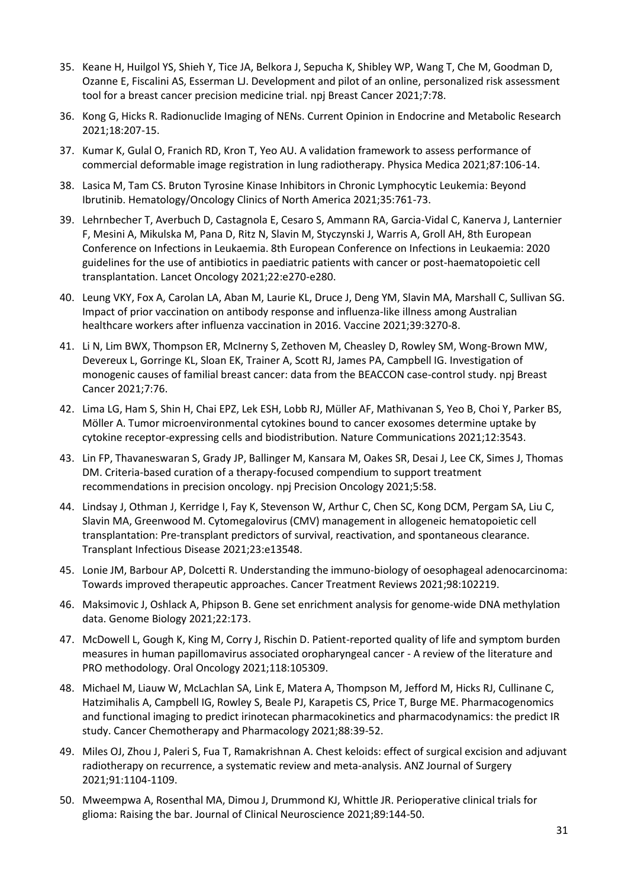35. Keane H, Huilgol YS, Shieh Y, Tice JA, Belkora J, Sepucha K, Shibley WP, Wang T, Che M, Goodman D, Ozanne E, Fiscalini AS, Esserman LJ. Development and pilot of an online, personalized risk assessment tool for a breast cancer precision medicine trial. npj Breast Cancer 2021;7:78.
36. Kong G, Hicks R. Radionuclide Imaging of NENs. Current Opinion in Endocrine and Metabolic Research 2021;18:207-15.
37. Kumar K, Gulal O, Franich RD, Kron T, Yeo AU. A validation framework to assess performance of commercial deformable image registration in lung radiotherapy. Physica Medica 2021;87:106-14.
38. Lasica M, Tam CS. Bruton Tyrosine Kinase Inhibitors in Chronic Lymphocytic Leukemia: Beyond Ibrutinib. Hematology/Oncology Clinics of North America 2021;35:761-73.
39. Lehrnbecher T, Averbuch D, Castagnola E, Cesaro S, Ammann RA, Garcia-Vidal C, Kanerva J, Lanternier F, Mesini A, Mikulska M, Pana D, Ritz N, Slavin M, Styczynski J, Warris A, Groll AH, 8th European Conference on Infections in Leukaemia. 8th European Conference on Infections in Leukaemia: 2020 guidelines for the use of antibiotics in paediatric patients with cancer or post-haematopoietic cell transplantation. Lancet Oncology 2021;22:e270-e280.
40. Leung VKY, Fox A, Carolan LA, Aban M, Laurie KL, Druce J, Deng YM, Slavin MA, Marshall C, Sullivan SG. Impact of prior vaccination on antibody response and influenza-like illness among Australian healthcare workers after influenza vaccination in 2016. Vaccine 2021;39:3270-8.
41. Li N, Lim BWX, Thompson ER, McInerny S, Zethoven M, Cheasley D, Rowley SM, Wong-Brown MW, Devereux L, Gorringe KL, Sloan EK, Trainer A, Scott RJ, James PA, Campbell IG. Investigation of monogenic causes of familial breast cancer: data from the BEACCON case-control study. npj Breast Cancer 2021;7:76.
42. Lima LG, Ham S, Shin H, Chai EPZ, Lek ESH, Lobb RJ, Müller AF, Mathivanan S, Yeo B, Choi Y, Parker BS, Möller A. Tumor microenvironmental cytokines bound to cancer exosomes determine uptake by cytokine receptor-expressing cells and biodistribution. Nature Communications 2021;12:3543.
43. Lin FP, Thavaneswaran S, Grady JP, Ballinger M, Kansara M, Oakes SR, Desai J, Lee CK, Simes J, Thomas DM. Criteria-based curation of a therapy-focused compendium to support treatment recommendations in precision oncology. npj Precision Oncology 2021;5:58.
44. Lindsay J, Othman J, Kerridge I, Fay K, Stevenson W, Arthur C, Chen SC, Kong DCM, Pergam SA, Liu C, Slavin MA, Greenwood M. Cytomegalovirus (CMV) management in allogeneic hematopoietic cell transplantation: Pre-transplant predictors of survival, reactivation, and spontaneous clearance. Transplant Infectious Disease 2021;23:e13548.
45. Lonie JM, Barbour AP, Dolcetti R. Understanding the immuno-biology of oesophageal adenocarcinoma: Towards improved therapeutic approaches. Cancer Treatment Reviews 2021;98:102219.
46. Maksimovic J, Oshlack A, Phipson B. Gene set enrichment analysis for genome-wide DNA methylation data. Genome Biology 2021;22:173.
47. McDowell L, Gough K, King M, Corry J, Rischin D. Patient-reported quality of life and symptom burden measures in human papillomavirus associated oropharyngeal cancer - A review of the literature and PRO methodology. Oral Oncology 2021;118:105309.
48. Michael M, Liauw W, McLachlan SA, Link E, Matera A, Thompson M, Jefford M, Hicks RJ, Cullinane C, Hatzimihalis A, Campbell IG, Rowley S, Beale PJ, Karapetis CS, Price T, Burge ME. Pharmacogenomics and functional imaging to predict irinotecan pharmacokinetics and pharmacodynamics: the predict IR study. Cancer Chemotherapy and Pharmacology 2021;88:39-52.
49. Miles OJ, Zhou J, Paleri S, Fua T, Ramakrishnan A. Chest keloids: effect of surgical excision and adjuvant radiotherapy on recurrence, a systematic review and meta-analysis. ANZ Journal of Surgery 2021;91:1104-1109.
50. Mweempwa A, Rosenthal MA, Dimou J, Drummond KJ, Whittle JR. Perioperative clinical trials for glioma: Raising the bar. Journal of Clinical Neuroscience 2021;89:144-50.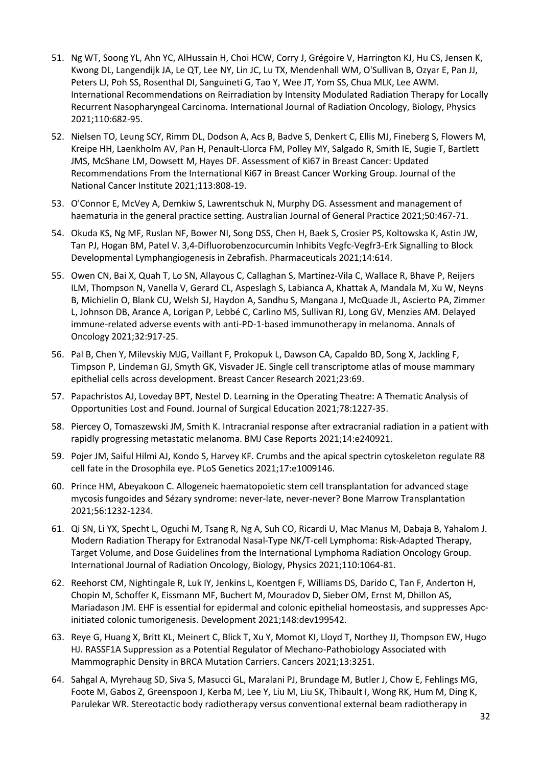51. Ng WT, Soong YL, Ahn YC, AlHussain H, Choi HCW, Corry J, Grégoire V, Harrington KJ, Hu CS, Jensen K, Kwong DL, Langendijk JA, Le QT, Lee NY, Lin JC, Lu TX, Mendenhall WM, O'Sullivan B, Ozyar E, Pan JJ, Peters LJ, Poh SS, Rosenthal DI, Sanguineti G, Tao Y, Wee JT, Yom SS, Chua MLK, Lee AWM. International Recommendations on Reirradiation by Intensity Modulated Radiation Therapy for Locally Recurrent Nasopharyngeal Carcinoma. International Journal of Radiation Oncology, Biology, Physics 2021;110:682-95.
52. Nielsen TO, Leung SCY, Rimm DL, Dodson A, Acs B, Badve S, Denkert C, Ellis MJ, Fineberg S, Flowers M, Kreipe HH, Laenkholm AV, Pan H, Penault-Llorca FM, Polley MY, Salgado R, Smith IE, Sugie T, Bartlett JMS, McShane LM, Dowsett M, Hayes DF. Assessment of Ki67 in Breast Cancer: Updated Recommendations From the International Ki67 in Breast Cancer Working Group. Journal of the National Cancer Institute 2021;113:808-19.
53. O'Connor E, McVey A, Demkiw S, Lawrentschuk N, Murphy DG. Assessment and management of haematuria in the general practice setting. Australian Journal of General Practice 2021;50:467-71.
54. Okuda KS, Ng MF, Ruslan NF, Bower NI, Song DSS, Chen H, Baek S, Crosier PS, Koltowska K, Astin JW, Tan PJ, Hogan BM, Patel V. 3,4-Difluorobenzocurcumin Inhibits Vegfc-Vegfr3-Erk Signalling to Block Developmental Lymphangiogenesis in Zebrafish. Pharmaceuticals 2021;14:614.
55. Owen CN, Bai X, Quah T, Lo SN, Allayous C, Callaghan S, Martínez-Vila C, Wallace R, Bhave P, Reijers ILM, Thompson N, Vanella V, Gerard CL, Aspeslagh S, Labianca A, Khattak A, Mandala M, Xu W, Neyns B, Michielin O, Blank CU, Welsh SJ, Haydon A, Sandhu S, Mangana J, McQuade JL, Ascierto PA, Zimmer L, Johnson DB, Arance A, Lorigan P, Lebbé C, Carlino MS, Sullivan RJ, Long GV, Menzies AM. Delayed immune-related adverse events with anti-PD-1-based immunotherapy in melanoma. Annals of Oncology 2021;32:917-25.
56. Pal B, Chen Y, Milevskiy MJG, Vaillant F, Prokopuk L, Dawson CA, Capaldo BD, Song X, Jackling F, Timpson P, Lindeman GJ, Smyth GK, Visvader JE. Single cell transcriptome atlas of mouse mammary epithelial cells across development. Breast Cancer Research 2021;23:69.
57. Papachristos AJ, Loveday BPT, Nestel D. Learning in the Operating Theatre: A Thematic Analysis of Opportunities Lost and Found. Journal of Surgical Education 2021;78:1227-35.
58. Piercey O, Tomaszewski JM, Smith K. Intracranial response after extracranial radiation in a patient with rapidly progressing metastatic melanoma. BMJ Case Reports 2021;14:e240921.
59. Pojer JM, Saiful Hilmi AJ, Kondo S, Harvey KF. Crumbs and the apical spectrin cytoskeleton regulate R8 cell fate in the Drosophila eye. PLoS Genetics 2021;17:e1009146.
60. Prince HM, Abeyakoon C. Allogeneic haematopoietic stem cell transplantation for advanced stage mycosis fungoides and Sézary syndrome: never-late, never-never? Bone Marrow Transplantation 2021;56:1232-1234.
61. Qi SN, Li YX, Specht L, Oguchi M, Tsang R, Ng A, Suh CO, Ricardi U, Mac Manus M, Dabaja B, Yahalom J. Modern Radiation Therapy for Extranodal Nasal-Type NK/T-cell Lymphoma: Risk-Adapted Therapy, Target Volume, and Dose Guidelines from the International Lymphoma Radiation Oncology Group. International Journal of Radiation Oncology, Biology, Physics 2021;110:1064-81.
62. Reehorst CM, Nightingale R, Luk IY, Jenkins L, Koentgen F, Williams DS, Darido C, Tan F, Anderton H, Chopin M, Schoffer K, Eissmann MF, Buchert M, Mouradov D, Sieber OM, Ernst M, Dhillon AS, Mariadason JM. EHF is essential for epidermal and colonic epithelial homeostasis, and suppresses Apc-initiated colonic tumorigenesis. Development 2021;148:dev199542.
63. Reye G, Huang X, Britt KL, Meinert C, Blick T, Xu Y, Momot KI, Lloyd T, Northey JJ, Thompson EW, Hugo HJ. RASSF1A Suppression as a Potential Regulator of Mechano-Pathobiology Associated with Mammographic Density in BRCA Mutation Carriers. Cancers 2021;13:3251.
64. Sahgal A, Myrehaug SD, Siva S, Masucci GL, Maralani PJ, Brundage M, Butler J, Chow E, Fehlings MG, Foote M, Gabos Z, Greenspoon J, Kerba M, Lee Y, Liu M, Liu SK, Thibault I, Wong RK, Hum M, Ding K, Parulekar WR. Stereotactic body radiotherapy versus conventional external beam radiotherapy in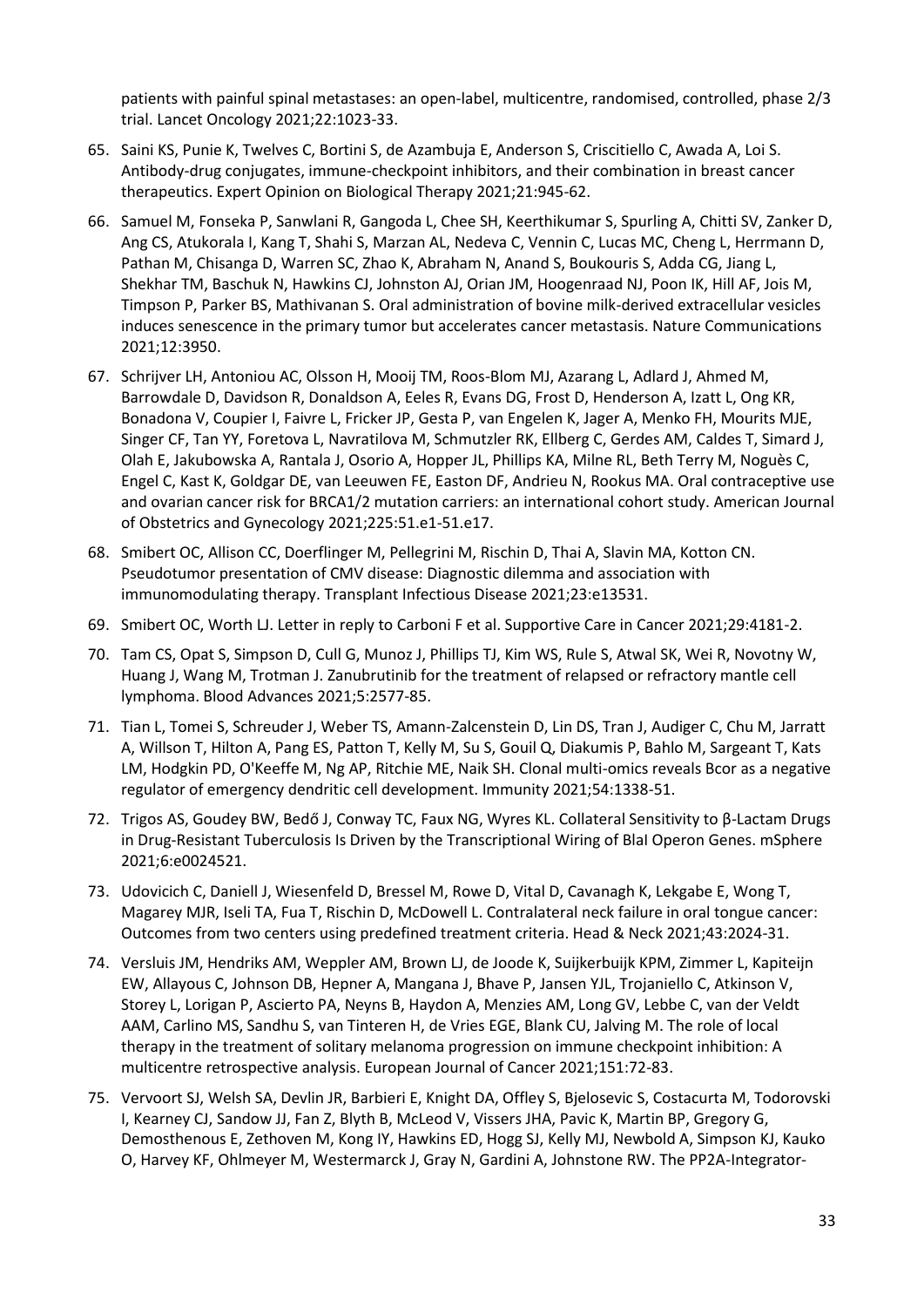patients with painful spinal metastases: an open-label, multicentre, randomised, controlled, phase 2/3 trial. Lancet Oncology 2021;22:1023-33.

65. Saini KS, Punie K, Twelves C, Bortini S, de Azambuja E, Anderson S, Criscitiello C, Awada A, Loi S. Antibody-drug conjugates, immune-checkpoint inhibitors, and their combination in breast cancer therapeutics. Expert Opinion on Biological Therapy 2021;21:945-62.

66. Samuel M, Fonseka P, Sanwlani R, Gangoda L, Chee SH, Keerthikumar S, Spurling A, Chitti SV, Zanker D, Ang CS, Atukorala I, Kang T, Shahi S, Marzan AL, Nedeva C, Vennin C, Lucas MC, Cheng L, Herrmann D, Pathan M, Chisanga D, Warren SC, Zhao K, Abraham N, Anand S, Boukouris S, Adda CG, Jiang L, Shekhar TM, Baschuk N, Hawkins CJ, Johnston AJ, Orian JM, Hoogenraad NJ, Poon IK, Hill AF, Jois M, Timpson P, Parker BS, Mathivanan S. Oral administration of bovine milk-derived extracellular vesicles induces senescence in the primary tumor but accelerates cancer metastasis. Nature Communications 2021;12:3950.

67. Schrijver LH, Antoniou AC, Olsson H, Mooij TM, Roos-Blom MJ, Azarang L, Adlard J, Ahmed M, Barrowdale D, Davidson R, Donaldson A, Eeles R, Evans DG, Frost D, Henderson A, Izatt L, Ong KR, Bonadona V, Coupier I, Faivre L, Fricker JP, Gesta P, van Engelen K, Jager A, Menko FH, Mourits MJE, Singer CF, Tan YY, Foretova L, Navratilova M, Schmutzler RK, Ellberg C, Gerdes AM, Caldes T, Simard J, Olah E, Jakubowska A, Rantala J, Osorio A, Hopper JL, Phillips KA, Milne RL, Beth Terry M, Noguès C, Engel C, Kast K, Goldgar DE, van Leeuwen FE, Easton DF, Andrieu N, Rookus MA. Oral contraceptive use and ovarian cancer risk for BRCA1/2 mutation carriers: an international cohort study. American Journal of Obstetrics and Gynecology 2021;225:51.e1-51.e17.

68. Smibert OC, Allison CC, Doerflinger M, Pellegrini M, Rischin D, Thai A, Slavin MA, Kotton CN. Pseudotumor presentation of CMV disease: Diagnostic dilemma and association with immunomodulating therapy. Transplant Infectious Disease 2021;23:e13531.

69. Smibert OC, Worth LJ. Letter in reply to Carboni F et al. Supportive Care in Cancer 2021;29:4181-2.

70. Tam CS, Opat S, Simpson D, Cull G, Munoz J, Phillips TJ, Kim WS, Rule S, Atwal SK, Wei R, Novotny W, Huang J, Wang M, Trotman J. Zanubrutinib for the treatment of relapsed or refractory mantle cell lymphoma. Blood Advances 2021;5:2577-85.

71. Tian L, Tomei S, Schreuder J, Weber TS, Amann-Zalcenstein D, Lin DS, Tran J, Audiger C, Chu M, Jarratt A, Willson T, Hilton A, Pang ES, Patton T, Kelly M, Su S, Gouil Q, Diakumis P, Bahlo M, Sargeant T, Kats LM, Hodgkin PD, O'Keeffe M, Ng AP, Ritchie ME, Naik SH. Clonal multi-omics reveals Bcor as a negative regulator of emergency dendritic cell development. Immunity 2021;54:1338-51.

72. Trigos AS, Goudey BW, Bedő J, Conway TC, Faux NG, Wyres KL. Collateral Sensitivity to β-Lactam Drugs in Drug-Resistant Tuberculosis Is Driven by the Transcriptional Wiring of BlaI Operon Genes. mSphere 2021;6:e0024521.

73. Udovicich C, Daniell J, Wiesenfeld D, Bressel M, Rowe D, Vital D, Cavanagh K, Lekgabe E, Wong T, Magarey MJR, Iseli TA, Fua T, Rischin D, McDowell L. Contralateral neck failure in oral tongue cancer: Outcomes from two centers using predefined treatment criteria. Head & Neck 2021;43:2024-31.

74. Versluis JM, Hendriks AM, Weppler AM, Brown LJ, de Joode K, Suijkerbuijk KPM, Zimmer L, Kapiteijn EW, Allayous C, Johnson DB, Hepner A, Mangana J, Bhave P, Jansen YJL, Trojaniello C, Atkinson V, Storey L, Lorigan P, Ascierto PA, Neyns B, Haydon A, Menzies AM, Long GV, Lebbe C, van der Veldt AAM, Carlino MS, Sandhu S, van Tinteren H, de Vries EGE, Blank CU, Jalving M. The role of local therapy in the treatment of solitary melanoma progression on immune checkpoint inhibition: A multicentre retrospective analysis. European Journal of Cancer 2021;151:72-83.

75. Vervoort SJ, Welsh SA, Devlin JR, Barbieri E, Knight DA, Offley S, Bjelosevic S, Costacurta M, Todorovski I, Kearney CJ, Sandow JJ, Fan Z, Blyth B, McLeod V, Vissers JHA, Pavic K, Martin BP, Gregory G, Demosthenous E, Zethoven M, Kong IY, Hawkins ED, Hogg SJ, Kelly MJ, Newbold A, Simpson KJ, Kauko O, Harvey KF, Ohlmeyer M, Westermarck J, Gray N, Gardini A, Johnstone RW. The PP2A-Integrator-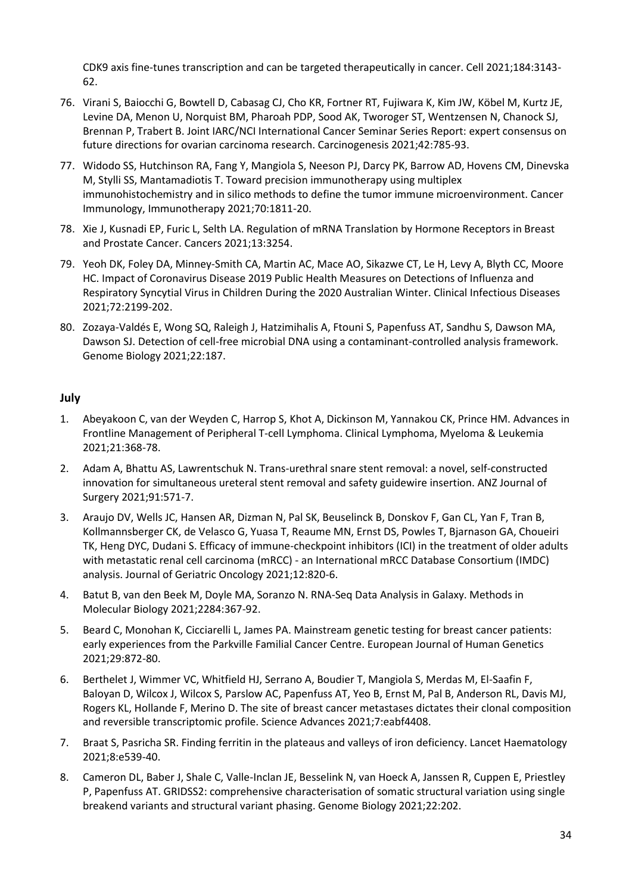CDK9 axis fine-tunes transcription and can be targeted therapeutically in cancer. Cell 2021;184:3143-62.

76. Virani S, Baiocchi G, Bowtell D, Cabasag CJ, Cho KR, Fortner RT, Fujiwara K, Kim JW, Köbel M, Kurtz JE, Levine DA, Menon U, Norquist BM, Pharoah PDP, Sood AK, Tworoger ST, Wentzensen N, Chanock SJ, Brennan P, Trabert B. Joint IARC/NCI International Cancer Seminar Series Report: expert consensus on future directions for ovarian carcinoma research. Carcinogenesis 2021;42:785-93.
77. Widodo SS, Hutchinson RA, Fang Y, Mangiola S, Neeson PJ, Darcy PK, Barrow AD, Hovens CM, Dinevska M, Stylli SS, Mantamadiotis T. Toward precision immunotherapy using multiplex immunohistochemistry and in silico methods to define the tumor immune microenvironment. Cancer Immunology, Immunotherapy 2021;70:1811-20.
78. Xie J, Kusnadi EP, Furic L, Selth LA. Regulation of mRNA Translation by Hormone Receptors in Breast and Prostate Cancer. Cancers 2021;13:3254.
79. Yeoh DK, Foley DA, Minney-Smith CA, Martin AC, Mace AO, Sikazwe CT, Le H, Levy A, Blyth CC, Moore HC. Impact of Coronavirus Disease 2019 Public Health Measures on Detections of Influenza and Respiratory Syncytial Virus in Children During the 2020 Australian Winter. Clinical Infectious Diseases 2021;72:2199-202.
80. Zozaya-Valdés E, Wong SQ, Raleigh J, Hatzimihalis A, Ftouni S, Papenfuss AT, Sandhu S, Dawson MA, Dawson SJ. Detection of cell-free microbial DNA using a contaminant-controlled analysis framework. Genome Biology 2021;22:187.

## July

1. Abeyakoon C, van der Weyden C, Harrop S, Khot A, Dickinson M, Yannakou CK, Prince HM. Advances in Frontline Management of Peripheral T-cell Lymphoma. Clinical Lymphoma, Myeloma & Leukemia 2021;21:368-78.
2. Adam A, Bhattu AS, Lawrentschuk N. Trans-urethral snare stent removal: a novel, self-constructed innovation for simultaneous ureteral stent removal and safety guidewire insertion. ANZ Journal of Surgery 2021;91:571-7.
3. Araujo DV, Wells JC, Hansen AR, Dizman N, Pal SK, Beuselinck B, Donskov F, Gan CL, Yan F, Tran B, Kollmannsberger CK, de Velasco G, Yuasa T, Reaume MN, Ernst DS, Powles T, Bjarnason GA, Choueiri TK, Heng DYC, Dudani S. Efficacy of immune-checkpoint inhibitors (ICI) in the treatment of older adults with metastatic renal cell carcinoma (mRCC) - an International mRCC Database Consortium (IMDC) analysis. Journal of Geriatric Oncology 2021;12:820-6.
4. Batut B, van den Beek M, Doyle MA, Soranzo N. RNA-Seq Data Analysis in Galaxy. Methods in Molecular Biology 2021;2284:367-92.
5. Beard C, Monohan K, Cicciarelli L, James PA. Mainstream genetic testing for breast cancer patients: early experiences from the Parkville Familial Cancer Centre. European Journal of Human Genetics 2021;29:872-80.
6. Berthelet J, Wimmer VC, Whitfield HJ, Serrano A, Boudier T, Mangiola S, Merdas M, El-Saafin F, Baloyan D, Wilcox J, Wilcox S, Parslow AC, Papenfuss AT, Yeo B, Ernst M, Pal B, Anderson RL, Davis MJ, Rogers KL, Hollande F, Merino D. The site of breast cancer metastases dictates their clonal composition and reversible transcriptomic profile. Science Advances 2021;7:eabf4408.
7. Braat S, Pasricha SR. Finding ferritin in the plateaus and valleys of iron deficiency. Lancet Haematology 2021;8:e539-40.
8. Cameron DL, Baber J, Shale C, Valle-Inclan JE, Besselink N, van Hoeck A, Janssen R, Cuppen E, Priestley P, Papenfuss AT. GRIDSS2: comprehensive characterisation of somatic structural variation using single breakend variants and structural variant phasing. Genome Biology 2021;22:202.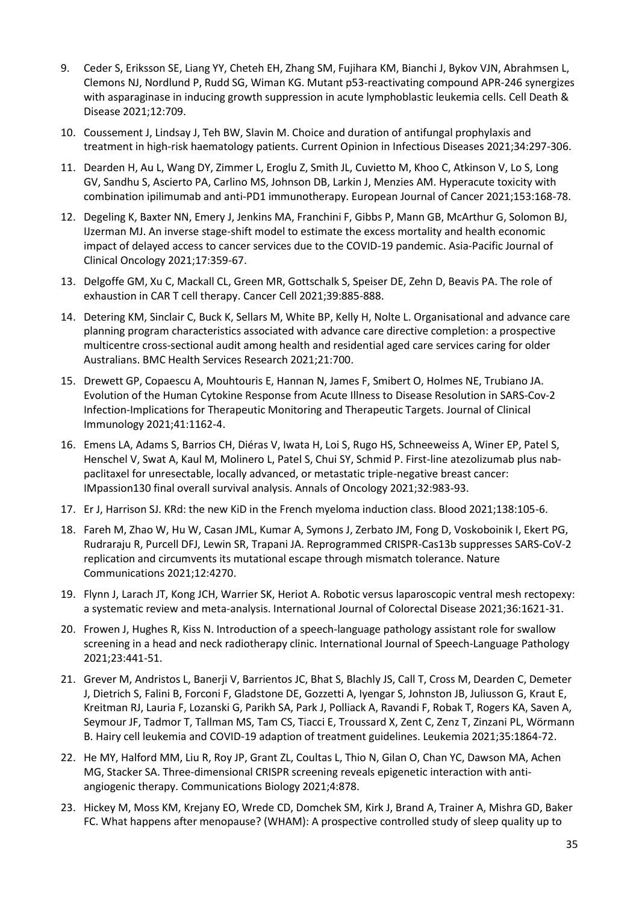9. Ceder S, Eriksson SE, Liang YY, Cheteh EH, Zhang SM, Fujihara KM, Bianchi J, Bykov VJN, Abrahmsen L, Clemons NJ, Nordlund P, Rudd SG, Wiman KG. Mutant p53-reactivating compound APR-246 synergizes with asparaginase in inducing growth suppression in acute lymphoblastic leukemia cells. Cell Death & Disease 2021;12:709.

10. Coussement J, Lindsay J, Teh BW, Slavin M. Choice and duration of antifungal prophylaxis and treatment in high-risk haematology patients. Current Opinion in Infectious Diseases 2021;34:297-306.

11. Dearden H, Au L, Wang DY, Zimmer L, Eroglu Z, Smith JL, Cuvietto M, Khoo C, Atkinson V, Lo S, Long GV, Sandhu S, Ascierto PA, Carlino MS, Johnson DB, Larkin J, Menzies AM. Hyperacute toxicity with combination ipilimumab and anti-PD1 immunotherapy. European Journal of Cancer 2021;153:168-78.

12. Degeling K, Baxter NN, Emery J, Jenkins MA, Franchini F, Gibbs P, Mann GB, McArthur G, Solomon BJ, IJzerman MJ. An inverse stage-shift model to estimate the excess mortality and health economic impact of delayed access to cancer services due to the COVID-19 pandemic. Asia-Pacific Journal of Clinical Oncology 2021;17:359-67.

13. Delgoffe GM, Xu C, Mackall CL, Green MR, Gottschalk S, Speiser DE, Zehn D, Beavis PA. The role of exhaustion in CAR T cell therapy. Cancer Cell 2021;39:885-888.

14. Detering KM, Sinclair C, Buck K, Sellars M, White BP, Kelly H, Nolte L. Organisational and advance care planning program characteristics associated with advance care directive completion: a prospective multicentre cross-sectional audit among health and residential aged care services caring for older Australians. BMC Health Services Research 2021;21:700.

15. Drewett GP, Copaescu A, Mouhtouris E, Hannan N, James F, Smibert O, Holmes NE, Trubiano JA. Evolution of the Human Cytokine Response from Acute Illness to Disease Resolution in SARS-Cov-2 Infection-Implications for Therapeutic Monitoring and Therapeutic Targets. Journal of Clinical Immunology 2021;41:1162-4.

16. Emens LA, Adams S, Barrios CH, Diéras V, Iwata H, Loi S, Rugo HS, Schneeweiss A, Winer EP, Patel S, Henschel V, Swat A, Kaul M, Molinero L, Patel S, Chui SY, Schmid P. First-line atezolizumab plus nab-paclitaxel for unresectable, locally advanced, or metastatic triple-negative breast cancer: IMpassion130 final overall survival analysis. Annals of Oncology 2021;32:983-93.

17. Er J, Harrison SJ. KRd: the new KiD in the French myeloma induction class. Blood 2021;138:105-6.

18. Fareh M, Zhao W, Hu W, Casan JML, Kumar A, Symons J, Zerbato JM, Fong D, Voskoboinik I, Ekert PG, Rudraraju R, Purcell DFJ, Lewin SR, Trapani JA. Reprogrammed CRISPR-Cas13b suppresses SARS-CoV-2 replication and circumvents its mutational escape through mismatch tolerance. Nature Communications 2021;12:4270.

19. Flynn J, Larach JT, Kong JCH, Warrier SK, Heriot A. Robotic versus laparoscopic ventral mesh rectopexy: a systematic review and meta-analysis. International Journal of Colorectal Disease 2021;36:1621-31.

20. Frowen J, Hughes R, Kiss N. Introduction of a speech-language pathology assistant role for swallow screening in a head and neck radiotherapy clinic. International Journal of Speech-Language Pathology 2021;23:441-51.

21. Grever M, Andristos L, Banerji V, Barrientos JC, Bhat S, Blachly JS, Call T, Cross M, Dearden C, Demeter J, Dietrich S, Falini B, Forconi F, Gladstone DE, Gozzetti A, Iyengar S, Johnston JB, Juliusson G, Kraut E, Kreitman RJ, Lauria F, Lozanski G, Parikh SA, Park J, Polliack A, Ravandi F, Robak T, Rogers KA, Saven A, Seymour JF, Tadmor T, Tallman MS, Tam CS, Tiacci E, Troussard X, Zent C, Zenz T, Zinzani PL, Wörmann B. Hairy cell leukemia and COVID-19 adaption of treatment guidelines. Leukemia 2021;35:1864-72.

22. He MY, Halford MM, Liu R, Roy JP, Grant ZL, Coultas L, Thio N, Gilan O, Chan YC, Dawson MA, Achen MG, Stacker SA. Three-dimensional CRISPR screening reveals epigenetic interaction with anti-angiogenic therapy. Communications Biology 2021;4:878.

23. Hickey M, Moss KM, Krejany EO, Wrede CD, Domchek SM, Kirk J, Brand A, Trainer A, Mishra GD, Baker FC. What happens after menopause? (WHAM): A prospective controlled study of sleep quality up to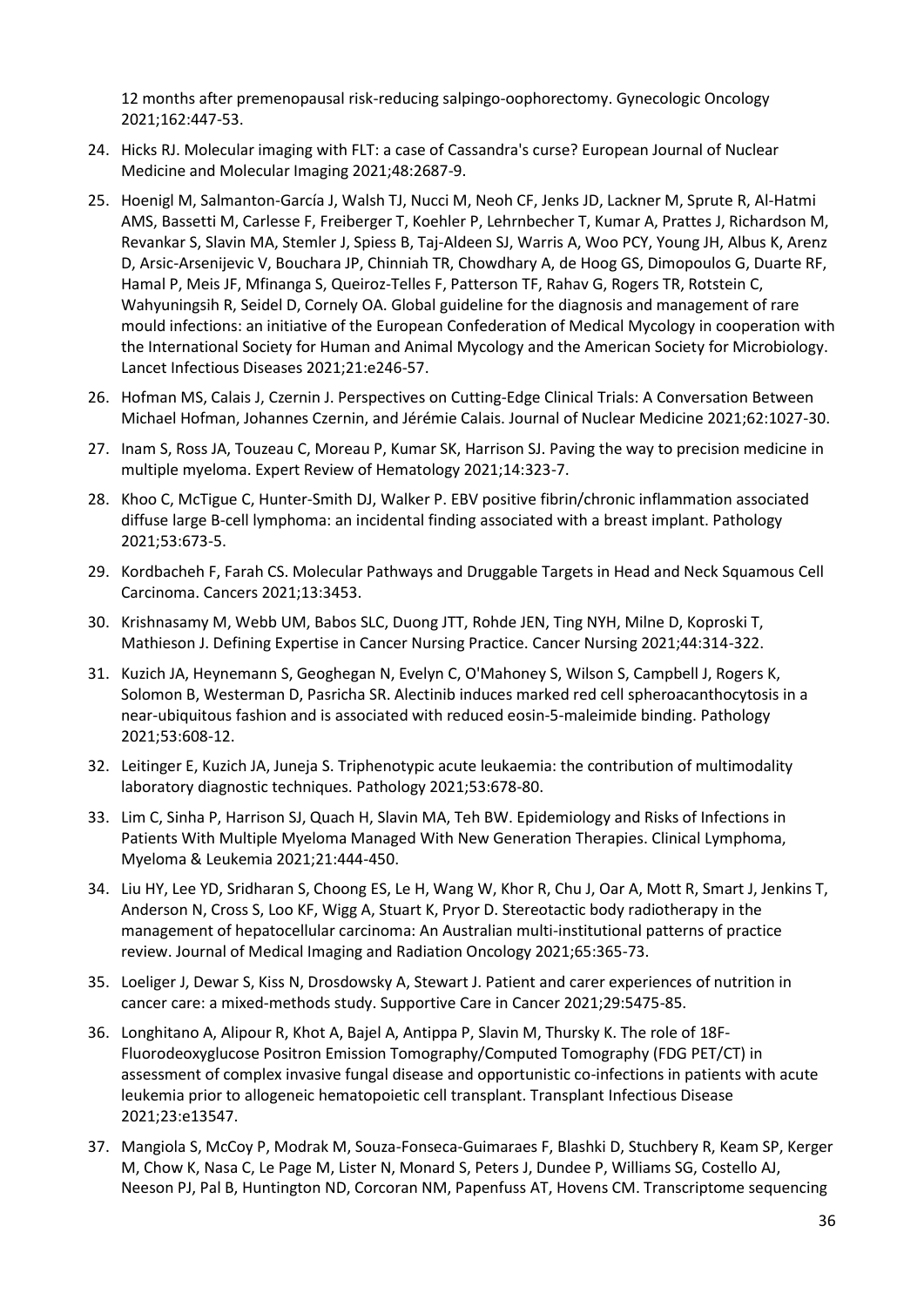12 months after premenopausal risk-reducing salpingo-oophorectomy. Gynecologic Oncology 2021;162:447-53.

24. Hicks RJ. Molecular imaging with FLT: a case of Cassandra's curse? European Journal of Nuclear Medicine and Molecular Imaging 2021;48:2687-9.
25. Hoenigl M, Salmanton-García J, Walsh TJ, Nucci M, Neoh CF, Jenks JD, Lackner M, Sprute R, Al-Hatmi AMS, Bassetti M, Carlesse F, Freiberger T, Koehler P, Lehrnbecher T, Kumar A, Prattes J, Richardson M, Revankar S, Slavin MA, Stemler J, Spiess B, Taj-Aldeen SJ, Warris A, Woo PCY, Young JH, Albus K, Arenz D, Arsic-Arsenijevic V, Bouchara JP, Chinniah TR, Chowdhary A, de Hoog GS, Dimopoulos G, Duarte RF, Hamal P, Meis JF, Mfinanga S, Queiroz-Telles F, Patterson TF, Rahav G, Rogers TR, Rotstein C, Wahyuningsih R, Seidel D, Cornely OA. Global guideline for the diagnosis and management of rare mould infections: an initiative of the European Confederation of Medical Mycology in cooperation with the International Society for Human and Animal Mycology and the American Society for Microbiology. Lancet Infectious Diseases 2021;21:e246-57.
26. Hofman MS, Calais J, Czernin J. Perspectives on Cutting-Edge Clinical Trials: A Conversation Between Michael Hofman, Johannes Czernin, and Jérémie Calais. Journal of Nuclear Medicine 2021;62:1027-30.
27. Inam S, Ross JA, Touzeau C, Moreau P, Kumar SK, Harrison SJ. Paving the way to precision medicine in multiple myeloma. Expert Review of Hematology 2021;14:323-7.
28. Khoo C, McTigue C, Hunter-Smith DJ, Walker P. EBV positive fibrin/chronic inflammation associated diffuse large B-cell lymphoma: an incidental finding associated with a breast implant. Pathology 2021;53:673-5.
29. Kordbacheh F, Farah CS. Molecular Pathways and Druggable Targets in Head and Neck Squamous Cell Carcinoma. Cancers 2021;13:3453.
30. Krishnasamy M, Webb UM, Babos SLC, Duong JTT, Rohde JEN, Ting NYH, Milne D, Koproski T, Mathieson J. Defining Expertise in Cancer Nursing Practice. Cancer Nursing 2021;44:314-322.
31. Kuzich JA, Heynemann S, Geoghegan N, Evelyn C, O'Mahoney S, Wilson S, Campbell J, Rogers K, Solomon B, Westerman D, Pasricha SR. Alectinib induces marked red cell spheroacanthocytosis in a near-ubiquitous fashion and is associated with reduced eosin-5-maleimide binding. Pathology 2021;53:608-12.
32. Leitinger E, Kuzich JA, Juneja S. Triphenotypic acute leukaemia: the contribution of multimodality laboratory diagnostic techniques. Pathology 2021;53:678-80.
33. Lim C, Sinha P, Harrison SJ, Quach H, Slavin MA, Teh BW. Epidemiology and Risks of Infections in Patients With Multiple Myeloma Managed With New Generation Therapies. Clinical Lymphoma, Myeloma & Leukemia 2021;21:444-450.
34. Liu HY, Lee YD, Sridharan S, Choong ES, Le H, Wang W, Khor R, Chu J, Oar A, Mott R, Smart J, Jenkins T, Anderson N, Cross S, Loo KF, Wigg A, Stuart K, Pryor D. Stereotactic body radiotherapy in the management of hepatocellular carcinoma: An Australian multi-institutional patterns of practice review. Journal of Medical Imaging and Radiation Oncology 2021;65:365-73.
35. Loeliger J, Dewar S, Kiss N, Drosdowsky A, Stewart J. Patient and carer experiences of nutrition in cancer care: a mixed-methods study. Supportive Care in Cancer 2021;29:5475-85.
36. Longhitano A, Alipour R, Khot A, Bajel A, Antippa P, Slavin M, Thursky K. The role of 18F-Fluorodeoxyglucose Positron Emission Tomography/Computed Tomography (FDG PET/CT) in assessment of complex invasive fungal disease and opportunistic co-infections in patients with acute leukemia prior to allogeneic hematopoietic cell transplant. Transplant Infectious Disease 2021;23:e13547.
37. Mangiola S, McCoy P, Modrak M, Souza-Fonseca-Guimaraes F, Blashki D, Stuchbery R, Keam SP, Kerger M, Chow K, Nasa C, Le Page M, Lister N, Monard S, Peters J, Dundee P, Williams SG, Costello AJ, Neeson PJ, Pal B, Huntington ND, Corcoran NM, Papenfuss AT, Hovens CM. Transcriptome sequencing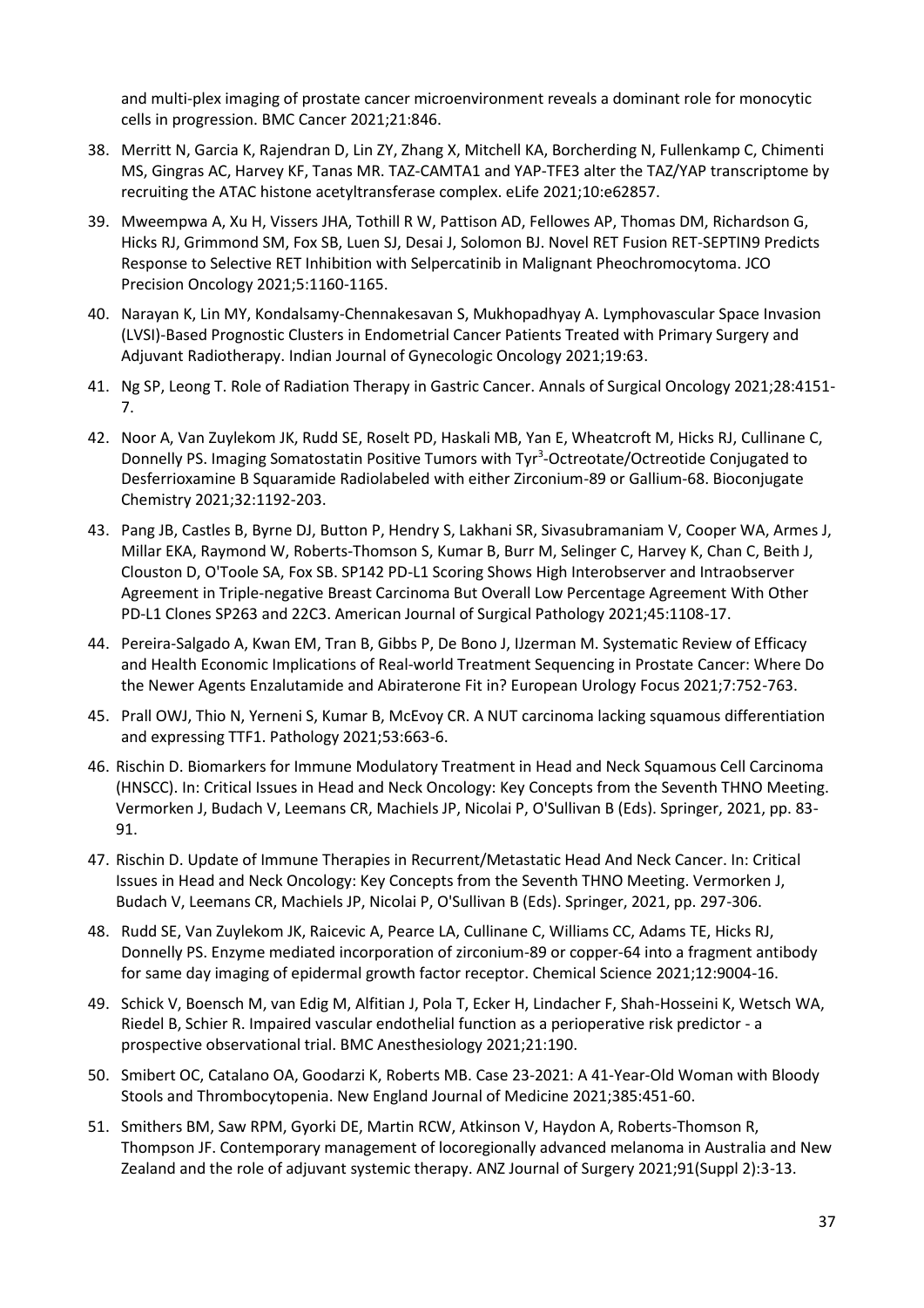and multi-plex imaging of prostate cancer microenvironment reveals a dominant role for monocytic cells in progression. BMC Cancer 2021;21:846.

38. Merritt N, Garcia K, Rajendran D, Lin ZY, Zhang X, Mitchell KA, Borcherding N, Fullenkamp C, Chimenti MS, Gingras AC, Harvey KF, Tanas MR. TAZ-CAMTA1 and YAP-TFE3 alter the TAZ/YAP transcriptome by recruiting the ATAC histone acetyltransferase complex. eLife 2021;10:e62857.
39. Mweempwa A, Xu H, Vissers JHA, Tothill R W, Pattison AD, Fellowes AP, Thomas DM, Richardson G, Hicks RJ, Grimmond SM, Fox SB, Luen SJ, Desai J, Solomon BJ. Novel RET Fusion RET-SEPTIN9 Predicts Response to Selective RET Inhibition with Selpercatinib in Malignant Pheochromocytoma. JCO Precision Oncology 2021;5:1160-1165.
40. Narayan K, Lin MY, Kondalsamy-Chennakesavan S, Mukhopadhyay A. Lymphovascular Space Invasion (LVSI)-Based Prognostic Clusters in Endometrial Cancer Patients Treated with Primary Surgery and Adjuvant Radiotherapy. Indian Journal of Gynecologic Oncology 2021;19:63.
41. Ng SP, Leong T. Role of Radiation Therapy in Gastric Cancer. Annals of Surgical Oncology 2021;28:4151-7.
42. Noor A, Van Zuylekom JK, Rudd SE, Roselt PD, Haskali MB, Yan E, Wheatcroft M, Hicks RJ, Cullinane C, Donnelly PS. Imaging Somatostatin Positive Tumors with $Tyr^3$-Octreotate/Octreotide Conjugated to Desferrioxamine B Squaramide Radiolabeled with either Zirconium-89 or Gallium-68. Bioconjugate Chemistry 2021;32:1192-203.
43. Pang JB, Castles B, Byrne DJ, Button P, Hendry S, Lakhani SR, Sivasubramaniam V, Cooper WA, Armes J, Millar EKA, Raymond W, Roberts-Thomson S, Kumar B, Burr M, Selinger C, Harvey K, Chan C, Beith J, Clouston D, O'Toole SA, Fox SB. SP142 PD-L1 Scoring Shows High Interobserver and Intraobserver Agreement in Triple-negative Breast Carcinoma But Overall Low Percentage Agreement With Other PD-L1 Clones SP263 and 22C3. American Journal of Surgical Pathology 2021;45:1108-17.
44. Pereira-Salgado A, Kwan EM, Tran B, Gibbs P, De Bono J, IJzerman M. Systematic Review of Efficacy and Health Economic Implications of Real-world Treatment Sequencing in Prostate Cancer: Where Do the Newer Agents Enzalutamide and Abiraterone Fit in? European Urology Focus 2021;7:752-763.
45. Prall OWJ, Thio N, Yerneni S, Kumar B, McEvoy CR. A NUT carcinoma lacking squamous differentiation and expressing TTF1. Pathology 2021;53:663-6.
46. Rischin D. Biomarkers for Immune Modulatory Treatment in Head and Neck Squamous Cell Carcinoma (HNSCC). In: Critical Issues in Head and Neck Oncology: Key Concepts from the Seventh THNO Meeting. Vermorken J, Budach V, Leemans CR, Machiels JP, Nicolai P, O'Sullivan B (Eds). Springer, 2021, pp. 83-91.
47. Rischin D. Update of Immune Therapies in Recurrent/Metastatic Head And Neck Cancer. In: Critical Issues in Head and Neck Oncology: Key Concepts from the Seventh THNO Meeting. Vermorken J, Budach V, Leemans CR, Machiels JP, Nicolai P, O'Sullivan B (Eds). Springer, 2021, pp. 297-306.
48. Rudd SE, Van Zuylekom JK, Raicevic A, Pearce LA, Cullinane C, Williams CC, Adams TE, Hicks RJ, Donnelly PS. Enzyme mediated incorporation of zirconium-89 or copper-64 into a fragment antibody for same day imaging of epidermal growth factor receptor. Chemical Science 2021;12:9004-16.
49. Schick V, Boensch M, van Edig M, Alfitian J, Pola T, Ecker H, Lindacher F, Shah-Hosseini K, Wetsch WA, Riedel B, Schier R. Impaired vascular endothelial function as a perioperative risk predictor - a prospective observational trial. BMC Anesthesiology 2021;21:190.
50. Smibert OC, Catalano OA, Goodarzi K, Roberts MB. Case 23-2021: A 41-Year-Old Woman with Bloody Stools and Thrombocytopenia. New England Journal of Medicine 2021;385:451-60.
51. Smithers BM, Saw RPM, Gyorki DE, Martin RCW, Atkinson V, Haydon A, Roberts-Thomson R, Thompson JF. Contemporary management of locoregionally advanced melanoma in Australia and New Zealand and the role of adjuvant systemic therapy. ANZ Journal of Surgery 2021;91(Suppl 2):3-13.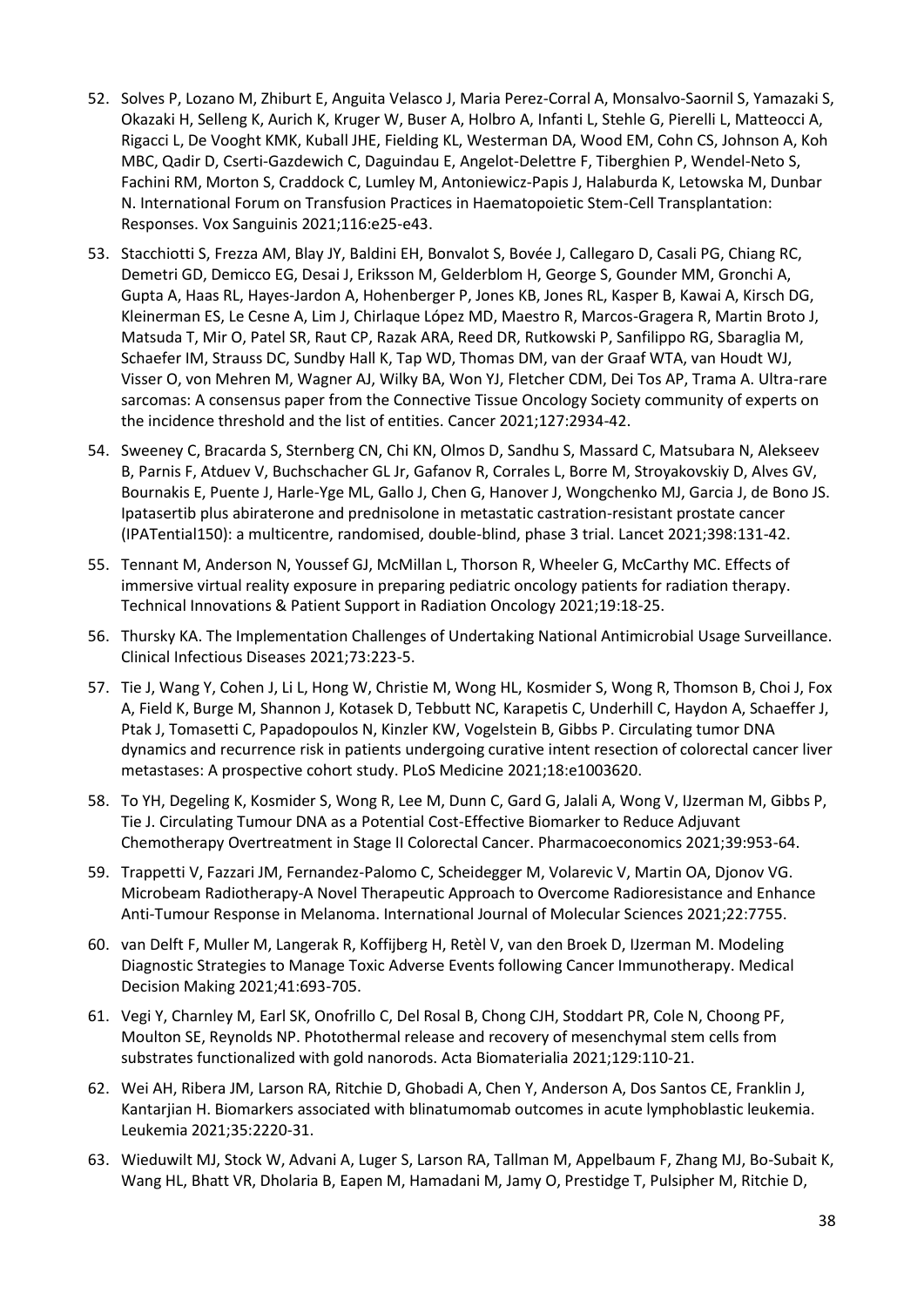52. Solves P, Lozano M, Zhiburt E, Anguita Velasco J, Maria Perez-Corral A, Monsalvo-Saornil S, Yamazaki S, Okazaki H, Selleng K, Aurich K, Kruger W, Buser A, Holbro A, Infanti L, Stehle G, Pierelli L, Matteocci A, Rigacci L, De Vooght KMK, Kuball JHE, Fielding KL, Westerman DA, Wood EM, Cohn CS, Johnson A, Koh MBC, Qadir D, Cserti-Gazdewich C, Daguindau E, Angelot-Delettre F, Tiberghien P, Wendel-Neto S, Fachini RM, Morton S, Craddock C, Lumley M, Antoniewicz-Papis J, Halaburda K, Letowska M, Dunbar N. International Forum on Transfusion Practices in Haematopoietic Stem-Cell Transplantation: Responses. Vox Sanguinis 2021;116:e25-e43.

53. Stacchiotti S, Frezza AM, Blay JY, Baldini EH, Bonvalot S, Bovée J, Callegaro D, Casali PG, Chiang RC, Demetri GD, Demicco EG, Desai J, Eriksson M, Gelderblom H, George S, Gounder MM, Gronchi A, Gupta A, Haas RL, Hayes-Jardon A, Hohenberger P, Jones KB, Jones RL, Kasper B, Kawai A, Kirsch DG, Kleinerman ES, Le Cesne A, Lim J, Chirlaque López MD, Maestro R, Marcos-Gragera R, Martin Broto J, Matsuda T, Mir O, Patel SR, Raut CP, Razak ARA, Reed DR, Rutkowski P, Sanfilippo RG, Sbaraglia M, Schaefer IM, Strauss DC, Sundby Hall K, Tap WD, Thomas DM, van der Graaf WTA, van Houdt WJ, Visser O, von Mehren M, Wagner AJ, Wilky BA, Won YJ, Fletcher CDM, Dei Tos AP, Trama A. Ultra-rare sarcomas: A consensus paper from the Connective Tissue Oncology Society community of experts on the incidence threshold and the list of entities. Cancer 2021;127:2934-42.

54. Sweeney C, Bracarda S, Sternberg CN, Chi KN, Olmos D, Sandhu S, Massard C, Matsubara N, Alekseev B, Parnis F, Atduev V, Buchschacher GL Jr, Gafanov R, Corrales L, Borre M, Stroyakovskiy D, Alves GV, Bournakis E, Puente J, Harle-Yge ML, Gallo J, Chen G, Hanover J, Wongchenko MJ, Garcia J, de Bono JS. Ipatasertib plus abiraterone and prednisolone in metastatic castration-resistant prostate cancer (IPATential150): a multicentre, randomised, double-blind, phase 3 trial. Lancet 2021;398:131-42.

55. Tennant M, Anderson N, Youssef GJ, McMillan L, Thorson R, Wheeler G, McCarthy MC. Effects of immersive virtual reality exposure in preparing pediatric oncology patients for radiation therapy. Technical Innovations & Patient Support in Radiation Oncology 2021;19:18-25.

56. Thursky KA. The Implementation Challenges of Undertaking National Antimicrobial Usage Surveillance. Clinical Infectious Diseases 2021;73:223-5.

57. Tie J, Wang Y, Cohen J, Li L, Hong W, Christie M, Wong HL, Kosmider S, Wong R, Thomson B, Choi J, Fox A, Field K, Burge M, Shannon J, Kotasek D, Tebbutt NC, Karapetis C, Underhill C, Haydon A, Schaeffer J, Ptak J, Tomasetti C, Papadopoulos N, Kinzler KW, Vogelstein B, Gibbs P. Circulating tumor DNA dynamics and recurrence risk in patients undergoing curative intent resection of colorectal cancer liver metastases: A prospective cohort study. PLoS Medicine 2021;18:e1003620.

58. To YH, Degeling K, Kosmider S, Wong R, Lee M, Dunn C, Gard G, Jalali A, Wong V, IJzerman M, Gibbs P, Tie J. Circulating Tumour DNA as a Potential Cost-Effective Biomarker to Reduce Adjuvant Chemotherapy Overtreatment in Stage II Colorectal Cancer. Pharmacoeconomics 2021;39:953-64.

59. Trappetti V, Fazzari JM, Fernandez-Palomo C, Scheidegger M, Volarevic V, Martin OA, Djonov VG. Microbeam Radiotherapy-A Novel Therapeutic Approach to Overcome Radioresistance and Enhance Anti-Tumour Response in Melanoma. International Journal of Molecular Sciences 2021;22:7755.

60. van Delft F, Muller M, Langerak R, Koffijberg H, Retèl V, van den Broek D, IJzerman M. Modeling Diagnostic Strategies to Manage Toxic Adverse Events following Cancer Immunotherapy. Medical Decision Making 2021;41:693-705.

61. Vegi Y, Charnley M, Earl SK, Onofrillo C, Del Rosal B, Chong CJH, Stoddart PR, Cole N, Choong PF, Moulton SE, Reynolds NP. Photothermal release and recovery of mesenchymal stem cells from substrates functionalized with gold nanorods. Acta Biomaterialia 2021;129:110-21.

62. Wei AH, Ribera JM, Larson RA, Ritchie D, Ghobadi A, Chen Y, Anderson A, Dos Santos CE, Franklin J, Kantarjian H. Biomarkers associated with blinatumomab outcomes in acute lymphoblastic leukemia. Leukemia 2021;35:2220-31.

63. Wieduwilt MJ, Stock W, Advani A, Luger S, Larson RA, Tallman M, Appelbaum F, Zhang MJ, Bo-Subait K, Wang HL, Bhatt VR, Dholaria B, Eapen M, Hamadani M, Jamy O, Prestidge T, Pulsipher M, Ritchie D,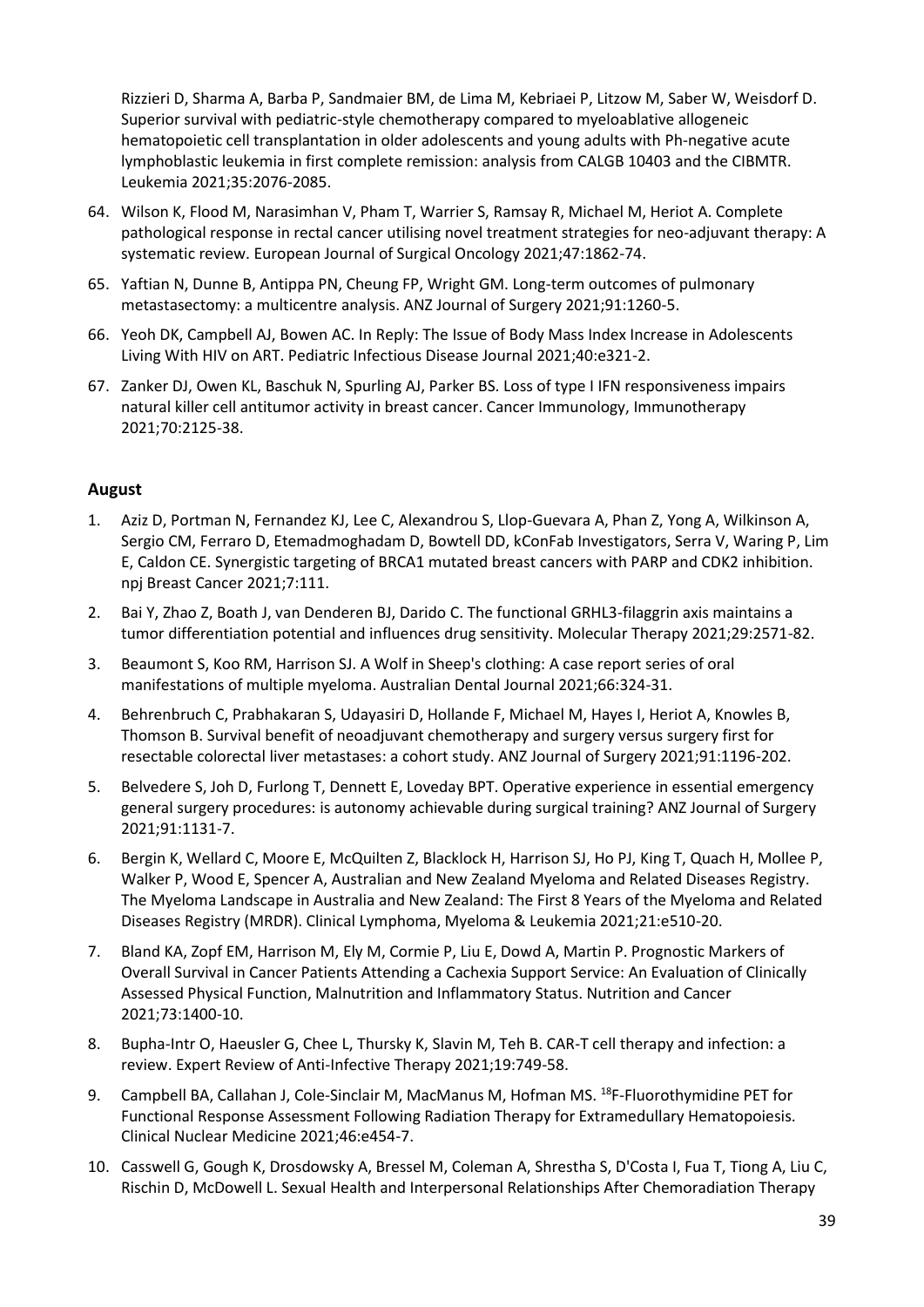Rizzieri D, Sharma A, Barba P, Sandmaier BM, de Lima M, Kebriaei P, Litzow M, Saber W, Weisdorf D. Superior survival with pediatric-style chemotherapy compared to myeloablative allogeneic hematopoietic cell transplantation in older adolescents and young adults with Ph-negative acute lymphoblastic leukemia in first complete remission: analysis from CALGB 10403 and the CIBMTR. Leukemia 2021;35:2076-2085.

64. Wilson K, Flood M, Narasimhan V, Pham T, Warrier S, Ramsay R, Michael M, Heriot A. Complete pathological response in rectal cancer utilising novel treatment strategies for neo-adjuvant therapy: A systematic review. European Journal of Surgical Oncology 2021;47:1862-74.
65. Yaftian N, Dunne B, Antippa PN, Cheung FP, Wright GM. Long-term outcomes of pulmonary metastasectomy: a multicentre analysis. ANZ Journal of Surgery 2021;91:1260-5.
66. Yeoh DK, Campbell AJ, Bowen AC. In Reply: The Issue of Body Mass Index Increase in Adolescents Living With HIV on ART. Pediatric Infectious Disease Journal 2021;40:e321-2.
67. Zanker DJ, Owen KL, Baschuk N, Spurling AJ, Parker BS. Loss of type I IFN responsiveness impairs natural killer cell antitumor activity in breast cancer. Cancer Immunology, Immunotherapy 2021;70:2125-38.

## August

1. Aziz D, Portman N, Fernandez KJ, Lee C, Alexandrou S, Llop-Guevara A, Phan Z, Yong A, Wilkinson A, Sergio CM, Ferraro D, Etemadmoghadam D, Bowtell DD, kConFab Investigators, Serra V, Waring P, Lim E, Caldon CE. Synergistic targeting of BRCA1 mutated breast cancers with PARP and CDK2 inhibition. npj Breast Cancer 2021;7:111.
2. Bai Y, Zhao Z, Boath J, van Denderen BJ, Darido C. The functional GRHL3-filaggrin axis maintains a tumor differentiation potential and influences drug sensitivity. Molecular Therapy 2021;29:2571-82.
3. Beaumont S, Koo RM, Harrison SJ. A Wolf in Sheep's clothing: A case report series of oral manifestations of multiple myeloma. Australian Dental Journal 2021;66:324-31.
4. Behrenbruch C, Prabhakaran S, Udayasiri D, Hollande F, Michael M, Hayes I, Heriot A, Knowles B, Thomson B. Survival benefit of neoadjuvant chemotherapy and surgery versus surgery first for resectable colorectal liver metastases: a cohort study. ANZ Journal of Surgery 2021;91:1196-202.
5. Belvedere S, Joh D, Furlong T, Dennett E, Loveday BPT. Operative experience in essential emergency general surgery procedures: is autonomy achievable during surgical training? ANZ Journal of Surgery 2021;91:1131-7.
6. Bergin K, Wellard C, Moore E, McQuilten Z, Blacklock H, Harrison SJ, Ho PJ, King T, Quach H, Mollee P, Walker P, Wood E, Spencer A, Australian and New Zealand Myeloma and Related Diseases Registry. The Myeloma Landscape in Australia and New Zealand: The First 8 Years of the Myeloma and Related Diseases Registry (MRDR). Clinical Lymphoma, Myeloma & Leukemia 2021;21:e510-20.
7. Bland KA, Zopf EM, Harrison M, Ely M, Cormie P, Liu E, Dowd A, Martin P. Prognostic Markers of Overall Survival in Cancer Patients Attending a Cachexia Support Service: An Evaluation of Clinically Assessed Physical Function, Malnutrition and Inflammatory Status. Nutrition and Cancer 2021;73:1400-10.
8. Bupha-Intr O, Haeusler G, Chee L, Thursky K, Slavin M, Teh B. CAR-T cell therapy and infection: a review. Expert Review of Anti-Infective Therapy 2021;19:749-58.
9. Campbell BA, Callahan J, Cole-Sinclair M, MacManus M, Hofman MS. $^{18}$F-Fluorothymidine PET for Functional Response Assessment Following Radiation Therapy for Extramedullary Hematopoiesis. Clinical Nuclear Medicine 2021;46:e454-7.
10. Casswell G, Gough K, Drosdowsky A, Bressel M, Coleman A, Shrestha S, D'Costa I, Fua T, Tiong A, Liu C, Rischin D, McDowell L. Sexual Health and Interpersonal Relationships After Chemoradiation Therapy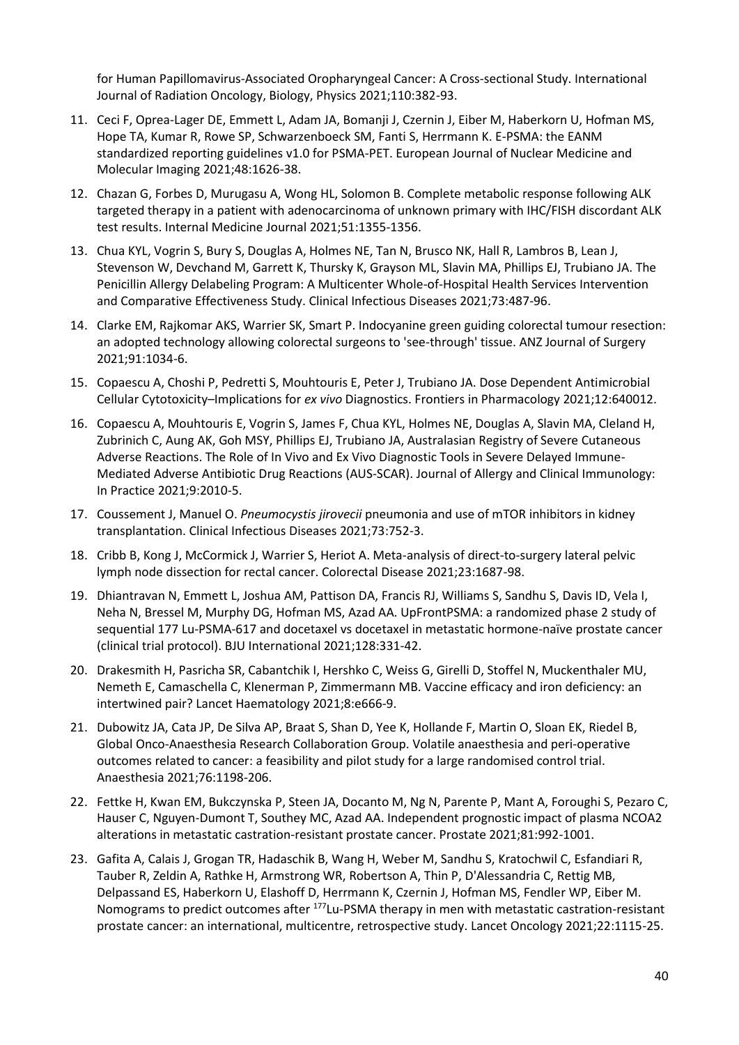for Human Papillomavirus-Associated Oropharyngeal Cancer: A Cross-sectional Study. International Journal of Radiation Oncology, Biology, Physics 2021;110:382-93.

11. Ceci F, Oprea-Lager DE, Emmett L, Adam JA, Bomanji J, Czernin J, Eiber M, Haberkorn U, Hofman MS, Hope TA, Kumar R, Rowe SP, Schwarzenboeck SM, Fanti S, Herrmann K. E-PSMA: the EANM standardized reporting guidelines v1.0 for PSMA-PET. European Journal of Nuclear Medicine and Molecular Imaging 2021;48:1626-38.
12. Chazan G, Forbes D, Murugasu A, Wong HL, Solomon B. Complete metabolic response following ALK targeted therapy in a patient with adenocarcinoma of unknown primary with IHC/FISH discordant ALK test results. Internal Medicine Journal 2021;51:1355-1356.
13. Chua KYL, Vogrin S, Bury S, Douglas A, Holmes NE, Tan N, Brusco NK, Hall R, Lambros B, Lean J, Stevenson W, Devchand M, Garrett K, Thursky K, Grayson ML, Slavin MA, Phillips EJ, Trubiano JA. The Penicillin Allergy Delabeling Program: A Multicenter Whole-of-Hospital Health Services Intervention and Comparative Effectiveness Study. Clinical Infectious Diseases 2021;73:487-96.
14. Clarke EM, Rajkomar AKS, Warrier SK, Smart P. Indocyanine green guiding colorectal tumour resection: an adopted technology allowing colorectal surgeons to 'see-through' tissue. ANZ Journal of Surgery 2021;91:1034-6.
15. Copaescu A, Choshi P, Pedretti S, Mouhtouris E, Peter J, Trubiano JA. Dose Dependent Antimicrobial Cellular Cytotoxicity–Implications for *ex vivo* Diagnostics. Frontiers in Pharmacology 2021;12:640012.
16. Copaescu A, Mouhtouris E, Vogrin S, James F, Chua KYL, Holmes NE, Douglas A, Slavin MA, Cleland H, Zubrinich C, Aung AK, Goh MSY, Phillips EJ, Trubiano JA, Australasian Registry of Severe Cutaneous Adverse Reactions. The Role of In Vivo and Ex Vivo Diagnostic Tools in Severe Delayed Immune-Mediated Adverse Antibiotic Drug Reactions (AUS-SCAR). Journal of Allergy and Clinical Immunology: In Practice 2021;9:2010-5.
17. Coussement J, Manuel O. *Pneumocystis jirovecii* pneumonia and use of mTOR inhibitors in kidney transplantation. Clinical Infectious Diseases 2021;73:752-3.
18. Cribb B, Kong J, McCormick J, Warrier S, Heriot A. Meta-analysis of direct-to-surgery lateral pelvic lymph node dissection for rectal cancer. Colorectal Disease 2021;23:1687-98.
19. Dhiantravan N, Emmett L, Joshua AM, Pattison DA, Francis RJ, Williams S, Sandhu S, Davis ID, Vela I, Neha N, Bressel M, Murphy DG, Hofman MS, Azad AA. UpFrontPSMA: a randomized phase 2 study of sequential 177 Lu-PSMA-617 and docetaxel vs docetaxel in metastatic hormone-naïve prostate cancer (clinical trial protocol). BJU International 2021;128:331-42.
20. Drakesmith H, Pasricha SR, Cabantchik I, Hershko C, Weiss G, Girelli D, Stoffel N, Muckenthaler MU, Nemeth E, Camaschella C, Klenerman P, Zimmermann MB. Vaccine efficacy and iron deficiency: an intertwined pair? Lancet Haematology 2021;8:e666-9.
21. Dubowitz JA, Cata JP, De Silva AP, Braat S, Shan D, Yee K, Hollande F, Martin O, Sloan EK, Riedel B, Global Onco-Anaesthesia Research Collaboration Group. Volatile anaesthesia and peri-operative outcomes related to cancer: a feasibility and pilot study for a large randomised control trial. Anaesthesia 2021;76:1198-206.
22. Fettke H, Kwan EM, Bukczynska P, Steen JA, Docanto M, Ng N, Parente P, Mant A, Foroughi S, Pezaro C, Hauser C, Nguyen-Dumont T, Southey MC, Azad AA. Independent prognostic impact of plasma NCOA2 alterations in metastatic castration-resistant prostate cancer. Prostate 2021;81:992-1001.
23. Gafita A, Calais J, Grogan TR, Hadaschik B, Wang H, Weber M, Sandhu S, Kratochwil C, Esfandiari R, Tauber R, Zeldin A, Rathke H, Armstrong WR, Robertson A, Thin P, D'Alessandria C, Rettig MB, Delpassand ES, Haberkorn U, Elashoff D, Herrmann K, Czernin J, Hofman MS, Fendler WP, Eiber M. Nomograms to predict outcomes after $^{177}$Lu-PSMA therapy in men with metastatic castration-resistant prostate cancer: an international, multicentre, retrospective study. Lancet Oncology 2021;22:1115-25.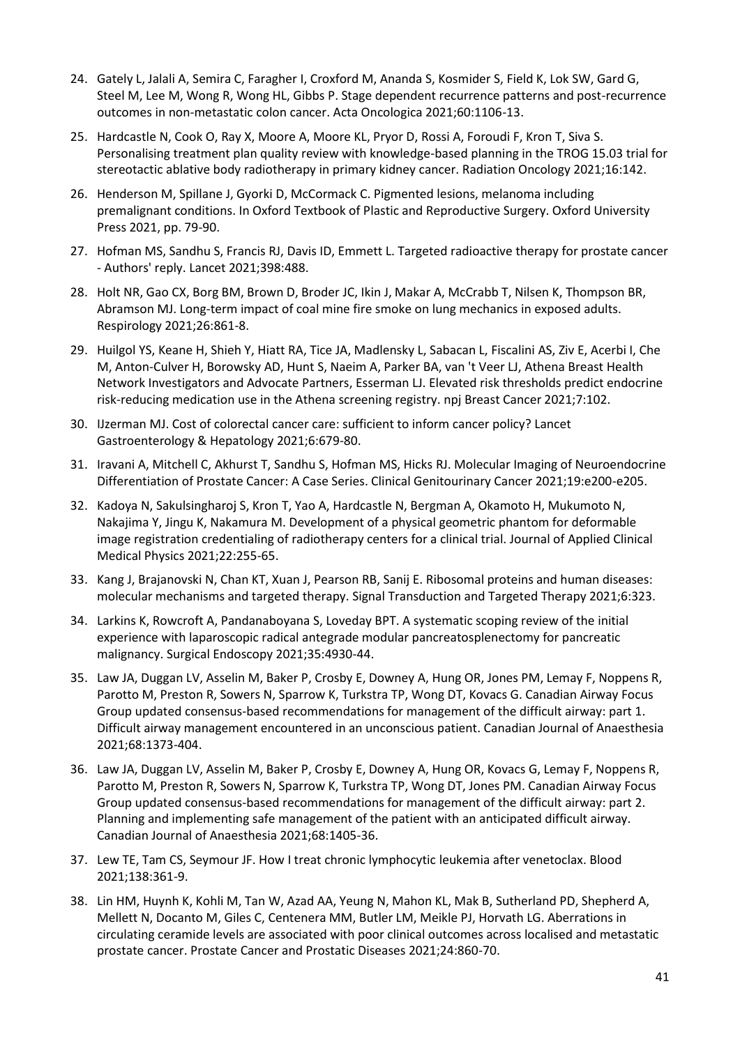24. Gately L, Jalali A, Semira C, Faragher I, Croxford M, Ananda S, Kosmider S, Field K, Lok SW, Gard G, Steel M, Lee M, Wong R, Wong HL, Gibbs P. Stage dependent recurrence patterns and post-recurrence outcomes in non-metastatic colon cancer. Acta Oncologica 2021;60:1106-13.
25. Hardcastle N, Cook O, Ray X, Moore A, Moore KL, Pryor D, Rossi A, Foroudi F, Kron T, Siva S. Personalising treatment plan quality review with knowledge-based planning in the TROG 15.03 trial for stereotactic ablative body radiotherapy in primary kidney cancer. Radiation Oncology 2021;16:142.
26. Henderson M, Spillane J, Gyorki D, McCormack C. Pigmented lesions, melanoma including premalignant conditions. In Oxford Textbook of Plastic and Reproductive Surgery. Oxford University Press 2021, pp. 79-90.
27. Hofman MS, Sandhu S, Francis RJ, Davis ID, Emmett L. Targeted radioactive therapy for prostate cancer - Authors' reply. Lancet 2021;398:488.
28. Holt NR, Gao CX, Borg BM, Brown D, Broder JC, Ikin J, Makar A, McCrabb T, Nilsen K, Thompson BR, Abramson MJ. Long-term impact of coal mine fire smoke on lung mechanics in exposed adults. Respirology 2021;26:861-8.
29. Huilgol YS, Keane H, Shieh Y, Hiatt RA, Tice JA, Madlensky L, Sabacan L, Fiscalini AS, Ziv E, Acerbi I, Che M, Anton-Culver H, Borowsky AD, Hunt S, Naeim A, Parker BA, van 't Veer LJ, Athena Breast Health Network Investigators and Advocate Partners, Esserman LJ. Elevated risk thresholds predict endocrine risk-reducing medication use in the Athena screening registry. npj Breast Cancer 2021;7:102.
30. IJzerman MJ. Cost of colorectal cancer care: sufficient to inform cancer policy? Lancet Gastroenterology & Hepatology 2021;6:679-80.
31. Iravani A, Mitchell C, Akhurst T, Sandhu S, Hofman MS, Hicks RJ. Molecular Imaging of Neuroendocrine Differentiation of Prostate Cancer: A Case Series. Clinical Genitourinary Cancer 2021;19:e200-e205.
32. Kadoya N, Sakulsingharoj S, Kron T, Yao A, Hardcastle N, Bergman A, Okamoto H, Mukumoto N, Nakajima Y, Jingu K, Nakamura M. Development of a physical geometric phantom for deformable image registration credentialing of radiotherapy centers for a clinical trial. Journal of Applied Clinical Medical Physics 2021;22:255-65.
33. Kang J, Brajanovski N, Chan KT, Xuan J, Pearson RB, Sanij E. Ribosomal proteins and human diseases: molecular mechanisms and targeted therapy. Signal Transduction and Targeted Therapy 2021;6:323.
34. Larkins K, Rowcroft A, Pandanaboyana S, Loveday BPT. A systematic scoping review of the initial experience with laparoscopic radical antegrade modular pancreatosplenectomy for pancreatic malignancy. Surgical Endoscopy 2021;35:4930-44.
35. Law JA, Duggan LV, Asselin M, Baker P, Crosby E, Downey A, Hung OR, Jones PM, Lemay F, Noppens R, Parotto M, Preston R, Sowers N, Sparrow K, Turkstra TP, Wong DT, Kovacs G. Canadian Airway Focus Group updated consensus-based recommendations for management of the difficult airway: part 1. Difficult airway management encountered in an unconscious patient. Canadian Journal of Anaesthesia 2021;68:1373-404.
36. Law JA, Duggan LV, Asselin M, Baker P, Crosby E, Downey A, Hung OR, Kovacs G, Lemay F, Noppens R, Parotto M, Preston R, Sowers N, Sparrow K, Turkstra TP, Wong DT, Jones PM. Canadian Airway Focus Group updated consensus-based recommendations for management of the difficult airway: part 2. Planning and implementing safe management of the patient with an anticipated difficult airway. Canadian Journal of Anaesthesia 2021;68:1405-36.
37. Lew TE, Tam CS, Seymour JF. How I treat chronic lymphocytic leukemia after venetoclax. Blood 2021;138:361-9.
38. Lin HM, Huynh K, Kohli M, Tan W, Azad AA, Yeung N, Mahon KL, Mak B, Sutherland PD, Shepherd A, Mellett N, Docanto M, Giles C, Centenera MM, Butler LM, Meikle PJ, Horvath LG. Aberrations in circulating ceramide levels are associated with poor clinical outcomes across localised and metastatic prostate cancer. Prostate Cancer and Prostatic Diseases 2021;24:860-70.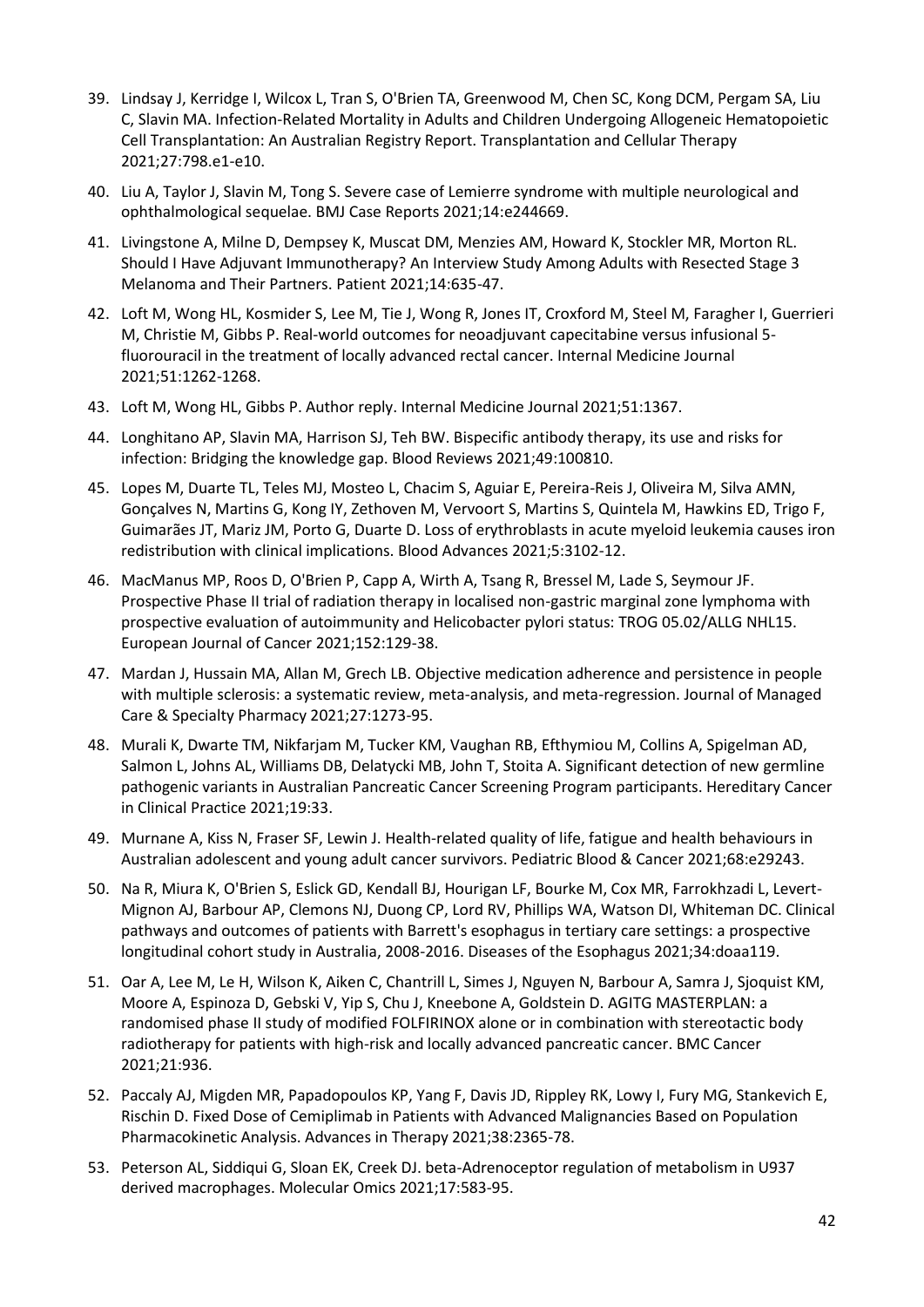39. Lindsay J, Kerridge I, Wilcox L, Tran S, O'Brien TA, Greenwood M, Chen SC, Kong DCM, Pergam SA, Liu C, Slavin MA. Infection-Related Mortality in Adults and Children Undergoing Allogeneic Hematopoietic Cell Transplantation: An Australian Registry Report. Transplantation and Cellular Therapy 2021;27:798.e1-e10.
40. Liu A, Taylor J, Slavin M, Tong S. Severe case of Lemierre syndrome with multiple neurological and ophthalmological sequelae. BMJ Case Reports 2021;14:e244669.
41. Livingstone A, Milne D, Dempsey K, Muscat DM, Menzies AM, Howard K, Stockler MR, Morton RL. Should I Have Adjuvant Immunotherapy? An Interview Study Among Adults with Resected Stage 3 Melanoma and Their Partners. Patient 2021;14:635-47.
42. Loft M, Wong HL, Kosmider S, Lee M, Tie J, Wong R, Jones IT, Croxford M, Steel M, Faragher I, Guerrieri M, Christie M, Gibbs P. Real-world outcomes for neoadjuvant capecitabine versus infusional 5-fluorouracil in the treatment of locally advanced rectal cancer. Internal Medicine Journal 2021;51:1262-1268.
43. Loft M, Wong HL, Gibbs P. Author reply. Internal Medicine Journal 2021;51:1367.
44. Longhitano AP, Slavin MA, Harrison SJ, Teh BW. Bispecific antibody therapy, its use and risks for infection: Bridging the knowledge gap. Blood Reviews 2021;49:100810.
45. Lopes M, Duarte TL, Teles MJ, Mosteo L, Chacim S, Aguiar E, Pereira-Reis J, Oliveira M, Silva AMN, Gonçalves N, Martins G, Kong IY, Zethoven M, Vervoort S, Martins S, Quintela M, Hawkins ED, Trigo F, Guimarães JT, Mariz JM, Porto G, Duarte D. Loss of erythroblasts in acute myeloid leukemia causes iron redistribution with clinical implications. Blood Advances 2021;5:3102-12.
46. MacManus MP, Roos D, O'Brien P, Capp A, Wirth A, Tsang R, Bressel M, Lade S, Seymour JF. Prospective Phase II trial of radiation therapy in localised non-gastric marginal zone lymphoma with prospective evaluation of autoimmunity and Helicobacter pylori status: TROG 05.02/ALLG NHL15. European Journal of Cancer 2021;152:129-38.
47. Mardan J, Hussain MA, Allan M, Grech LB. Objective medication adherence and persistence in people with multiple sclerosis: a systematic review, meta-analysis, and meta-regression. Journal of Managed Care & Specialty Pharmacy 2021;27:1273-95.
48. Murali K, Dwarte TM, Nikfarjam M, Tucker KM, Vaughan RB, Efthymiou M, Collins A, Spigelman AD, Salmon L, Johns AL, Williams DB, Delatycki MB, John T, Stoita A. Significant detection of new germline pathogenic variants in Australian Pancreatic Cancer Screening Program participants. Hereditary Cancer in Clinical Practice 2021;19:33.
49. Murnane A, Kiss N, Fraser SF, Lewin J. Health-related quality of life, fatigue and health behaviours in Australian adolescent and young adult cancer survivors. Pediatric Blood & Cancer 2021;68:e29243.
50. Na R, Miura K, O'Brien S, Eslick GD, Kendall BJ, Hourigan LF, Bourke M, Cox MR, Farrokhzadi L, Levert-Mignon AJ, Barbour AP, Clemons NJ, Duong CP, Lord RV, Phillips WA, Watson DI, Whiteman DC. Clinical pathways and outcomes of patients with Barrett's esophagus in tertiary care settings: a prospective longitudinal cohort study in Australia, 2008-2016. Diseases of the Esophagus 2021;34:doaa119.
51. Oar A, Lee M, Le H, Wilson K, Aiken C, Chantrill L, Simes J, Nguyen N, Barbour A, Samra J, Sjoquist KM, Moore A, Espinoza D, Gebski V, Yip S, Chu J, Kneebone A, Goldstein D. AGITG MASTERPLAN: a randomised phase II study of modified FOLFIRINOX alone or in combination with stereotactic body radiotherapy for patients with high-risk and locally advanced pancreatic cancer. BMC Cancer 2021;21:936.
52. Paccaly AJ, Migden MR, Papadopoulos KP, Yang F, Davis JD, Rippley RK, Lowy I, Fury MG, Stankevich E, Rischin D. Fixed Dose of Cemiplimab in Patients with Advanced Malignancies Based on Population Pharmacokinetic Analysis. Advances in Therapy 2021;38:2365-78.
53. Peterson AL, Siddiqui G, Sloan EK, Creek DJ. beta-Adrenoceptor regulation of metabolism in U937 derived macrophages. Molecular Omics 2021;17:583-95.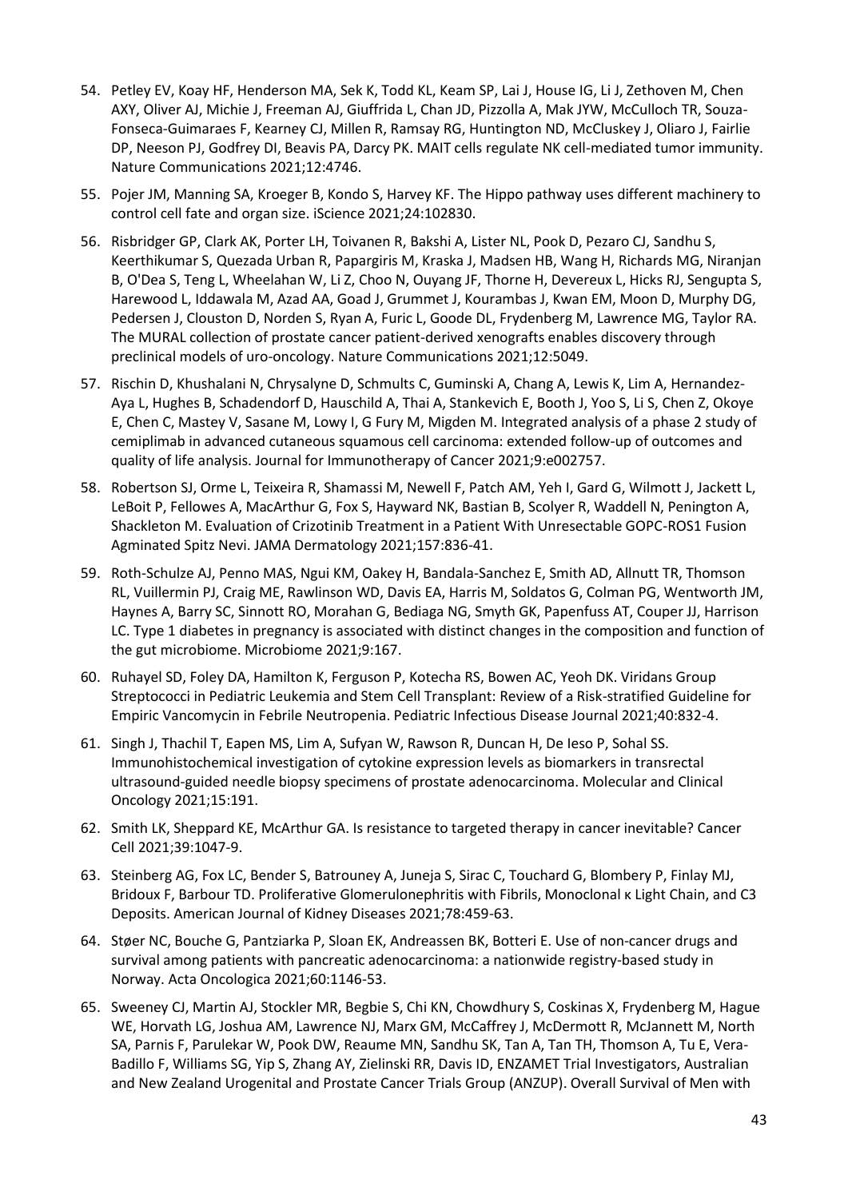54. Petley EV, Koay HF, Henderson MA, Sek K, Todd KL, Keam SP, Lai J, House IG, Li J, Zethoven M, Chen AXY, Oliver AJ, Michie J, Freeman AJ, Giuffrida L, Chan JD, Pizzolla A, Mak JYW, McCulloch TR, Souza-Fonseca-Guimaraes F, Kearney CJ, Millen R, Ramsay RG, Huntington ND, McCluskey J, Oliaro J, Fairlie DP, Neeson PJ, Godfrey DI, Beavis PA, Darcy PK. MAIT cells regulate NK cell-mediated tumor immunity. Nature Communications 2021;12:4746.

55. Pojer JM, Manning SA, Kroeger B, Kondo S, Harvey KF. The Hippo pathway uses different machinery to control cell fate and organ size. iScience 2021;24:102830.

56. Risbridger GP, Clark AK, Porter LH, Toivanen R, Bakshi A, Lister NL, Pook D, Pezaro CJ, Sandhu S, Keerthikumar S, Quezada Urban R, Papargiris M, Kraska J, Madsen HB, Wang H, Richards MG, Niranjan B, O'Dea S, Teng L, Wheelahan W, Li Z, Choo N, Ouyang JF, Thorne H, Devereux L, Hicks RJ, Sengupta S, Harewood L, Iddawala M, Azad AA, Goad J, Grummet J, Kourambas J, Kwan EM, Moon D, Murphy DG, Pedersen J, Clouston D, Norden S, Ryan A, Furic L, Goode DL, Frydenberg M, Lawrence MG, Taylor RA. The MURAL collection of prostate cancer patient-derived xenografts enables discovery through preclinical models of uro-oncology. Nature Communications 2021;12:5049.

57. Rischin D, Khushalani N, Chrysalyne D, Schmults C, Guminski A, Chang A, Lewis K, Lim A, Hernandez-Aya L, Hughes B, Schadendorf D, Hauschild A, Thai A, Stankevich E, Booth J, Yoo S, Li S, Chen Z, Okoye E, Chen C, Mastey V, Sasane M, Lowy I, G Fury M, Migden M. Integrated analysis of a phase 2 study of cemiplimab in advanced cutaneous squamous cell carcinoma: extended follow-up of outcomes and quality of life analysis. Journal for Immunotherapy of Cancer 2021;9:e002757.

58. Robertson SJ, Orme L, Teixeira R, Shamassi M, Newell F, Patch AM, Yeh I, Gard G, Wilmott J, Jackett L, LeBoit P, Fellowes A, MacArthur G, Fox S, Hayward NK, Bastian B, Scolyer R, Waddell N, Penington A, Shackleton M. Evaluation of Crizotinib Treatment in a Patient With Unresectable GOPC-ROS1 Fusion Agminated Spitz Nevi. JAMA Dermatology 2021;157:836-41.

59. Roth-Schulze AJ, Penno MAS, Ngui KM, Oakey H, Bandala-Sanchez E, Smith AD, Allnutt TR, Thomson RL, Vuillermin PJ, Craig ME, Rawlinson WD, Davis EA, Harris M, Soldatos G, Colman PG, Wentworth JM, Haynes A, Barry SC, Sinnott RO, Morahan G, Bediaga NG, Smyth GK, Papenfuss AT, Couper JJ, Harrison LC. Type 1 diabetes in pregnancy is associated with distinct changes in the composition and function of the gut microbiome. Microbiome 2021;9:167.

60. Ruhayel SD, Foley DA, Hamilton K, Ferguson P, Kotecha RS, Bowen AC, Yeoh DK. Viridans Group Streptococci in Pediatric Leukemia and Stem Cell Transplant: Review of a Risk-stratified Guideline for Empiric Vancomycin in Febrile Neutropenia. Pediatric Infectious Disease Journal 2021;40:832-4.

61. Singh J, Thachil T, Eapen MS, Lim A, Sufyan W, Rawson R, Duncan H, De Ieso P, Sohal SS. Immunohistochemical investigation of cytokine expression levels as biomarkers in transrectal ultrasound-guided needle biopsy specimens of prostate adenocarcinoma. Molecular and Clinical Oncology 2021;15:191.

62. Smith LK, Sheppard KE, McArthur GA. Is resistance to targeted therapy in cancer inevitable? Cancer Cell 2021;39:1047-9.

63. Steinberg AG, Fox LC, Bender S, Batrouney A, Juneja S, Sirac C, Touchard G, Blombery P, Finlay MJ, Bridoux F, Barbour TD. Proliferative Glomerulonephritis with Fibrils, Monoclonal κ Light Chain, and C3 Deposits. American Journal of Kidney Diseases 2021;78:459-63.

64. Støer NC, Bouche G, Pantziarka P, Sloan EK, Andreassen BK, Botteri E. Use of non-cancer drugs and survival among patients with pancreatic adenocarcinoma: a nationwide registry-based study in Norway. Acta Oncologica 2021;60:1146-53.

65. Sweeney CJ, Martin AJ, Stockler MR, Begbie S, Chi KN, Chowdhury S, Coskinas X, Frydenberg M, Hague WE, Horvath LG, Joshua AM, Lawrence NJ, Marx GM, McCaffrey J, McDermott R, McJannett M, North SA, Parnis F, Parulekar W, Pook DW, Reaume MN, Sandhu SK, Tan A, Tan TH, Thomson A, Tu E, Vera-Badillo F, Williams SG, Yip S, Zhang AY, Zielinski RR, Davis ID, ENZAMET Trial Investigators, Australian and New Zealand Urogenital and Prostate Cancer Trials Group (ANZUP). Overall Survival of Men with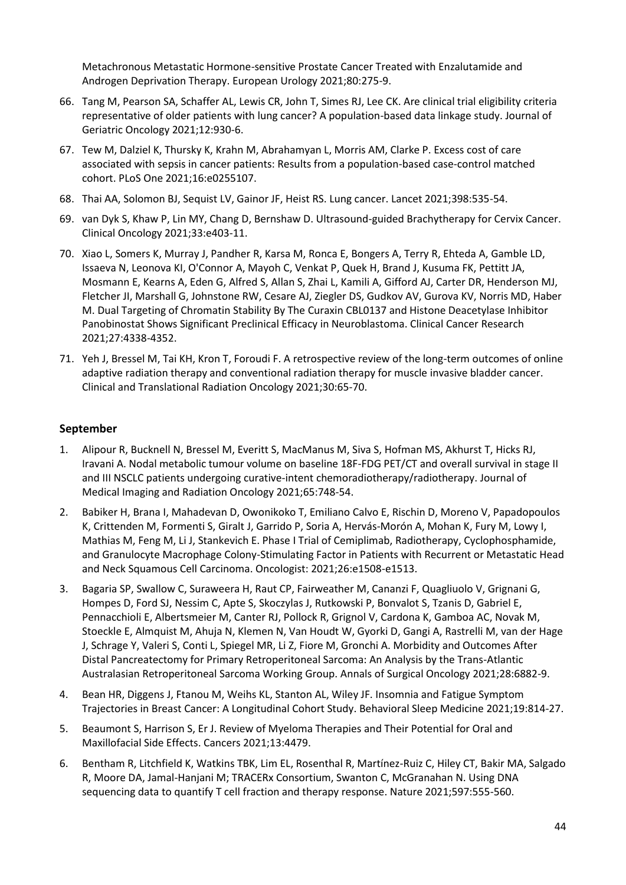Metachronous Metastatic Hormone-sensitive Prostate Cancer Treated with Enzalutamide and Androgen Deprivation Therapy. European Urology 2021;80:275-9.

66. Tang M, Pearson SA, Schaffer AL, Lewis CR, John T, Simes RJ, Lee CK. Are clinical trial eligibility criteria representative of older patients with lung cancer? A population-based data linkage study. Journal of Geriatric Oncology 2021;12:930-6.
67. Tew M, Dalziel K, Thursky K, Krahn M, Abrahamyan L, Morris AM, Clarke P. Excess cost of care associated with sepsis in cancer patients: Results from a population-based case-control matched cohort. PLoS One 2021;16:e0255107.
68. Thai AA, Solomon BJ, Sequist LV, Gainor JF, Heist RS. Lung cancer. Lancet 2021;398:535-54.
69. van Dyk S, Khaw P, Lin MY, Chang D, Bernshaw D. Ultrasound-guided Brachytherapy for Cervix Cancer. Clinical Oncology 2021;33:e403-11.
70. Xiao L, Somers K, Murray J, Pandher R, Karsa M, Ronca E, Bongers A, Terry R, Ehteda A, Gamble LD, Issaeva N, Leonova KI, O'Connor A, Mayoh C, Venkat P, Quek H, Brand J, Kusuma FK, Pettitt JA, Mosmann E, Kearns A, Eden G, Alfred S, Allan S, Zhai L, Kamili A, Gifford AJ, Carter DR, Henderson MJ, Fletcher JI, Marshall G, Johnstone RW, Cesare AJ, Ziegler DS, Gudkov AV, Gurova KV, Norris MD, Haber M. Dual Targeting of Chromatin Stability By The Curaxin CBL0137 and Histone Deacetylase Inhibitor Panobinostat Shows Significant Preclinical Efficacy in Neuroblastoma. Clinical Cancer Research 2021;27:4338-4352.
71. Yeh J, Bressel M, Tai KH, Kron T, Foroudi F. A retrospective review of the long-term outcomes of online adaptive radiation therapy and conventional radiation therapy for muscle invasive bladder cancer. Clinical and Translational Radiation Oncology 2021;30:65-70.

## September

1. Alipour R, Bucknell N, Bressel M, Everitt S, MacManus M, Siva S, Hofman MS, Akhurst T, Hicks RJ, Iravani A. Nodal metabolic tumour volume on baseline 18F-FDG PET/CT and overall survival in stage II and III NSCLC patients undergoing curative-intent chemoradiotherapy/radiotherapy. Journal of Medical Imaging and Radiation Oncology 2021;65:748-54.
2. Babiker H, Brana I, Mahadevan D, Owonikoko T, Emiliano Calvo E, Rischin D, Moreno V, Papadopoulos K, Crittenden M, Formenti S, Giralt J, Garrido P, Soria A, Hervás-Morón A, Mohan K, Fury M, Lowy I, Mathias M, Feng M, Li J, Stankevich E. Phase I Trial of Cemiplimab, Radiotherapy, Cyclophosphamide, and Granulocyte Macrophage Colony-Stimulating Factor in Patients with Recurrent or Metastatic Head and Neck Squamous Cell Carcinoma. Oncologist: 2021;26:e1508-e1513.
3. Bagaria SP, Swallow C, Suraweera H, Raut CP, Fairweather M, Cananzi F, Quagliuolo V, Grignani G, Hompes D, Ford SJ, Nessim C, Apte S, Skoczylas J, Rutkowski P, Bonvalot S, Tzanis D, Gabriel E, Pennacchioli E, Albertsmeier M, Canter RJ, Pollock R, Grignol V, Cardona K, Gamboa AC, Novak M, Stoeckle E, Almquist M, Ahuja N, Klemen N, Van Houdt W, Gyorki D, Gangi A, Rastrelli M, van der Hage J, Schrage Y, Valeri S, Conti L, Spiegel MR, Li Z, Fiore M, Gronchi A. Morbidity and Outcomes After Distal Pancreatectomy for Primary Retroperitoneal Sarcoma: An Analysis by the Trans-Atlantic Australasian Retroperitoneal Sarcoma Working Group. Annals of Surgical Oncology 2021;28:6882-9.
4. Bean HR, Diggens J, Ftanou M, Weihs KL, Stanton AL, Wiley JF. Insomnia and Fatigue Symptom Trajectories in Breast Cancer: A Longitudinal Cohort Study. Behavioral Sleep Medicine 2021;19:814-27.
5. Beaumont S, Harrison S, Er J. Review of Myeloma Therapies and Their Potential for Oral and Maxillofacial Side Effects. Cancers 2021;13:4479.
6. Bentham R, Litchfield K, Watkins TBK, Lim EL, Rosenthal R, Martínez-Ruiz C, Hiley CT, Bakir MA, Salgado R, Moore DA, Jamal-Hanjani M; TRACERx Consortium, Swanton C, McGranahan N. Using DNA sequencing data to quantify T cell fraction and therapy response. Nature 2021;597:555-560.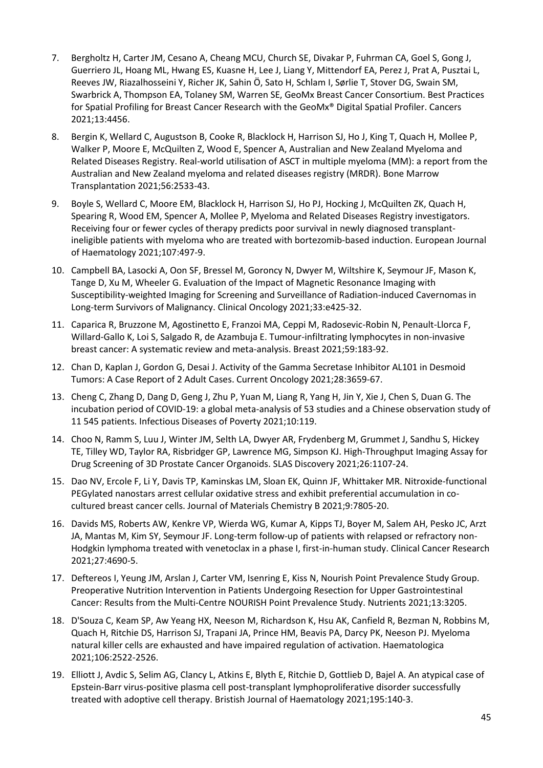7. Bergholtz H, Carter JM, Cesano A, Cheang MCU, Church SE, Divakar P, Fuhrman CA, Goel S, Gong J, Guerriero JL, Hoang ML, Hwang ES, Kuasne H, Lee J, Liang Y, Mittendorf EA, Perez J, Prat A, Pusztai L, Reeves JW, Riazalhosseini Y, Richer JK, Sahin Ö, Sato H, Schlam I, Sørlie T, Stover DG, Swain SM, Swarbrick A, Thompson EA, Tolaney SM, Warren SE, GeoMx Breast Cancer Consortium. Best Practices for Spatial Profiling for Breast Cancer Research with the GeoMx® Digital Spatial Profiler. Cancers 2021;13:4456.
8. Bergin K, Wellard C, Augustson B, Cooke R, Blacklock H, Harrison SJ, Ho J, King T, Quach H, Mollee P, Walker P, Moore E, McQuilten Z, Wood E, Spencer A, Australian and New Zealand Myeloma and Related Diseases Registry. Real-world utilisation of ASCT in multiple myeloma (MM): a report from the Australian and New Zealand myeloma and related diseases registry (MRDR). Bone Marrow Transplantation 2021;56:2533-43.
9. Boyle S, Wellard C, Moore EM, Blacklock H, Harrison SJ, Ho PJ, Hocking J, McQuilten ZK, Quach H, Spearing R, Wood EM, Spencer A, Mollee P, Myeloma and Related Diseases Registry investigators. Receiving four or fewer cycles of therapy predicts poor survival in newly diagnosed transplant-ineligible patients with myeloma who are treated with bortezomib-based induction. European Journal of Haematology 2021;107:497-9.
10. Campbell BA, Lasocki A, Oon SF, Bressel M, Goroncy N, Dwyer M, Wiltshire K, Seymour JF, Mason K, Tange D, Xu M, Wheeler G. Evaluation of the Impact of Magnetic Resonance Imaging with Susceptibility-weighted Imaging for Screening and Surveillance of Radiation-induced Cavernomas in Long-term Survivors of Malignancy. Clinical Oncology 2021;33:e425-32.
11. Caparica R, Bruzzone M, Agostinetto E, Franzoi MA, Ceppi M, Radosevic-Robin N, Penault-Llorca F, Willard-Gallo K, Loi S, Salgado R, de Azambuja E. Tumour-infiltrating lymphocytes in non-invasive breast cancer: A systematic review and meta-analysis. Breast 2021;59:183-92.
12. Chan D, Kaplan J, Gordon G, Desai J. Activity of the Gamma Secretase Inhibitor AL101 in Desmoid Tumors: A Case Report of 2 Adult Cases. Current Oncology 2021;28:3659-67.
13. Cheng C, Zhang D, Dang D, Geng J, Zhu P, Yuan M, Liang R, Yang H, Jin Y, Xie J, Chen S, Duan G. The incubation period of COVID-19: a global meta-analysis of 53 studies and a Chinese observation study of 11 545 patients. Infectious Diseases of Poverty 2021;10:119.
14. Choo N, Ramm S, Luu J, Winter JM, Selth LA, Dwyer AR, Frydenberg M, Grummet J, Sandhu S, Hickey TE, Tilley WD, Taylor RA, Risbridger GP, Lawrence MG, Simpson KJ. High-Throughput Imaging Assay for Drug Screening of 3D Prostate Cancer Organoids. SLAS Discovery 2021;26:1107-24.
15. Dao NV, Ercole F, Li Y, Davis TP, Kaminskas LM, Sloan EK, Quinn JF, Whittaker MR. Nitroxide-functional PEGylated nanostars arrest cellular oxidative stress and exhibit preferential accumulation in co-cultured breast cancer cells. Journal of Materials Chemistry B 2021;9:7805-20.
16. Davids MS, Roberts AW, Kenkre VP, Wierda WG, Kumar A, Kipps TJ, Boyer M, Salem AH, Pesko JC, Arzt JA, Mantas M, Kim SY, Seymour JF. Long-term follow-up of patients with relapsed or refractory non-Hodgkin lymphoma treated with venetoclax in a phase I, first-in-human study. Clinical Cancer Research 2021;27:4690-5.
17. Deftereos I, Yeung JM, Arslan J, Carter VM, Isenring E, Kiss N, Nourish Point Prevalence Study Group. Preoperative Nutrition Intervention in Patients Undergoing Resection for Upper Gastrointestinal Cancer: Results from the Multi-Centre NOURISH Point Prevalence Study. Nutrients 2021;13:3205.
18. D'Souza C, Keam SP, Aw Yeang HX, Neeson M, Richardson K, Hsu AK, Canfield R, Bezman N, Robbins M, Quach H, Ritchie DS, Harrison SJ, Trapani JA, Prince HM, Beavis PA, Darcy PK, Neeson PJ. Myeloma natural killer cells are exhausted and have impaired regulation of activation. Haematologica 2021;106:2522-2526.
19. Elliott J, Avdic S, Selim AG, Clancy L, Atkins E, Blyth E, Ritchie D, Gottlieb D, Bajel A. An atypical case of Epstein-Barr virus-positive plasma cell post-transplant lymphoproliferative disorder successfully treated with adoptive cell therapy. Bristish Journal of Haematology 2021;195:140-3.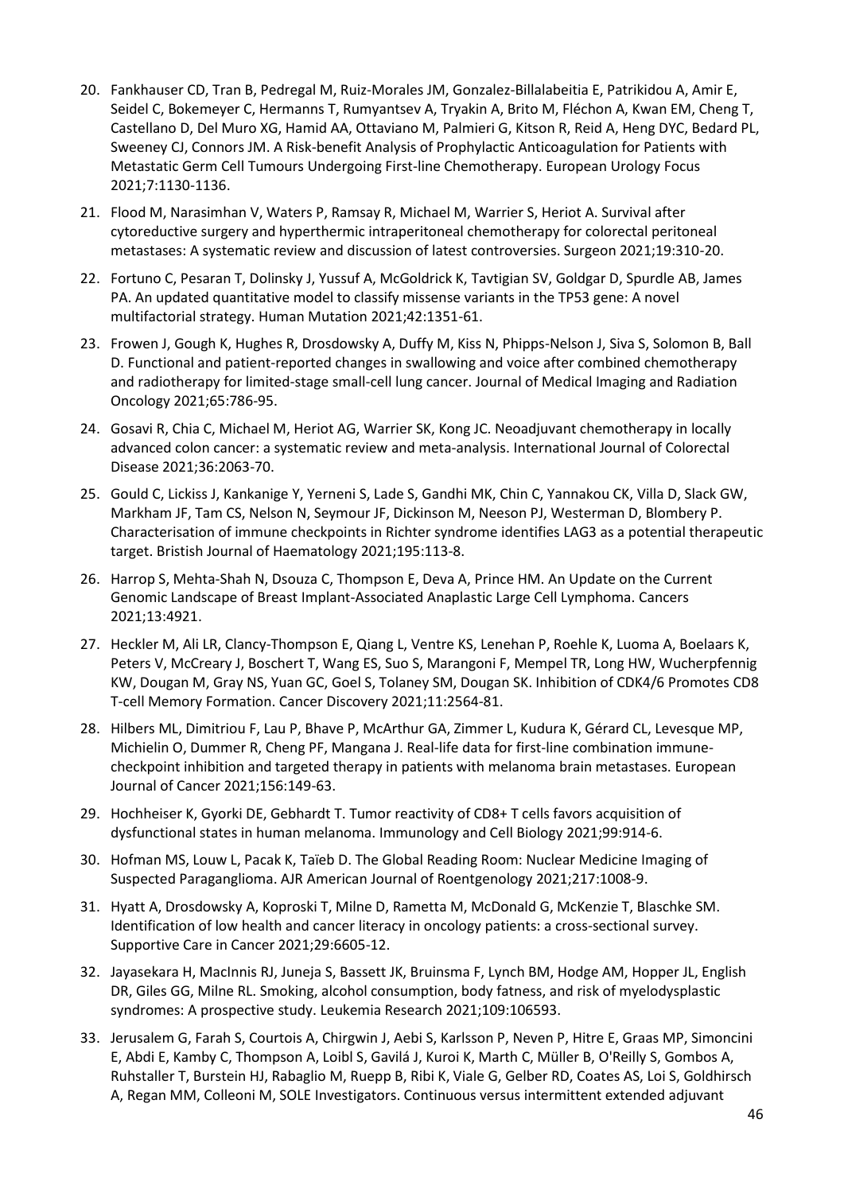20. Fankhauser CD, Tran B, Pedregal M, Ruiz-Morales JM, Gonzalez-Billalabeitia E, Patrikidou A, Amir E, Seidel C, Bokemeyer C, Hermanns T, Rumyantsev A, Tryakin A, Brito M, Fléchon A, Kwan EM, Cheng T, Castellano D, Del Muro XG, Hamid AA, Ottaviano M, Palmieri G, Kitson R, Reid A, Heng DYC, Bedard PL, Sweeney CJ, Connors JM. A Risk-benefit Analysis of Prophylactic Anticoagulation for Patients with Metastatic Germ Cell Tumours Undergoing First-line Chemotherapy. European Urology Focus 2021;7:1130-1136.

21. Flood M, Narasimhan V, Waters P, Ramsay R, Michael M, Warrier S, Heriot A. Survival after cytoreductive surgery and hyperthermic intraperitoneal chemotherapy for colorectal peritoneal metastases: A systematic review and discussion of latest controversies. Surgeon 2021;19:310-20.

22. Fortuno C, Pesaran T, Dolinsky J, Yussuf A, McGoldrick K, Tavtigian SV, Goldgar D, Spurdle AB, James PA. An updated quantitative model to classify missense variants in the TP53 gene: A novel multifactorial strategy. Human Mutation 2021;42:1351-61.

23. Frowen J, Gough K, Hughes R, Drosdowsky A, Duffy M, Kiss N, Phipps-Nelson J, Siva S, Solomon B, Ball D. Functional and patient-reported changes in swallowing and voice after combined chemotherapy and radiotherapy for limited-stage small-cell lung cancer. Journal of Medical Imaging and Radiation Oncology 2021;65:786-95.

24. Gosavi R, Chia C, Michael M, Heriot AG, Warrier SK, Kong JC. Neoadjuvant chemotherapy in locally advanced colon cancer: a systematic review and meta-analysis. International Journal of Colorectal Disease 2021;36:2063-70.

25. Gould C, Lickiss J, Kankanige Y, Yerneni S, Lade S, Gandhi MK, Chin C, Yannakou CK, Villa D, Slack GW, Markham JF, Tam CS, Nelson N, Seymour JF, Dickinson M, Neeson PJ, Westerman D, Blombery P. Characterisation of immune checkpoints in Richter syndrome identifies LAG3 as a potential therapeutic target. Bristish Journal of Haematology 2021;195:113-8.

26. Harrop S, Mehta-Shah N, Dsouza C, Thompson E, Deva A, Prince HM. An Update on the Current Genomic Landscape of Breast Implant-Associated Anaplastic Large Cell Lymphoma. Cancers 2021;13:4921.

27. Heckler M, Ali LR, Clancy-Thompson E, Qiang L, Ventre KS, Lenehan P, Roehle K, Luoma A, Boelaars K, Peters V, McCreary J, Boschert T, Wang ES, Suo S, Marangoni F, Mempel TR, Long HW, Wucherpfennig KW, Dougan M, Gray NS, Yuan GC, Goel S, Tolaney SM, Dougan SK. Inhibition of CDK4/6 Promotes CD8 T-cell Memory Formation. Cancer Discovery 2021;11:2564-81.

28. Hilbers ML, Dimitriou F, Lau P, Bhave P, McArthur GA, Zimmer L, Kudura K, Gérard CL, Levesque MP, Michielin O, Dummer R, Cheng PF, Mangana J. Real-life data for first-line combination immune-checkpoint inhibition and targeted therapy in patients with melanoma brain metastases. European Journal of Cancer 2021;156:149-63.

29. Hochheiser K, Gyorki DE, Gebhardt T. Tumor reactivity of CD8+ T cells favors acquisition of dysfunctional states in human melanoma. Immunology and Cell Biology 2021;99:914-6.

30. Hofman MS, Louw L, Pacak K, Taïeb D. The Global Reading Room: Nuclear Medicine Imaging of Suspected Paraganglioma. AJR American Journal of Roentgenology 2021;217:1008-9.

31. Hyatt A, Drosdowsky A, Koproski T, Milne D, Rametta M, McDonald G, McKenzie T, Blaschke SM. Identification of low health and cancer literacy in oncology patients: a cross-sectional survey. Supportive Care in Cancer 2021;29:6605-12.

32. Jayasekara H, MacInnis RJ, Juneja S, Bassett JK, Bruinsma F, Lynch BM, Hodge AM, Hopper JL, English DR, Giles GG, Milne RL. Smoking, alcohol consumption, body fatness, and risk of myelodysplastic syndromes: A prospective study. Leukemia Research 2021;109:106593.

33. Jerusalem G, Farah S, Courtois A, Chirgwin J, Aebi S, Karlsson P, Neven P, Hitre E, Graas MP, Simoncini E, Abdi E, Kamby C, Thompson A, Loibl S, Gavilá J, Kuroi K, Marth C, Müller B, O'Reilly S, Gombos A, Ruhstaller T, Burstein HJ, Rabaglio M, Ruepp B, Ribi K, Viale G, Gelber RD, Coates AS, Loi S, Goldhirsch A, Regan MM, Colleoni M, SOLE Investigators. Continuous versus intermittent extended adjuvant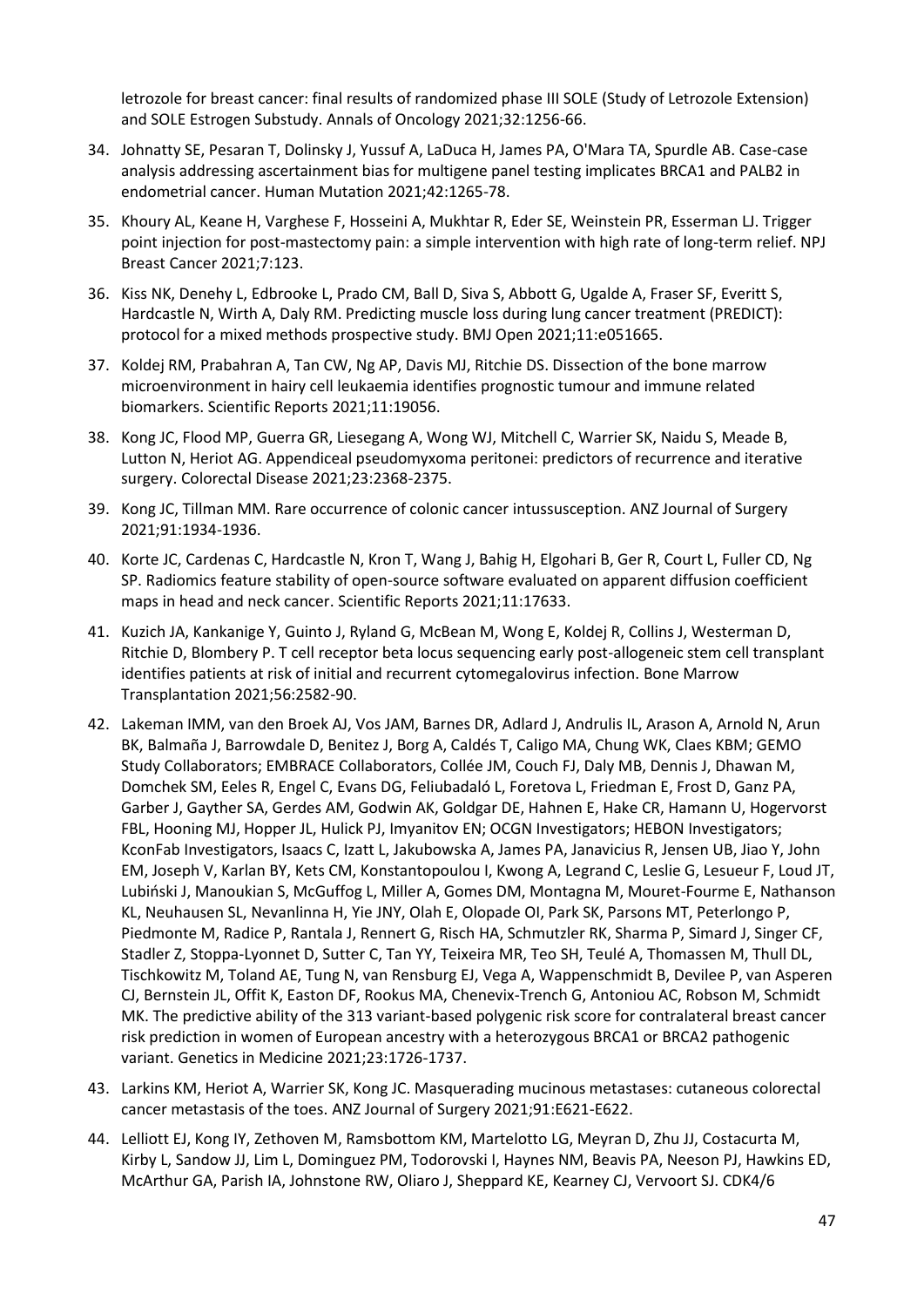letrozole for breast cancer: final results of randomized phase III SOLE (Study of Letrozole Extension) and SOLE Estrogen Substudy. Annals of Oncology 2021;32:1256-66.

34. Johnatty SE, Pesaran T, Dolinsky J, Yussuf A, LaDuca H, James PA, O'Mara TA, Spurdle AB. Case-case analysis addressing ascertainment bias for multigene panel testing implicates BRCA1 and PALB2 in endometrial cancer. Human Mutation 2021;42:1265-78.
35. Khoury AL, Keane H, Varghese F, Hosseini A, Mukhtar R, Eder SE, Weinstein PR, Esserman LJ. Trigger point injection for post-mastectomy pain: a simple intervention with high rate of long-term relief. NPJ Breast Cancer 2021;7:123.
36. Kiss NK, Denehy L, Edbrooke L, Prado CM, Ball D, Siva S, Abbott G, Ugalde A, Fraser SF, Everitt S, Hardcastle N, Wirth A, Daly RM. Predicting muscle loss during lung cancer treatment (PREDICT): protocol for a mixed methods prospective study. BMJ Open 2021;11:e051665.
37. Koldej RM, Prabahran A, Tan CW, Ng AP, Davis MJ, Ritchie DS. Dissection of the bone marrow microenvironment in hairy cell leukaemia identifies prognostic tumour and immune related biomarkers. Scientific Reports 2021;11:19056.
38. Kong JC, Flood MP, Guerra GR, Liesegang A, Wong WJ, Mitchell C, Warrier SK, Naidu S, Meade B, Lutton N, Heriot AG. Appendiceal pseudomyxoma peritonei: predictors of recurrence and iterative surgery. Colorectal Disease 2021;23:2368-2375.
39. Kong JC, Tillman MM. Rare occurrence of colonic cancer intussusception. ANZ Journal of Surgery 2021;91:1934-1936.
40. Korte JC, Cardenas C, Hardcastle N, Kron T, Wang J, Bahig H, Elgohari B, Ger R, Court L, Fuller CD, Ng SP. Radiomics feature stability of open-source software evaluated on apparent diffusion coefficient maps in head and neck cancer. Scientific Reports 2021;11:17633.
41. Kuzich JA, Kankanige Y, Guinto J, Ryland G, McBean M, Wong E, Koldej R, Collins J, Westerman D, Ritchie D, Blombery P. T cell receptor beta locus sequencing early post-allogeneic stem cell transplant identifies patients at risk of initial and recurrent cytomegalovirus infection. Bone Marrow Transplantation 2021;56:2582-90.
42. Lakeman IMM, van den Broek AJ, Vos JAM, Barnes DR, Adlard J, Andrulis IL, Arason A, Arnold N, Arun BK, Balmaña J, Barrowdale D, Benitez J, Borg A, Caldés T, Caligo MA, Chung WK, Claes KBM; GEMO Study Collaborators; EMBRACE Collaborators, Collée JM, Couch FJ, Daly MB, Dennis J, Dhawan M, Domchek SM, Eeles R, Engel C, Evans DG, Feliubadaló L, Foretova L, Friedman E, Frost D, Ganz PA, Garber J, Gayther SA, Gerdes AM, Godwin AK, Goldgar DE, Hahnen E, Hake CR, Hamann U, Hogervorst FBL, Hooning MJ, Hopper JL, Hulick PJ, Imyanitov EN; OCGN Investigators; HEBON Investigators; KconFab Investigators, Isaacs C, Izatt L, Jakubowska A, James PA, Janavicius R, Jensen UB, Jiao Y, John EM, Joseph V, Karlan BY, Kets CM, Konstantopoulou I, Kwong A, Legrand C, Leslie G, Lesueur F, Loud JT, Lubiński J, Manoukian S, McGuffog L, Miller A, Gomes DM, Montagna M, Mouret-Fourme E, Nathanson KL, Neuhausen SL, Nevanlinna H, Yie JNY, Olah E, Olopade OI, Park SK, Parsons MT, Peterlongo P, Piedmonte M, Radice P, Rantala J, Rennert G, Risch HA, Schmutzler RK, Sharma P, Simard J, Singer CF, Stadler Z, Stoppa-Lyonnet D, Sutter C, Tan YY, Teixeira MR, Teo SH, Teulé A, Thomassen M, Thull DL, Tischkowitz M, Toland AE, Tung N, van Rensburg EJ, Vega A, Wappenschmidt B, Devilee P, van Asperen CJ, Bernstein JL, Offit K, Easton DF, Rookus MA, Chenevix-Trench G, Antoniou AC, Robson M, Schmidt MK. The predictive ability of the 313 variant-based polygenic risk score for contralateral breast cancer risk prediction in women of European ancestry with a heterozygous BRCA1 or BRCA2 pathogenic variant. Genetics in Medicine 2021;23:1726-1737.
43. Larkins KM, Heriot A, Warrier SK, Kong JC. Masquerading mucinous metastases: cutaneous colorectal cancer metastasis of the toes. ANZ Journal of Surgery 2021;91:E621-E622.
44. Lelliott EJ, Kong IY, Zethoven M, Ramsbottom KM, Martelotto LG, Meyran D, Zhu JJ, Costacurta M, Kirby L, Sandow JJ, Lim L, Dominguez PM, Todorovski I, Haynes NM, Beavis PA, Neeson PJ, Hawkins ED, McArthur GA, Parish IA, Johnstone RW, Oliaro J, Sheppard KE, Kearney CJ, Vervoort SJ. CDK4/6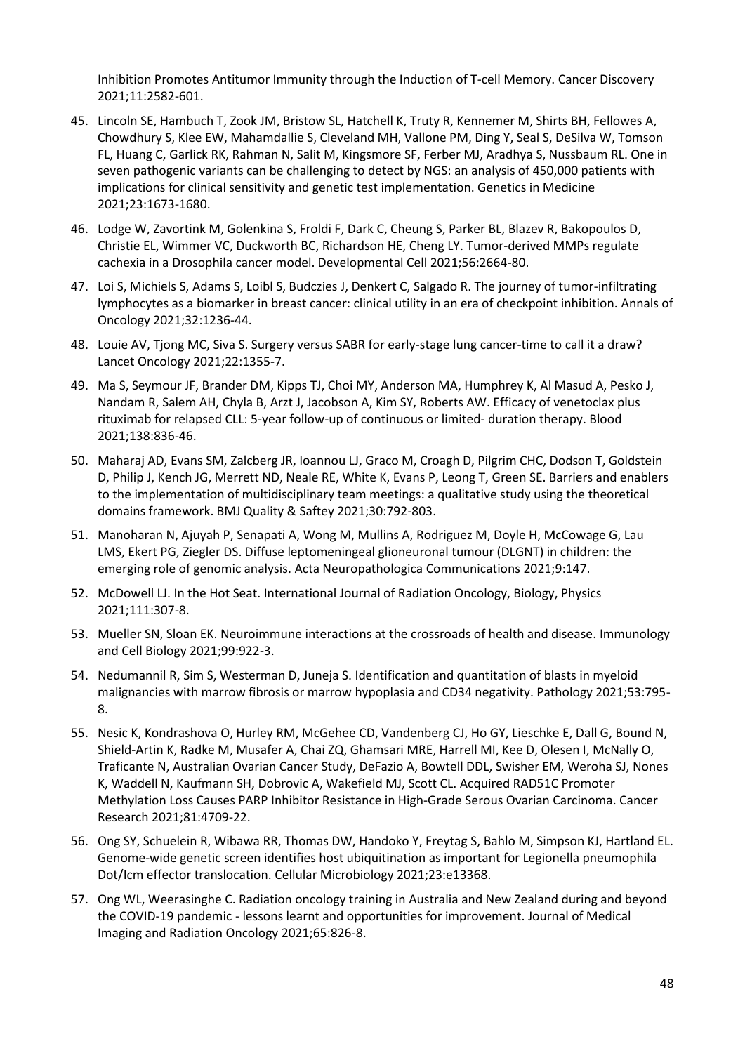Inhibition Promotes Antitumor Immunity through the Induction of T-cell Memory. Cancer Discovery 2021;11:2582-601.

45. Lincoln SE, Hambuch T, Zook JM, Bristow SL, Hatchell K, Truty R, Kennemer M, Shirts BH, Fellowes A, Chowdhury S, Klee EW, Mahamdallie S, Cleveland MH, Vallone PM, Ding Y, Seal S, DeSilva W, Tomson FL, Huang C, Garlick RK, Rahman N, Salit M, Kingsmore SF, Ferber MJ, Aradhya S, Nussbaum RL. One in seven pathogenic variants can be challenging to detect by NGS: an analysis of 450,000 patients with implications for clinical sensitivity and genetic test implementation. Genetics in Medicine 2021;23:1673-1680.
46. Lodge W, Zavortink M, Golenkina S, Froldi F, Dark C, Cheung S, Parker BL, Blazev R, Bakopoulos D, Christie EL, Wimmer VC, Duckworth BC, Richardson HE, Cheng LY. Tumor-derived MMPs regulate cachexia in a Drosophila cancer model. Developmental Cell 2021;56:2664-80.
47. Loi S, Michiels S, Adams S, Loibl S, Budczies J, Denkert C, Salgado R. The journey of tumor-infiltrating lymphocytes as a biomarker in breast cancer: clinical utility in an era of checkpoint inhibition. Annals of Oncology 2021;32:1236-44.
48. Louie AV, Tjong MC, Siva S. Surgery versus SABR for early-stage lung cancer-time to call it a draw? Lancet Oncology 2021;22:1355-7.
49. Ma S, Seymour JF, Brander DM, Kipps TJ, Choi MY, Anderson MA, Humphrey K, Al Masud A, Pesko J, Nandam R, Salem AH, Chyla B, Arzt J, Jacobson A, Kim SY, Roberts AW. Efficacy of venetoclax plus rituximab for relapsed CLL: 5-year follow-up of continuous or limited- duration therapy. Blood 2021;138:836-46.
50. Maharaj AD, Evans SM, Zalcberg JR, Ioannou LJ, Graco M, Croagh D, Pilgrim CHC, Dodson T, Goldstein D, Philip J, Kench JG, Merrett ND, Neale RE, White K, Evans P, Leong T, Green SE. Barriers and enablers to the implementation of multidisciplinary team meetings: a qualitative study using the theoretical domains framework. BMJ Quality & Saftey 2021;30:792-803.
51. Manoharan N, Ajuyah P, Senapati A, Wong M, Mullins A, Rodriguez M, Doyle H, McCowage G, Lau LMS, Ekert PG, Ziegler DS. Diffuse leptomeningeal glioneuronal tumour (DLGNT) in children: the emerging role of genomic analysis. Acta Neuropathologica Communications 2021;9:147.
52. McDowell LJ. In the Hot Seat. International Journal of Radiation Oncology, Biology, Physics 2021;111:307-8.
53. Mueller SN, Sloan EK. Neuroimmune interactions at the crossroads of health and disease. Immunology and Cell Biology 2021;99:922-3.
54. Nedumannil R, Sim S, Westerman D, Juneja S. Identification and quantitation of blasts in myeloid malignancies with marrow fibrosis or marrow hypoplasia and CD34 negativity. Pathology 2021;53:795-8.
55. Nesic K, Kondrashova O, Hurley RM, McGehee CD, Vandenberg CJ, Ho GY, Lieschke E, Dall G, Bound N, Shield-Artin K, Radke M, Musafer A, Chai ZQ, Ghamsari MRE, Harrell MI, Kee D, Olesen I, McNally O, Traficante N, Australian Ovarian Cancer Study, DeFazio A, Bowtell DDL, Swisher EM, Weroha SJ, Nones K, Waddell N, Kaufmann SH, Dobrovic A, Wakefield MJ, Scott CL. Acquired RAD51C Promoter Methylation Loss Causes PARP Inhibitor Resistance in High-Grade Serous Ovarian Carcinoma. Cancer Research 2021;81:4709-22.
56. Ong SY, Schuelein R, Wibawa RR, Thomas DW, Handoko Y, Freytag S, Bahlo M, Simpson KJ, Hartland EL. Genome-wide genetic screen identifies host ubiquitination as important for Legionella pneumophila Dot/Icm effector translocation. Cellular Microbiology 2021;23:e13368.
57. Ong WL, Weerasinghe C. Radiation oncology training in Australia and New Zealand during and beyond the COVID-19 pandemic - lessons learnt and opportunities for improvement. Journal of Medical Imaging and Radiation Oncology 2021;65:826-8.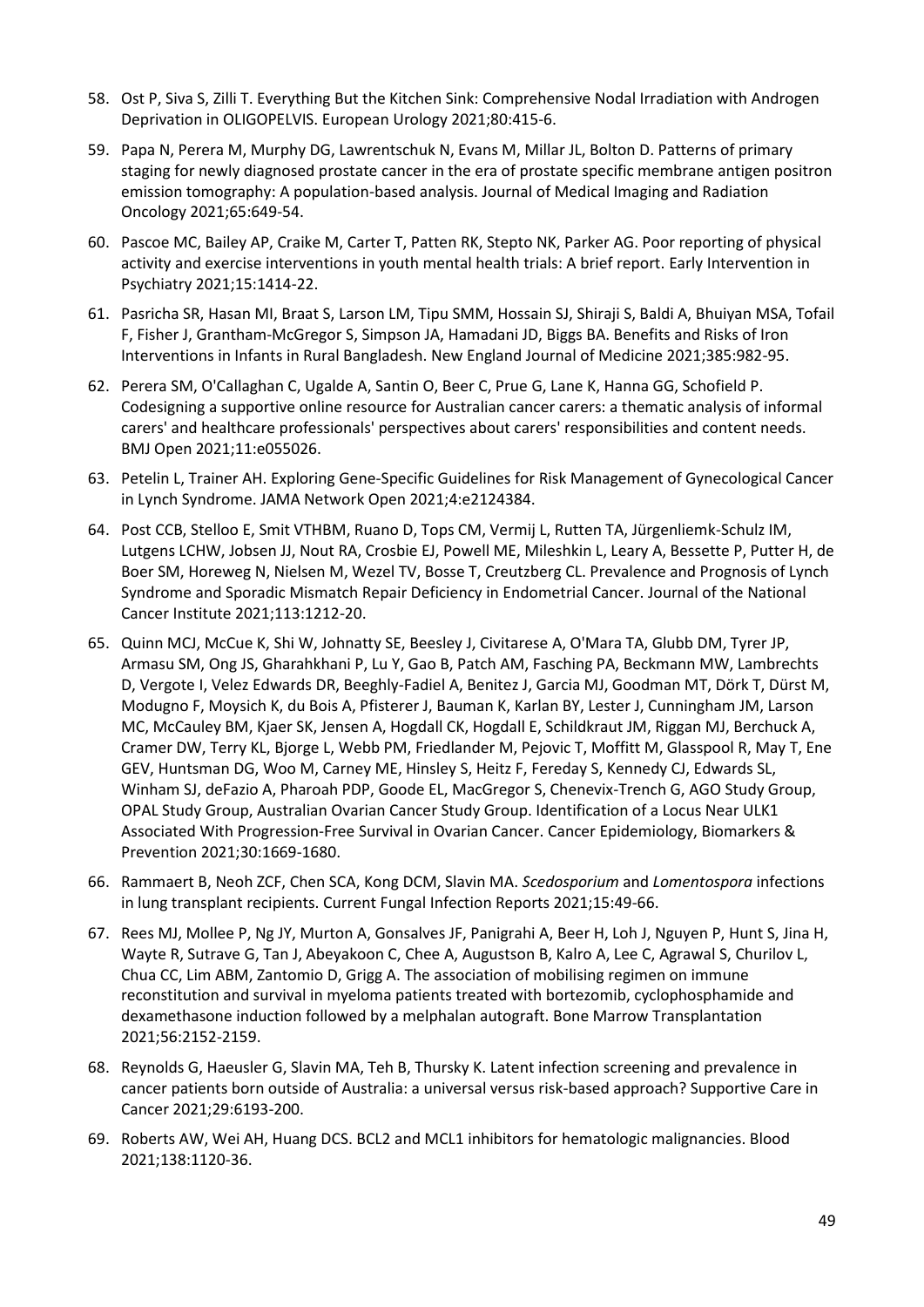58. Ost P, Siva S, Zilli T. Everything But the Kitchen Sink: Comprehensive Nodal Irradiation with Androgen Deprivation in OLIGOPELVIS. European Urology 2021;80:415-6.

59. Papa N, Perera M, Murphy DG, Lawrentschuk N, Evans M, Millar JL, Bolton D. Patterns of primary staging for newly diagnosed prostate cancer in the era of prostate specific membrane antigen positron emission tomography: A population-based analysis. Journal of Medical Imaging and Radiation Oncology 2021;65:649-54.

60. Pascoe MC, Bailey AP, Craike M, Carter T, Patten RK, Stepto NK, Parker AG. Poor reporting of physical activity and exercise interventions in youth mental health trials: A brief report. Early Intervention in Psychiatry 2021;15:1414-22.

61. Pasricha SR, Hasan MI, Braat S, Larson LM, Tipu SMM, Hossain SJ, Shiraji S, Baldi A, Bhuiyan MSA, Tofail F, Fisher J, Grantham-McGregor S, Simpson JA, Hamadani JD, Biggs BA. Benefits and Risks of Iron Interventions in Infants in Rural Bangladesh. New England Journal of Medicine 2021;385:982-95.

62. Perera SM, O'Callaghan C, Ugalde A, Santin O, Beer C, Prue G, Lane K, Hanna GG, Schofield P. Codesigning a supportive online resource for Australian cancer carers: a thematic analysis of informal carers' and healthcare professionals' perspectives about carers' responsibilities and content needs. BMJ Open 2021;11:e055026.

63. Petelin L, Trainer AH. Exploring Gene-Specific Guidelines for Risk Management of Gynecological Cancer in Lynch Syndrome. JAMA Network Open 2021;4:e2124384.

64. Post CCB, Stelloo E, Smit VTHBM, Ruano D, Tops CM, Vermij L, Rutten TA, Jürgenliemk-Schulz IM, Lutgens LCHW, Jobsen JJ, Nout RA, Crosbie EJ, Powell ME, Mileshkin L, Leary A, Bessette P, Putter H, de Boer SM, Horeweg N, Nielsen M, Wezel TV, Bosse T, Creutzberg CL. Prevalence and Prognosis of Lynch Syndrome and Sporadic Mismatch Repair Deficiency in Endometrial Cancer. Journal of the National Cancer Institute 2021;113:1212-20.

65. Quinn MCJ, McCue K, Shi W, Johnatty SE, Beesley J, Civitarese A, O'Mara TA, Glubb DM, Tyrer JP, Armasu SM, Ong JS, Gharahkhani P, Lu Y, Gao B, Patch AM, Fasching PA, Beckmann MW, Lambrechts D, Vergote I, Velez Edwards DR, Beeghly-Fadiel A, Benitez J, Garcia MJ, Goodman MT, Dörk T, Dürst M, Modugno F, Moysich K, du Bois A, Pfisterer J, Bauman K, Karlan BY, Lester J, Cunningham JM, Larson MC, McCauley BM, Kjaer SK, Jensen A, Hogdall CK, Hogdall E, Schildkraut JM, Riggan MJ, Berchuck A, Cramer DW, Terry KL, Bjorge L, Webb PM, Friedlander M, Pejovic T, Moffitt M, Glasspool R, May T, Ene GEV, Huntsman DG, Woo M, Carney ME, Hinsley S, Heitz F, Fereday S, Kennedy CJ, Edwards SL, Winham SJ, deFazio A, Pharoah PDP, Goode EL, MacGregor S, Chenevix-Trench G, AGO Study Group, OPAL Study Group, Australian Ovarian Cancer Study Group. Identification of a Locus Near ULK1 Associated With Progression-Free Survival in Ovarian Cancer. Cancer Epidemiology, Biomarkers & Prevention 2021;30:1669-1680.

66. Rammaert B, Neoh ZCF, Chen SCA, Kong DCM, Slavin MA. *Scedosporium* and *Lomentospora* infections in lung transplant recipients. Current Fungal Infection Reports 2021;15:49-66.

67. Rees MJ, Mollee P, Ng JY, Murton A, Gonsalves JF, Panigrahi A, Beer H, Loh J, Nguyen P, Hunt S, Jina H, Wayte R, Sutrave G, Tan J, Abeyakoon C, Chee A, Augustson B, Kalro A, Lee C, Agrawal S, Churilov L, Chua CC, Lim ABM, Zantomio D, Grigg A. The association of mobilising regimen on immune reconstitution and survival in myeloma patients treated with bortezomib, cyclophosphamide and dexamethasone induction followed by a melphalan autograft. Bone Marrow Transplantation 2021;56:2152-2159.

68. Reynolds G, Haeusler G, Slavin MA, Teh B, Thursky K. Latent infection screening and prevalence in cancer patients born outside of Australia: a universal versus risk-based approach? Supportive Care in Cancer 2021;29:6193-200.

69. Roberts AW, Wei AH, Huang DCS. BCL2 and MCL1 inhibitors for hematologic malignancies. Blood 2021;138:1120-36.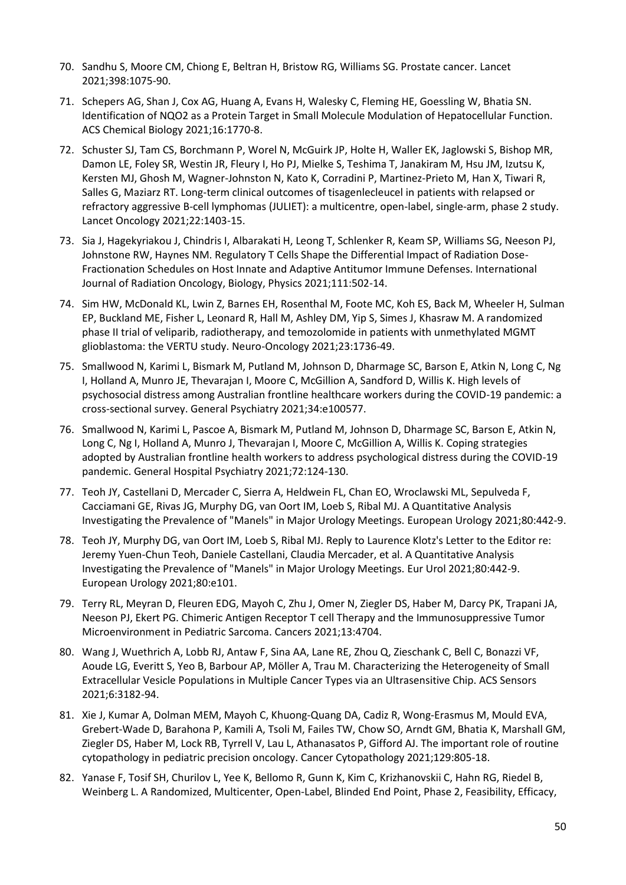70. Sandhu S, Moore CM, Chiong E, Beltran H, Bristow RG, Williams SG. Prostate cancer. Lancet 2021;398:1075-90.
71. Schepers AG, Shan J, Cox AG, Huang A, Evans H, Walesky C, Fleming HE, Goessling W, Bhatia SN. Identification of NQO2 as a Protein Target in Small Molecule Modulation of Hepatocellular Function. ACS Chemical Biology 2021;16:1770-8.
72. Schuster SJ, Tam CS, Borchmann P, Worel N, McGuirk JP, Holte H, Waller EK, Jaglowski S, Bishop MR, Damon LE, Foley SR, Westin JR, Fleury I, Ho PJ, Mielke S, Teshima T, Janakiram M, Hsu JM, Izutsu K, Kersten MJ, Ghosh M, Wagner-Johnston N, Kato K, Corradini P, Martinez-Prieto M, Han X, Tiwari R, Salles G, Maziarz RT. Long-term clinical outcomes of tisagenlecleucel in patients with relapsed or refractory aggressive B-cell lymphomas (JULIET): a multicentre, open-label, single-arm, phase 2 study. Lancet Oncology 2021;22:1403-15.
73. Sia J, Hagekyriakou J, Chindris I, Albarakati H, Leong T, Schlenker R, Keam SP, Williams SG, Neeson PJ, Johnstone RW, Haynes NM. Regulatory T Cells Shape the Differential Impact of Radiation Dose-Fractionation Schedules on Host Innate and Adaptive Antitumor Immune Defenses. International Journal of Radiation Oncology, Biology, Physics 2021;111:502-14.
74. Sim HW, McDonald KL, Lwin Z, Barnes EH, Rosenthal M, Foote MC, Koh ES, Back M, Wheeler H, Sulman EP, Buckland ME, Fisher L, Leonard R, Hall M, Ashley DM, Yip S, Simes J, Khasraw M. A randomized phase II trial of veliparib, radiotherapy, and temozolomide in patients with unmethylated MGMT glioblastoma: the VERTU study. Neuro-Oncology 2021;23:1736-49.
75. Smallwood N, Karimi L, Bismark M, Putland M, Johnson D, Dharmage SC, Barson E, Atkin N, Long C, Ng I, Holland A, Munro JE, Thevarajan I, Moore C, McGillion A, Sandford D, Willis K. High levels of psychosocial distress among Australian frontline healthcare workers during the COVID-19 pandemic: a cross-sectional survey. General Psychiatry 2021;34:e100577.
76. Smallwood N, Karimi L, Pascoe A, Bismark M, Putland M, Johnson D, Dharmage SC, Barson E, Atkin N, Long C, Ng I, Holland A, Munro J, Thevarajan I, Moore C, McGillion A, Willis K. Coping strategies adopted by Australian frontline health workers to address psychological distress during the COVID-19 pandemic. General Hospital Psychiatry 2021;72:124-130.
77. Teoh JY, Castellani D, Mercader C, Sierra A, Heldwein FL, Chan EO, Wroclawski ML, Sepulveda F, Cacciamani GE, Rivas JG, Murphy DG, van Oort IM, Loeb S, Ribal MJ. A Quantitative Analysis Investigating the Prevalence of "Manels" in Major Urology Meetings. European Urology 2021;80:442-9.
78. Teoh JY, Murphy DG, van Oort IM, Loeb S, Ribal MJ. Reply to Laurence Klotz's Letter to the Editor re: Jeremy Yuen-Chun Teoh, Daniele Castellani, Claudia Mercader, et al. A Quantitative Analysis Investigating the Prevalence of "Manels" in Major Urology Meetings. Eur Urol 2021;80:442-9. European Urology 2021;80:e101.
79. Terry RL, Meyran D, Fleuren EDG, Mayoh C, Zhu J, Omer N, Ziegler DS, Haber M, Darcy PK, Trapani JA, Neeson PJ, Ekert PG. Chimeric Antigen Receptor T cell Therapy and the Immunosuppressive Tumor Microenvironment in Pediatric Sarcoma. Cancers 2021;13:4704.
80. Wang J, Wuethrich A, Lobb RJ, Antaw F, Sina AA, Lane RE, Zhou Q, Zieschank C, Bell C, Bonazzi VF, Aoude LG, Everitt S, Yeo B, Barbour AP, Möller A, Trau M. Characterizing the Heterogeneity of Small Extracellular Vesicle Populations in Multiple Cancer Types via an Ultrasensitive Chip. ACS Sensors 2021;6:3182-94.
81. Xie J, Kumar A, Dolman MEM, Mayoh C, Khuong-Quang DA, Cadiz R, Wong-Erasmus M, Mould EVA, Grebert-Wade D, Barahona P, Kamili A, Tsoli M, Failes TW, Chow SO, Arndt GM, Bhatia K, Marshall GM, Ziegler DS, Haber M, Lock RB, Tyrrell V, Lau L, Athanasatos P, Gifford AJ. The important role of routine cytopathology in pediatric precision oncology. Cancer Cytopathology 2021;129:805-18.
82. Yanase F, Tosif SH, Churilov L, Yee K, Bellomo R, Gunn K, Kim C, Krizhanovskii C, Hahn RG, Riedel B, Weinberg L. A Randomized, Multicenter, Open-Label, Blinded End Point, Phase 2, Feasibility, Efficacy,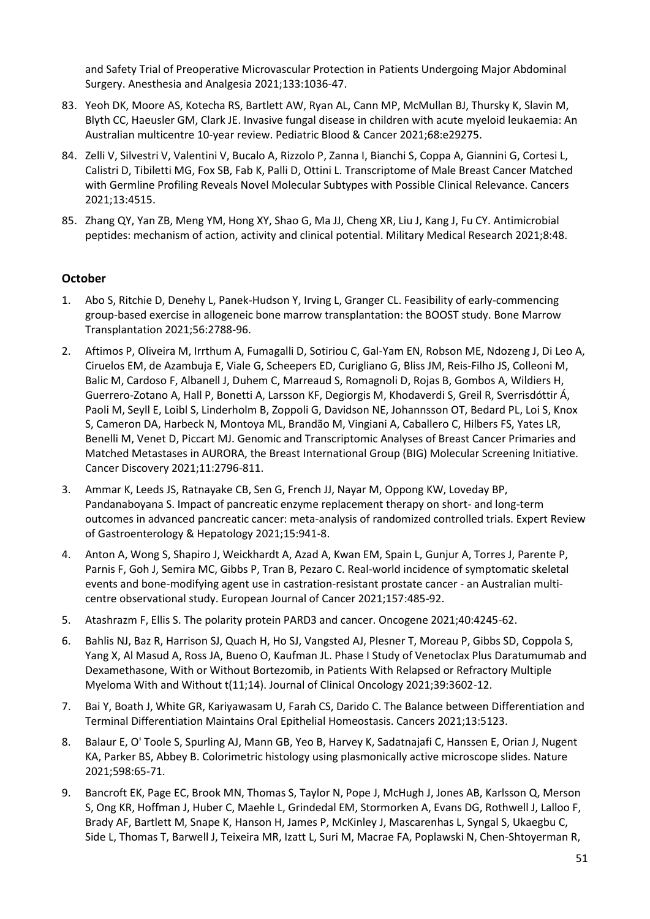and Safety Trial of Preoperative Microvascular Protection in Patients Undergoing Major Abdominal Surgery. Anesthesia and Analgesia 2021;133:1036-47.

83. Yeoh DK, Moore AS, Kotecha RS, Bartlett AW, Ryan AL, Cann MP, McMullan BJ, Thursky K, Slavin M, Blyth CC, Haeusler GM, Clark JE. Invasive fungal disease in children with acute myeloid leukaemia: An Australian multicentre 10-year review. Pediatric Blood & Cancer 2021;68:e29275.

84. Zelli V, Silvestri V, Valentini V, Bucalo A, Rizzolo P, Zanna I, Bianchi S, Coppa A, Giannini G, Cortesi L, Calistri D, Tibiletti MG, Fox SB, Fab K, Palli D, Ottini L. Transcriptome of Male Breast Cancer Matched with Germline Profiling Reveals Novel Molecular Subtypes with Possible Clinical Relevance. Cancers 2021;13:4515.

85. Zhang QY, Yan ZB, Meng YM, Hong XY, Shao G, Ma JJ, Cheng XR, Liu J, Kang J, Fu CY. Antimicrobial peptides: mechanism of action, activity and clinical potential. Military Medical Research 2021;8:48.

## October

1. Abo S, Ritchie D, Denehy L, Panek-Hudson Y, Irving L, Granger CL. Feasibility of early-commencing group-based exercise in allogeneic bone marrow transplantation: the BOOST study. Bone Marrow Transplantation 2021;56:2788-96.

2. Aftimos P, Oliveira M, Irrthum A, Fumagalli D, Sotiriou C, Gal-Yam EN, Robson ME, Ndozeng J, Di Leo A, Ciruelos EM, de Azambuja E, Viale G, Scheepers ED, Curigliano G, Bliss JM, Reis-Filho JS, Colleoni M, Balic M, Cardoso F, Albanell J, Duhem C, Marreaud S, Romagnoli D, Rojas B, Gombos A, Wildiers H, Guerrero-Zotano A, Hall P, Bonetti A, Larsson KF, Degiorgis M, Khodaverdi S, Greil R, Sverrisdóttir Á, Paoli M, Seyll E, Loibl S, Linderholm B, Zoppoli G, Davidson NE, Johannsson OT, Bedard PL, Loi S, Knox S, Cameron DA, Harbeck N, Montoya ML, Brandão M, Vingiani A, Caballero C, Hilbers FS, Yates LR, Benelli M, Venet D, Piccart MJ. Genomic and Transcriptomic Analyses of Breast Cancer Primaries and Matched Metastases in AURORA, the Breast International Group (BIG) Molecular Screening Initiative. Cancer Discovery 2021;11:2796-811.

3. Ammar K, Leeds JS, Ratnayake CB, Sen G, French JJ, Nayar M, Oppong KW, Loveday BP, Pandanaboyana S. Impact of pancreatic enzyme replacement therapy on short- and long-term outcomes in advanced pancreatic cancer: meta-analysis of randomized controlled trials. Expert Review of Gastroenterology & Hepatology 2021;15:941-8.

4. Anton A, Wong S, Shapiro J, Weickhardt A, Azad A, Kwan EM, Spain L, Gunjur A, Torres J, Parente P, Parnis F, Goh J, Semira MC, Gibbs P, Tran B, Pezaro C. Real-world incidence of symptomatic skeletal events and bone-modifying agent use in castration-resistant prostate cancer - an Australian multi-centre observational study. European Journal of Cancer 2021;157:485-92.

5. Atashrazm F, Ellis S. The polarity protein PARD3 and cancer. Oncogene 2021;40:4245-62.

6. Bahlis NJ, Baz R, Harrison SJ, Quach H, Ho SJ, Vangsted AJ, Plesner T, Moreau P, Gibbs SD, Coppola S, Yang X, Al Masud A, Ross JA, Bueno O, Kaufman JL. Phase I Study of Venetoclax Plus Daratumumab and Dexamethasone, With or Without Bortezomib, in Patients With Relapsed or Refractory Multiple Myeloma With and Without t(11;14). Journal of Clinical Oncology 2021;39:3602-12.

7. Bai Y, Boath J, White GR, Kariyawasam U, Farah CS, Darido C. The Balance between Differentiation and Terminal Differentiation Maintains Oral Epithelial Homeostasis. Cancers 2021;13:5123.

8. Balaur E, O' Toole S, Spurling AJ, Mann GB, Yeo B, Harvey K, Sadatnajafi C, Hanssen E, Orian J, Nugent KA, Parker BS, Abbey B. Colorimetric histology using plasmonically active microscope slides. Nature 2021;598:65-71.

9. Bancroft EK, Page EC, Brook MN, Thomas S, Taylor N, Pope J, McHugh J, Jones AB, Karlsson Q, Merson S, Ong KR, Hoffman J, Huber C, Maehle L, Grindedal EM, Stormorken A, Evans DG, Rothwell J, Lalloo F, Brady AF, Bartlett M, Snape K, Hanson H, James P, McKinley J, Mascarenhas L, Syngal S, Ukaegbu C, Side L, Thomas T, Barwell J, Teixeira MR, Izatt L, Suri M, Macrae FA, Poplawski N, Chen-Shtoyerman R,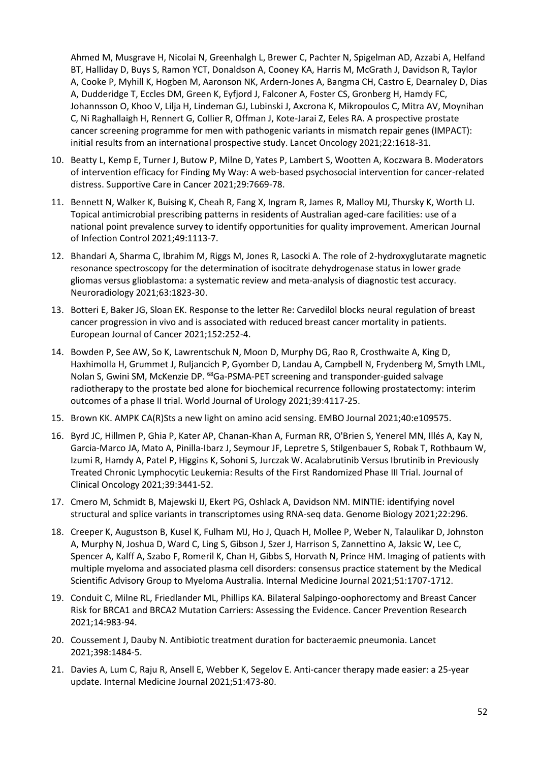Ahmed M, Musgrave H, Nicolai N, Greenhalgh L, Brewer C, Pachter N, Spigelman AD, Azzabi A, Helfand BT, Halliday D, Buys S, Ramon YCT, Donaldson A, Cooney KA, Harris M, McGrath J, Davidson R, Taylor A, Cooke P, Myhill K, Hogben M, Aaronson NK, Ardern-Jones A, Bangma CH, Castro E, Dearnaley D, Dias A, Dudderidge T, Eccles DM, Green K, Eyfjord J, Falconer A, Foster CS, Gronberg H, Hamdy FC, Johannsson O, Khoo V, Lilja H, Lindeman GJ, Lubinski J, Axcrona K, Mikropoulos C, Mitra AV, Moynihan C, Ni Raghallaigh H, Rennert G, Collier R, Offman J, Kote-Jarai Z, Eeles RA. A prospective prostate cancer screening programme for men with pathogenic variants in mismatch repair genes (IMPACT): initial results from an international prospective study. Lancet Oncology 2021;22:1618-31.

10. Beatty L, Kemp E, Turner J, Butow P, Milne D, Yates P, Lambert S, Wootten A, Koczwara B. Moderators of intervention efficacy for Finding My Way: A web-based psychosocial intervention for cancer-related distress. Supportive Care in Cancer 2021;29:7669-78.
11. Bennett N, Walker K, Buising K, Cheah R, Fang X, Ingram R, James R, Malloy MJ, Thursky K, Worth LJ. Topical antimicrobial prescribing patterns in residents of Australian aged-care facilities: use of a national point prevalence survey to identify opportunities for quality improvement. American Journal of Infection Control 2021;49:1113-7.
12. Bhandari A, Sharma C, Ibrahim M, Riggs M, Jones R, Lasocki A. The role of 2-hydroxyglutarate magnetic resonance spectroscopy for the determination of isocitrate dehydrogenase status in lower grade gliomas versus glioblastoma: a systematic review and meta-analysis of diagnostic test accuracy. Neuroradiology 2021;63:1823-30.
13. Botteri E, Baker JG, Sloan EK. Response to the letter Re: Carvedilol blocks neural regulation of breast cancer progression in vivo and is associated with reduced breast cancer mortality in patients. European Journal of Cancer 2021;152:252-4.
14. Bowden P, See AW, So K, Lawrentschuk N, Moon D, Murphy DG, Rao R, Crosthwaite A, King D, Haxhimolla H, Grummet J, Ruljancich P, Gyomber D, Landau A, Campbell N, Frydenberg M, Smyth LML, Nolan S, Gwini SM, McKenzie DP. $^{68}$Ga-PSMA-PET screening and transponder-guided salvage radiotherapy to the prostate bed alone for biochemical recurrence following prostatectomy: interim outcomes of a phase II trial. World Journal of Urology 2021;39:4117-25.
15. Brown KK. AMPK CA(R)Sts a new light on amino acid sensing. EMBO Journal 2021;40:e109575.
16. Byrd JC, Hillmen P, Ghia P, Kater AP, Chanan-Khan A, Furman RR, O'Brien S, Yenerel MN, Illés A, Kay N, Garcia-Marco JA, Mato A, Pinilla-Ibarz J, Seymour JF, Lepretre S, Stilgenbauer S, Robak T, Rothbaum W, Izumi R, Hamdy A, Patel P, Higgins K, Sohoni S, Jurczak W. Acalabrutinib Versus Ibrutinib in Previously Treated Chronic Lymphocytic Leukemia: Results of the First Randomized Phase III Trial. Journal of Clinical Oncology 2021;39:3441-52.
17. Cmero M, Schmidt B, Majewski IJ, Ekert PG, Oshlack A, Davidson NM. MINTIE: identifying novel structural and splice variants in transcriptomes using RNA-seq data. Genome Biology 2021;22:296.
18. Creeper K, Augustson B, Kusel K, Fulham MJ, Ho J, Quach H, Mollee P, Weber N, Talaulikar D, Johnston A, Murphy N, Joshua D, Ward C, Ling S, Gibson J, Szer J, Harrison S, Zannettino A, Jaksic W, Lee C, Spencer A, Kalff A, Szabo F, Romeril K, Chan H, Gibbs S, Horvath N, Prince HM. Imaging of patients with multiple myeloma and associated plasma cell disorders: consensus practice statement by the Medical Scientific Advisory Group to Myeloma Australia. Internal Medicine Journal 2021;51:1707-1712.
19. Conduit C, Milne RL, Friedlander ML, Phillips KA. Bilateral Salpingo-oophorectomy and Breast Cancer Risk for BRCA1 and BRCA2 Mutation Carriers: Assessing the Evidence. Cancer Prevention Research 2021;14:983-94.
20. Coussement J, Dauby N. Antibiotic treatment duration for bacteraemic pneumonia. Lancet 2021;398:1484-5.
21. Davies A, Lum C, Raju R, Ansell E, Webber K, Segelov E. Anti-cancer therapy made easier: a 25-year update. Internal Medicine Journal 2021;51:473-80.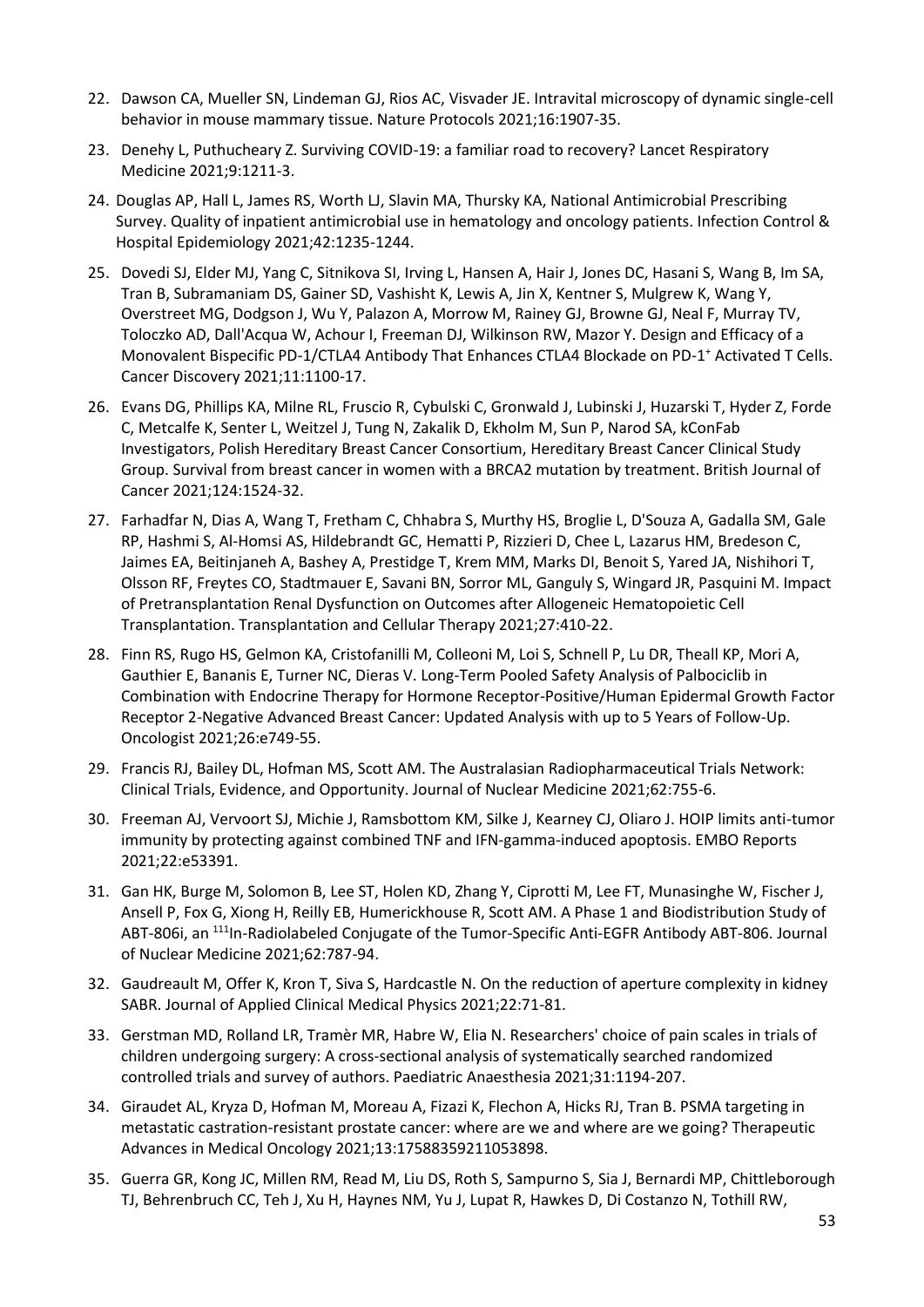22. Dawson CA, Mueller SN, Lindeman GJ, Rios AC, Visvader JE. Intravital microscopy of dynamic single-cell behavior in mouse mammary tissue. Nature Protocols 2021;16:1907-35.
23. Denehy L, Puthucheary Z. Surviving COVID-19: a familiar road to recovery? Lancet Respiratory Medicine 2021;9:1211-3.
24. Douglas AP, Hall L, James RS, Worth LJ, Slavin MA, Thursky KA, National Antimicrobial Prescribing Survey. Quality of inpatient antimicrobial use in hematology and oncology patients. Infection Control & Hospital Epidemiology 2021;42:1235-1244.
25. Dovedi SJ, Elder MJ, Yang C, Sitnikova SI, Irving L, Hansen A, Hair J, Jones DC, Hasani S, Wang B, Im SA, Tran B, Subramaniam DS, Gainer SD, Vashisht K, Lewis A, Jin X, Kentner S, Mulgrew K, Wang Y, Overstreet MG, Dodgson J, Wu Y, Palazon A, Morrow M, Rainey GJ, Browne GJ, Neal F, Murray TV, Toloczko AD, Dall'Acqua W, Achour I, Freeman DJ, Wilkinson RW, Mazor Y. Design and Efficacy of a Monovalent Bispecific PD-1/CTLA4 Antibody That Enhances CTLA4 Blockade on PD-1$^{+}$ Activated T Cells. Cancer Discovery 2021;11:1100-17.
26. Evans DG, Phillips KA, Milne RL, Fruscio R, Cybulski C, Gronwald J, Lubinski J, Huzarski T, Hyder Z, Forde C, Metcalfe K, Senter L, Weitzel J, Tung N, Zakalik D, Ekholm M, Sun P, Narod SA, kConFab Investigators, Polish Hereditary Breast Cancer Consortium, Hereditary Breast Cancer Clinical Study Group. Survival from breast cancer in women with a BRCA2 mutation by treatment. British Journal of Cancer 2021;124:1524-32.
27. Farhadfar N, Dias A, Wang T, Fretham C, Chhabra S, Murthy HS, Broglie L, D'Souza A, Gadalla SM, Gale RP, Hashmi S, Al-Homsi AS, Hildebrandt GC, Hematti P, Rizzieri D, Chee L, Lazarus HM, Bredeson C, Jaimes EA, Beitinjaneh A, Bashey A, Prestidge T, Krem MM, Marks DI, Benoit S, Yared JA, Nishihori T, Olsson RF, Freytes CO, Stadtmauer E, Savani BN, Sorror ML, Ganguly S, Wingard JR, Pasquini M. Impact of Pretransplantation Renal Dysfunction on Outcomes after Allogeneic Hematopoietic Cell Transplantation. Transplantation and Cellular Therapy 2021;27:410-22.
28. Finn RS, Rugo HS, Gelmon KA, Cristofanilli M, Colleoni M, Loi S, Schnell P, Lu DR, Theall KP, Mori A, Gauthier E, Bananis E, Turner NC, Dieras V. Long-Term Pooled Safety Analysis of Palbociclib in Combination with Endocrine Therapy for Hormone Receptor-Positive/Human Epidermal Growth Factor Receptor 2-Negative Advanced Breast Cancer: Updated Analysis with up to 5 Years of Follow-Up. Oncologist 2021;26:e749-55.
29. Francis RJ, Bailey DL, Hofman MS, Scott AM. The Australasian Radiopharmaceutical Trials Network: Clinical Trials, Evidence, and Opportunity. Journal of Nuclear Medicine 2021;62:755-6.
30. Freeman AJ, Vervoort SJ, Michie J, Ramsbottom KM, Silke J, Kearney CJ, Oliaro J. HOIP limits anti-tumor immunity by protecting against combined TNF and IFN-gamma-induced apoptosis. EMBO Reports 2021;22:e53391.
31. Gan HK, Burge M, Solomon B, Lee ST, Holen KD, Zhang Y, Ciprotti M, Lee FT, Munasinghe W, Fischer J, Ansell P, Fox G, Xiong H, Reilly EB, Humerickhouse R, Scott AM. A Phase 1 and Biodistribution Study of ABT-806i, an $^{111}$In-Radiolabeled Conjugate of the Tumor-Specific Anti-EGFR Antibody ABT-806. Journal of Nuclear Medicine 2021;62:787-94.
32. Gaudreault M, Offer K, Kron T, Siva S, Hardcastle N. On the reduction of aperture complexity in kidney SABR. Journal of Applied Clinical Medical Physics 2021;22:71-81.
33. Gerstman MD, Rolland LR, Tramèr MR, Habre W, Elia N. Researchers' choice of pain scales in trials of children undergoing surgery: A cross-sectional analysis of systematically searched randomized controlled trials and survey of authors. Paediatric Anaesthesia 2021;31:1194-207.
34. Giraudet AL, Kryza D, Hofman M, Moreau A, Fizazi K, Flechon A, Hicks RJ, Tran B. PSMA targeting in metastatic castration-resistant prostate cancer: where are we and where are we going? Therapeutic Advances in Medical Oncology 2021;13:17588359211053898.
35. Guerra GR, Kong JC, Millen RM, Read M, Liu DS, Roth S, Sampurno S, Sia J, Bernardi MP, Chittleborough TJ, Behrenbruch CC, Teh J, Xu H, Haynes NM, Yu J, Lupat R, Hawkes D, Di Costanzo N, Tothill RW,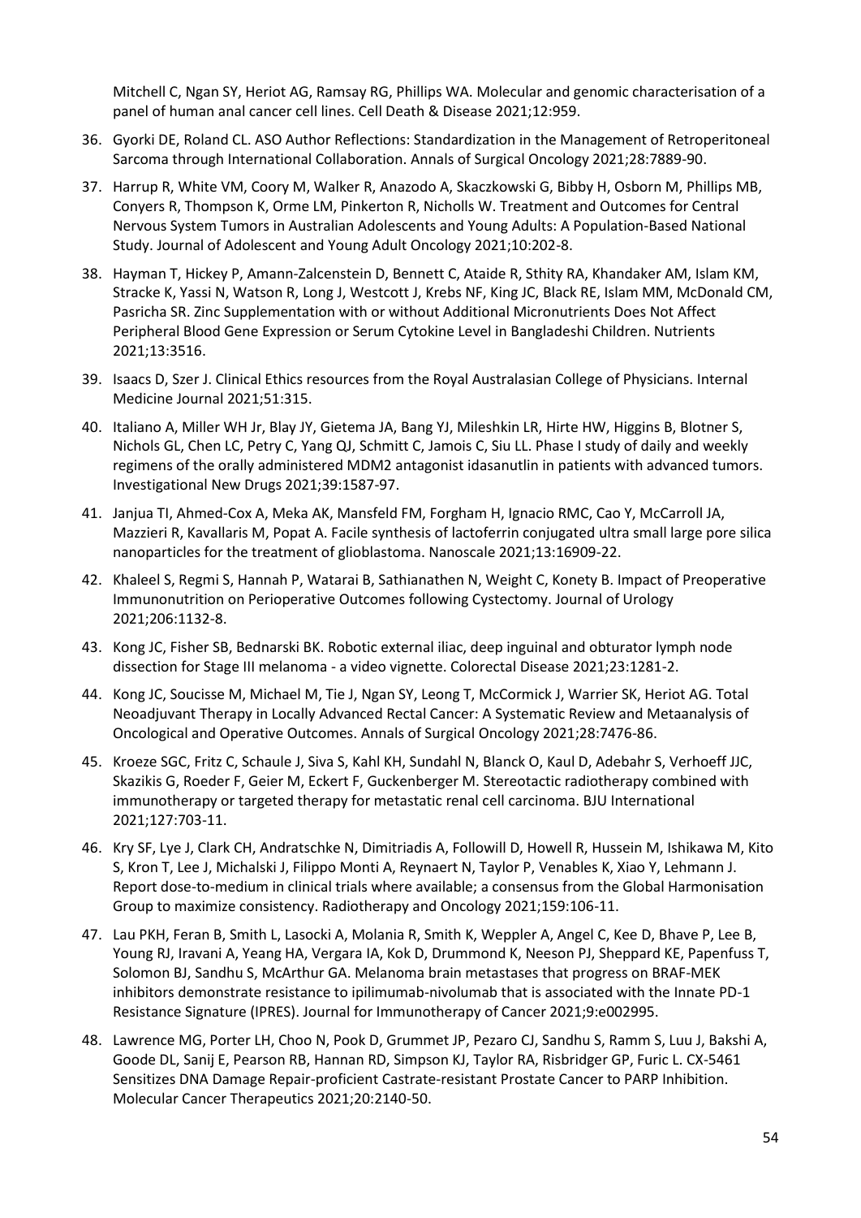Mitchell C, Ngan SY, Heriot AG, Ramsay RG, Phillips WA. Molecular and genomic characterisation of a panel of human anal cancer cell lines. Cell Death & Disease 2021;12:959.

36. Gyorki DE, Roland CL. ASO Author Reflections: Standardization in the Management of Retroperitoneal Sarcoma through International Collaboration. Annals of Surgical Oncology 2021;28:7889-90.

37. Harrup R, White VM, Coory M, Walker R, Anazodo A, Skaczkowski G, Bibby H, Osborn M, Phillips MB, Conyers R, Thompson K, Orme LM, Pinkerton R, Nicholls W. Treatment and Outcomes for Central Nervous System Tumors in Australian Adolescents and Young Adults: A Population-Based National Study. Journal of Adolescent and Young Adult Oncology 2021;10:202-8.

38. Hayman T, Hickey P, Amann-Zalcenstein D, Bennett C, Ataide R, Sthity RA, Khandaker AM, Islam KM, Stracke K, Yassi N, Watson R, Long J, Westcott J, Krebs NF, King JC, Black RE, Islam MM, McDonald CM, Pasricha SR. Zinc Supplementation with or without Additional Micronutrients Does Not Affect Peripheral Blood Gene Expression or Serum Cytokine Level in Bangladeshi Children. Nutrients 2021;13:3516.

39. Isaacs D, Szer J. Clinical Ethics resources from the Royal Australasian College of Physicians. Internal Medicine Journal 2021;51:315.

40. Italiano A, Miller WH Jr, Blay JY, Gietema JA, Bang YJ, Mileshkin LR, Hirte HW, Higgins B, Blotner S, Nichols GL, Chen LC, Petry C, Yang QJ, Schmitt C, Jamois C, Siu LL. Phase I study of daily and weekly regimens of the orally administered MDM2 antagonist idasanutlin in patients with advanced tumors. Investigational New Drugs 2021;39:1587-97.

41. Janjua TI, Ahmed-Cox A, Meka AK, Mansfeld FM, Forgham H, Ignacio RMC, Cao Y, McCarroll JA, Mazzieri R, Kavallaris M, Popat A. Facile synthesis of lactoferrin conjugated ultra small large pore silica nanoparticles for the treatment of glioblastoma. Nanoscale 2021;13:16909-22.

42. Khaleel S, Regmi S, Hannah P, Watarai B, Sathianathen N, Weight C, Konety B. Impact of Preoperative Immunonutrition on Perioperative Outcomes following Cystectomy. Journal of Urology 2021;206:1132-8.

43. Kong JC, Fisher SB, Bednarski BK. Robotic external iliac, deep inguinal and obturator lymph node dissection for Stage III melanoma - a video vignette. Colorectal Disease 2021;23:1281-2.

44. Kong JC, Soucisse M, Michael M, Tie J, Ngan SY, Leong T, McCormick J, Warrier SK, Heriot AG. Total Neoadjuvant Therapy in Locally Advanced Rectal Cancer: A Systematic Review and Metaanalysis of Oncological and Operative Outcomes. Annals of Surgical Oncology 2021;28:7476-86.

45. Kroeze SGC, Fritz C, Schaule J, Siva S, Kahl KH, Sundahl N, Blanck O, Kaul D, Adebahr S, Verhoeff JJC, Skazikis G, Roeder F, Geier M, Eckert F, Guckenberger M. Stereotactic radiotherapy combined with immunotherapy or targeted therapy for metastatic renal cell carcinoma. BJU International 2021;127:703-11.

46. Kry SF, Lye J, Clark CH, Andratschke N, Dimitriadis A, Followill D, Howell R, Hussein M, Ishikawa M, Kito S, Kron T, Lee J, Michalski J, Filippo Monti A, Reynaert N, Taylor P, Venables K, Xiao Y, Lehmann J. Report dose-to-medium in clinical trials where available; a consensus from the Global Harmonisation Group to maximize consistency. Radiotherapy and Oncology 2021;159:106-11.

47. Lau PKH, Feran B, Smith L, Lasocki A, Molania R, Smith K, Weppler A, Angel C, Kee D, Bhave P, Lee B, Young RJ, Iravani A, Yeang HA, Vergara IA, Kok D, Drummond K, Neeson PJ, Sheppard KE, Papenfuss T, Solomon BJ, Sandhu S, McArthur GA. Melanoma brain metastases that progress on BRAF-MEK inhibitors demonstrate resistance to ipilimumab-nivolumab that is associated with the Innate PD-1 Resistance Signature (IPRES). Journal for Immunotherapy of Cancer 2021;9:e002995.

48. Lawrence MG, Porter LH, Choo N, Pook D, Grummet JP, Pezaro CJ, Sandhu S, Ramm S, Luu J, Bakshi A, Goode DL, Sanij E, Pearson RB, Hannan RD, Simpson KJ, Taylor RA, Risbridger GP, Furic L. CX-5461 Sensitizes DNA Damage Repair-proficient Castrate-resistant Prostate Cancer to PARP Inhibition. Molecular Cancer Therapeutics 2021;20:2140-50.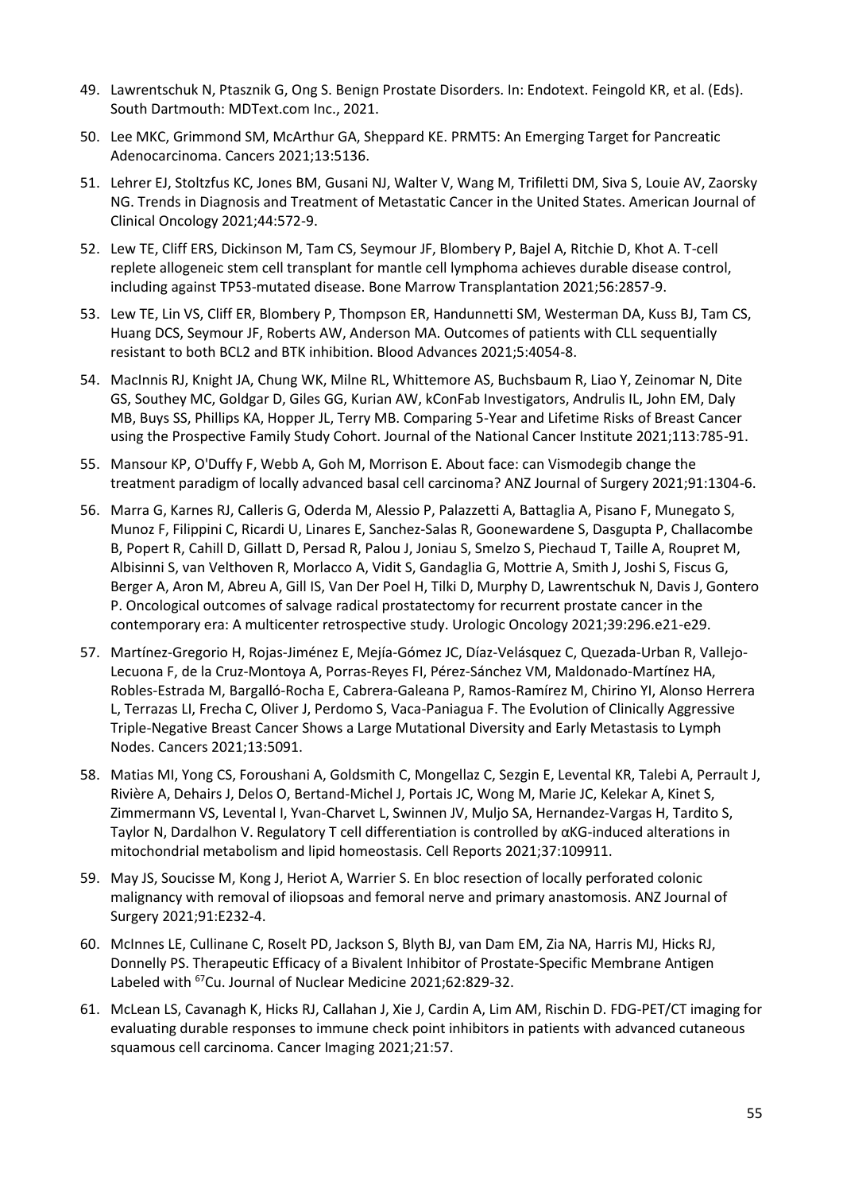49. Lawrentschuk N, Ptasznik G, Ong S. Benign Prostate Disorders. In: Endotext. Feingold KR, et al. (Eds). South Dartmouth: MDText.com Inc., 2021.
50. Lee MKC, Grimmond SM, McArthur GA, Sheppard KE. PRMT5: An Emerging Target for Pancreatic Adenocarcinoma. Cancers 2021;13:5136.
51. Lehrer EJ, Stoltzfus KC, Jones BM, Gusani NJ, Walter V, Wang M, Trifiletti DM, Siva S, Louie AV, Zaorsky NG. Trends in Diagnosis and Treatment of Metastatic Cancer in the United States. American Journal of Clinical Oncology 2021;44:572-9.
52. Lew TE, Cliff ERS, Dickinson M, Tam CS, Seymour JF, Blombery P, Bajel A, Ritchie D, Khot A. T-cell replete allogeneic stem cell transplant for mantle cell lymphoma achieves durable disease control, including against TP53-mutated disease. Bone Marrow Transplantation 2021;56:2857-9.
53. Lew TE, Lin VS, Cliff ER, Blombery P, Thompson ER, Handunnetti SM, Westerman DA, Kuss BJ, Tam CS, Huang DCS, Seymour JF, Roberts AW, Anderson MA. Outcomes of patients with CLL sequentially resistant to both BCL2 and BTK inhibition. Blood Advances 2021;5:4054-8.
54. MacInnis RJ, Knight JA, Chung WK, Milne RL, Whittemore AS, Buchsbaum R, Liao Y, Zeinomar N, Dite GS, Southey MC, Goldgar D, Giles GG, Kurian AW, kConFab Investigators, Andrulis IL, John EM, Daly MB, Buys SS, Phillips KA, Hopper JL, Terry MB. Comparing 5-Year and Lifetime Risks of Breast Cancer using the Prospective Family Study Cohort. Journal of the National Cancer Institute 2021;113:785-91.
55. Mansour KP, O'Duffy F, Webb A, Goh M, Morrison E. About face: can Vismodegib change the treatment paradigm of locally advanced basal cell carcinoma? ANZ Journal of Surgery 2021;91:1304-6.
56. Marra G, Karnes RJ, Calleris G, Oderda M, Alessio P, Palazzetti A, Battaglia A, Pisano F, Munegato S, Munoz F, Filippini C, Ricardi U, Linares E, Sanchez-Salas R, Goonewardene S, Dasgupta P, Challacombe B, Popert R, Cahill D, Gillatt D, Persad R, Palou J, Joniau S, Smelzo S, Piechaud T, Taille A, Roupret M, Albisinni S, van Velthoven R, Morlacco A, Vidit S, Gandaglia G, Mottrie A, Smith J, Joshi S, Fiscus G, Berger A, Aron M, Abreu A, Gill IS, Van Der Poel H, Tilki D, Murphy D, Lawrentschuk N, Davis J, Gontero P. Oncological outcomes of salvage radical prostatectomy for recurrent prostate cancer in the contemporary era: A multicenter retrospective study. Urologic Oncology 2021;39:296.e21-e29.
57. Martínez-Gregorio H, Rojas-Jiménez E, Mejía-Gómez JC, Díaz-Velásquez C, Quezada-Urban R, Vallejo-Lecuona F, de la Cruz-Montoya A, Porras-Reyes FI, Pérez-Sánchez VM, Maldonado-Martínez HA, Robles-Estrada M, Bargalló-Rocha E, Cabrera-Galeana P, Ramos-Ramírez M, Chirino YI, Alonso Herrera L, Terrazas LI, Frecha C, Oliver J, Perdomo S, Vaca-Paniagua F. The Evolution of Clinically Aggressive Triple-Negative Breast Cancer Shows a Large Mutational Diversity and Early Metastasis to Lymph Nodes. Cancers 2021;13:5091.
58. Matias MI, Yong CS, Foroushani A, Goldsmith C, Mongellaz C, Sezgin E, Levental KR, Talebi A, Perrault J, Rivière A, Dehairs J, Delos O, Bertand-Michel J, Portais JC, Wong M, Marie JC, Kelekar A, Kinet S, Zimmermann VS, Levental I, Yvan-Charvet L, Swinnen JV, Muljo SA, Hernandez-Vargas H, Tardito S, Taylor N, Dardalhon V. Regulatory T cell differentiation is controlled by αKG-induced alterations in mitochondrial metabolism and lipid homeostasis. Cell Reports 2021;37:109911.
59. May JS, Soucisse M, Kong J, Heriot A, Warrier S. En bloc resection of locally perforated colonic malignancy with removal of iliopsoas and femoral nerve and primary anastomosis. ANZ Journal of Surgery 2021;91:E232-4.
60. McInnes LE, Cullinane C, Roselt PD, Jackson S, Blyth BJ, van Dam EM, Zia NA, Harris MJ, Hicks RJ, Donnelly PS. Therapeutic Efficacy of a Bivalent Inhibitor of Prostate-Specific Membrane Antigen Labeled with $^{67}$Cu. Journal of Nuclear Medicine 2021;62:829-32.
61. McLean LS, Cavanagh K, Hicks RJ, Callahan J, Xie J, Cardin A, Lim AM, Rischin D. FDG-PET/CT imaging for evaluating durable responses to immune check point inhibitors in patients with advanced cutaneous squamous cell carcinoma. Cancer Imaging 2021;21:57.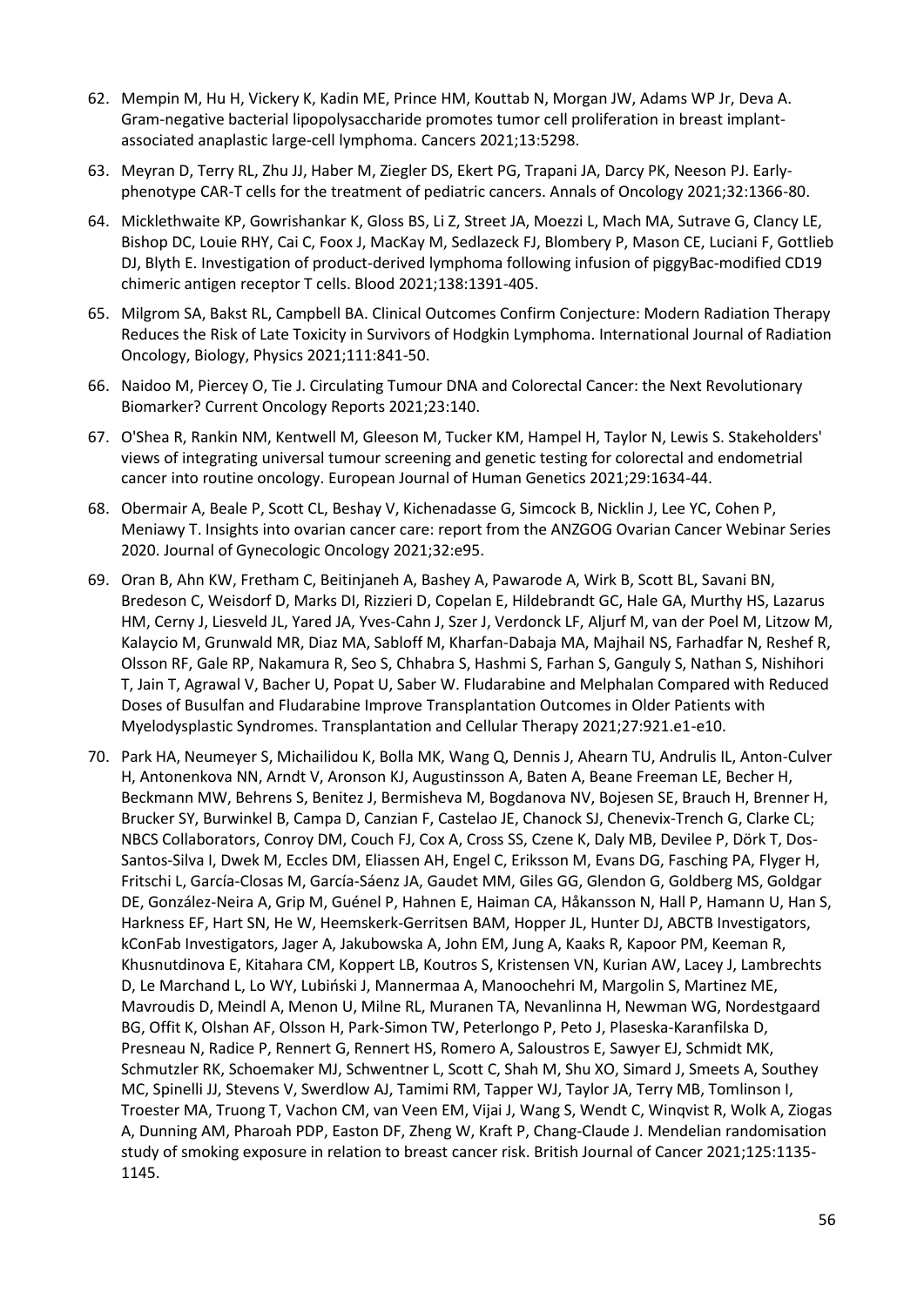62. Mempin M, Hu H, Vickery K, Kadin ME, Prince HM, Kouttab N, Morgan JW, Adams WP Jr, Deva A. Gram-negative bacterial lipopolysaccharide promotes tumor cell proliferation in breast implant-associated anaplastic large-cell lymphoma. Cancers 2021;13:5298.

63. Meyran D, Terry RL, Zhu JJ, Haber M, Ziegler DS, Ekert PG, Trapani JA, Darcy PK, Neeson PJ. Early-phenotype CAR-T cells for the treatment of pediatric cancers. Annals of Oncology 2021;32:1366-80.

64. Micklethwaite KP, Gowrishankar K, Gloss BS, Li Z, Street JA, Moezzi L, Mach MA, Sutrave G, Clancy LE, Bishop DC, Louie RHY, Cai C, Foox J, MacKay M, Sedlazeck FJ, Blombery P, Mason CE, Luciani F, Gottlieb DJ, Blyth E. Investigation of product-derived lymphoma following infusion of piggyBac-modified CD19 chimeric antigen receptor T cells. Blood 2021;138:1391-405.

65. Milgrom SA, Bakst RL, Campbell BA. Clinical Outcomes Confirm Conjecture: Modern Radiation Therapy Reduces the Risk of Late Toxicity in Survivors of Hodgkin Lymphoma. International Journal of Radiation Oncology, Biology, Physics 2021;111:841-50.

66. Naidoo M, Piercey O, Tie J. Circulating Tumour DNA and Colorectal Cancer: the Next Revolutionary Biomarker? Current Oncology Reports 2021;23:140.

67. O'Shea R, Rankin NM, Kentwell M, Gleeson M, Tucker KM, Hampel H, Taylor N, Lewis S. Stakeholders' views of integrating universal tumour screening and genetic testing for colorectal and endometrial cancer into routine oncology. European Journal of Human Genetics 2021;29:1634-44.

68. Obermair A, Beale P, Scott CL, Beshay V, Kichenadasse G, Simcock B, Nicklin J, Lee YC, Cohen P, Meniawy T. Insights into ovarian cancer care: report from the ANZGOG Ovarian Cancer Webinar Series 2020. Journal of Gynecologic Oncology 2021;32:e95.

69. Oran B, Ahn KW, Fretham C, Beitinjaneh A, Bashey A, Pawarode A, Wirk B, Scott BL, Savani BN, Bredeson C, Weisdorf D, Marks DI, Rizzieri D, Copelan E, Hildebrandt GC, Hale GA, Murthy HS, Lazarus HM, Cerny J, Liesveld JL, Yared JA, Yves-Cahn J, Szer J, Verdonck LF, Aljurf M, van der Poel M, Litzow M, Kalaycio M, Grunwald MR, Diaz MA, Sabloff M, Kharfan-Dabaja MA, Majhail NS, Farhadfar N, Reshef R, Olsson RF, Gale RP, Nakamura R, Seo S, Chhabra S, Hashmi S, Farhan S, Ganguly S, Nathan S, Nishihori T, Jain T, Agrawal V, Bacher U, Popat U, Saber W. Fludarabine and Melphalan Compared with Reduced Doses of Busulfan and Fludarabine Improve Transplantation Outcomes in Older Patients with Myelodysplastic Syndromes. Transplantation and Cellular Therapy 2021;27:921.e1-e10.

70. Park HA, Neumeyer S, Michailidou K, Bolla MK, Wang Q, Dennis J, Ahearn TU, Andrulis IL, Anton-Culver H, Antonenkova NN, Arndt V, Aronson KJ, Augustinsson A, Baten A, Beane Freeman LE, Becher H, Beckmann MW, Behrens S, Benitez J, Bermisheva M, Bogdanova NV, Bojesen SE, Brauch H, Brenner H, Brucker SY, Burwinkel B, Campa D, Canzian F, Castelao JE, Chanock SJ, Chenevix-Trench G, Clarke CL; NBCS Collaborators, Conroy DM, Couch FJ, Cox A, Cross SS, Czene K, Daly MB, Devilee P, Dörk T, Dos-Santos-Silva I, Dwek M, Eccles DM, Eliassen AH, Engel C, Eriksson M, Evans DG, Fasching PA, Flyger H, Fritschi L, García-Closas M, García-Sáenz JA, Gaudet MM, Giles GG, Glendon G, Goldberg MS, Goldgar DE, González-Neira A, Grip M, Guénel P, Hahnen E, Haiman CA, Håkansson N, Hall P, Hamann U, Han S, Harkness EF, Hart SN, He W, Heemskerk-Gerritsen BAM, Hopper JL, Hunter DJ, ABCTB Investigators, kConFab Investigators, Jager A, Jakubowska A, John EM, Jung A, Kaaks R, Kapoor PM, Keeman R, Khusnutdinova E, Kitahara CM, Koppert LB, Koutros S, Kristensen VN, Kurian AW, Lacey J, Lambrechts D, Le Marchand L, Lo WY, Lubiński J, Mannermaa A, Manoochehri M, Margolin S, Martinez ME, Mavroudis D, Meindl A, Menon U, Milne RL, Muranen TA, Nevanlinna H, Newman WG, Nordestgaard BG, Offit K, Olshan AF, Olsson H, Park-Simon TW, Peterlongo P, Peto J, Plaseska-Karanfilska D, Presneau N, Radice P, Rennert G, Rennert HS, Romero A, Saloustros E, Sawyer EJ, Schmidt MK, Schmutzler RK, Schoemaker MJ, Schwentner L, Scott C, Shah M, Shu XO, Simard J, Smeets A, Southey MC, Spinelli JJ, Stevens V, Swerdlow AJ, Tamimi RM, Tapper WJ, Taylor JA, Terry MB, Tomlinson I, Troester MA, Truong T, Vachon CM, van Veen EM, Vijai J, Wang S, Wendt C, Winqvist R, Wolk A, Ziogas A, Dunning AM, Pharoah PDP, Easton DF, Zheng W, Kraft P, Chang-Claude J. Mendelian randomisation study of smoking exposure in relation to breast cancer risk. British Journal of Cancer 2021;125:1135-1145.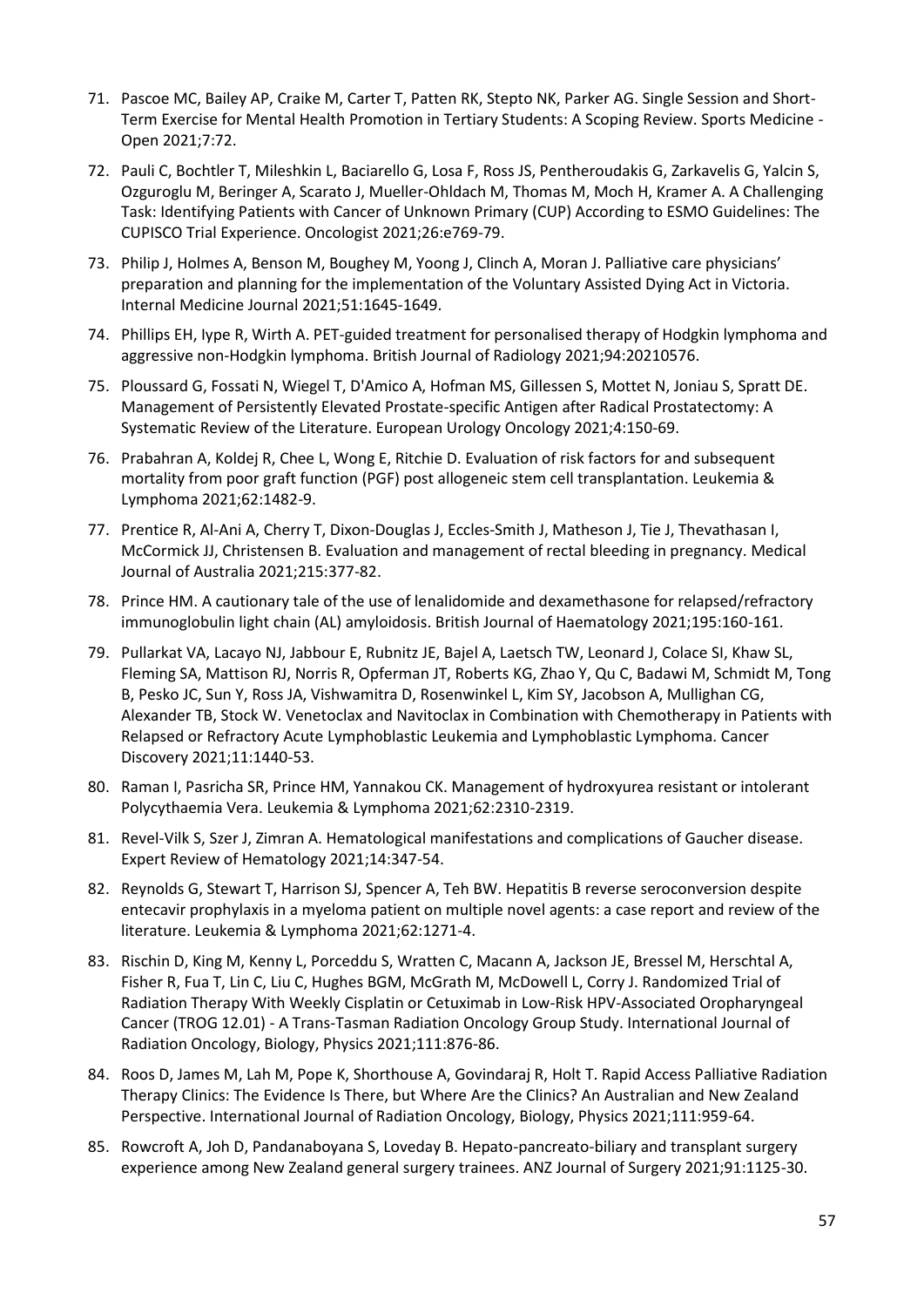71. Pascoe MC, Bailey AP, Craike M, Carter T, Patten RK, Stepto NK, Parker AG. Single Session and Short-Term Exercise for Mental Health Promotion in Tertiary Students: A Scoping Review. Sports Medicine - Open 2021;7:72.
72. Pauli C, Bochtler T, Mileshkin L, Baciarello G, Losa F, Ross JS, Pentheroudakis G, Zarkavelis G, Yalcin S, Ozguroglu M, Beringer A, Scarato J, Mueller-Ohldach M, Thomas M, Moch H, Kramer A. A Challenging Task: Identifying Patients with Cancer of Unknown Primary (CUP) According to ESMO Guidelines: The CUPISCO Trial Experience. Oncologist 2021;26:e769-79.
73. Philip J, Holmes A, Benson M, Boughey M, Yoong J, Clinch A, Moran J. Palliative care physicians' preparation and planning for the implementation of the Voluntary Assisted Dying Act in Victoria. Internal Medicine Journal 2021;51:1645-1649.
74. Phillips EH, Iype R, Wirth A. PET-guided treatment for personalised therapy of Hodgkin lymphoma and aggressive non-Hodgkin lymphoma. British Journal of Radiology 2021;94:20210576.
75. Ploussard G, Fossati N, Wiegel T, D'Amico A, Hofman MS, Gillessen S, Mottet N, Joniau S, Spratt DE. Management of Persistently Elevated Prostate-specific Antigen after Radical Prostatectomy: A Systematic Review of the Literature. European Urology Oncology 2021;4:150-69.
76. Prabahran A, Koldej R, Chee L, Wong E, Ritchie D. Evaluation of risk factors for and subsequent mortality from poor graft function (PGF) post allogeneic stem cell transplantation. Leukemia & Lymphoma 2021;62:1482-9.
77. Prentice R, Al-Ani A, Cherry T, Dixon-Douglas J, Eccles-Smith J, Matheson J, Tie J, Thevathasan I, McCormick JJ, Christensen B. Evaluation and management of rectal bleeding in pregnancy. Medical Journal of Australia 2021;215:377-82.
78. Prince HM. A cautionary tale of the use of lenalidomide and dexamethasone for relapsed/refractory immunoglobulin light chain (AL) amyloidosis. British Journal of Haematology 2021;195:160-161.
79. Pullarkat VA, Lacayo NJ, Jabbour E, Rubnitz JE, Bajel A, Laetsch TW, Leonard J, Colace SI, Khaw SL, Fleming SA, Mattison RJ, Norris R, Opferman JT, Roberts KG, Zhao Y, Qu C, Badawi M, Schmidt M, Tong B, Pesko JC, Sun Y, Ross JA, Vishwamitra D, Rosenwinkel L, Kim SY, Jacobson A, Mullighan CG, Alexander TB, Stock W. Venetoclax and Navitoclax in Combination with Chemotherapy in Patients with Relapsed or Refractory Acute Lymphoblastic Leukemia and Lymphoblastic Lymphoma. Cancer Discovery 2021;11:1440-53.
80. Raman I, Pasricha SR, Prince HM, Yannakou CK. Management of hydroxyurea resistant or intolerant Polycythaemia Vera. Leukemia & Lymphoma 2021;62:2310-2319.
81. Revel-Vilk S, Szer J, Zimran A. Hematological manifestations and complications of Gaucher disease. Expert Review of Hematology 2021;14:347-54.
82. Reynolds G, Stewart T, Harrison SJ, Spencer A, Teh BW. Hepatitis B reverse seroconversion despite entecavir prophylaxis in a myeloma patient on multiple novel agents: a case report and review of the literature. Leukemia & Lymphoma 2021;62:1271-4.
83. Rischin D, King M, Kenny L, Porceddu S, Wratten C, Macann A, Jackson JE, Bressel M, Herschtal A, Fisher R, Fua T, Lin C, Liu C, Hughes BGM, McGrath M, McDowell L, Corry J. Randomized Trial of Radiation Therapy With Weekly Cisplatin or Cetuximab in Low-Risk HPV-Associated Oropharyngeal Cancer (TROG 12.01) - A Trans-Tasman Radiation Oncology Group Study. International Journal of Radiation Oncology, Biology, Physics 2021;111:876-86.
84. Roos D, James M, Lah M, Pope K, Shorthouse A, Govindaraj R, Holt T. Rapid Access Palliative Radiation Therapy Clinics: The Evidence Is There, but Where Are the Clinics? An Australian and New Zealand Perspective. International Journal of Radiation Oncology, Biology, Physics 2021;111:959-64.
85. Rowcroft A, Joh D, Pandanaboyana S, Loveday B. Hepato-pancreato-biliary and transplant surgery experience among New Zealand general surgery trainees. ANZ Journal of Surgery 2021;91:1125-30.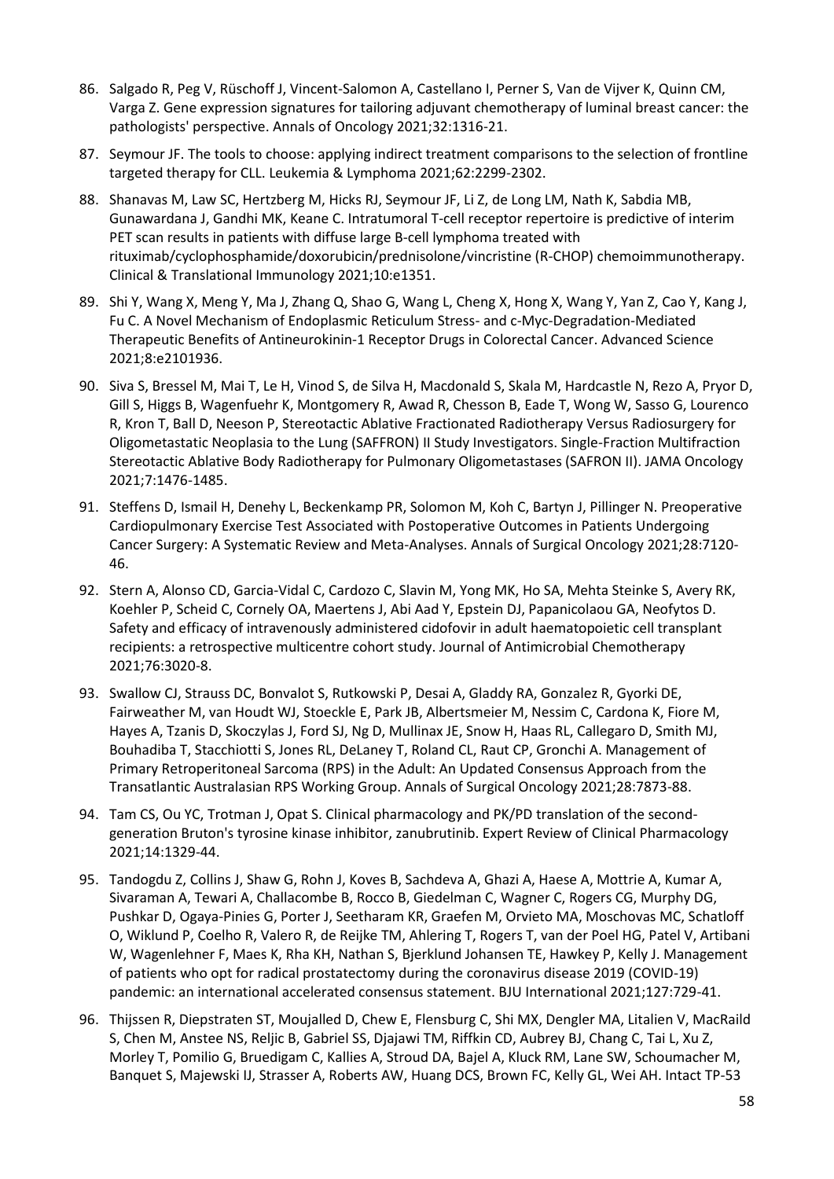86. Salgado R, Peg V, Rüschoff J, Vincent-Salomon A, Castellano I, Perner S, Van de Vijver K, Quinn CM, Varga Z. Gene expression signatures for tailoring adjuvant chemotherapy of luminal breast cancer: the pathologists' perspective. Annals of Oncology 2021;32:1316-21.

87. Seymour JF. The tools to choose: applying indirect treatment comparisons to the selection of frontline targeted therapy for CLL. Leukemia & Lymphoma 2021;62:2299-2302.

88. Shanavas M, Law SC, Hertzberg M, Hicks RJ, Seymour JF, Li Z, de Long LM, Nath K, Sabdia MB, Gunawardana J, Gandhi MK, Keane C. Intratumoral T-cell receptor repertoire is predictive of interim PET scan results in patients with diffuse large B-cell lymphoma treated with rituximab/cyclophosphamide/doxorubicin/prednisolone/vincristine (R-CHOP) chemoimmunotherapy. Clinical & Translational Immunology 2021;10:e1351.

89. Shi Y, Wang X, Meng Y, Ma J, Zhang Q, Shao G, Wang L, Cheng X, Hong X, Wang Y, Yan Z, Cao Y, Kang J, Fu C. A Novel Mechanism of Endoplasmic Reticulum Stress- and c-Myc-Degradation-Mediated Therapeutic Benefits of Antineurokinin-1 Receptor Drugs in Colorectal Cancer. Advanced Science 2021;8:e2101936.

90. Siva S, Bressel M, Mai T, Le H, Vinod S, de Silva H, Macdonald S, Skala M, Hardcastle N, Rezo A, Pryor D, Gill S, Higgs B, Wagenfuehr K, Montgomery R, Awad R, Chesson B, Eade T, Wong W, Sasso G, Lourenco R, Kron T, Ball D, Neeson P, Stereotactic Ablative Fractionated Radiotherapy Versus Radiosurgery for Oligometastatic Neoplasia to the Lung (SAFFRON) II Study Investigators. Single-Fraction Multifraction Stereotactic Ablative Body Radiotherapy for Pulmonary Oligometastases (SAFRON II). JAMA Oncology 2021;7:1476-1485.

91. Steffens D, Ismail H, Denehy L, Beckenkamp PR, Solomon M, Koh C, Bartyn J, Pillinger N. Preoperative Cardiopulmonary Exercise Test Associated with Postoperative Outcomes in Patients Undergoing Cancer Surgery: A Systematic Review and Meta-Analyses. Annals of Surgical Oncology 2021;28:7120-46.

92. Stern A, Alonso CD, Garcia-Vidal C, Cardozo C, Slavin M, Yong MK, Ho SA, Mehta Steinke S, Avery RK, Koehler P, Scheid C, Cornely OA, Maertens J, Abi Aad Y, Epstein DJ, Papanicolaou GA, Neofytos D. Safety and efficacy of intravenously administered cidofovir in adult haematopoietic cell transplant recipients: a retrospective multicentre cohort study. Journal of Antimicrobial Chemotherapy 2021;76:3020-8.

93. Swallow CJ, Strauss DC, Bonvalot S, Rutkowski P, Desai A, Gladdy RA, Gonzalez R, Gyorki DE, Fairweather M, van Houdt WJ, Stoeckle E, Park JB, Albertsmeier M, Nessim C, Cardona K, Fiore M, Hayes A, Tzanis D, Skoczylas J, Ford SJ, Ng D, Mullinax JE, Snow H, Haas RL, Callegaro D, Smith MJ, Bouhadiba T, Stacchiotti S, Jones RL, DeLaney T, Roland CL, Raut CP, Gronchi A. Management of Primary Retroperitoneal Sarcoma (RPS) in the Adult: An Updated Consensus Approach from the Transatlantic Australasian RPS Working Group. Annals of Surgical Oncology 2021;28:7873-88.

94. Tam CS, Ou YC, Trotman J, Opat S. Clinical pharmacology and PK/PD translation of the second-generation Bruton's tyrosine kinase inhibitor, zanubrutinib. Expert Review of Clinical Pharmacology 2021;14:1329-44.

95. Tandogdu Z, Collins J, Shaw G, Rohn J, Koves B, Sachdeva A, Ghazi A, Haese A, Mottrie A, Kumar A, Sivaraman A, Tewari A, Challacombe B, Rocco B, Giedelman C, Wagner C, Rogers CG, Murphy DG, Pushkar D, Ogaya-Pinies G, Porter J, Seetharam KR, Graefen M, Orvieto MA, Moschovas MC, Schatloff O, Wiklund P, Coelho R, Valero R, de Reijke TM, Ahlering T, Rogers T, van der Poel HG, Patel V, Artibani W, Wagenlehner F, Maes K, Rha KH, Nathan S, Bjerklund Johansen TE, Hawkey P, Kelly J. Management of patients who opt for radical prostatectomy during the coronavirus disease 2019 (COVID-19) pandemic: an international accelerated consensus statement. BJU International 2021;127:729-41.

96. Thijssen R, Diepstraten ST, Moujalled D, Chew E, Flensburg C, Shi MX, Dengler MA, Litalien V, MacRaild S, Chen M, Anstee NS, Reljic B, Gabriel SS, Djajawi TM, Riffkin CD, Aubrey BJ, Chang C, Tai L, Xu Z, Morley T, Pomilio G, Bruedigam C, Kallies A, Stroud DA, Bajel A, Kluck RM, Lane SW, Schoumacher M, Banquet S, Majewski IJ, Strasser A, Roberts AW, Huang DCS, Brown FC, Kelly GL, Wei AH. Intact TP-53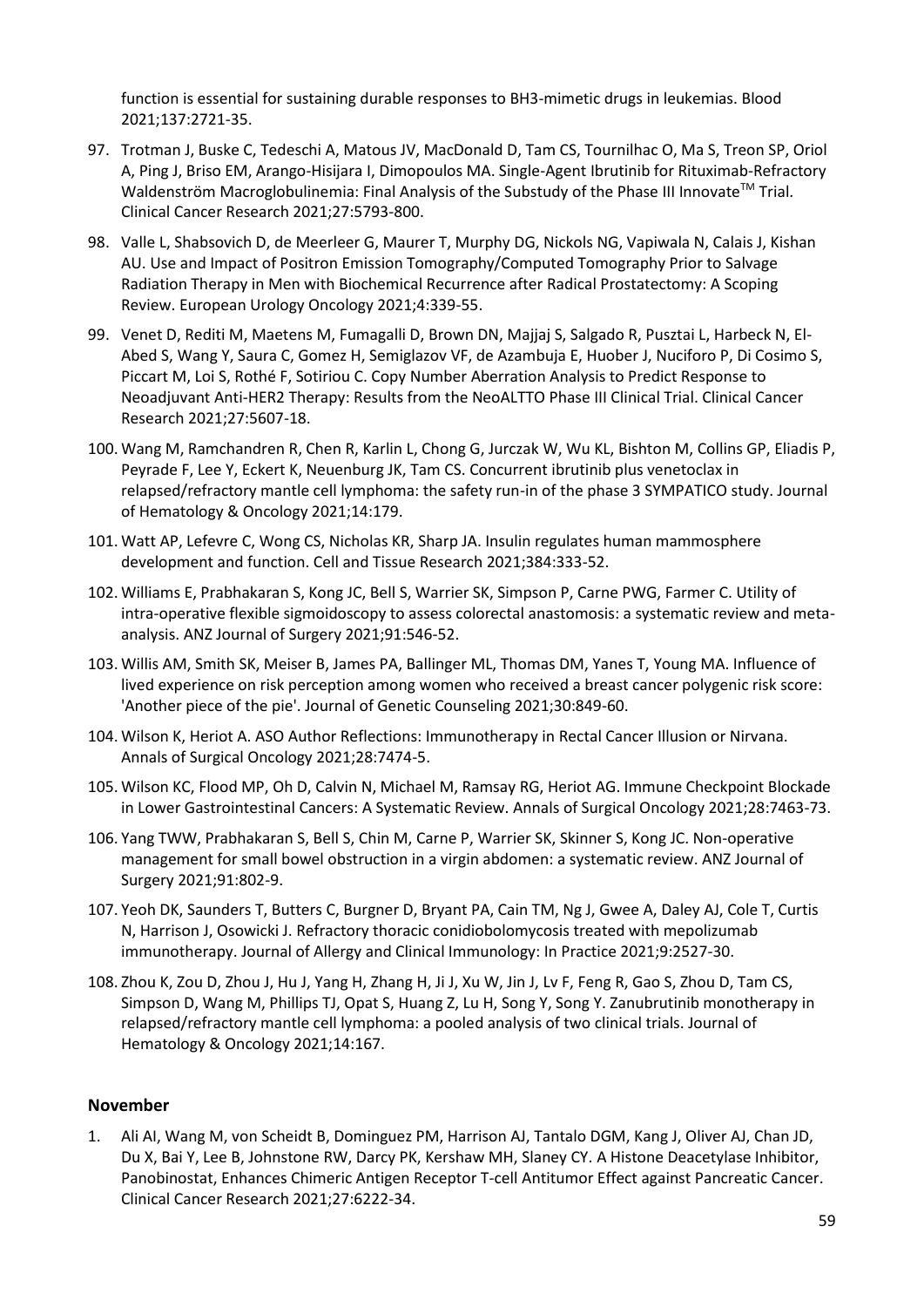function is essential for sustaining durable responses to BH3-mimetic drugs in leukemias. Blood 2021;137:2721-35.

97. Trotman J, Buske C, Tedeschi A, Matous JV, MacDonald D, Tam CS, Tournilhac O, Ma S, Treon SP, Oriol A, Ping J, Briso EM, Arango-Hisijara I, Dimopoulos MA. Single-Agent Ibrutinib for Rituximab-Refractory Waldenström Macroglobulinemia: Final Analysis of the Substudy of the Phase III Innovate™ Trial. Clinical Cancer Research 2021;27:5793-800.
98. Valle L, Shabsovich D, de Meerleer G, Maurer T, Murphy DG, Nickols NG, Vapiwala N, Calais J, Kishan AU. Use and Impact of Positron Emission Tomography/Computed Tomography Prior to Salvage Radiation Therapy in Men with Biochemical Recurrence after Radical Prostatectomy: A Scoping Review. European Urology Oncology 2021;4:339-55.
99. Venet D, Rediti M, Maetens M, Fumagalli D, Brown DN, Majjaj S, Salgado R, Pusztai L, Harbeck N, El-Abed S, Wang Y, Saura C, Gomez H, Semiglazov VF, de Azambuja E, Huober J, Nuciforo P, Di Cosimo S, Piccart M, Loi S, Rothé F, Sotiriou C. Copy Number Aberration Analysis to Predict Response to Neoadjuvant Anti-HER2 Therapy: Results from the NeoALTTO Phase III Clinical Trial. Clinical Cancer Research 2021;27:5607-18.
100. Wang M, Ramchandren R, Chen R, Karlin L, Chong G, Jurczak W, Wu KL, Bishton M, Collins GP, Eliadis P, Peyrade F, Lee Y, Eckert K, Neuenburg JK, Tam CS. Concurrent ibrutinib plus venetoclax in relapsed/refractory mantle cell lymphoma: the safety run-in of the phase 3 SYMPATICO study. Journal of Hematology & Oncology 2021;14:179.
101. Watt AP, Lefevre C, Wong CS, Nicholas KR, Sharp JA. Insulin regulates human mammosphere development and function. Cell and Tissue Research 2021;384:333-52.
102. Williams E, Prabhakaran S, Kong JC, Bell S, Warrier SK, Simpson P, Carne PWG, Farmer C. Utility of intra-operative flexible sigmoidoscopy to assess colorectal anastomosis: a systematic review and meta-analysis. ANZ Journal of Surgery 2021;91:546-52.
103. Willis AM, Smith SK, Meiser B, James PA, Ballinger ML, Thomas DM, Yanes T, Young MA. Influence of lived experience on risk perception among women who received a breast cancer polygenic risk score: 'Another piece of the pie'. Journal of Genetic Counseling 2021;30:849-60.
104. Wilson K, Heriot A. ASO Author Reflections: Immunotherapy in Rectal Cancer Illusion or Nirvana. Annals of Surgical Oncology 2021;28:7474-5.
105. Wilson KC, Flood MP, Oh D, Calvin N, Michael M, Ramsay RG, Heriot AG. Immune Checkpoint Blockade in Lower Gastrointestinal Cancers: A Systematic Review. Annals of Surgical Oncology 2021;28:7463-73.
106. Yang TWW, Prabhakaran S, Bell S, Chin M, Carne P, Warrier SK, Skinner S, Kong JC. Non-operative management for small bowel obstruction in a virgin abdomen: a systematic review. ANZ Journal of Surgery 2021;91:802-9.
107. Yeoh DK, Saunders T, Butters C, Burgner D, Bryant PA, Cain TM, Ng J, Gwee A, Daley AJ, Cole T, Curtis N, Harrison J, Osowicki J. Refractory thoracic conidiobolomycosis treated with mepolizumab immunotherapy. Journal of Allergy and Clinical Immunology: In Practice 2021;9:2527-30.
108. Zhou K, Zou D, Zhou J, Hu J, Yang H, Zhang H, Ji J, Xu W, Jin J, Lv F, Feng R, Gao S, Zhou D, Tam CS, Simpson D, Wang M, Phillips TJ, Opat S, Huang Z, Lu H, Song Y, Song Y. Zanubrutinib monotherapy in relapsed/refractory mantle cell lymphoma: a pooled analysis of two clinical trials. Journal of Hematology & Oncology 2021;14:167.

**November**

1. Ali AI, Wang M, von Scheidt B, Dominguez PM, Harrison AJ, Tantalo DGM, Kang J, Oliver AJ, Chan JD, Du X, Bai Y, Lee B, Johnstone RW, Darcy PK, Kershaw MH, Slaney CY. A Histone Deacetylase Inhibitor, Panobinostat, Enhances Chimeric Antigen Receptor T-cell Antitumor Effect against Pancreatic Cancer. Clinical Cancer Research 2021;27:6222-34.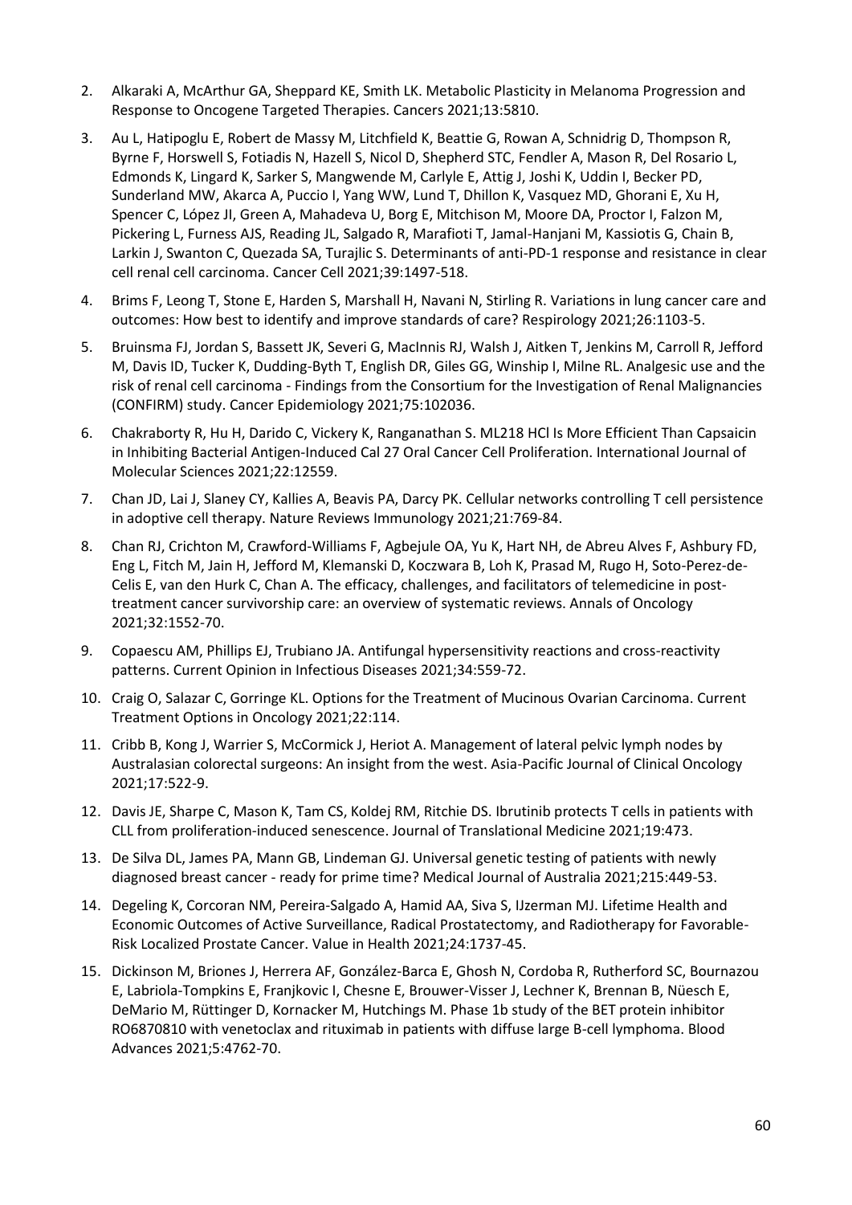2. Alkaraki A, McArthur GA, Sheppard KE, Smith LK. Metabolic Plasticity in Melanoma Progression and Response to Oncogene Targeted Therapies. Cancers 2021;13:5810.
3. Au L, Hatipoglu E, Robert de Massy M, Litchfield K, Beattie G, Rowan A, Schnidrig D, Thompson R, Byrne F, Horswell S, Fotiadis N, Hazell S, Nicol D, Shepherd STC, Fendler A, Mason R, Del Rosario L, Edmonds K, Lingard K, Sarker S, Mangwende M, Carlyle E, Attig J, Joshi K, Uddin I, Becker PD, Sunderland MW, Akarca A, Puccio I, Yang WW, Lund T, Dhillon K, Vasquez MD, Ghorani E, Xu H, Spencer C, López JI, Green A, Mahadeva U, Borg E, Mitchison M, Moore DA, Proctor I, Falzon M, Pickering L, Furness AJS, Reading JL, Salgado R, Marafioti T, Jamal-Hanjani M, Kassiotis G, Chain B, Larkin J, Swanton C, Quezada SA, Turajlic S. Determinants of anti-PD-1 response and resistance in clear cell renal cell carcinoma. Cancer Cell 2021;39:1497-518.
4. Brims F, Leong T, Stone E, Harden S, Marshall H, Navani N, Stirling R. Variations in lung cancer care and outcomes: How best to identify and improve standards of care? Respirology 2021;26:1103-5.
5. Bruinsma FJ, Jordan S, Bassett JK, Severi G, MacInnis RJ, Walsh J, Aitken T, Jenkins M, Carroll R, Jefford M, Davis ID, Tucker K, Dudding-Byth T, English DR, Giles GG, Winship I, Milne RL. Analgesic use and the risk of renal cell carcinoma - Findings from the Consortium for the Investigation of Renal Malignancies (CONFIRM) study. Cancer Epidemiology 2021;75:102036.
6. Chakraborty R, Hu H, Darido C, Vickery K, Ranganathan S. ML218 HCl Is More Efficient Than Capsaicin in Inhibiting Bacterial Antigen-Induced Cal 27 Oral Cancer Cell Proliferation. International Journal of Molecular Sciences 2021;22:12559.
7. Chan JD, Lai J, Slaney CY, Kallies A, Beavis PA, Darcy PK. Cellular networks controlling T cell persistence in adoptive cell therapy. Nature Reviews Immunology 2021;21:769-84.
8. Chan RJ, Crichton M, Crawford-Williams F, Agbejule OA, Yu K, Hart NH, de Abreu Alves F, Ashbury FD, Eng L, Fitch M, Jain H, Jefford M, Klemanski D, Koczwara B, Loh K, Prasad M, Rugo H, Soto-Perez-de-Celis E, van den Hurk C, Chan A. The efficacy, challenges, and facilitators of telemedicine in post-treatment cancer survivorship care: an overview of systematic reviews. Annals of Oncology 2021;32:1552-70.
9. Copaescu AM, Phillips EJ, Trubiano JA. Antifungal hypersensitivity reactions and cross-reactivity patterns. Current Opinion in Infectious Diseases 2021;34:559-72.
10. Craig O, Salazar C, Gorringe KL. Options for the Treatment of Mucinous Ovarian Carcinoma. Current Treatment Options in Oncology 2021;22:114.
11. Cribb B, Kong J, Warrier S, McCormick J, Heriot A. Management of lateral pelvic lymph nodes by Australasian colorectal surgeons: An insight from the west. Asia-Pacific Journal of Clinical Oncology 2021;17:522-9.
12. Davis JE, Sharpe C, Mason K, Tam CS, Koldej RM, Ritchie DS. Ibrutinib protects T cells in patients with CLL from proliferation-induced senescence. Journal of Translational Medicine 2021;19:473.
13. De Silva DL, James PA, Mann GB, Lindeman GJ. Universal genetic testing of patients with newly diagnosed breast cancer - ready for prime time? Medical Journal of Australia 2021;215:449-53.
14. Degeling K, Corcoran NM, Pereira-Salgado A, Hamid AA, Siva S, IJzerman MJ. Lifetime Health and Economic Outcomes of Active Surveillance, Radical Prostatectomy, and Radiotherapy for Favorable-Risk Localized Prostate Cancer. Value in Health 2021;24:1737-45.
15. Dickinson M, Briones J, Herrera AF, González-Barca E, Ghosh N, Cordoba R, Rutherford SC, Bournazou E, Labriola-Tompkins E, Franjkovic I, Chesne E, Brouwer-Visser J, Lechner K, Brennan B, Nüesch E, DeMario M, Rüttinger D, Kornacker M, Hutchings M. Phase 1b study of the BET protein inhibitor RO6870810 with venetoclax and rituximab in patients with diffuse large B-cell lymphoma. Blood Advances 2021;5:4762-70.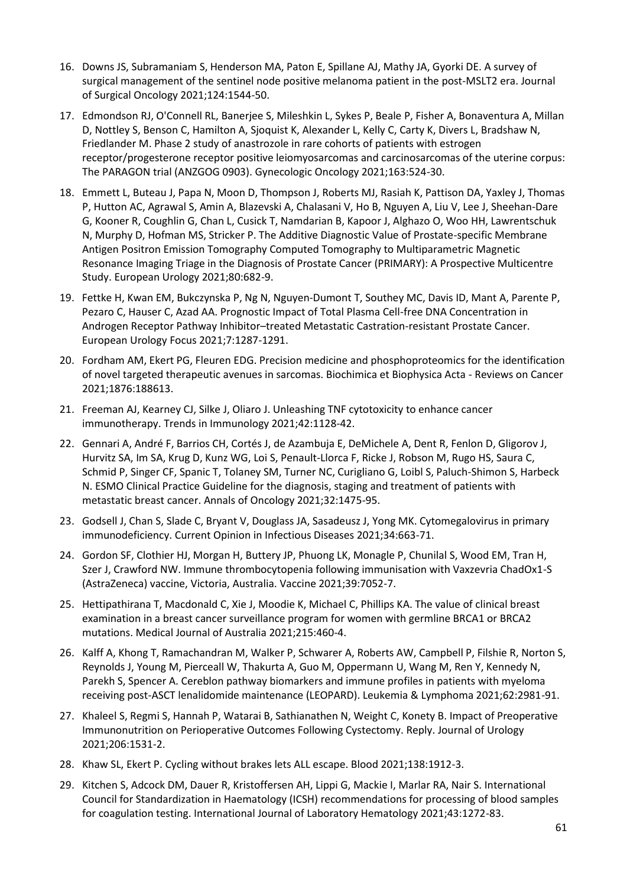16. Downs JS, Subramaniam S, Henderson MA, Paton E, Spillane AJ, Mathy JA, Gyorki DE. A survey of surgical management of the sentinel node positive melanoma patient in the post-MSLT2 era. Journal of Surgical Oncology 2021;124:1544-50.
17. Edmondson RJ, O'Connell RL, Banerjee S, Mileshkin L, Sykes P, Beale P, Fisher A, Bonaventura A, Millan D, Nottley S, Benson C, Hamilton A, Sjoquist K, Alexander L, Kelly C, Carty K, Divers L, Bradshaw N, Friedlander M. Phase 2 study of anastrozole in rare cohorts of patients with estrogen receptor/progesterone receptor positive leiomyosarcomas and carcinosarcomas of the uterine corpus: The PARAGON trial (ANZGOG 0903). Gynecologic Oncology 2021;163:524-30.
18. Emmett L, Buteau J, Papa N, Moon D, Thompson J, Roberts MJ, Rasiah K, Pattison DA, Yaxley J, Thomas P, Hutton AC, Agrawal S, Amin A, Blazevski A, Chalasani V, Ho B, Nguyen A, Liu V, Lee J, Sheehan-Dare G, Kooner R, Coughlin G, Chan L, Cusick T, Namdarian B, Kapoor J, Alghazo O, Woo HH, Lawrentschuk N, Murphy D, Hofman MS, Stricker P. The Additive Diagnostic Value of Prostate-specific Membrane Antigen Positron Emission Tomography Computed Tomography to Multiparametric Magnetic Resonance Imaging Triage in the Diagnosis of Prostate Cancer (PRIMARY): A Prospective Multicentre Study. European Urology 2021;80:682-9.
19. Fettke H, Kwan EM, Bukczynska P, Ng N, Nguyen-Dumont T, Southey MC, Davis ID, Mant A, Parente P, Pezaro C, Hauser C, Azad AA. Prognostic Impact of Total Plasma Cell-free DNA Concentration in Androgen Receptor Pathway Inhibitor–treated Metastatic Castration-resistant Prostate Cancer. European Urology Focus 2021;7:1287-1291.
20. Fordham AM, Ekert PG, Fleuren EDG. Precision medicine and phosphoproteomics for the identification of novel targeted therapeutic avenues in sarcomas. Biochimica et Biophysica Acta - Reviews on Cancer 2021;1876:188613.
21. Freeman AJ, Kearney CJ, Silke J, Oliaro J. Unleashing TNF cytotoxicity to enhance cancer immunotherapy. Trends in Immunology 2021;42:1128-42.
22. Gennari A, André F, Barrios CH, Cortés J, de Azambuja E, DeMichele A, Dent R, Fenlon D, Gligorov J, Hurvitz SA, Im SA, Krug D, Kunz WG, Loi S, Penault-Llorca F, Ricke J, Robson M, Rugo HS, Saura C, Schmid P, Singer CF, Spanic T, Tolaney SM, Turner NC, Curigliano G, Loibl S, Paluch-Shimon S, Harbeck N. ESMO Clinical Practice Guideline for the diagnosis, staging and treatment of patients with metastatic breast cancer. Annals of Oncology 2021;32:1475-95.
23. Godsell J, Chan S, Slade C, Bryant V, Douglass JA, Sasadeusz J, Yong MK. Cytomegalovirus in primary immunodeficiency. Current Opinion in Infectious Diseases 2021;34:663-71.
24. Gordon SF, Clothier HJ, Morgan H, Buttery JP, Phuong LK, Monagle P, Chunilal S, Wood EM, Tran H, Szer J, Crawford NW. Immune thrombocytopenia following immunisation with Vaxzevria ChadOx1-S (AstraZeneca) vaccine, Victoria, Australia. Vaccine 2021;39:7052-7.
25. Hettipathirana T, Macdonald C, Xie J, Moodie K, Michael C, Phillips KA. The value of clinical breast examination in a breast cancer surveillance program for women with germline BRCA1 or BRCA2 mutations. Medical Journal of Australia 2021;215:460-4.
26. Kalff A, Khong T, Ramachandran M, Walker P, Schwarer A, Roberts AW, Campbell P, Filshie R, Norton S, Reynolds J, Young M, Pierceall W, Thakurta A, Guo M, Oppermann U, Wang M, Ren Y, Kennedy N, Parekh S, Spencer A. Cereblon pathway biomarkers and immune profiles in patients with myeloma receiving post-ASCT lenalidomide maintenance (LEOPARD). Leukemia & Lymphoma 2021;62:2981-91.
27. Khaleel S, Regmi S, Hannah P, Watarai B, Sathianathen N, Weight C, Konety B. Impact of Preoperative Immunonutrition on Perioperative Outcomes Following Cystectomy. Reply. Journal of Urology 2021;206:1531-2.
28. Khaw SL, Ekert P. Cycling without brakes lets ALL escape. Blood 2021;138:1912-3.
29. Kitchen S, Adcock DM, Dauer R, Kristoffersen AH, Lippi G, Mackie I, Marlar RA, Nair S. International Council for Standardization in Haematology (ICSH) recommendations for processing of blood samples for coagulation testing. International Journal of Laboratory Hematology 2021;43:1272-83.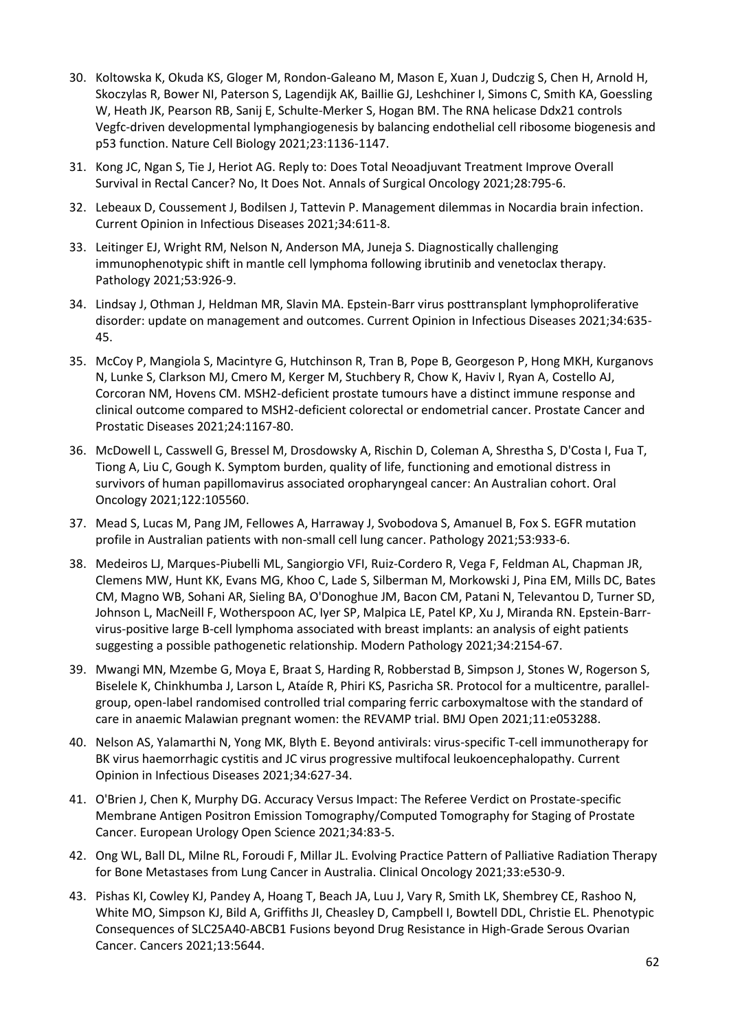30. Koltowska K, Okuda KS, Gloger M, Rondon-Galeano M, Mason E, Xuan J, Dudczig S, Chen H, Arnold H, Skoczylas R, Bower NI, Paterson S, Lagendijk AK, Baillie GJ, Leshchiner I, Simons C, Smith KA, Goessling W, Heath JK, Pearson RB, Sanij E, Schulte-Merker S, Hogan BM. The RNA helicase Ddx21 controls Vegfc-driven developmental lymphangiogenesis by balancing endothelial cell ribosome biogenesis and p53 function. Nature Cell Biology 2021;23:1136-1147.
31. Kong JC, Ngan S, Tie J, Heriot AG. Reply to: Does Total Neoadjuvant Treatment Improve Overall Survival in Rectal Cancer? No, It Does Not. Annals of Surgical Oncology 2021;28:795-6.
32. Lebeaux D, Coussement J, Bodilsen J, Tattevin P. Management dilemmas in Nocardia brain infection. Current Opinion in Infectious Diseases 2021;34:611-8.
33. Leitinger EJ, Wright RM, Nelson N, Anderson MA, Juneja S. Diagnostically challenging immunophenotypic shift in mantle cell lymphoma following ibrutinib and venetoclax therapy. Pathology 2021;53:926-9.
34. Lindsay J, Othman J, Heldman MR, Slavin MA. Epstein-Barr virus posttransplant lymphoproliferative disorder: update on management and outcomes. Current Opinion in Infectious Diseases 2021;34:635-45.
35. McCoy P, Mangiola S, Macintyre G, Hutchinson R, Tran B, Pope B, Georgeson P, Hong MKH, Kurganovs N, Lunke S, Clarkson MJ, Cmero M, Kerger M, Stuchbery R, Chow K, Haviv I, Ryan A, Costello AJ, Corcoran NM, Hovens CM. MSH2-deficient prostate tumours have a distinct immune response and clinical outcome compared to MSH2-deficient colorectal or endometrial cancer. Prostate Cancer and Prostatic Diseases 2021;24:1167-80.
36. McDowell L, Casswell G, Bressel M, Drosdowsky A, Rischin D, Coleman A, Shrestha S, D'Costa I, Fua T, Tiong A, Liu C, Gough K. Symptom burden, quality of life, functioning and emotional distress in survivors of human papillomavirus associated oropharyngeal cancer: An Australian cohort. Oral Oncology 2021;122:105560.
37. Mead S, Lucas M, Pang JM, Fellowes A, Harraway J, Svobodova S, Amanuel B, Fox S. EGFR mutation profile in Australian patients with non-small cell lung cancer. Pathology 2021;53:933-6.
38. Medeiros LJ, Marques-Piubelli ML, Sangiorgio VFI, Ruiz-Cordero R, Vega F, Feldman AL, Chapman JR, Clemens MW, Hunt KK, Evans MG, Khoo C, Lade S, Silberman M, Morkowski J, Pina EM, Mills DC, Bates CM, Magno WB, Sohani AR, Sieling BA, O'Donoghue JM, Bacon CM, Patani N, Televantou D, Turner SD, Johnson L, MacNeill F, Wotherspoon AC, Iyer SP, Malpica LE, Patel KP, Xu J, Miranda RN. Epstein-Barr-virus-positive large B-cell lymphoma associated with breast implants: an analysis of eight patients suggesting a possible pathogenetic relationship. Modern Pathology 2021;34:2154-67.
39. Mwangi MN, Mzembe G, Moya E, Braat S, Harding R, Robberstad B, Simpson J, Stones W, Rogerson S, Biselele K, Chinkhumba J, Larson L, Ataíde R, Phiri KS, Pasricha SR. Protocol for a multicentre, parallel-group, open-label randomised controlled trial comparing ferric carboxymaltose with the standard of care in anaemic Malawian pregnant women: the REVAMP trial. BMJ Open 2021;11:e053288.
40. Nelson AS, Yalamarthi N, Yong MK, Blyth E. Beyond antivirals: virus-specific T-cell immunotherapy for BK virus haemorrhagic cystitis and JC virus progressive multifocal leukoencephalopathy. Current Opinion in Infectious Diseases 2021;34:627-34.
41. O'Brien J, Chen K, Murphy DG. Accuracy Versus Impact: The Referee Verdict on Prostate-specific Membrane Antigen Positron Emission Tomography/Computed Tomography for Staging of Prostate Cancer. European Urology Open Science 2021;34:83-5.
42. Ong WL, Ball DL, Milne RL, Foroudi F, Millar JL. Evolving Practice Pattern of Palliative Radiation Therapy for Bone Metastases from Lung Cancer in Australia. Clinical Oncology 2021;33:e530-9.
43. Pishas KI, Cowley KJ, Pandey A, Hoang T, Beach JA, Luu J, Vary R, Smith LK, Shembrey CE, Rashoo N, White MO, Simpson KJ, Bild A, Griffiths JI, Cheasley D, Campbell I, Bowtell DDL, Christie EL. Phenotypic Consequences of SLC25A40-ABCB1 Fusions beyond Drug Resistance in High-Grade Serous Ovarian Cancer. Cancers 2021;13:5644.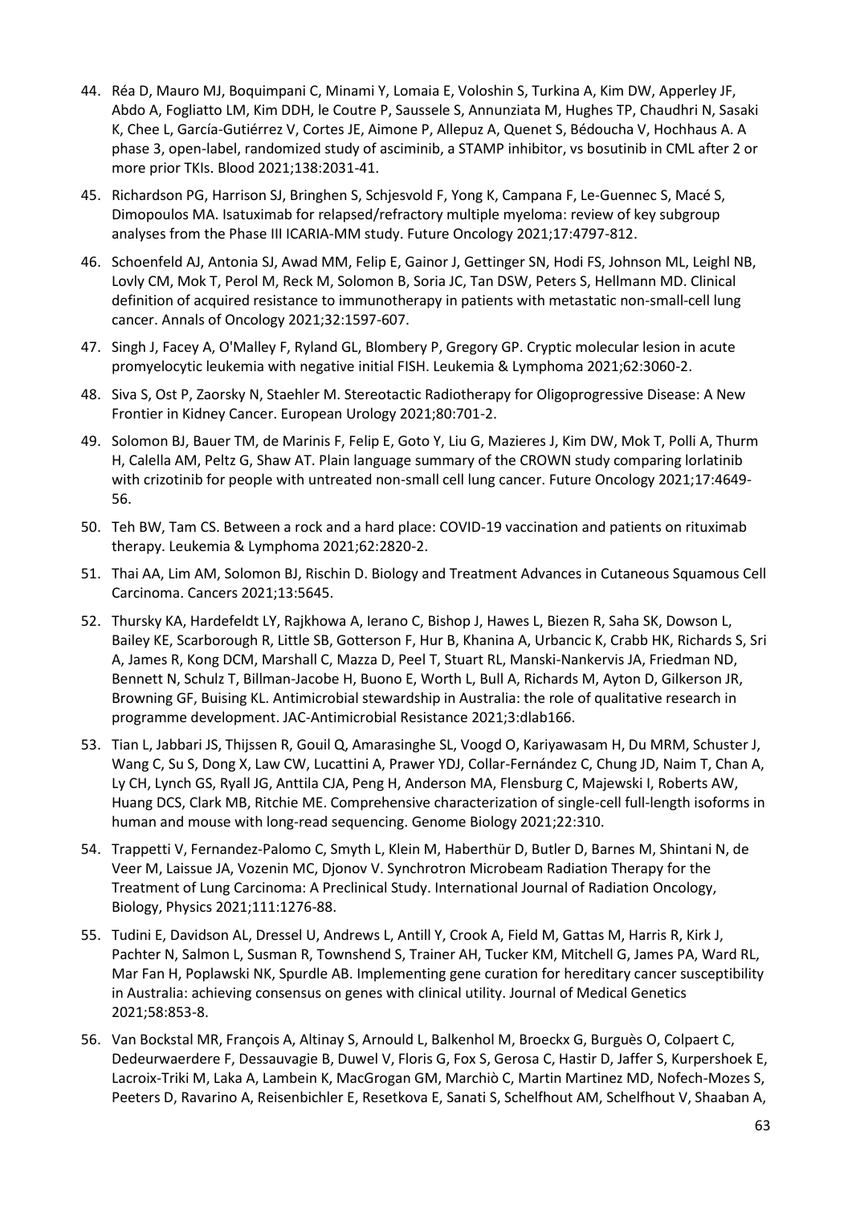44. Réa D, Mauro MJ, Boquimpani C, Minami Y, Lomaia E, Voloshin S, Turkina A, Kim DW, Apperley JF, Abdo A, Fogliatto LM, Kim DDH, le Coutre P, Saussele S, Annunziata M, Hughes TP, Chaudhri N, Sasaki K, Chee L, García-Gutiérrez V, Cortes JE, Aimone P, Allepuz A, Quenet S, Bédoucha V, Hochhaus A. A phase 3, open-label, randomized study of asciminib, a STAMP inhibitor, vs bosutinib in CML after 2 or more prior TKIs. Blood 2021;138:2031-41.
45. Richardson PG, Harrison SJ, Bringhen S, Schjesvold F, Yong K, Campana F, Le-Guennec S, Macé S, Dimopoulos MA. Isatuximab for relapsed/refractory multiple myeloma: review of key subgroup analyses from the Phase III ICARIA-MM study. Future Oncology 2021;17:4797-812.
46. Schoenfeld AJ, Antonia SJ, Awad MM, Felip E, Gainor J, Gettinger SN, Hodi FS, Johnson ML, Leighl NB, Lovly CM, Mok T, Perol M, Reck M, Solomon B, Soria JC, Tan DSW, Peters S, Hellmann MD. Clinical definition of acquired resistance to immunotherapy in patients with metastatic non-small-cell lung cancer. Annals of Oncology 2021;32:1597-607.
47. Singh J, Facey A, O'Malley F, Ryland GL, Blombery P, Gregory GP. Cryptic molecular lesion in acute promyelocytic leukemia with negative initial FISH. Leukemia & Lymphoma 2021;62:3060-2.
48. Siva S, Ost P, Zaorsky N, Staehler M. Stereotactic Radiotherapy for Oligoprogressive Disease: A New Frontier in Kidney Cancer. European Urology 2021;80:701-2.
49. Solomon BJ, Bauer TM, de Marinis F, Felip E, Goto Y, Liu G, Mazieres J, Kim DW, Mok T, Polli A, Thurm H, Calella AM, Peltz G, Shaw AT. Plain language summary of the CROWN study comparing lorlatinib with crizotinib for people with untreated non-small cell lung cancer. Future Oncology 2021;17:4649-56.
50. Teh BW, Tam CS. Between a rock and a hard place: COVID-19 vaccination and patients on rituximab therapy. Leukemia & Lymphoma 2021;62:2820-2.
51. Thai AA, Lim AM, Solomon BJ, Rischin D. Biology and Treatment Advances in Cutaneous Squamous Cell Carcinoma. Cancers 2021;13:5645.
52. Thursky KA, Hardefeldt LY, Rajkhowa A, Ierano C, Bishop J, Hawes L, Biezen R, Saha SK, Dowson L, Bailey KE, Scarborough R, Little SB, Gotterson F, Hur B, Khanina A, Urbancic K, Crabb HK, Richards S, Sri A, James R, Kong DCM, Marshall C, Mazza D, Peel T, Stuart RL, Manski-Nankervis JA, Friedman ND, Bennett N, Schulz T, Billman-Jacobe H, Buono E, Worth L, Bull A, Richards M, Ayton D, Gilkerson JR, Browning GF, Buising KL. Antimicrobial stewardship in Australia: the role of qualitative research in programme development. JAC-Antimicrobial Resistance 2021;3:dlab166.
53. Tian L, Jabbari JS, Thijssen R, Gouil Q, Amarasinghe SL, Voogd O, Kariyawasam H, Du MRM, Schuster J, Wang C, Su S, Dong X, Law CW, Lucattini A, Prawer YDJ, Collar-Fernández C, Chung JD, Naim T, Chan A, Ly CH, Lynch GS, Ryall JG, Anttila CJA, Peng H, Anderson MA, Flensburg C, Majewski I, Roberts AW, Huang DCS, Clark MB, Ritchie ME. Comprehensive characterization of single-cell full-length isoforms in human and mouse with long-read sequencing. Genome Biology 2021;22:310.
54. Trappetti V, Fernandez-Palomo C, Smyth L, Klein M, Haberthür D, Butler D, Barnes M, Shintani N, de Veer M, Laissue JA, Vozenin MC, Djonov V. Synchrotron Microbeam Radiation Therapy for the Treatment of Lung Carcinoma: A Preclinical Study. International Journal of Radiation Oncology, Biology, Physics 2021;111:1276-88.
55. Tudini E, Davidson AL, Dressel U, Andrews L, Antill Y, Crook A, Field M, Gattas M, Harris R, Kirk J, Pachter N, Salmon L, Susman R, Townshend S, Trainer AH, Tucker KM, Mitchell G, James PA, Ward RL, Mar Fan H, Poplawski NK, Spurdle AB. Implementing gene curation for hereditary cancer susceptibility in Australia: achieving consensus on genes with clinical utility. Journal of Medical Genetics 2021;58:853-8.
56. Van Bockstal MR, François A, Altinay S, Arnould L, Balkenhol M, Broeckx G, Burguès O, Colpaert C, Dedeurwaerdere F, Dessauvagie B, Duwel V, Floris G, Fox S, Gerosa C, Hastir D, Jaffer S, Kurpershoek E, Lacroix-Triki M, Laka A, Lambein K, MacGrogan GM, Marchiò C, Martin Martinez MD, Nofech-Mozes S, Peeters D, Ravarino A, Reisenbichler E, Resetkova E, Sanati S, Schelfhout AM, Schelfhout V, Shaaban A,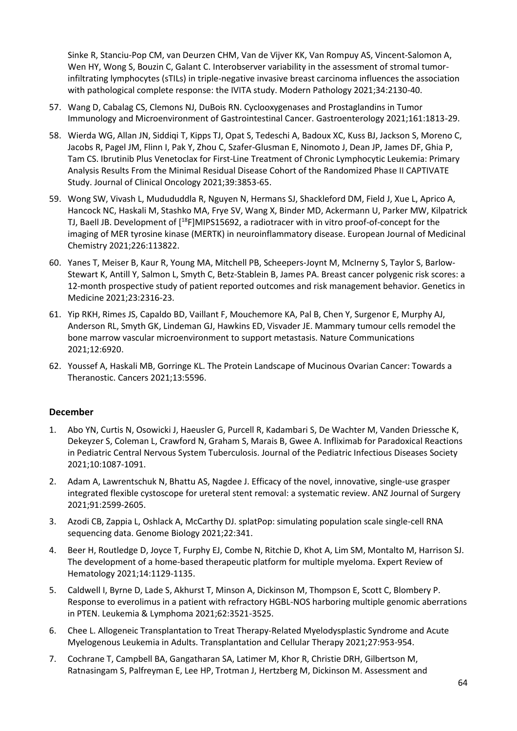Sinke R, Stanciu-Pop CM, van Deurzen CHM, Van de Vijver KK, Van Rompuy AS, Vincent-Salomon A, Wen HY, Wong S, Bouzin C, Galant C. Interobserver variability in the assessment of stromal tumor-infiltrating lymphocytes (sTILs) in triple-negative invasive breast carcinoma influences the association with pathological complete response: the IVITA study. Modern Pathology 2021;34:2130-40.

57. Wang D, Cabalag CS, Clemons NJ, DuBois RN. Cyclooxygenases and Prostaglandins in Tumor Immunology and Microenvironment of Gastrointestinal Cancer. Gastroenterology 2021;161:1813-29.
58. Wierda WG, Allan JN, Siddiqi T, Kipps TJ, Opat S, Tedeschi A, Badoux XC, Kuss BJ, Jackson S, Moreno C, Jacobs R, Pagel JM, Flinn I, Pak Y, Zhou C, Szafer-Glusman E, Ninomoto J, Dean JP, James DF, Ghia P, Tam CS. Ibrutinib Plus Venetoclax for First-Line Treatment of Chronic Lymphocytic Leukemia: Primary Analysis Results From the Minimal Residual Disease Cohort of the Randomized Phase II CAPTIVATE Study. Journal of Clinical Oncology 2021;39:3853-65.
59. Wong SW, Vivash L, Mudududdla R, Nguyen N, Hermans SJ, Shackleford DM, Field J, Xue L, Aprico A, Hancock NC, Haskali M, Stashko MA, Frye SV, Wang X, Binder MD, Ackermann U, Parker MW, Kilpatrick TJ, Baell JB. Development of [$^{18}$F]MIPS15692, a radiotracer with in vitro proof-of-concept for the imaging of MER tyrosine kinase (MERTK) in neuroinflammatory disease. European Journal of Medicinal Chemistry 2021;226:113822.
60. Yanes T, Meiser B, Kaur R, Young MA, Mitchell PB, Scheepers-Joynt M, McInerny S, Taylor S, Barlow-Stewart K, Antill Y, Salmon L, Smyth C, Betz-Stablein B, James PA. Breast cancer polygenic risk scores: a 12-month prospective study of patient reported outcomes and risk management behavior. Genetics in Medicine 2021;23:2316-23.
61. Yip RKH, Rimes JS, Capaldo BD, Vaillant F, Mouchemore KA, Pal B, Chen Y, Surgenor E, Murphy AJ, Anderson RL, Smyth GK, Lindeman GJ, Hawkins ED, Visvader JE. Mammary tumour cells remodel the bone marrow vascular microenvironment to support metastasis. Nature Communications 2021;12:6920.
62. Youssef A, Haskali MB, Gorringe KL. The Protein Landscape of Mucinous Ovarian Cancer: Towards a Theranostic. Cancers 2021;13:5596.

### December

1. Abo YN, Curtis N, Osowicki J, Haeusler G, Purcell R, Kadambari S, De Wachter M, Vanden Driessche K, Dekeyzer S, Coleman L, Crawford N, Graham S, Marais B, Gwee A. Infliximab for Paradoxical Reactions in Pediatric Central Nervous System Tuberculosis. Journal of the Pediatric Infectious Diseases Society 2021;10:1087-1091.
2. Adam A, Lawrentschuk N, Bhattu AS, Nagdee J. Efficacy of the novel, innovative, single-use grasper integrated flexible cystoscope for ureteral stent removal: a systematic review. ANZ Journal of Surgery 2021;91:2599-2605.
3. Azodi CB, Zappia L, Oshlack A, McCarthy DJ. splatPop: simulating population scale single-cell RNA sequencing data. Genome Biology 2021;22:341.
4. Beer H, Routledge D, Joyce T, Furphy EJ, Combe N, Ritchie D, Khot A, Lim SM, Montalto M, Harrison SJ. The development of a home-based therapeutic platform for multiple myeloma. Expert Review of Hematology 2021;14:1129-1135.
5. Caldwell I, Byrne D, Lade S, Akhurst T, Minson A, Dickinson M, Thompson E, Scott C, Blombery P. Response to everolimus in a patient with refractory HGBL-NOS harboring multiple genomic aberrations in PTEN. Leukemia & Lymphoma 2021;62:3521-3525.
6. Chee L. Allogeneic Transplantation to Treat Therapy-Related Myelodysplastic Syndrome and Acute Myelogenous Leukemia in Adults. Transplantation and Cellular Therapy 2021;27:953-954.
7. Cochrane T, Campbell BA, Gangatharan SA, Latimer M, Khor R, Christie DRH, Gilbertson M, Ratnasingam S, Palfreyman E, Lee HP, Trotman J, Hertzberg M, Dickinson M. Assessment and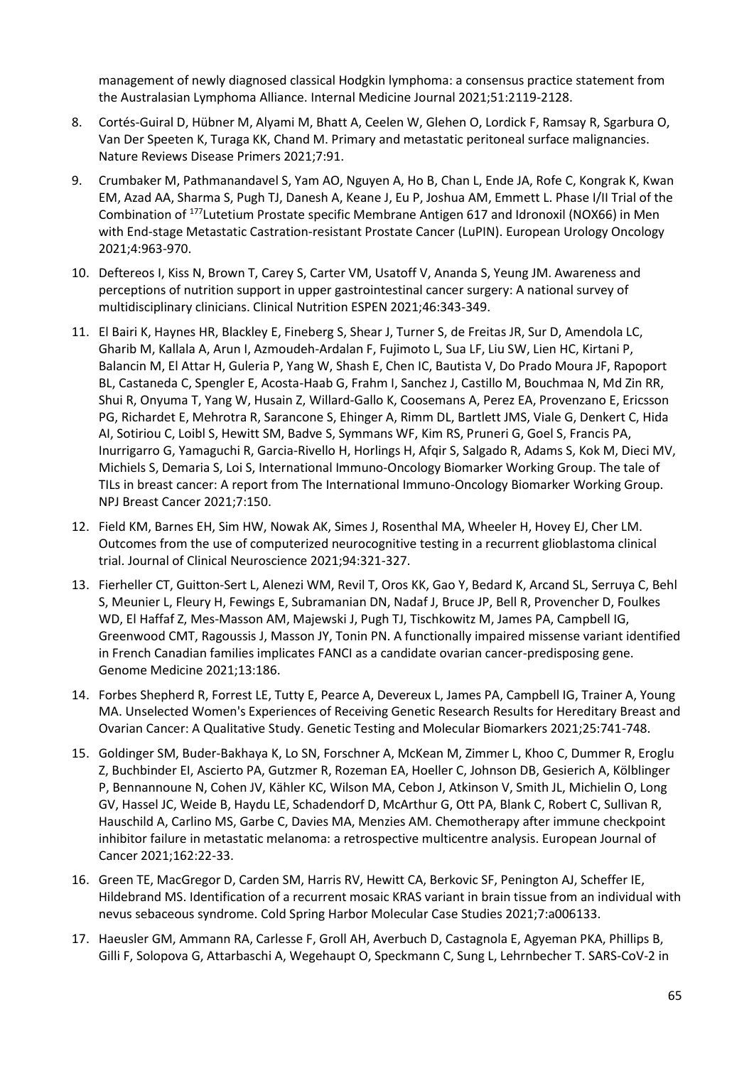management of newly diagnosed classical Hodgkin lymphoma: a consensus practice statement from the Australasian Lymphoma Alliance. Internal Medicine Journal 2021;51:2119-2128.

8. Cortés-Guiral D, Hübner M, Alyami M, Bhatt A, Ceelen W, Glehen O, Lordick F, Ramsay R, Sgarbura O, Van Der Speeten K, Turaga KK, Chand M. Primary and metastatic peritoneal surface malignancies. Nature Reviews Disease Primers 2021;7:91.

9. Crumbaker M, Pathmanandavel S, Yam AO, Nguyen A, Ho B, Chan L, Ende JA, Rofe C, Kongrak K, Kwan EM, Azad AA, Sharma S, Pugh TJ, Danesh A, Keane J, Eu P, Joshua AM, Emmett L. Phase I/II Trial of the Combination of $^{177}$Lutetium Prostate specific Membrane Antigen 617 and Idronoxil (NOX66) in Men with End-stage Metastatic Castration-resistant Prostate Cancer (LuPIN). European Urology Oncology 2021;4:963-970.

10. Deftereos I, Kiss N, Brown T, Carey S, Carter VM, Usatoff V, Ananda S, Yeung JM. Awareness and perceptions of nutrition support in upper gastrointestinal cancer surgery: A national survey of multidisciplinary clinicians. Clinical Nutrition ESPEN 2021;46:343-349.

11. El Bairi K, Haynes HR, Blackley E, Fineberg S, Shear J, Turner S, de Freitas JR, Sur D, Amendola LC, Gharib M, Kallala A, Arun I, Azmoudeh-Ardalan F, Fujimoto L, Sua LF, Liu SW, Lien HC, Kirtani P, Balancin M, El Attar H, Guleria P, Yang W, Shash E, Chen IC, Bautista V, Do Prado Moura JF, Rapoport BL, Castaneda C, Spengler E, Acosta-Haab G, Frahm I, Sanchez J, Castillo M, Bouchmaa N, Md Zin RR, Shui R, Onyuma T, Yang W, Husain Z, Willard-Gallo K, Coosemans A, Perez EA, Provenzano E, Ericsson PG, Richardet E, Mehrotra R, Sarancone S, Ehinger A, Rimm DL, Bartlett JMS, Viale G, Denkert C, Hida AI, Sotiriou C, Loibl S, Hewitt SM, Badve S, Symmans WF, Kim RS, Pruneri G, Goel S, Francis PA, Inurrigarro G, Yamaguchi R, Garcia-Rivello H, Horlings H, Afqir S, Salgado R, Adams S, Kok M, Dieci MV, Michiels S, Demaria S, Loi S, International Immuno-Oncology Biomarker Working Group. The tale of TILs in breast cancer: A report from The International Immuno-Oncology Biomarker Working Group. NPJ Breast Cancer 2021;7:150.

12. Field KM, Barnes EH, Sim HW, Nowak AK, Simes J, Rosenthal MA, Wheeler H, Hovey EJ, Cher LM. Outcomes from the use of computerized neurocognitive testing in a recurrent glioblastoma clinical trial. Journal of Clinical Neuroscience 2021;94:321-327.

13. Fierheller CT, Guitton-Sert L, Alenezi WM, Revil T, Oros KK, Gao Y, Bedard K, Arcand SL, Serruya C, Behl S, Meunier L, Fleury H, Fewings E, Subramanian DN, Nadaf J, Bruce JP, Bell R, Provencher D, Foulkes WD, El Haffaf Z, Mes-Masson AM, Majewski J, Pugh TJ, Tischkowitz M, James PA, Campbell IG, Greenwood CMT, Ragoussis J, Masson JY, Tonin PN. A functionally impaired missense variant identified in French Canadian families implicates FANCI as a candidate ovarian cancer-predisposing gene. Genome Medicine 2021;13:186.

14. Forbes Shepherd R, Forrest LE, Tutty E, Pearce A, Devereux L, James PA, Campbell IG, Trainer A, Young MA. Unselected Women's Experiences of Receiving Genetic Research Results for Hereditary Breast and Ovarian Cancer: A Qualitative Study. Genetic Testing and Molecular Biomarkers 2021;25:741-748.

15. Goldinger SM, Buder-Bakhaya K, Lo SN, Forschner A, McKean M, Zimmer L, Khoo C, Dummer R, Eroglu Z, Buchbinder EI, Ascierto PA, Gutzmer R, Rozeman EA, Hoeller C, Johnson DB, Gesierich A, Kölblinger P, Bennannoune N, Cohen JV, Kähler KC, Wilson MA, Cebon J, Atkinson V, Smith JL, Michielin O, Long GV, Hassel JC, Weide B, Haydu LE, Schadendorf D, McArthur G, Ott PA, Blank C, Robert C, Sullivan R, Hauschild A, Carlino MS, Garbe C, Davies MA, Menzies AM. Chemotherapy after immune checkpoint inhibitor failure in metastatic melanoma: a retrospective multicentre analysis. European Journal of Cancer 2021;162:22-33.

16. Green TE, MacGregor D, Carden SM, Harris RV, Hewitt CA, Berkovic SF, Penington AJ, Scheffer IE, Hildebrand MS. Identification of a recurrent mosaic KRAS variant in brain tissue from an individual with nevus sebaceous syndrome. Cold Spring Harbor Molecular Case Studies 2021;7:a006133.

17. Haeusler GM, Ammann RA, Carlesse F, Groll AH, Averbuch D, Castagnola E, Agyeman PKA, Phillips B, Gilli F, Solopova G, Attarbaschi A, Wegehaupt O, Speckmann C, Sung L, Lehrnbecher T. SARS-CoV-2 in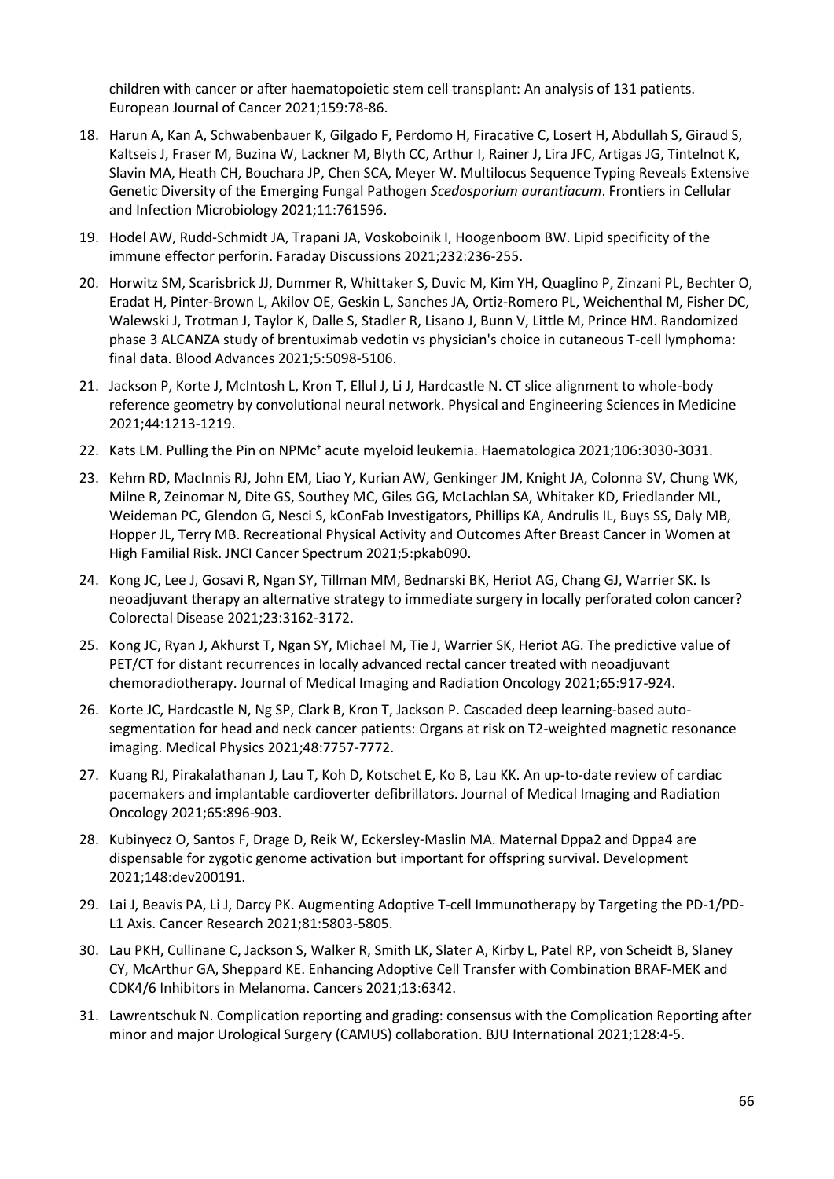children with cancer or after haematopoietic stem cell transplant: An analysis of 131 patients. European Journal of Cancer 2021;159:78-86.

18. Harun A, Kan A, Schwabenbauer K, Gilgado F, Perdomo H, Firacative C, Losert H, Abdullah S, Giraud S, Kaltseis J, Fraser M, Buzina W, Lackner M, Blyth CC, Arthur I, Rainer J, Lira JFC, Artigas JG, Tintelnot K, Slavin MA, Heath CH, Bouchara JP, Chen SCA, Meyer W. Multilocus Sequence Typing Reveals Extensive Genetic Diversity of the Emerging Fungal Pathogen *Scedosporium aurantiacum*. Frontiers in Cellular and Infection Microbiology 2021;11:761596.
19. Hodel AW, Rudd-Schmidt JA, Trapani JA, Voskoboinik I, Hoogenboom BW. Lipid specificity of the immune effector perforin. Faraday Discussions 2021;232:236-255.
20. Horwitz SM, Scarisbrick JJ, Dummer R, Whittaker S, Duvic M, Kim YH, Quaglino P, Zinzani PL, Bechter O, Eradat H, Pinter-Brown L, Akilov OE, Geskin L, Sanches JA, Ortiz-Romero PL, Weichenthal M, Fisher DC, Walewski J, Trotman J, Taylor K, Dalle S, Stadler R, Lisano J, Bunn V, Little M, Prince HM. Randomized phase 3 ALCANZA study of brentuximab vedotin vs physician's choice in cutaneous T-cell lymphoma: final data. Blood Advances 2021;5:5098-5106.
21. Jackson P, Korte J, McIntosh L, Kron T, Ellul J, Li J, Hardcastle N. CT slice alignment to whole-body reference geometry by convolutional neural network. Physical and Engineering Sciences in Medicine 2021;44:1213-1219.
22. Kats LM. Pulling the Pin on NPMc$^+$ acute myeloid leukemia. Haematologica 2021;106:3030-3031.
23. Kehm RD, MacInnis RJ, John EM, Liao Y, Kurian AW, Genkinger JM, Knight JA, Colonna SV, Chung WK, Milne R, Zeinomar N, Dite GS, Southey MC, Giles GG, McLachlan SA, Whitaker KD, Friedlander ML, Weideman PC, Glendon G, Nesci S, kConFab Investigators, Phillips KA, Andrulis IL, Buys SS, Daly MB, Hopper JL, Terry MB. Recreational Physical Activity and Outcomes After Breast Cancer in Women at High Familial Risk. JNCI Cancer Spectrum 2021;5:pkab090.
24. Kong JC, Lee J, Gosavi R, Ngan SY, Tillman MM, Bednarski BK, Heriot AG, Chang GJ, Warrier SK. Is neoadjuvant therapy an alternative strategy to immediate surgery in locally perforated colon cancer? Colorectal Disease 2021;23:3162-3172.
25. Kong JC, Ryan J, Akhurst T, Ngan SY, Michael M, Tie J, Warrier SK, Heriot AG. The predictive value of PET/CT for distant recurrences in locally advanced rectal cancer treated with neoadjuvant chemoradiotherapy. Journal of Medical Imaging and Radiation Oncology 2021;65:917-924.
26. Korte JC, Hardcastle N, Ng SP, Clark B, Kron T, Jackson P. Cascaded deep learning-based auto-segmentation for head and neck cancer patients: Organs at risk on T2-weighted magnetic resonance imaging. Medical Physics 2021;48:7757-7772.
27. Kuang RJ, Pirakalathanan J, Lau T, Koh D, Kotschet E, Ko B, Lau KK. An up-to-date review of cardiac pacemakers and implantable cardioverter defibrillators. Journal of Medical Imaging and Radiation Oncology 2021;65:896-903.
28. Kubinyecz O, Santos F, Drage D, Reik W, Eckersley-Maslin MA. Maternal Dppa2 and Dppa4 are dispensable for zygotic genome activation but important for offspring survival. Development 2021;148:dev200191.
29. Lai J, Beavis PA, Li J, Darcy PK. Augmenting Adoptive T-cell Immunotherapy by Targeting the PD-1/PD-L1 Axis. Cancer Research 2021;81:5803-5805.
30. Lau PKH, Cullinane C, Jackson S, Walker R, Smith LK, Slater A, Kirby L, Patel RP, von Scheidt B, Slaney CY, McArthur GA, Sheppard KE. Enhancing Adoptive Cell Transfer with Combination BRAF-MEK and CDK4/6 Inhibitors in Melanoma. Cancers 2021;13:6342.
31. Lawrentschuk N. Complication reporting and grading: consensus with the Complication Reporting after minor and major Urological Surgery (CAMUS) collaboration. BJU International 2021;128:4-5.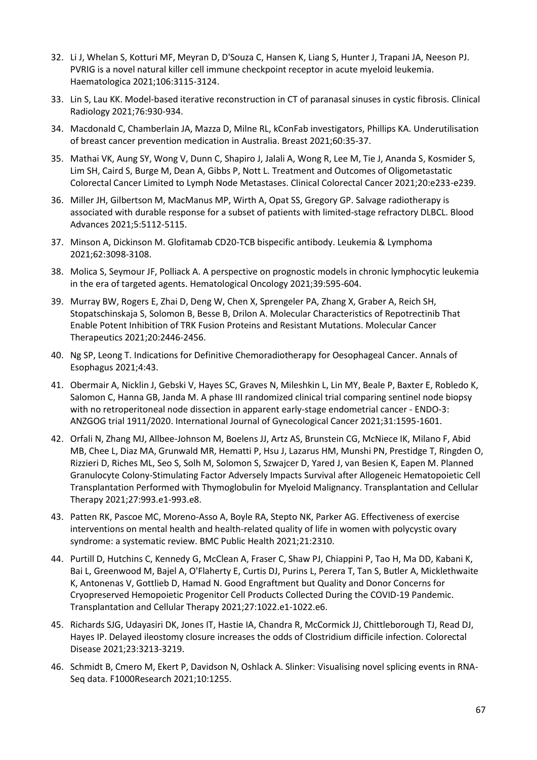32. Li J, Whelan S, Kotturi MF, Meyran D, D'Souza C, Hansen K, Liang S, Hunter J, Trapani JA, Neeson PJ. PVRIG is a novel natural killer cell immune checkpoint receptor in acute myeloid leukemia. Haematologica 2021;106:3115-3124.

33. Lin S, Lau KK. Model-based iterative reconstruction in CT of paranasal sinuses in cystic fibrosis. Clinical Radiology 2021;76:930-934.

34. Macdonald C, Chamberlain JA, Mazza D, Milne RL, kConFab investigators, Phillips KA. Underutilisation of breast cancer prevention medication in Australia. Breast 2021;60:35-37.

35. Mathai VK, Aung SY, Wong V, Dunn C, Shapiro J, Jalali A, Wong R, Lee M, Tie J, Ananda S, Kosmider S, Lim SH, Caird S, Burge M, Dean A, Gibbs P, Nott L. Treatment and Outcomes of Oligometastatic Colorectal Cancer Limited to Lymph Node Metastases. Clinical Colorectal Cancer 2021;20:e233-e239.

36. Miller JH, Gilbertson M, MacManus MP, Wirth A, Opat SS, Gregory GP. Salvage radiotherapy is associated with durable response for a subset of patients with limited-stage refractory DLBCL. Blood Advances 2021;5:5112-5115.

37. Minson A, Dickinson M. Glofitamab CD20-TCB bispecific antibody. Leukemia & Lymphoma 2021;62:3098-3108.

38. Molica S, Seymour JF, Polliack A. A perspective on prognostic models in chronic lymphocytic leukemia in the era of targeted agents. Hematological Oncology 2021;39:595-604.

39. Murray BW, Rogers E, Zhai D, Deng W, Chen X, Sprengeler PA, Zhang X, Graber A, Reich SH, Stopatschinskaja S, Solomon B, Besse B, Drilon A. Molecular Characteristics of Repotrectinib That Enable Potent Inhibition of TRK Fusion Proteins and Resistant Mutations. Molecular Cancer Therapeutics 2021;20:2446-2456.

40. Ng SP, Leong T. Indications for Definitive Chemoradiotherapy for Oesophageal Cancer. Annals of Esophagus 2021;4:43.

41. Obermair A, Nicklin J, Gebski V, Hayes SC, Graves N, Mileshkin L, Lin MY, Beale P, Baxter E, Robledo K, Salomon C, Hanna GB, Janda M. A phase III randomized clinical trial comparing sentinel node biopsy with no retroperitoneal node dissection in apparent early-stage endometrial cancer - ENDO-3: ANZGOG trial 1911/2020. International Journal of Gynecological Cancer 2021;31:1595-1601.

42. Orfali N, Zhang MJ, Allbee-Johnson M, Boelens JJ, Artz AS, Brunstein CG, McNiece IK, Milano F, Abid MB, Chee L, Diaz MA, Grunwald MR, Hematti P, Hsu J, Lazarus HM, Munshi PN, Prestidge T, Ringden O, Rizzieri D, Riches ML, Seo S, Solh M, Solomon S, Szwajcer D, Yared J, van Besien K, Eapen M. Planned Granulocyte Colony-Stimulating Factor Adversely Impacts Survival after Allogeneic Hematopoietic Cell Transplantation Performed with Thymoglobulin for Myeloid Malignancy. Transplantation and Cellular Therapy 2021;27:993.e1-993.e8.

43. Patten RK, Pascoe MC, Moreno-Asso A, Boyle RA, Stepto NK, Parker AG. Effectiveness of exercise interventions on mental health and health-related quality of life in women with polycystic ovary syndrome: a systematic review. BMC Public Health 2021;21:2310.

44. Purtill D, Hutchins C, Kennedy G, McClean A, Fraser C, Shaw PJ, Chiappini P, Tao H, Ma DD, Kabani K, Bai L, Greenwood M, Bajel A, O'Flaherty E, Curtis DJ, Purins L, Perera T, Tan S, Butler A, Micklethwaite K, Antonenas V, Gottlieb D, Hamad N. Good Engraftment but Quality and Donor Concerns for Cryopreserved Hemopoietic Progenitor Cell Products Collected During the COVID-19 Pandemic. Transplantation and Cellular Therapy 2021;27:1022.e1-1022.e6.

45. Richards SJG, Udayasiri DK, Jones IT, Hastie IA, Chandra R, McCormick JJ, Chittleborough TJ, Read DJ, Hayes IP. Delayed ileostomy closure increases the odds of Clostridium difficile infection. Colorectal Disease 2021;23:3213-3219.

46. Schmidt B, Cmero M, Ekert P, Davidson N, Oshlack A. Slinker: Visualising novel splicing events in RNA-Seq data. F1000Research 2021;10:1255.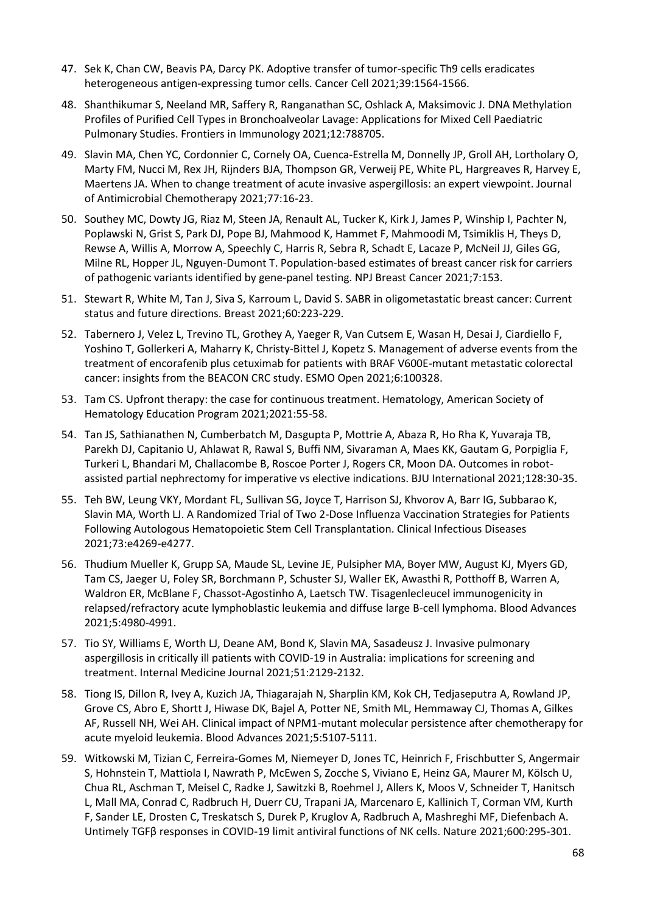47. Sek K, Chan CW, Beavis PA, Darcy PK. Adoptive transfer of tumor-specific Th9 cells eradicates heterogeneous antigen-expressing tumor cells. Cancer Cell 2021;39:1564-1566.
48. Shanthikumar S, Neeland MR, Saffery R, Ranganathan SC, Oshlack A, Maksimovic J. DNA Methylation Profiles of Purified Cell Types in Bronchoalveolar Lavage: Applications for Mixed Cell Paediatric Pulmonary Studies. Frontiers in Immunology 2021;12:788705.
49. Slavin MA, Chen YC, Cordonnier C, Cornely OA, Cuenca-Estrella M, Donnelly JP, Groll AH, Lortholary O, Marty FM, Nucci M, Rex JH, Rijnders BJA, Thompson GR, Verweij PE, White PL, Hargreaves R, Harvey E, Maertens JA. When to change treatment of acute invasive aspergillosis: an expert viewpoint. Journal of Antimicrobial Chemotherapy 2021;77:16-23.
50. Southey MC, Dowty JG, Riaz M, Steen JA, Renault AL, Tucker K, Kirk J, James P, Winship I, Pachter N, Poplawski N, Grist S, Park DJ, Pope BJ, Mahmood K, Hammet F, Mahmoodi M, Tsimiklis H, Theys D, Rewse A, Willis A, Morrow A, Speechly C, Harris R, Sebra R, Schadt E, Lacaze P, McNeil JJ, Giles GG, Milne RL, Hopper JL, Nguyen-Dumont T. Population-based estimates of breast cancer risk for carriers of pathogenic variants identified by gene-panel testing. NPJ Breast Cancer 2021;7:153.
51. Stewart R, White M, Tan J, Siva S, Karroum L, David S. SABR in oligometastatic breast cancer: Current status and future directions. Breast 2021;60:223-229.
52. Tabernero J, Velez L, Trevino TL, Grothey A, Yaeger R, Van Cutsem E, Wasan H, Desai J, Ciardiello F, Yoshino T, Gollerkeri A, Maharry K, Christy-Bittel J, Kopetz S. Management of adverse events from the treatment of encorafenib plus cetuximab for patients with BRAF V600E-mutant metastatic colorectal cancer: insights from the BEACON CRC study. ESMO Open 2021;6:100328.
53. Tam CS. Upfront therapy: the case for continuous treatment. Hematology, American Society of Hematology Education Program 2021;2021:55-58.
54. Tan JS, Sathianathen N, Cumberbatch M, Dasgupta P, Mottrie A, Abaza R, Ho Rha K, Yuvaraja TB, Parekh DJ, Capitanio U, Ahlawat R, Rawal S, Buffi NM, Sivaraman A, Maes KK, Gautam G, Porpiglia F, Turkeri L, Bhandari M, Challacombe B, Roscoe Porter J, Rogers CR, Moon DA. Outcomes in robot-assisted partial nephrectomy for imperative vs elective indications. BJU International 2021;128:30-35.
55. Teh BW, Leung VKY, Mordant FL, Sullivan SG, Joyce T, Harrison SJ, Khvorov A, Barr IG, Subbarao K, Slavin MA, Worth LJ. A Randomized Trial of Two 2-Dose Influenza Vaccination Strategies for Patients Following Autologous Hematopoietic Stem Cell Transplantation. Clinical Infectious Diseases 2021;73:e4269-e4277.
56. Thudium Mueller K, Grupp SA, Maude SL, Levine JE, Pulsipher MA, Boyer MW, August KJ, Myers GD, Tam CS, Jaeger U, Foley SR, Borchmann P, Schuster SJ, Waller EK, Awasthi R, Potthoff B, Warren A, Waldron ER, McBlane F, Chassot-Agostinho A, Laetsch TW. Tisagenlecleucel immunogenicity in relapsed/refractory acute lymphoblastic leukemia and diffuse large B-cell lymphoma. Blood Advances 2021;5:4980-4991.
57. Tio SY, Williams E, Worth LJ, Deane AM, Bond K, Slavin MA, Sasadeusz J. Invasive pulmonary aspergillosis in critically ill patients with COVID-19 in Australia: implications for screening and treatment. Internal Medicine Journal 2021;51:2129-2132.
58. Tiong IS, Dillon R, Ivey A, Kuzich JA, Thiagarajah N, Sharplin KM, Kok CH, Tedjaseputra A, Rowland JP, Grove CS, Abro E, Shortt J, Hiwase DK, Bajel A, Potter NE, Smith ML, Hemmaway CJ, Thomas A, Gilkes AF, Russell NH, Wei AH. Clinical impact of NPM1-mutant molecular persistence after chemotherapy for acute myeloid leukemia. Blood Advances 2021;5:5107-5111.
59. Witkowski M, Tizian C, Ferreira-Gomes M, Niemeyer D, Jones TC, Heinrich F, Frischbutter S, Angermair S, Hohnstein T, Mattiola I, Nawrath P, McEwen S, Zocche S, Viviano E, Heinz GA, Maurer M, Kölsch U, Chua RL, Aschman T, Meisel C, Radke J, Sawitzki B, Roehmel J, Allers K, Moos V, Schneider T, Hanitsch L, Mall MA, Conrad C, Radbruch H, Duerr CU, Trapani JA, Marcenaro E, Kallinich T, Corman VM, Kurth F, Sander LE, Drosten C, Treskatsch S, Durek P, Kruglov A, Radbruch A, Mashreghi MF, Diefenbach A. Untimely TGFβ responses in COVID-19 limit antiviral functions of NK cells. Nature 2021;600:295-301.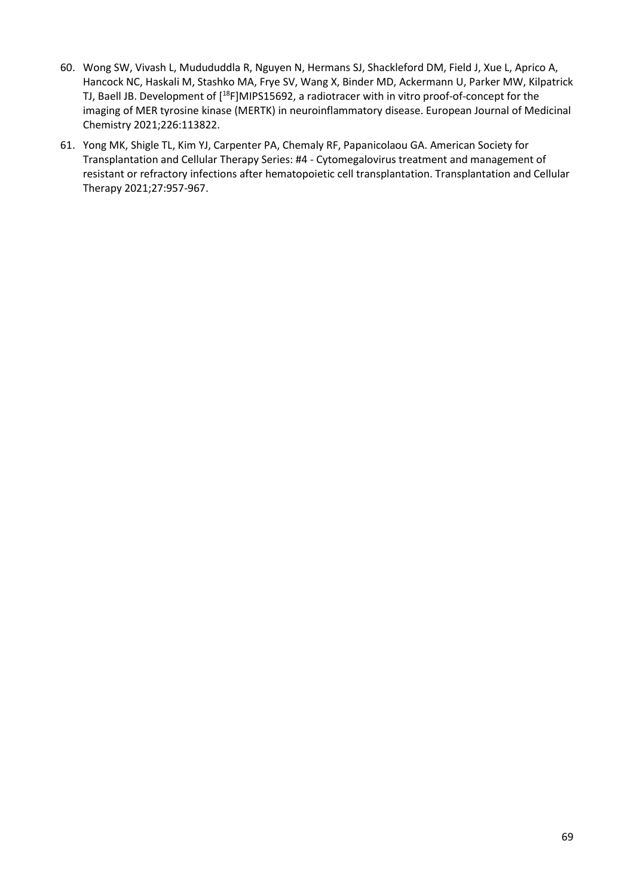60. Wong SW, Vivash L, Mudududdla R, Nguyen N, Hermans SJ, Shackleford DM, Field J, Xue L, Aprico A, Hancock NC, Haskali M, Stashko MA, Frye SV, Wang X, Binder MD, Ackermann U, Parker MW, Kilpatrick TJ, Baell JB. Development of [$^{18}$F]MIPS15692, a radiotracer with in vitro proof-of-concept for the imaging of MER tyrosine kinase (MERTK) in neuroinflammatory disease. European Journal of Medicinal Chemistry 2021;226:113822.
61. Yong MK, Shigle TL, Kim YJ, Carpenter PA, Chemaly RF, Papanicolaou GA. American Society for Transplantation and Cellular Therapy Series: #4 - Cytomegalovirus treatment and management of resistant or refractory infections after hematopoietic cell transplantation. Transplantation and Cellular Therapy 2021;27:957-967.